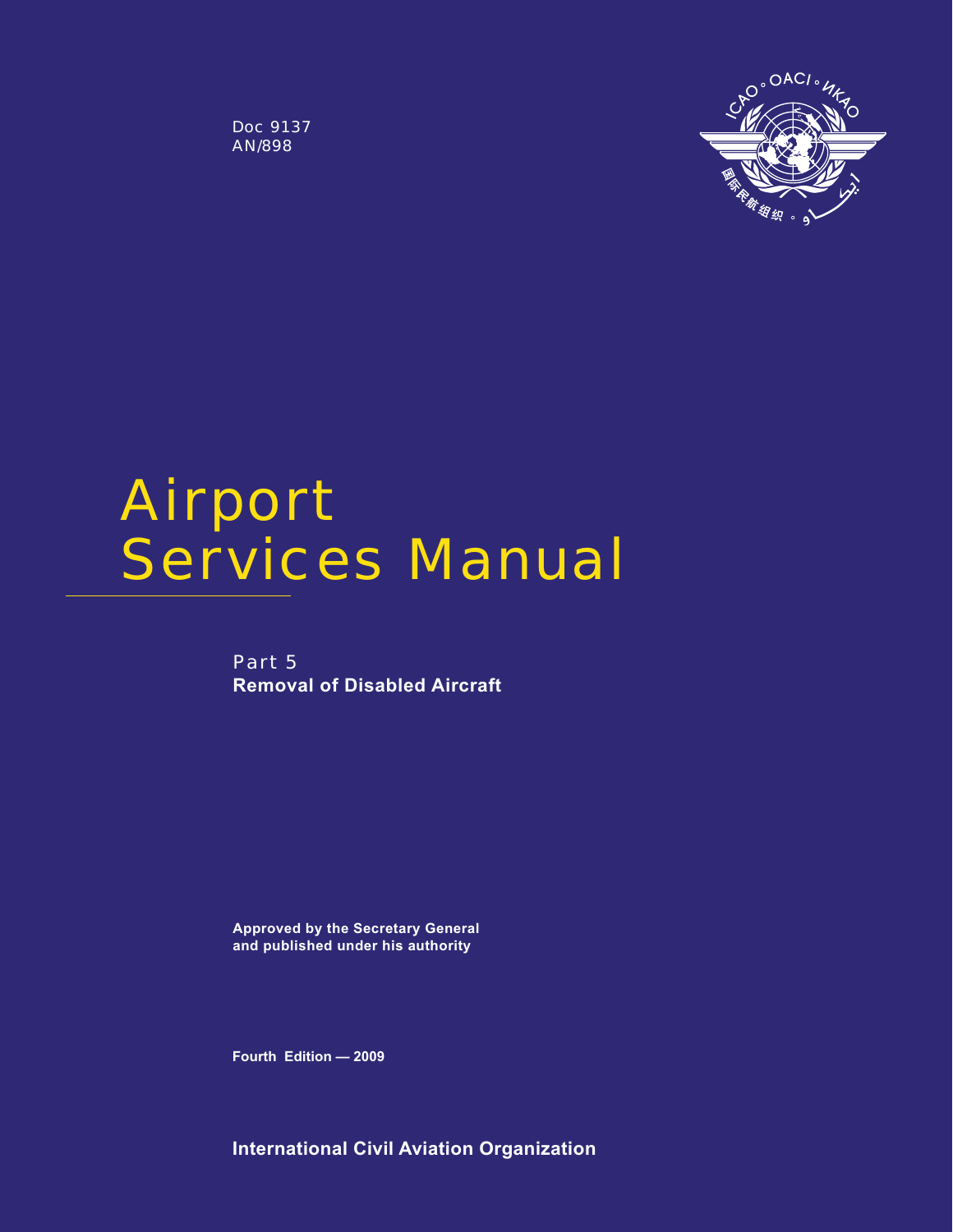Doc 9137
AN/898

# Airport Services Manual

Part 5
**Removal of Disabled Aircraft**

**Approved by the Secretary General and published under his authority**

**Fourth Edition — 2009**

**International Civil Aviation Organization**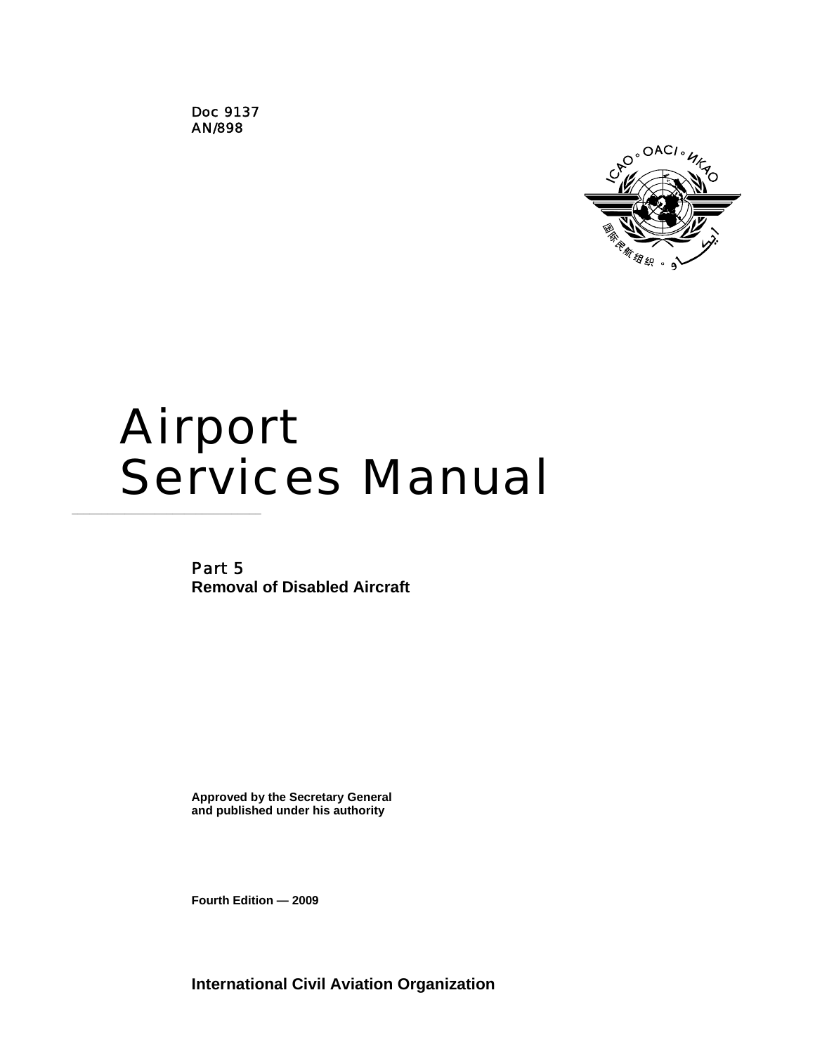Doc 9137
AN/898

# Airport Services Manual

## Part 5
**Removal of Disabled Aircraft**

**Approved by the Secretary General and published under his authority**

**Fourth Edition — 2009**

**International Civil Aviation Organization**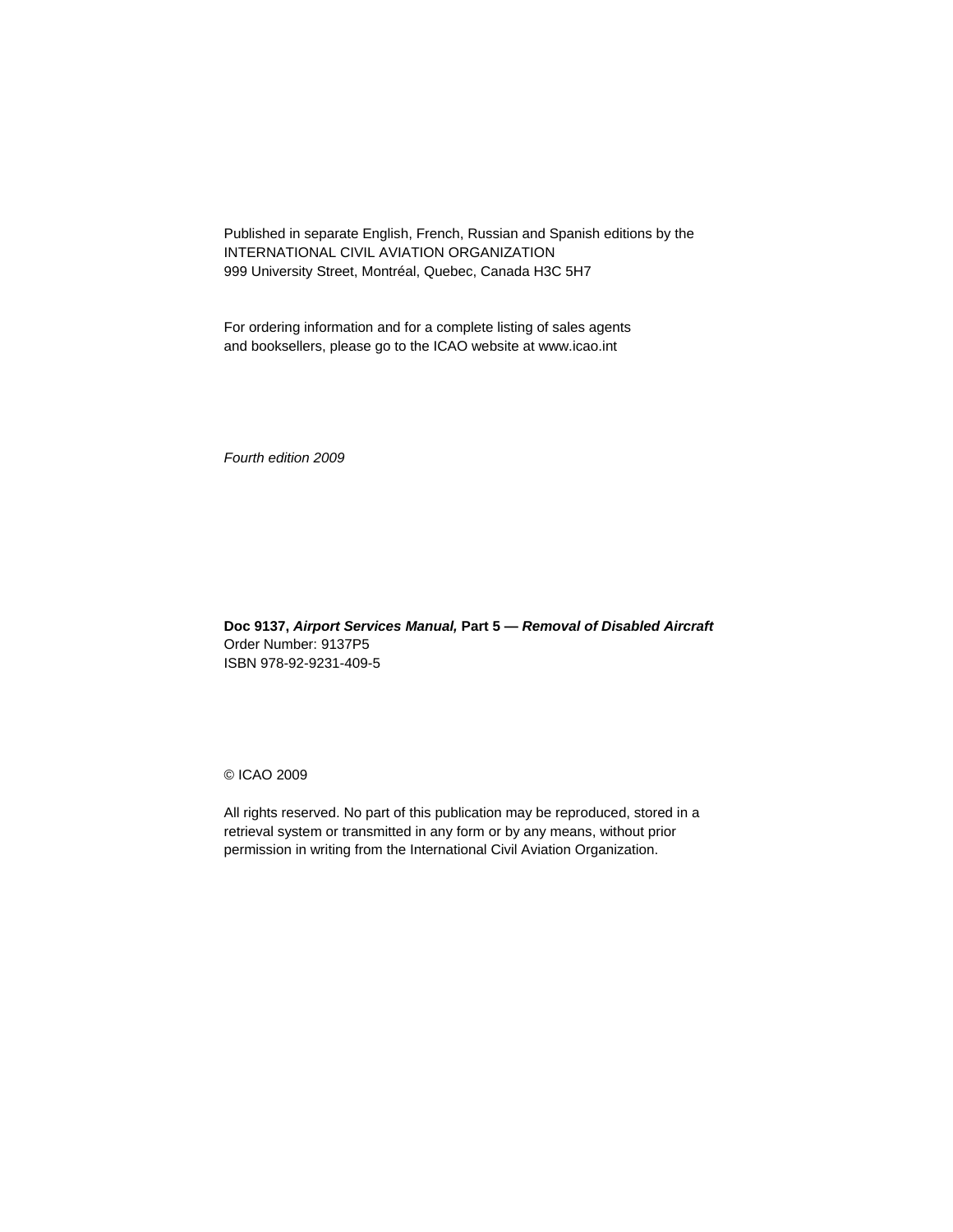Published in separate English, French, Russian and Spanish editions by the
INTERNATIONAL CIVIL AVIATION ORGANIZATION
999 University Street, Montréal, Quebec, Canada H3C 5H7

For ordering information and for a complete listing of sales agents
and booksellers, please go to the ICAO website at www.icao.int

*Fourth edition 2009*

**Doc 9137, *Airport Services Manual,* Part 5 — *Removal of Disabled Aircraft***
Order Number: 9137P5
ISBN 978-92-9231-409-5

© ICAO 2009

All rights reserved. No part of this publication may be reproduced, stored in a retrieval system or transmitted in any form or by any means, without prior permission in writing from the International Civil Aviation Organization.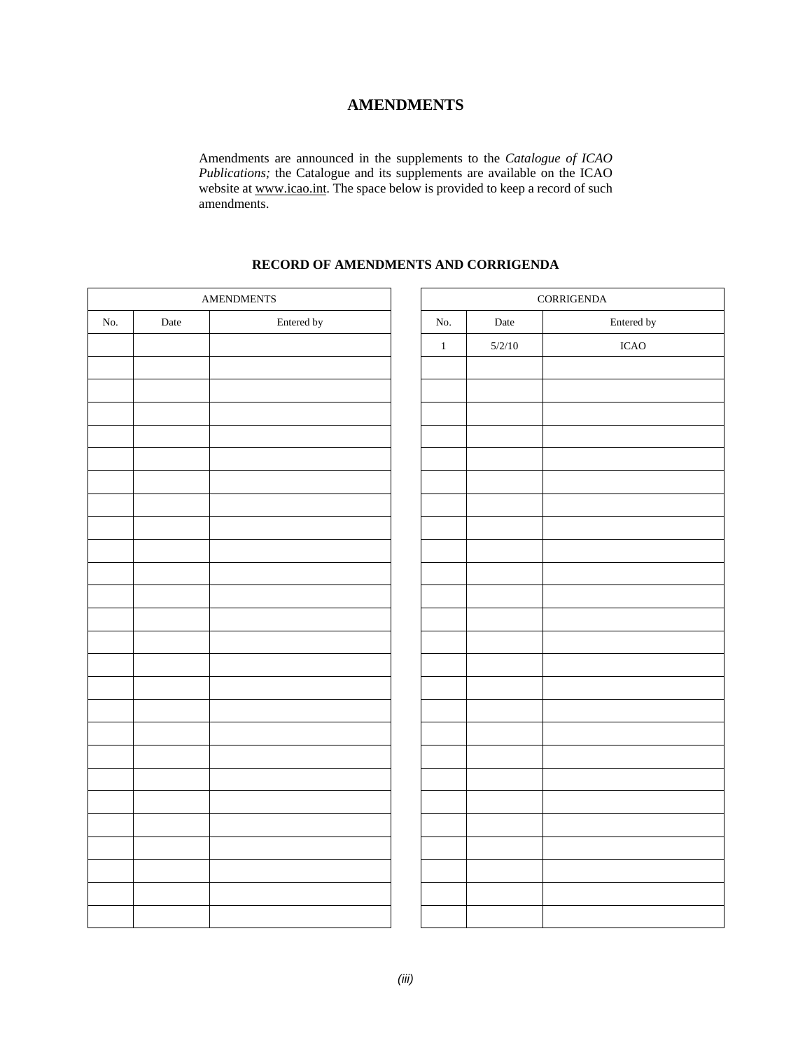# AMENDMENTS

Amendments are announced in the supplements to the *Catalogue of ICAO Publications;* the Catalogue and its supplements are available on the ICAO website at www.icao.int. The space below is provided to keep a record of such amendments.

## RECORD OF AMENDMENTS AND CORRIGENDA

| AMENDMENTS | | |
|---|---|---|
| No. | Date | Entered by |
| | | |
| | | |
| | | |
| | | |
| | | |
| | | |
| | | |
| | | |
| | | |
| | | |
| | | |
| | | |
| | | |
| | | |
| | | |
| | | |
| | | |
| | | |
| | | |
| | | |
| | | |
| | | |
| | | |
| | | |
| | | |

| CORRIGENDA | | |
|---|---|---|
| No. | Date | Entered by |
| 1 | 5/2/10 | ICAO |
| | | |
| | | |
| | | |
| | | |
| | | |
| | | |
| | | |
| | | |
| | | |
| | | |
| | | |
| | | |
| | | |
| | | |
| | | |
| | | |
| | | |
| | | |
| | | |
| | | |
| | | |
| | | |
| | | |
| | | |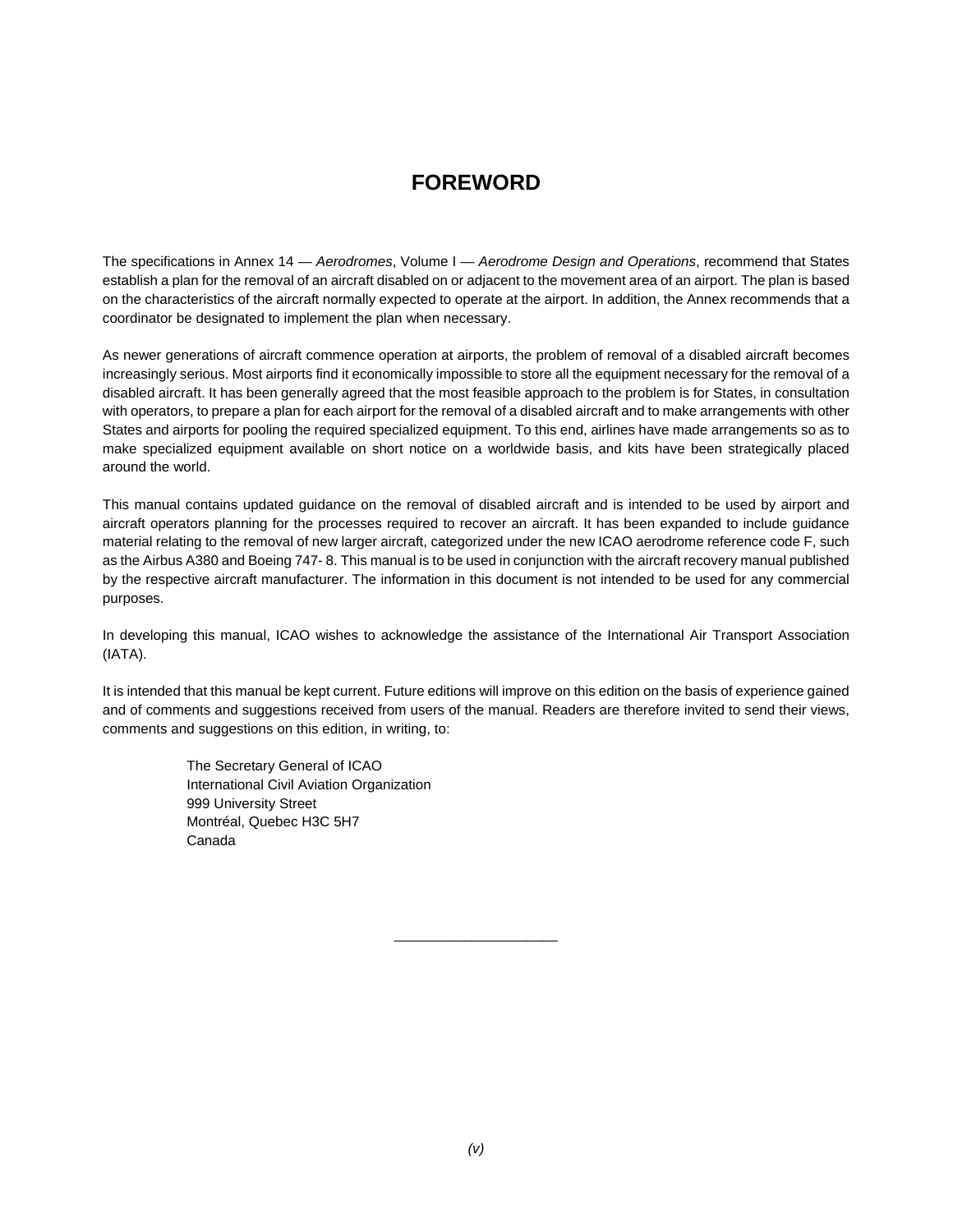# FOREWORD

The specifications in Annex 14 — *Aerodromes*, Volume I — *Aerodrome Design and Operations*, recommend that States establish a plan for the removal of an aircraft disabled on or adjacent to the movement area of an airport. The plan is based on the characteristics of the aircraft normally expected to operate at the airport. In addition, the Annex recommends that a coordinator be designated to implement the plan when necessary.

As newer generations of aircraft commence operation at airports, the problem of removal of a disabled aircraft becomes increasingly serious. Most airports find it economically impossible to store all the equipment necessary for the removal of a disabled aircraft. It has been generally agreed that the most feasible approach to the problem is for States, in consultation with operators, to prepare a plan for each airport for the removal of a disabled aircraft and to make arrangements with other States and airports for pooling the required specialized equipment. To this end, airlines have made arrangements so as to make specialized equipment available on short notice on a worldwide basis, and kits have been strategically placed around the world.

This manual contains updated guidance on the removal of disabled aircraft and is intended to be used by airport and aircraft operators planning for the processes required to recover an aircraft. It has been expanded to include guidance material relating to the removal of new larger aircraft, categorized under the new ICAO aerodrome reference code F, such as the Airbus A380 and Boeing 747- 8. This manual is to be used in conjunction with the aircraft recovery manual published by the respective aircraft manufacturer. The information in this document is not intended to be used for any commercial purposes.

In developing this manual, ICAO wishes to acknowledge the assistance of the International Air Transport Association (IATA).

It is intended that this manual be kept current. Future editions will improve on this edition on the basis of experience gained and of comments and suggestions received from users of the manual. Readers are therefore invited to send their views, comments and suggestions on this edition, in writing, to:

The Secretary General of ICAO
International Civil Aviation Organization
999 University Street
Montréal, Quebec H3C 5H7
Canada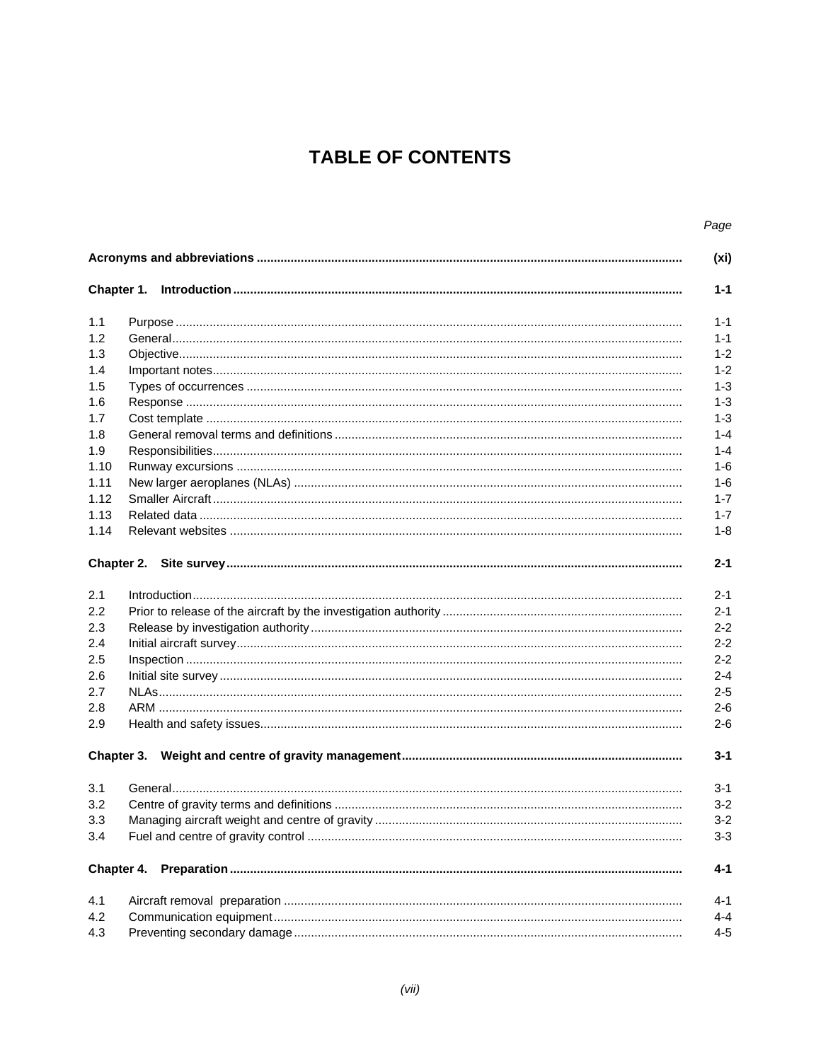# TABLE OF CONTENTS

| | | Page |
|---|---|---|
| **Acronyms and abbreviations** | | **(xi)** |
| **Chapter 1.** | **Introduction** | **1-1** |
| 1.1 | Purpose | 1-1 |
| 1.2 | General | 1-1 |
| 1.3 | Objective | 1-2 |
| 1.4 | Important notes | 1-2 |
| 1.5 | Types of occurrences | 1-3 |
| 1.6 | Response | 1-3 |
| 1.7 | Cost template | 1-3 |
| 1.8 | General removal terms and definitions | 1-4 |
| 1.9 | Responsibilities | 1-4 |
| 1.10 | Runway excursions | 1-6 |
| 1.11 | New larger aeroplanes (NLAs) | 1-6 |
| 1.12 | Smaller Aircraft | 1-7 |
| 1.13 | Related data | 1-7 |
| 1.14 | Relevant websites | 1-8 |
| **Chapter 2.** | **Site survey** | **2-1** |
| 2.1 | Introduction | 2-1 |
| 2.2 | Prior to release of the aircraft by the investigation authority | 2-1 |
| 2.3 | Release by investigation authority | 2-2 |
| 2.4 | Initial aircraft survey | 2-2 |
| 2.5 | Inspection | 2-2 |
| 2.6 | Initial site survey | 2-4 |
| 2.7 | NLAs | 2-5 |
| 2.8 | ARM | 2-6 |
| 2.9 | Health and safety issues | 2-6 |
| **Chapter 3.** | **Weight and centre of gravity management** | **3-1** |
| 3.1 | General | 3-1 |
| 3.2 | Centre of gravity terms and definitions | 3-2 |
| 3.3 | Managing aircraft weight and centre of gravity | 3-2 |
| 3.4 | Fuel and centre of gravity control | 3-3 |
| **Chapter 4.** | **Preparation** | **4-1** |
| 4.1 | Aircraft removal preparation | 4-1 |
| 4.2 | Communication equipment | 4-4 |
| 4.3 | Preventing secondary damage | 4-5 |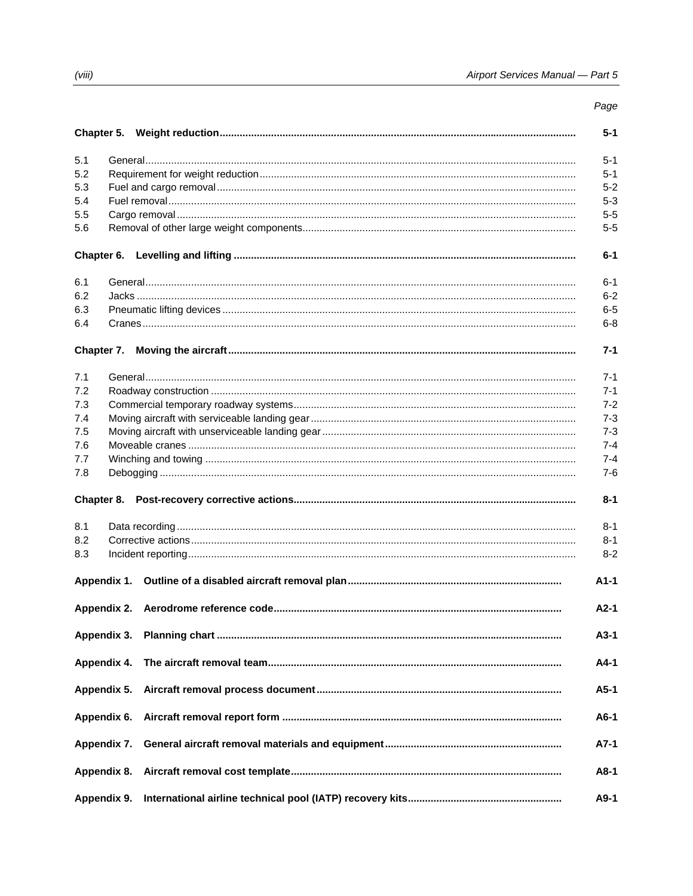| | | Page |
|---|---|---|
| **Chapter 5.** | **Weight reduction** | **5-1** |
| 5.1 | General | 5-1 |
| 5.2 | Requirement for weight reduction | 5-1 |
| 5.3 | Fuel and cargo removal | 5-2 |
| 5.4 | Fuel removal | 5-3 |
| 5.5 | Cargo removal | 5-5 |
| 5.6 | Removal of other large weight components | 5-5 |
| **Chapter 6.** | **Levelling and lifting** | **6-1** |
| 6.1 | General | 6-1 |
| 6.2 | Jacks | 6-2 |
| 6.3 | Pneumatic lifting devices | 6-5 |
| 6.4 | Cranes | 6-8 |
| **Chapter 7.** | **Moving the aircraft** | **7-1** |
| 7.1 | General | 7-1 |
| 7.2 | Roadway construction | 7-1 |
| 7.3 | Commercial temporary roadway systems | 7-2 |
| 7.4 | Moving aircraft with serviceable landing gear | 7-3 |
| 7.5 | Moving aircraft with unserviceable landing gear | 7-3 |
| 7.6 | Moveable cranes | 7-4 |
| 7.7 | Winching and towing | 7-4 |
| 7.8 | Debogging | 7-6 |
| **Chapter 8.** | **Post-recovery corrective actions** | **8-1** |
| 8.1 | Data recording | 8-1 |
| 8.2 | Corrective actions | 8-1 |
| 8.3 | Incident reporting | 8-2 |
| **Appendix 1.** | **Outline of a disabled aircraft removal plan** | **A1-1** |
| **Appendix 2.** | **Aerodrome reference code** | **A2-1** |
| **Appendix 3.** | **Planning chart** | **A3-1** |
| **Appendix 4.** | **The aircraft removal team** | **A4-1** |
| **Appendix 5.** | **Aircraft removal process document** | **A5-1** |
| **Appendix 6.** | **Aircraft removal report form** | **A6-1** |
| **Appendix 7.** | **General aircraft removal materials and equipment** | **A7-1** |
| **Appendix 8.** | **Aircraft removal cost template** | **A8-1** |
| **Appendix 9.** | **International airline technical pool (IATP) recovery kits** | **A9-1** |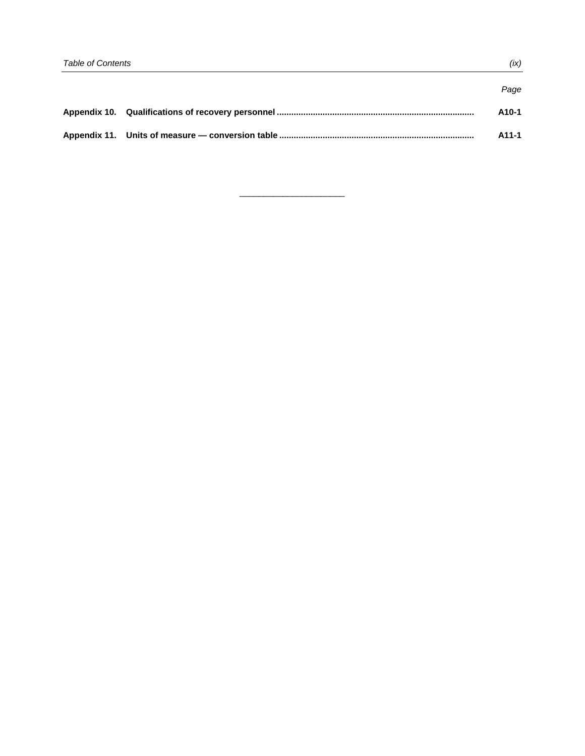| | | Page |
|---|---|---|
| **Appendix 10.** | **Qualifications of recovery personnel** | **A10-1** |
| **Appendix 11.** | **Units of measure — conversion table** | **A11-1** |

---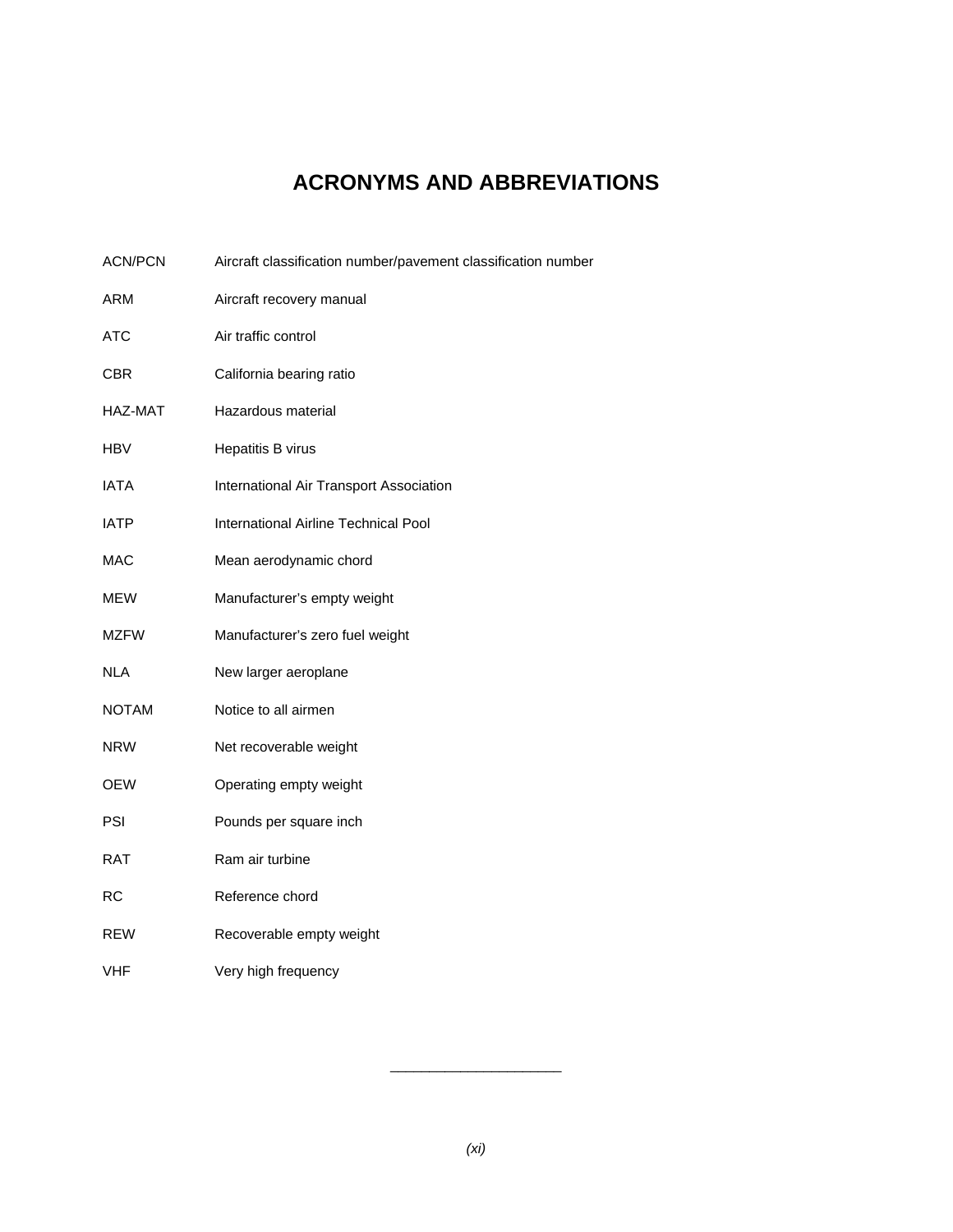# ACRONYMS AND ABBREVIATIONS

| | |
|---|---|
| ACN/PCN | Aircraft classification number/pavement classification number |
| ARM | Aircraft recovery manual |
| ATC | Air traffic control |
| CBR | California bearing ratio |
| HAZ-MAT | Hazardous material |
| HBV | Hepatitis B virus |
| IATA | International Air Transport Association |
| IATP | International Airline Technical Pool |
| MAC | Mean aerodynamic chord |
| MEW | Manufacturer's empty weight |
| MZFW | Manufacturer's zero fuel weight |
| NLA | New larger aeroplane |
| NOTAM | Notice to all airmen |
| NRW | Net recoverable weight |
| OEW | Operating empty weight |
| PSI | Pounds per square inch |
| RAT | Ram air turbine |
| RC | Reference chord |
| REW | Recoverable empty weight |
| VHF | Very high frequency |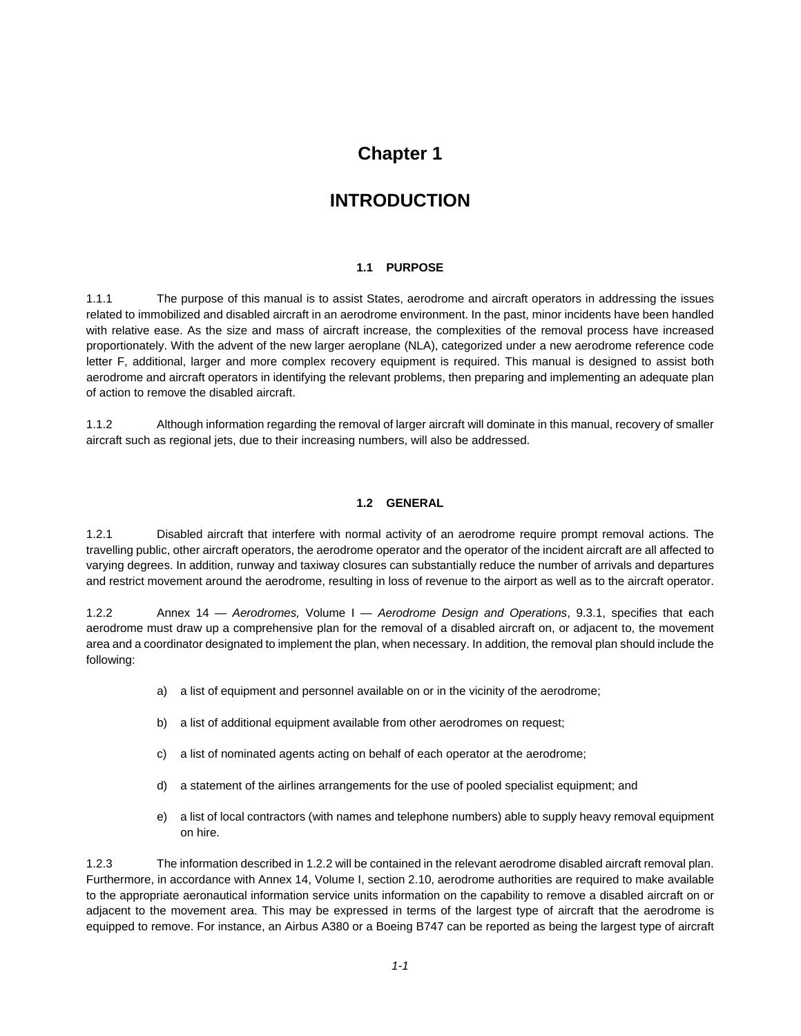# Chapter 1

# INTRODUCTION

### 1.1 PURPOSE

1.1.1 The purpose of this manual is to assist States, aerodrome and aircraft operators in addressing the issues related to immobilized and disabled aircraft in an aerodrome environment. In the past, minor incidents have been handled with relative ease. As the size and mass of aircraft increase, the complexities of the removal process have increased proportionately. With the advent of the new larger aeroplane (NLA), categorized under a new aerodrome reference code letter F, additional, larger and more complex recovery equipment is required. This manual is designed to assist both aerodrome and aircraft operators in identifying the relevant problems, then preparing and implementing an adequate plan of action to remove the disabled aircraft.

1.1.2 Although information regarding the removal of larger aircraft will dominate in this manual, recovery of smaller aircraft such as regional jets, due to their increasing numbers, will also be addressed.

### 1.2 GENERAL

1.2.1 Disabled aircraft that interfere with normal activity of an aerodrome require prompt removal actions. The travelling public, other aircraft operators, the aerodrome operator and the operator of the incident aircraft are all affected to varying degrees. In addition, runway and taxiway closures can substantially reduce the number of arrivals and departures and restrict movement around the aerodrome, resulting in loss of revenue to the airport as well as to the aircraft operator.

1.2.2 Annex 14 — *Aerodromes,* Volume I — *Aerodrome Design and Operations*, 9.3.1, specifies that each aerodrome must draw up a comprehensive plan for the removal of a disabled aircraft on, or adjacent to, the movement area and a coordinator designated to implement the plan, when necessary. In addition, the removal plan should include the following:

a) a list of equipment and personnel available on or in the vicinity of the aerodrome;

b) a list of additional equipment available from other aerodromes on request;

c) a list of nominated agents acting on behalf of each operator at the aerodrome;

d) a statement of the airlines arrangements for the use of pooled specialist equipment; and

e) a list of local contractors (with names and telephone numbers) able to supply heavy removal equipment on hire.

1.2.3 The information described in 1.2.2 will be contained in the relevant aerodrome disabled aircraft removal plan. Furthermore, in accordance with Annex 14, Volume I, section 2.10, aerodrome authorities are required to make available to the appropriate aeronautical information service units information on the capability to remove a disabled aircraft on or adjacent to the movement area. This may be expressed in terms of the largest type of aircraft that the aerodrome is equipped to remove. For instance, an Airbus A380 or a Boeing B747 can be reported as being the largest type of aircraft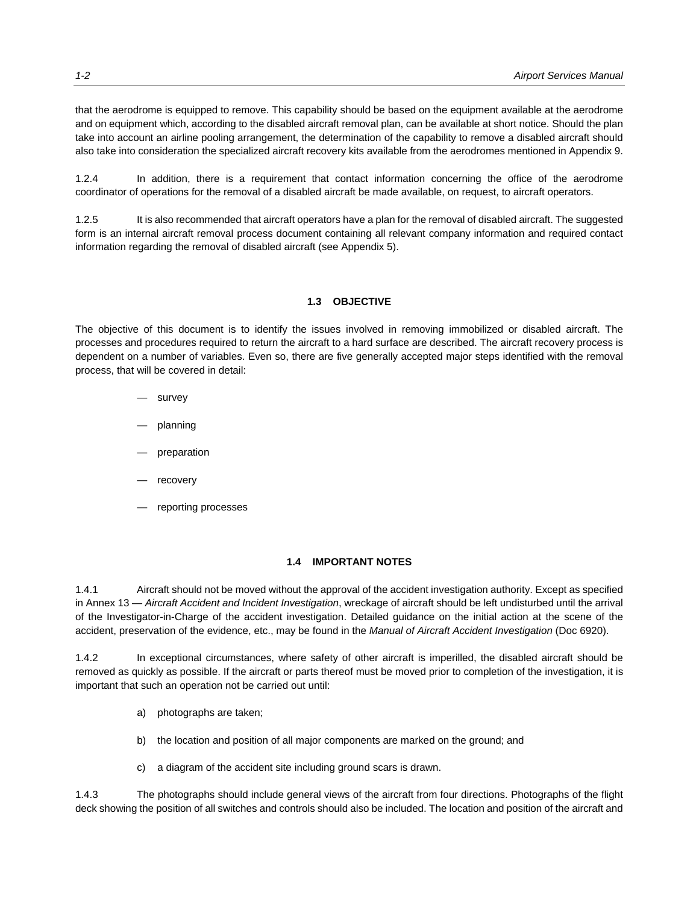that the aerodrome is equipped to remove. This capability should be based on the equipment available at the aerodrome and on equipment which, according to the disabled aircraft removal plan, can be available at short notice. Should the plan take into account an airline pooling arrangement, the determination of the capability to remove a disabled aircraft should also take into consideration the specialized aircraft recovery kits available from the aerodromes mentioned in Appendix 9.

1.2.4 In addition, there is a requirement that contact information concerning the office of the aerodrome coordinator of operations for the removal of a disabled aircraft be made available, on request, to aircraft operators.

1.2.5 It is also recommended that aircraft operators have a plan for the removal of disabled aircraft. The suggested form is an internal aircraft removal process document containing all relevant company information and required contact information regarding the removal of disabled aircraft (see Appendix 5).

## 1.3 OBJECTIVE

The objective of this document is to identify the issues involved in removing immobilized or disabled aircraft. The processes and procedures required to return the aircraft to a hard surface are described. The aircraft recovery process is dependent on a number of variables. Even so, there are five generally accepted major steps identified with the removal process, that will be covered in detail:

— survey

— planning

— preparation

— recovery

— reporting processes

## 1.4 IMPORTANT NOTES

1.4.1 Aircraft should not be moved without the approval of the accident investigation authority. Except as specified in Annex 13 — *Aircraft Accident and Incident Investigation*, wreckage of aircraft should be left undisturbed until the arrival of the Investigator-in-Charge of the accident investigation. Detailed guidance on the initial action at the scene of the accident, preservation of the evidence, etc., may be found in the *Manual of Aircraft Accident Investigation* (Doc 6920).

1.4.2 In exceptional circumstances, where safety of other aircraft is imperilled, the disabled aircraft should be removed as quickly as possible. If the aircraft or parts thereof must be moved prior to completion of the investigation, it is important that such an operation not be carried out until:

a) photographs are taken;

b) the location and position of all major components are marked on the ground; and

c) a diagram of the accident site including ground scars is drawn.

1.4.3 The photographs should include general views of the aircraft from four directions. Photographs of the flight deck showing the position of all switches and controls should also be included. The location and position of the aircraft and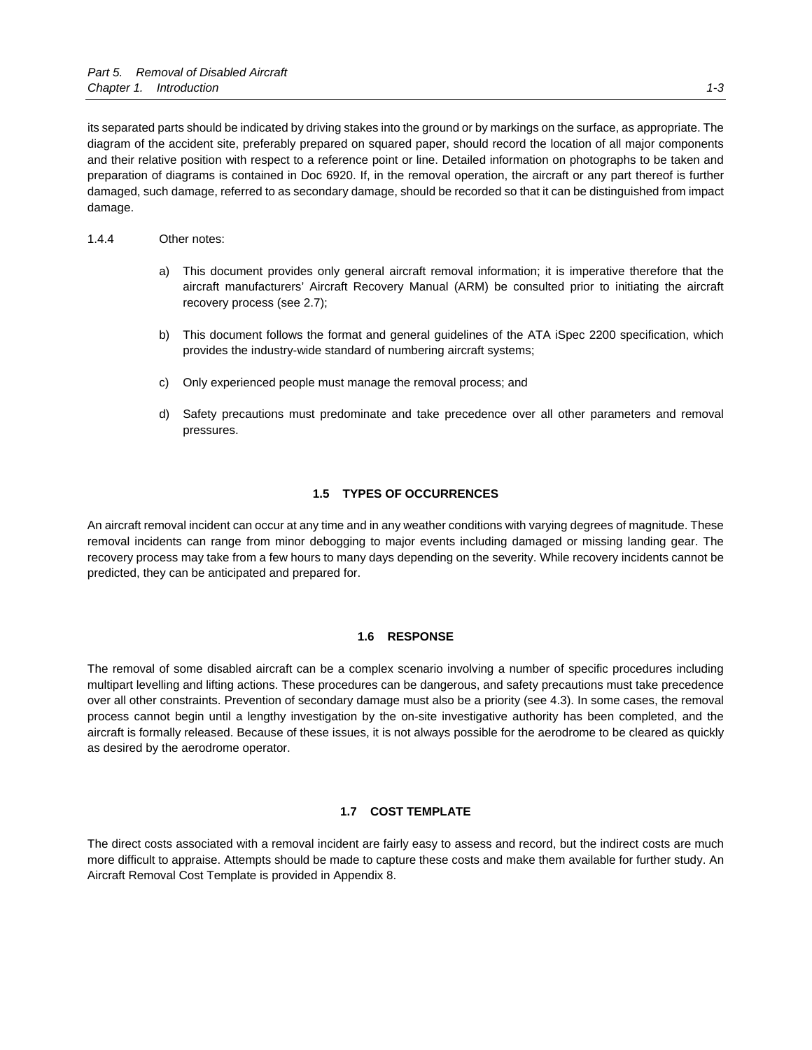its separated parts should be indicated by driving stakes into the ground or by markings on the surface, as appropriate. The diagram of the accident site, preferably prepared on squared paper, should record the location of all major components and their relative position with respect to a reference point or line. Detailed information on photographs to be taken and preparation of diagrams is contained in Doc 6920. If, in the removal operation, the aircraft or any part thereof is further damaged, such damage, referred to as secondary damage, should be recorded so that it can be distinguished from impact damage.

1.4.4 Other notes:

a) This document provides only general aircraft removal information; it is imperative therefore that the aircraft manufacturers' Aircraft Recovery Manual (ARM) be consulted prior to initiating the aircraft recovery process (see 2.7);

b) This document follows the format and general guidelines of the ATA iSpec 2200 specification, which provides the industry-wide standard of numbering aircraft systems;

c) Only experienced people must manage the removal process; and

d) Safety precautions must predominate and take precedence over all other parameters and removal pressures.

## 1.5 TYPES OF OCCURRENCES

An aircraft removal incident can occur at any time and in any weather conditions with varying degrees of magnitude. These removal incidents can range from minor debogging to major events including damaged or missing landing gear. The recovery process may take from a few hours to many days depending on the severity. While recovery incidents cannot be predicted, they can be anticipated and prepared for.

## 1.6 RESPONSE

The removal of some disabled aircraft can be a complex scenario involving a number of specific procedures including multipart levelling and lifting actions. These procedures can be dangerous, and safety precautions must take precedence over all other constraints. Prevention of secondary damage must also be a priority (see 4.3). In some cases, the removal process cannot begin until a lengthy investigation by the on-site investigative authority has been completed, and the aircraft is formally released. Because of these issues, it is not always possible for the aerodrome to be cleared as quickly as desired by the aerodrome operator.

## 1.7 COST TEMPLATE

The direct costs associated with a removal incident are fairly easy to assess and record, but the indirect costs are much more difficult to appraise. Attempts should be made to capture these costs and make them available for further study. An Aircraft Removal Cost Template is provided in Appendix 8.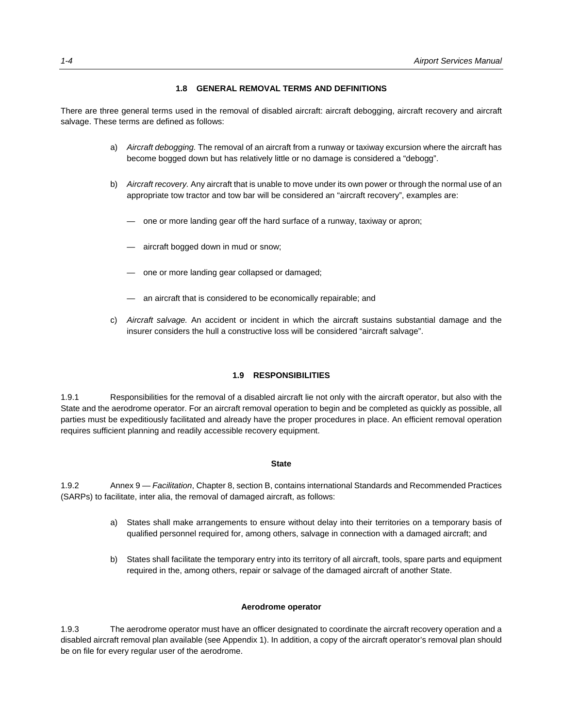## 1.8 GENERAL REMOVAL TERMS AND DEFINITIONS

There are three general terms used in the removal of disabled aircraft: aircraft debogging, aircraft recovery and aircraft salvage. These terms are defined as follows:

a) *Aircraft debogging.* The removal of an aircraft from a runway or taxiway excursion where the aircraft has become bogged down but has relatively little or no damage is considered a "debogg".

b) *Aircraft recovery.* Any aircraft that is unable to move under its own power or through the normal use of an appropriate tow tractor and tow bar will be considered an "aircraft recovery", examples are:

— one or more landing gear off the hard surface of a runway, taxiway or apron;

— aircraft bogged down in mud or snow;

— one or more landing gear collapsed or damaged;

— an aircraft that is considered to be economically repairable; and

c) *Aircraft salvage.* An accident or incident in which the aircraft sustains substantial damage and the insurer considers the hull a constructive loss will be considered "aircraft salvage".

## 1.9 RESPONSIBILITIES

1.9.1 Responsibilities for the removal of a disabled aircraft lie not only with the aircraft operator, but also with the State and the aerodrome operator. For an aircraft removal operation to begin and be completed as quickly as possible, all parties must be expeditiously facilitated and already have the proper procedures in place. An efficient removal operation requires sufficient planning and readily accessible recovery equipment.

### State

1.9.2 Annex 9 — *Facilitation*, Chapter 8, section B, contains international Standards and Recommended Practices (SARPs) to facilitate, inter alia, the removal of damaged aircraft, as follows:

a) States shall make arrangements to ensure without delay into their territories on a temporary basis of qualified personnel required for, among others, salvage in connection with a damaged aircraft; and

b) States shall facilitate the temporary entry into its territory of all aircraft, tools, spare parts and equipment required in the, among others, repair or salvage of the damaged aircraft of another State.

### Aerodrome operator

1.9.3 The aerodrome operator must have an officer designated to coordinate the aircraft recovery operation and a disabled aircraft removal plan available (see Appendix 1). In addition, a copy of the aircraft operator's removal plan should be on file for every regular user of the aerodrome.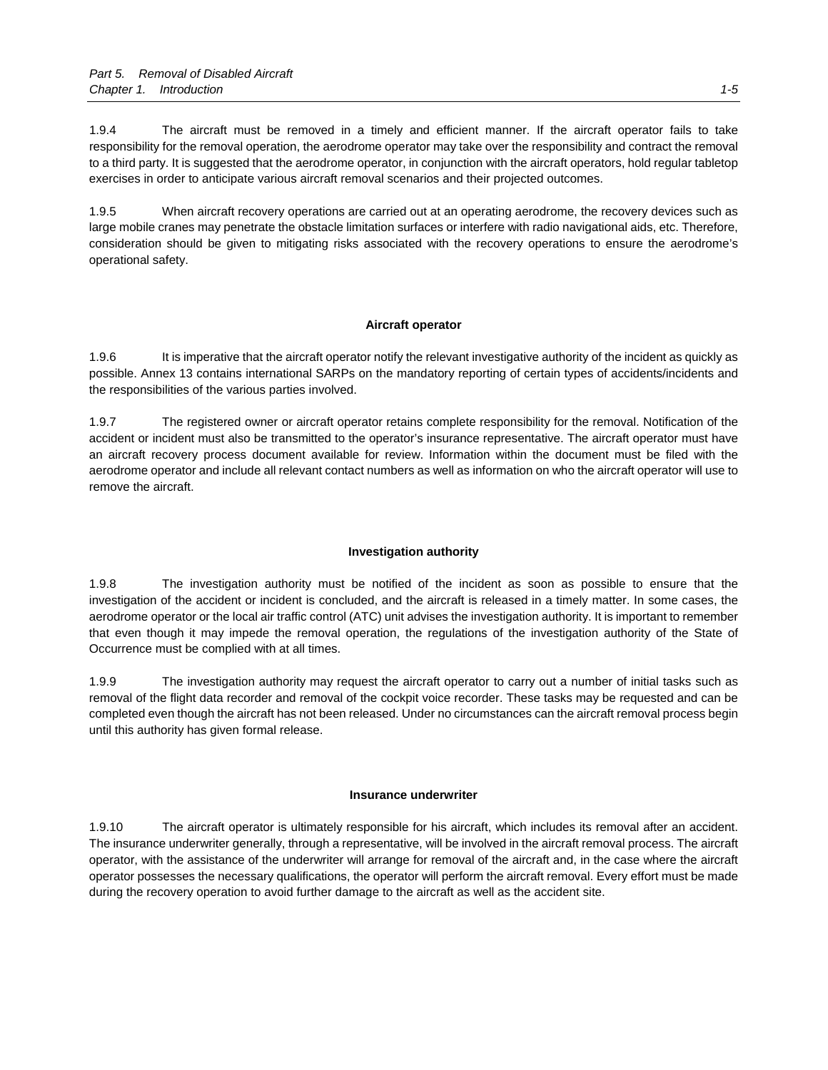1.9.4 The aircraft must be removed in a timely and efficient manner. If the aircraft operator fails to take responsibility for the removal operation, the aerodrome operator may take over the responsibility and contract the removal to a third party. It is suggested that the aerodrome operator, in conjunction with the aircraft operators, hold regular tabletop exercises in order to anticipate various aircraft removal scenarios and their projected outcomes.

1.9.5 When aircraft recovery operations are carried out at an operating aerodrome, the recovery devices such as large mobile cranes may penetrate the obstacle limitation surfaces or interfere with radio navigational aids, etc. Therefore, consideration should be given to mitigating risks associated with the recovery operations to ensure the aerodrome's operational safety.

**Aircraft operator**

1.9.6 It is imperative that the aircraft operator notify the relevant investigative authority of the incident as quickly as possible. Annex 13 contains international SARPs on the mandatory reporting of certain types of accidents/incidents and the responsibilities of the various parties involved.

1.9.7 The registered owner or aircraft operator retains complete responsibility for the removal. Notification of the accident or incident must also be transmitted to the operator's insurance representative. The aircraft operator must have an aircraft recovery process document available for review. Information within the document must be filed with the aerodrome operator and include all relevant contact numbers as well as information on who the aircraft operator will use to remove the aircraft.

**Investigation authority**

1.9.8 The investigation authority must be notified of the incident as soon as possible to ensure that the investigation of the accident or incident is concluded, and the aircraft is released in a timely matter. In some cases, the aerodrome operator or the local air traffic control (ATC) unit advises the investigation authority. It is important to remember that even though it may impede the removal operation, the regulations of the investigation authority of the State of Occurrence must be complied with at all times.

1.9.9 The investigation authority may request the aircraft operator to carry out a number of initial tasks such as removal of the flight data recorder and removal of the cockpit voice recorder. These tasks may be requested and can be completed even though the aircraft has not been released. Under no circumstances can the aircraft removal process begin until this authority has given formal release.

**Insurance underwriter**

1.9.10 The aircraft operator is ultimately responsible for his aircraft, which includes its removal after an accident. The insurance underwriter generally, through a representative, will be involved in the aircraft removal process. The aircraft operator, with the assistance of the underwriter will arrange for removal of the aircraft and, in the case where the aircraft operator possesses the necessary qualifications, the operator will perform the aircraft removal. Every effort must be made during the recovery operation to avoid further damage to the aircraft as well as the accident site.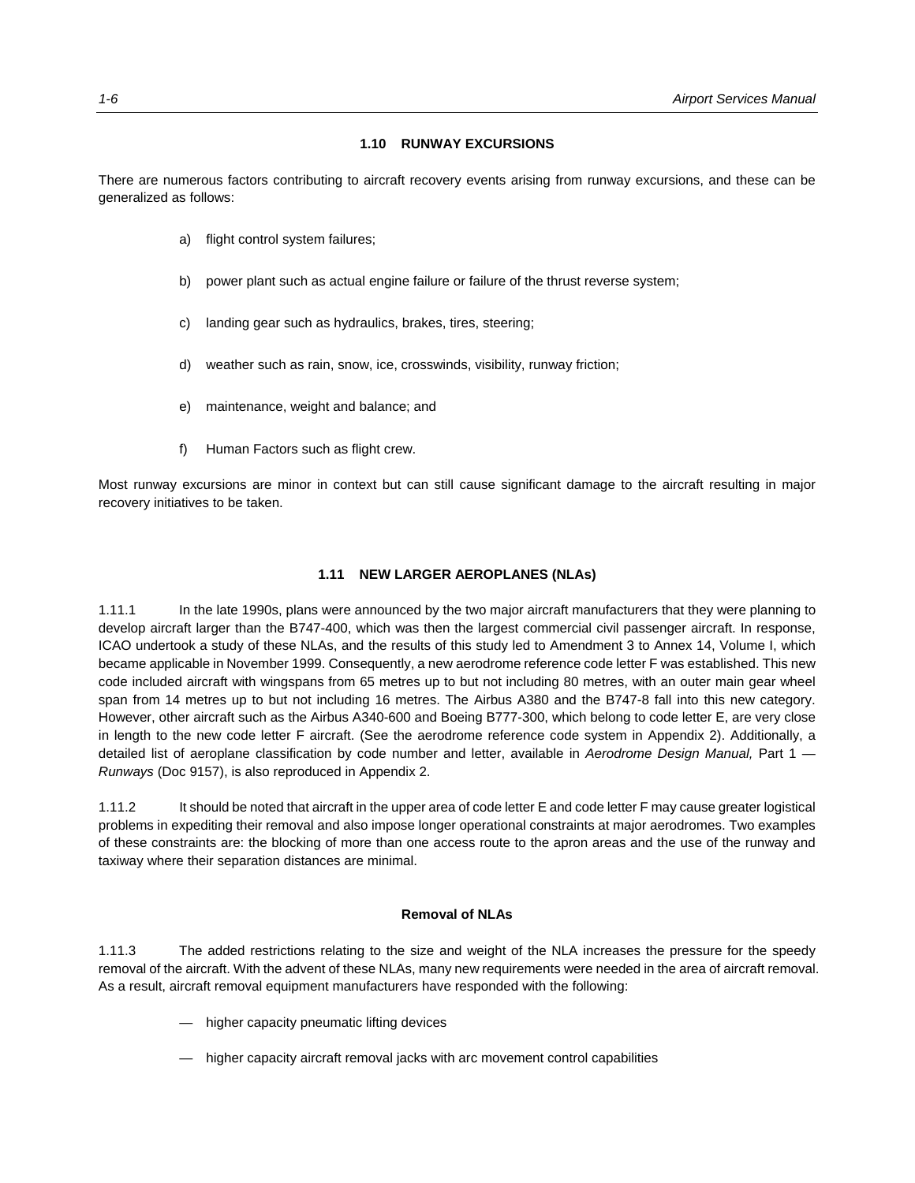### 1.10 RUNWAY EXCURSIONS

There are numerous factors contributing to aircraft recovery events arising from runway excursions, and these can be generalized as follows:

a) flight control system failures;

b) power plant such as actual engine failure or failure of the thrust reverse system;

c) landing gear such as hydraulics, brakes, tires, steering;

d) weather such as rain, snow, ice, crosswinds, visibility, runway friction;

e) maintenance, weight and balance; and

f) Human Factors such as flight crew.

Most runway excursions are minor in context but can still cause significant damage to the aircraft resulting in major recovery initiatives to be taken.

### 1.11 NEW LARGER AEROPLANES (NLAs)

1.11.1 In the late 1990s, plans were announced by the two major aircraft manufacturers that they were planning to develop aircraft larger than the B747-400, which was then the largest commercial civil passenger aircraft. In response, ICAO undertook a study of these NLAs, and the results of this study led to Amendment 3 to Annex 14, Volume I, which became applicable in November 1999. Consequently, a new aerodrome reference code letter F was established. This new code included aircraft with wingspans from 65 metres up to but not including 80 metres, with an outer main gear wheel span from 14 metres up to but not including 16 metres. The Airbus A380 and the B747-8 fall into this new category. However, other aircraft such as the Airbus A340-600 and Boeing B777-300, which belong to code letter E, are very close in length to the new code letter F aircraft. (See the aerodrome reference code system in Appendix 2). Additionally, a detailed list of aeroplane classification by code number and letter, available in *Aerodrome Design Manual,* Part 1 — *Runways* (Doc 9157), is also reproduced in Appendix 2.

1.11.2 It should be noted that aircraft in the upper area of code letter E and code letter F may cause greater logistical problems in expediting their removal and also impose longer operational constraints at major aerodromes. Two examples of these constraints are: the blocking of more than one access route to the apron areas and the use of the runway and taxiway where their separation distances are minimal.

#### Removal of NLAs

1.11.3 The added restrictions relating to the size and weight of the NLA increases the pressure for the speedy removal of the aircraft. With the advent of these NLAs, many new requirements were needed in the area of aircraft removal. As a result, aircraft removal equipment manufacturers have responded with the following:

— higher capacity pneumatic lifting devices

— higher capacity aircraft removal jacks with arc movement control capabilities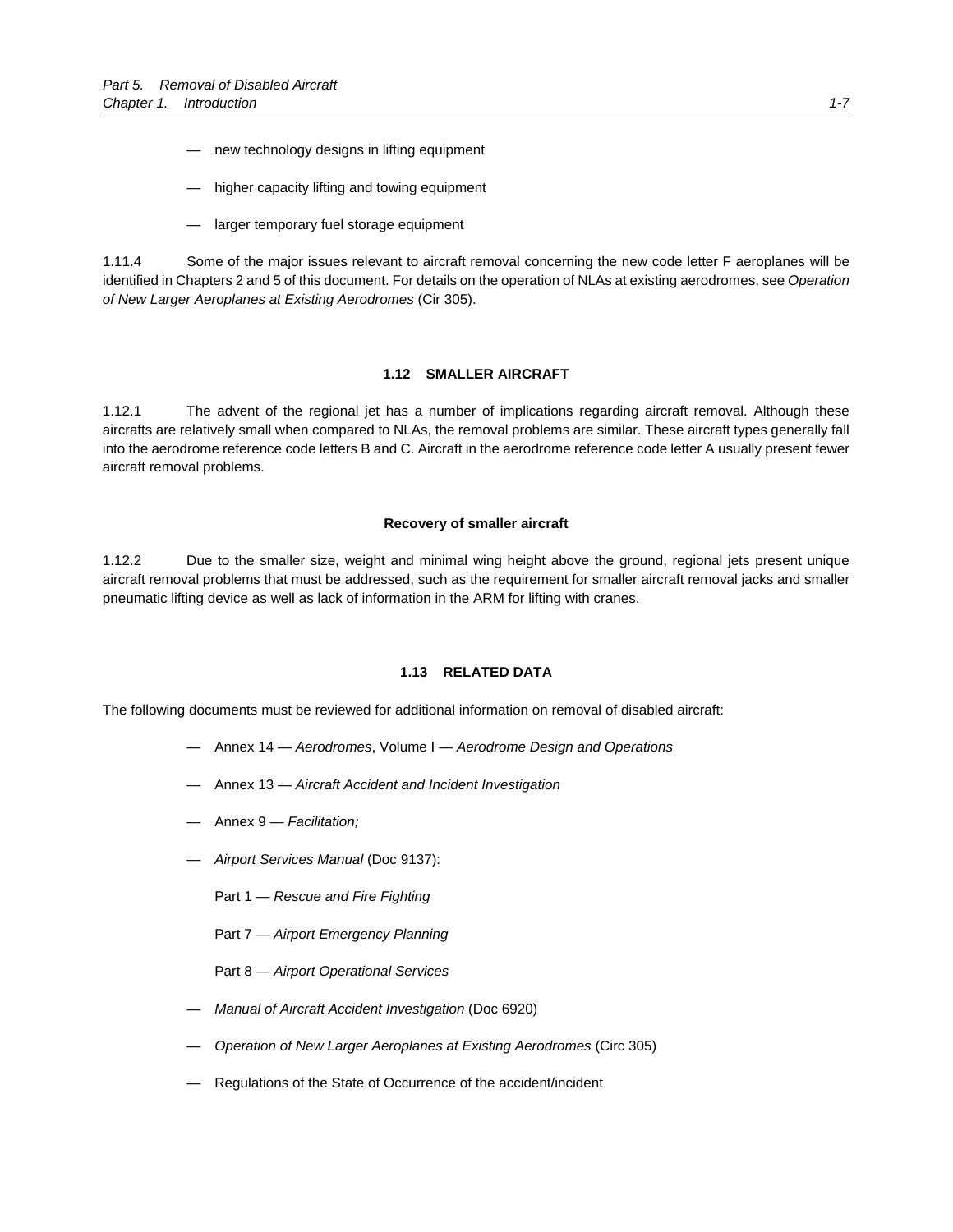— new technology designs in lifting equipment

— higher capacity lifting and towing equipment

— larger temporary fuel storage equipment

1.11.4 Some of the major issues relevant to aircraft removal concerning the new code letter F aeroplanes will be identified in Chapters 2 and 5 of this document. For details on the operation of NLAs at existing aerodromes, see *Operation of New Larger Aeroplanes at Existing Aerodromes* (Cir 305).

## 1.12 SMALLER AIRCRAFT

1.12.1 The advent of the regional jet has a number of implications regarding aircraft removal. Although these aircrafts are relatively small when compared to NLAs, the removal problems are similar. These aircraft types generally fall into the aerodrome reference code letters B and C. Aircraft in the aerodrome reference code letter A usually present fewer aircraft removal problems.

### Recovery of smaller aircraft

1.12.2 Due to the smaller size, weight and minimal wing height above the ground, regional jets present unique aircraft removal problems that must be addressed, such as the requirement for smaller aircraft removal jacks and smaller pneumatic lifting device as well as lack of information in the ARM for lifting with cranes.

## 1.13 RELATED DATA

The following documents must be reviewed for additional information on removal of disabled aircraft:

— Annex 14 — *Aerodromes*, Volume I — *Aerodrome Design and Operations*

— Annex 13 — *Aircraft Accident and Incident Investigation*

— Annex 9 — *Facilitation;*

— *Airport Services Manual* (Doc 9137):

Part 1 — *Rescue and Fire Fighting*

Part 7 — *Airport Emergency Planning*

Part 8 — *Airport Operational Services*

— *Manual of Aircraft Accident Investigation* (Doc 6920)

— *Operation of New Larger Aeroplanes at Existing Aerodromes* (Circ 305)

— Regulations of the State of Occurrence of the accident/incident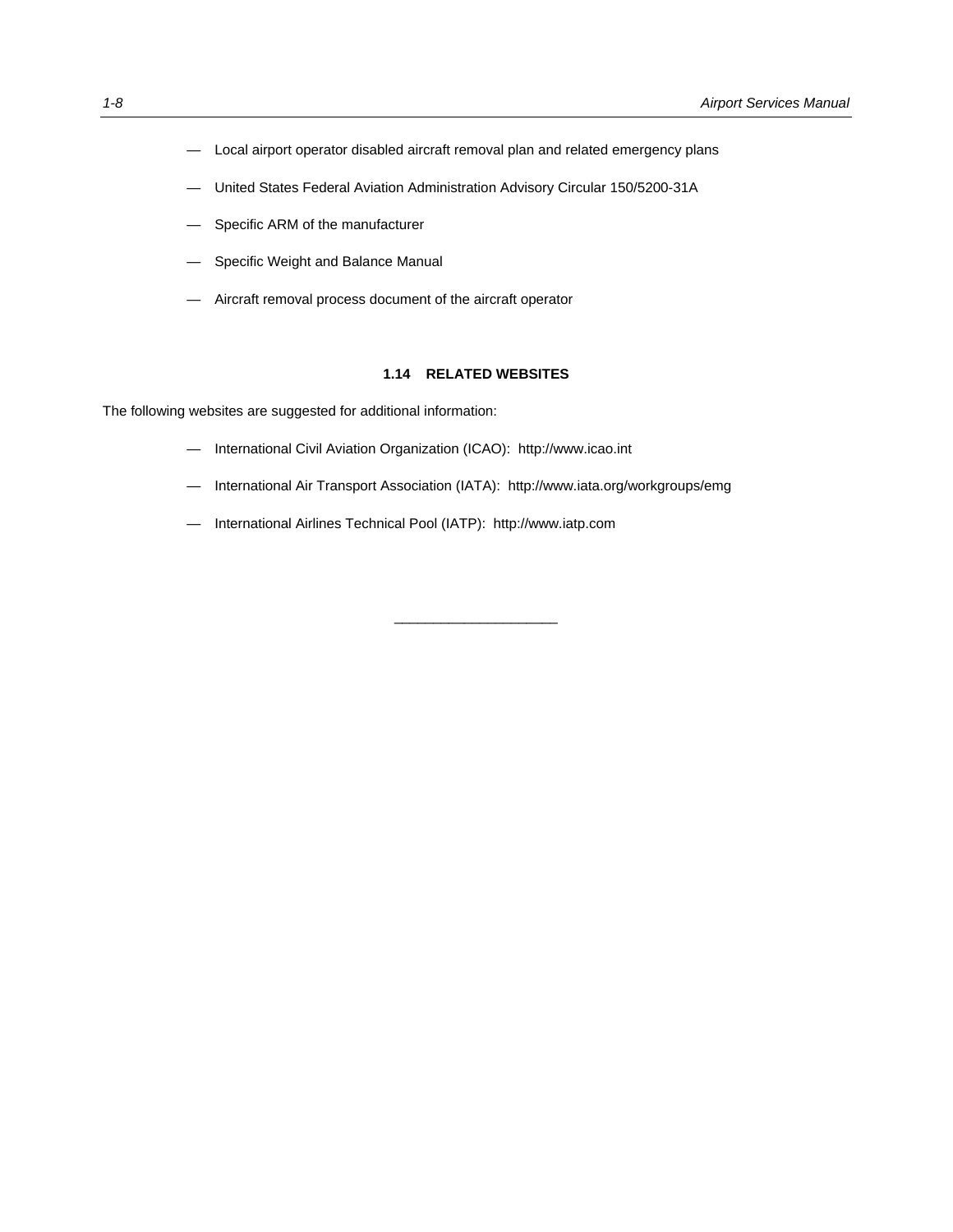- Local airport operator disabled aircraft removal plan and related emergency plans
- United States Federal Aviation Administration Advisory Circular 150/5200-31A
- Specific ARM of the manufacturer
- Specific Weight and Balance Manual
- Aircraft removal process document of the aircraft operator

## 1.14 RELATED WEBSITES

The following websites are suggested for additional information:

- International Civil Aviation Organization (ICAO): http://www.icao.int
- International Air Transport Association (IATA): http://www.iata.org/workgroups/emg
- International Airlines Technical Pool (IATP): http://www.iatp.com

---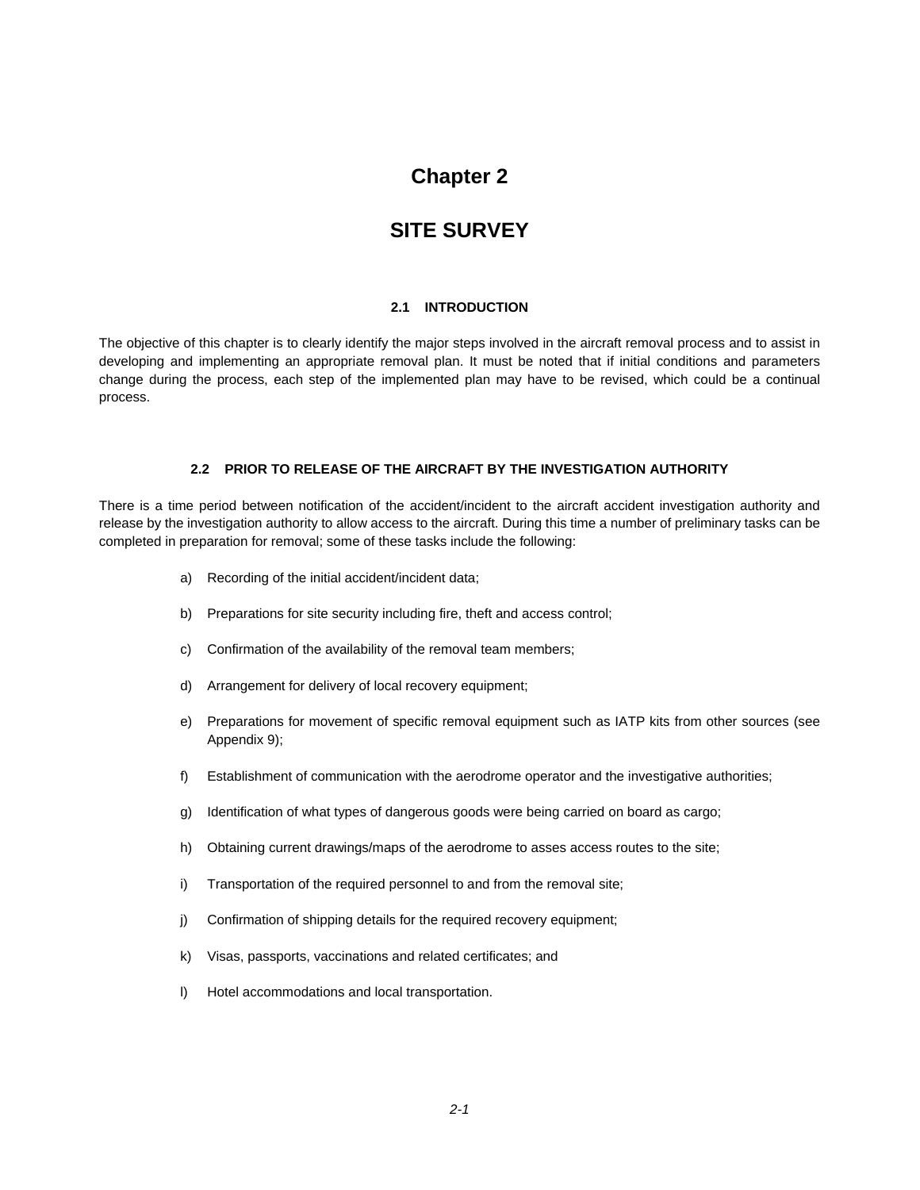# Chapter 2

# SITE SURVEY

### 2.1 INTRODUCTION

The objective of this chapter is to clearly identify the major steps involved in the aircraft removal process and to assist in developing and implementing an appropriate removal plan. It must be noted that if initial conditions and parameters change during the process, each step of the implemented plan may have to be revised, which could be a continual process.

### 2.2 PRIOR TO RELEASE OF THE AIRCRAFT BY THE INVESTIGATION AUTHORITY

There is a time period between notification of the accident/incident to the aircraft accident investigation authority and release by the investigation authority to allow access to the aircraft. During this time a number of preliminary tasks can be completed in preparation for removal; some of these tasks include the following:

a) Recording of the initial accident/incident data;

b) Preparations for site security including fire, theft and access control;

c) Confirmation of the availability of the removal team members;

d) Arrangement for delivery of local recovery equipment;

e) Preparations for movement of specific removal equipment such as IATP kits from other sources (see Appendix 9);

f) Establishment of communication with the aerodrome operator and the investigative authorities;

g) Identification of what types of dangerous goods were being carried on board as cargo;

h) Obtaining current drawings/maps of the aerodrome to asses access routes to the site;

i) Transportation of the required personnel to and from the removal site;

j) Confirmation of shipping details for the required recovery equipment;

k) Visas, passports, vaccinations and related certificates; and

l) Hotel accommodations and local transportation.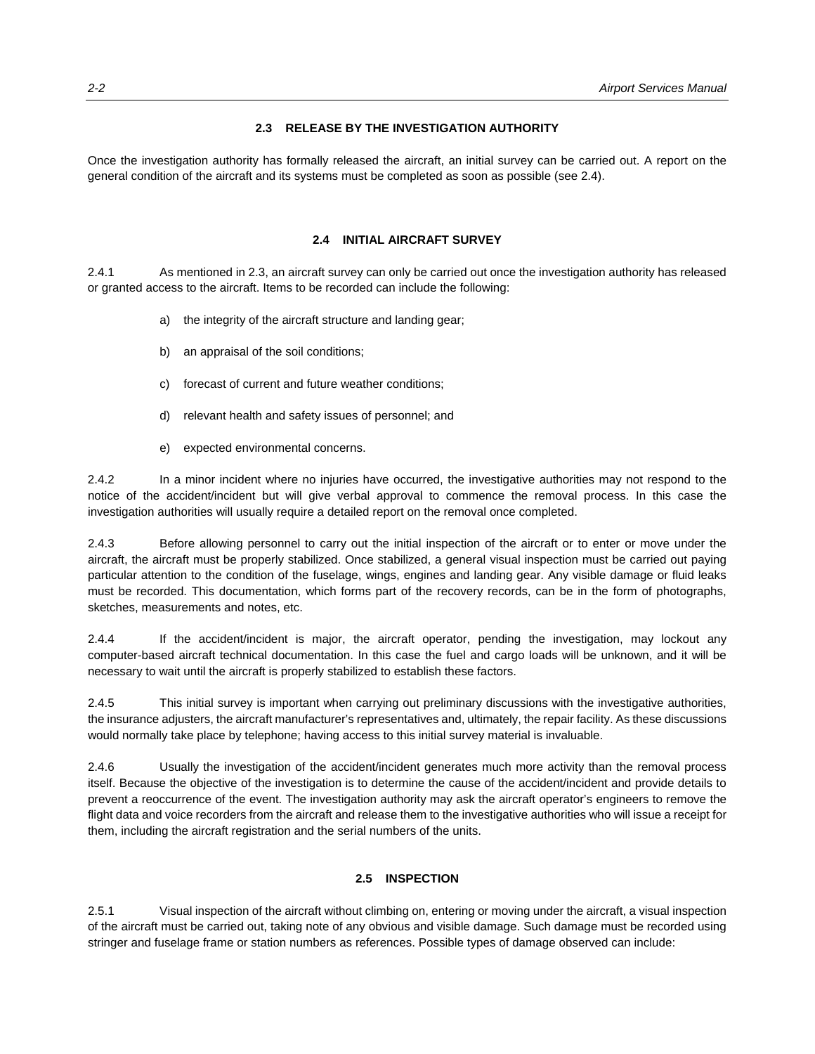## 2.3 RELEASE BY THE INVESTIGATION AUTHORITY

Once the investigation authority has formally released the aircraft, an initial survey can be carried out. A report on the general condition of the aircraft and its systems must be completed as soon as possible (see 2.4).

## 2.4 INITIAL AIRCRAFT SURVEY

2.4.1 As mentioned in 2.3, an aircraft survey can only be carried out once the investigation authority has released or granted access to the aircraft. Items to be recorded can include the following:

a) the integrity of the aircraft structure and landing gear;

b) an appraisal of the soil conditions;

c) forecast of current and future weather conditions;

d) relevant health and safety issues of personnel; and

e) expected environmental concerns.

2.4.2 In a minor incident where no injuries have occurred, the investigative authorities may not respond to the notice of the accident/incident but will give verbal approval to commence the removal process. In this case the investigation authorities will usually require a detailed report on the removal once completed.

2.4.3 Before allowing personnel to carry out the initial inspection of the aircraft or to enter or move under the aircraft, the aircraft must be properly stabilized. Once stabilized, a general visual inspection must be carried out paying particular attention to the condition of the fuselage, wings, engines and landing gear. Any visible damage or fluid leaks must be recorded. This documentation, which forms part of the recovery records, can be in the form of photographs, sketches, measurements and notes, etc.

2.4.4 If the accident/incident is major, the aircraft operator, pending the investigation, may lockout any computer-based aircraft technical documentation. In this case the fuel and cargo loads will be unknown, and it will be necessary to wait until the aircraft is properly stabilized to establish these factors.

2.4.5 This initial survey is important when carrying out preliminary discussions with the investigative authorities, the insurance adjusters, the aircraft manufacturer's representatives and, ultimately, the repair facility. As these discussions would normally take place by telephone; having access to this initial survey material is invaluable.

2.4.6 Usually the investigation of the accident/incident generates much more activity than the removal process itself. Because the objective of the investigation is to determine the cause of the accident/incident and provide details to prevent a reoccurrence of the event. The investigation authority may ask the aircraft operator's engineers to remove the flight data and voice recorders from the aircraft and release them to the investigative authorities who will issue a receipt for them, including the aircraft registration and the serial numbers of the units.

## 2.5 INSPECTION

2.5.1 Visual inspection of the aircraft without climbing on, entering or moving under the aircraft, a visual inspection of the aircraft must be carried out, taking note of any obvious and visible damage. Such damage must be recorded using stringer and fuselage frame or station numbers as references. Possible types of damage observed can include: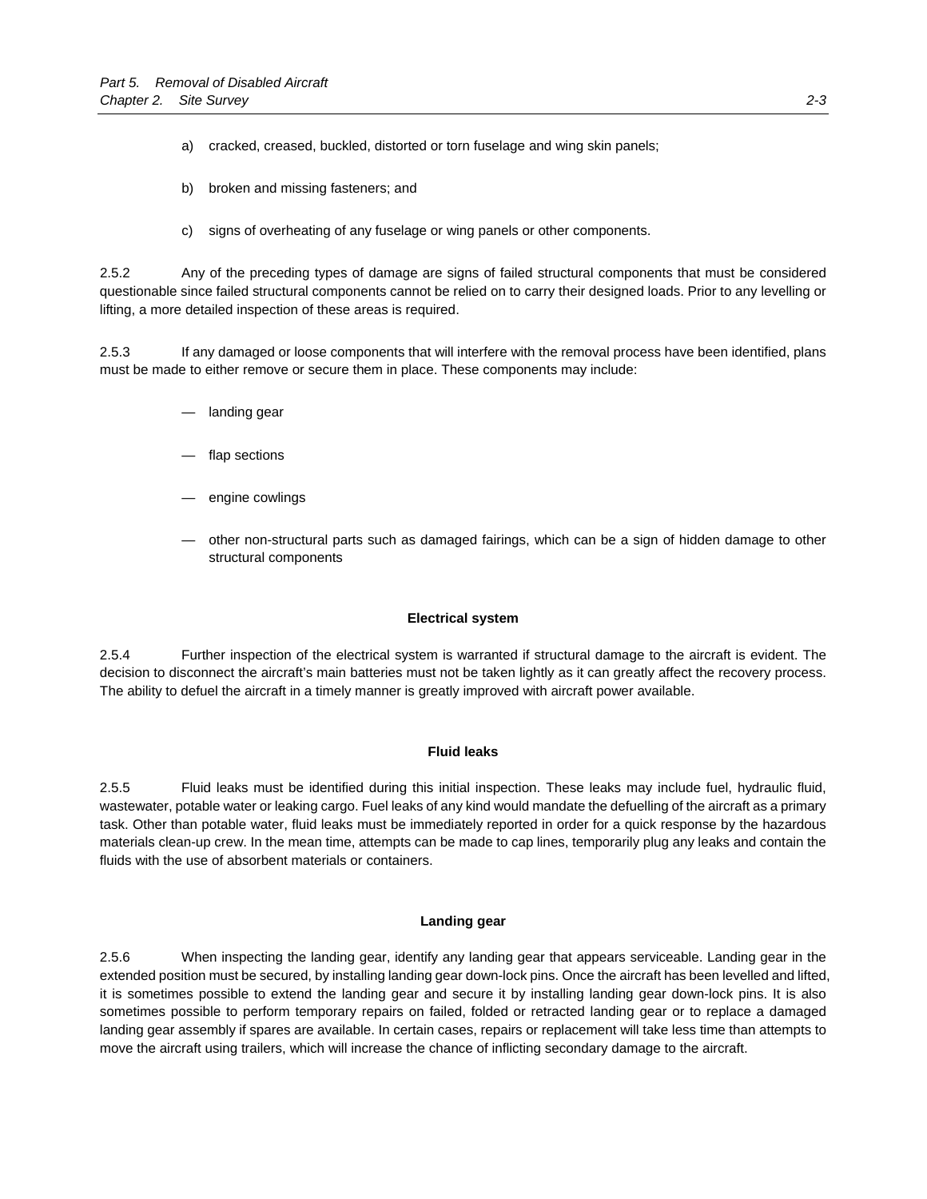a) cracked, creased, buckled, distorted or torn fuselage and wing skin panels;

b) broken and missing fasteners; and

c) signs of overheating of any fuselage or wing panels or other components.

2.5.2 Any of the preceding types of damage are signs of failed structural components that must be considered questionable since failed structural components cannot be relied on to carry their designed loads. Prior to any levelling or lifting, a more detailed inspection of these areas is required.

2.5.3 If any damaged or loose components that will interfere with the removal process have been identified, plans must be made to either remove or secure them in place. These components may include:

— landing gear

— flap sections

— engine cowlings

— other non-structural parts such as damaged fairings, which can be a sign of hidden damage to other structural components

**Electrical system**

2.5.4 Further inspection of the electrical system is warranted if structural damage to the aircraft is evident. The decision to disconnect the aircraft's main batteries must not be taken lightly as it can greatly affect the recovery process. The ability to defuel the aircraft in a timely manner is greatly improved with aircraft power available.

**Fluid leaks**

2.5.5 Fluid leaks must be identified during this initial inspection. These leaks may include fuel, hydraulic fluid, wastewater, potable water or leaking cargo. Fuel leaks of any kind would mandate the defuelling of the aircraft as a primary task. Other than potable water, fluid leaks must be immediately reported in order for a quick response by the hazardous materials clean-up crew. In the mean time, attempts can be made to cap lines, temporarily plug any leaks and contain the fluids with the use of absorbent materials or containers.

**Landing gear**

2.5.6 When inspecting the landing gear, identify any landing gear that appears serviceable. Landing gear in the extended position must be secured, by installing landing gear down-lock pins. Once the aircraft has been levelled and lifted, it is sometimes possible to extend the landing gear and secure it by installing landing gear down-lock pins. It is also sometimes possible to perform temporary repairs on failed, folded or retracted landing gear or to replace a damaged landing gear assembly if spares are available. In certain cases, repairs or replacement will take less time than attempts to move the aircraft using trailers, which will increase the chance of inflicting secondary damage to the aircraft.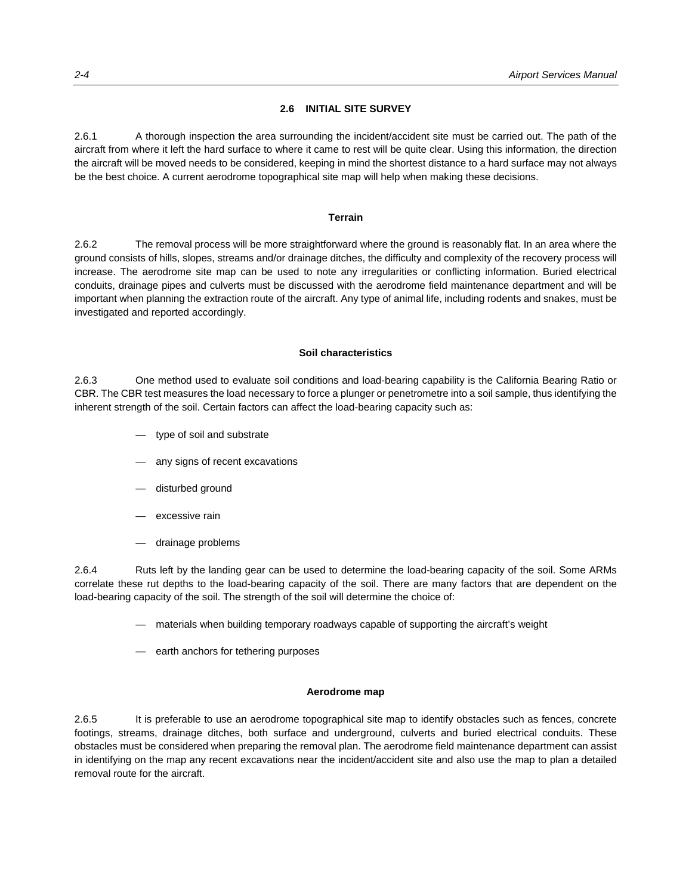## 2.6 INITIAL SITE SURVEY

2.6.1 A thorough inspection the area surrounding the incident/accident site must be carried out. The path of the aircraft from where it left the hard surface to where it came to rest will be quite clear. Using this information, the direction the aircraft will be moved needs to be considered, keeping in mind the shortest distance to a hard surface may not always be the best choice. A current aerodrome topographical site map will help when making these decisions.

### Terrain

2.6.2 The removal process will be more straightforward where the ground is reasonably flat. In an area where the ground consists of hills, slopes, streams and/or drainage ditches, the difficulty and complexity of the recovery process will increase. The aerodrome site map can be used to note any irregularities or conflicting information. Buried electrical conduits, drainage pipes and culverts must be discussed with the aerodrome field maintenance department and will be important when planning the extraction route of the aircraft. Any type of animal life, including rodents and snakes, must be investigated and reported accordingly.

### Soil characteristics

2.6.3 One method used to evaluate soil conditions and load-bearing capability is the California Bearing Ratio or CBR. The CBR test measures the load necessary to force a plunger or penetrometre into a soil sample, thus identifying the inherent strength of the soil. Certain factors can affect the load-bearing capacity such as:

- type of soil and substrate
- any signs of recent excavations
- disturbed ground
- excessive rain
- drainage problems

2.6.4 Ruts left by the landing gear can be used to determine the load-bearing capacity of the soil. Some ARMs correlate these rut depths to the load-bearing capacity of the soil. There are many factors that are dependent on the load-bearing capacity of the soil. The strength of the soil will determine the choice of:

- materials when building temporary roadways capable of supporting the aircraft's weight
- earth anchors for tethering purposes

### Aerodrome map

2.6.5 It is preferable to use an aerodrome topographical site map to identify obstacles such as fences, concrete footings, streams, drainage ditches, both surface and underground, culverts and buried electrical conduits. These obstacles must be considered when preparing the removal plan. The aerodrome field maintenance department can assist in identifying on the map any recent excavations near the incident/accident site and also use the map to plan a detailed removal route for the aircraft.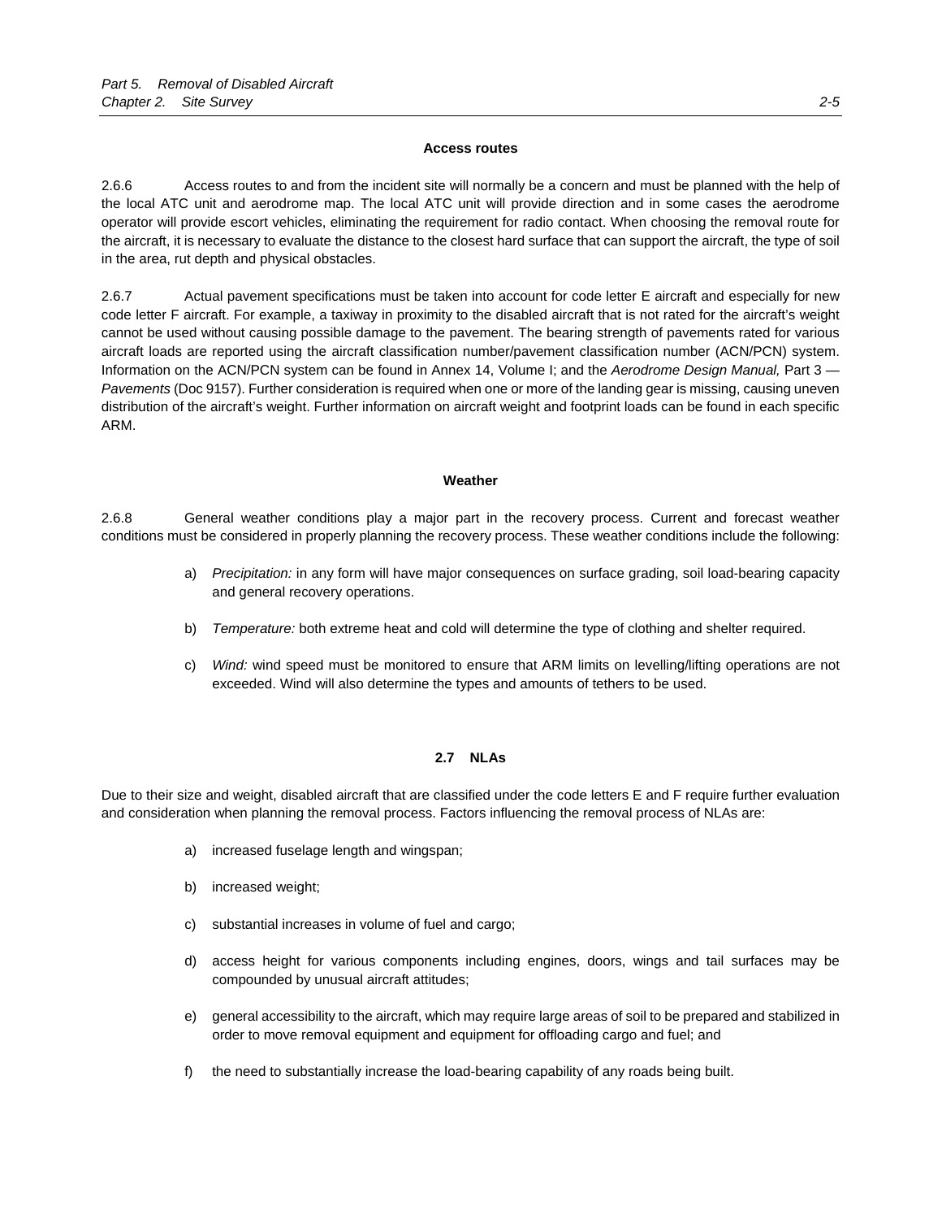#### Access routes

2.6.6 Access routes to and from the incident site will normally be a concern and must be planned with the help of the local ATC unit and aerodrome map. The local ATC unit will provide direction and in some cases the aerodrome operator will provide escort vehicles, eliminating the requirement for radio contact. When choosing the removal route for the aircraft, it is necessary to evaluate the distance to the closest hard surface that can support the aircraft, the type of soil in the area, rut depth and physical obstacles.

2.6.7 Actual pavement specifications must be taken into account for code letter E aircraft and especially for new code letter F aircraft. For example, a taxiway in proximity to the disabled aircraft that is not rated for the aircraft's weight cannot be used without causing possible damage to the pavement. The bearing strength of pavements rated for various aircraft loads are reported using the aircraft classification number/pavement classification number (ACN/PCN) system. Information on the ACN/PCN system can be found in Annex 14, Volume I; and the *Aerodrome Design Manual,* Part 3 — *Pavements* (Doc 9157). Further consideration is required when one or more of the landing gear is missing, causing uneven distribution of the aircraft's weight. Further information on aircraft weight and footprint loads can be found in each specific ARM.

#### Weather

2.6.8 General weather conditions play a major part in the recovery process. Current and forecast weather conditions must be considered in properly planning the recovery process. These weather conditions include the following:

a) *Precipitation:* in any form will have major consequences on surface grading, soil load-bearing capacity and general recovery operations.

b) *Temperature:* both extreme heat and cold will determine the type of clothing and shelter required.

c) *Wind:* wind speed must be monitored to ensure that ARM limits on levelling/lifting operations are not exceeded. Wind will also determine the types and amounts of tethers to be used.

## 2.7 NLAs

Due to their size and weight, disabled aircraft that are classified under the code letters E and F require further evaluation and consideration when planning the removal process. Factors influencing the removal process of NLAs are:

a) increased fuselage length and wingspan;

b) increased weight;

c) substantial increases in volume of fuel and cargo;

d) access height for various components including engines, doors, wings and tail surfaces may be compounded by unusual aircraft attitudes;

e) general accessibility to the aircraft, which may require large areas of soil to be prepared and stabilized in order to move removal equipment and equipment for offloading cargo and fuel; and

f) the need to substantially increase the load-bearing capability of any roads being built.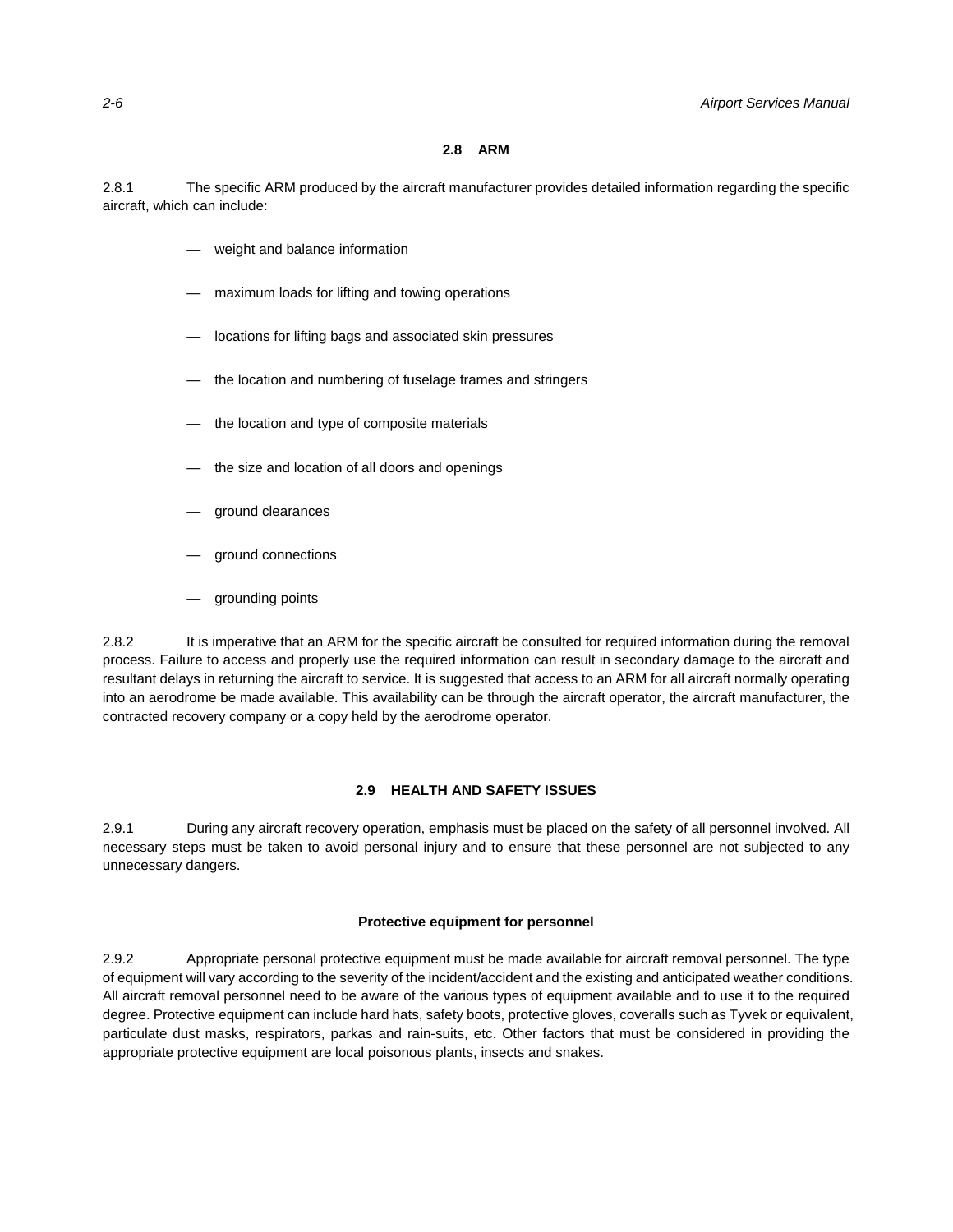## 2.8 ARM

2.8.1 The specific ARM produced by the aircraft manufacturer provides detailed information regarding the specific aircraft, which can include:

- weight and balance information
- maximum loads for lifting and towing operations
- locations for lifting bags and associated skin pressures
- the location and numbering of fuselage frames and stringers
- the location and type of composite materials
- the size and location of all doors and openings
- ground clearances
- ground connections
- grounding points

2.8.2 It is imperative that an ARM for the specific aircraft be consulted for required information during the removal process. Failure to access and properly use the required information can result in secondary damage to the aircraft and resultant delays in returning the aircraft to service. It is suggested that access to an ARM for all aircraft normally operating into an aerodrome be made available. This availability can be through the aircraft operator, the aircraft manufacturer, the contracted recovery company or a copy held by the aerodrome operator.

## 2.9 HEALTH AND SAFETY ISSUES

2.9.1 During any aircraft recovery operation, emphasis must be placed on the safety of all personnel involved. All necessary steps must be taken to avoid personal injury and to ensure that these personnel are not subjected to any unnecessary dangers.

### Protective equipment for personnel

2.9.2 Appropriate personal protective equipment must be made available for aircraft removal personnel. The type of equipment will vary according to the severity of the incident/accident and the existing and anticipated weather conditions. All aircraft removal personnel need to be aware of the various types of equipment available and to use it to the required degree. Protective equipment can include hard hats, safety boots, protective gloves, coveralls such as Tyvek or equivalent, particulate dust masks, respirators, parkas and rain-suits, etc. Other factors that must be considered in providing the appropriate protective equipment are local poisonous plants, insects and snakes.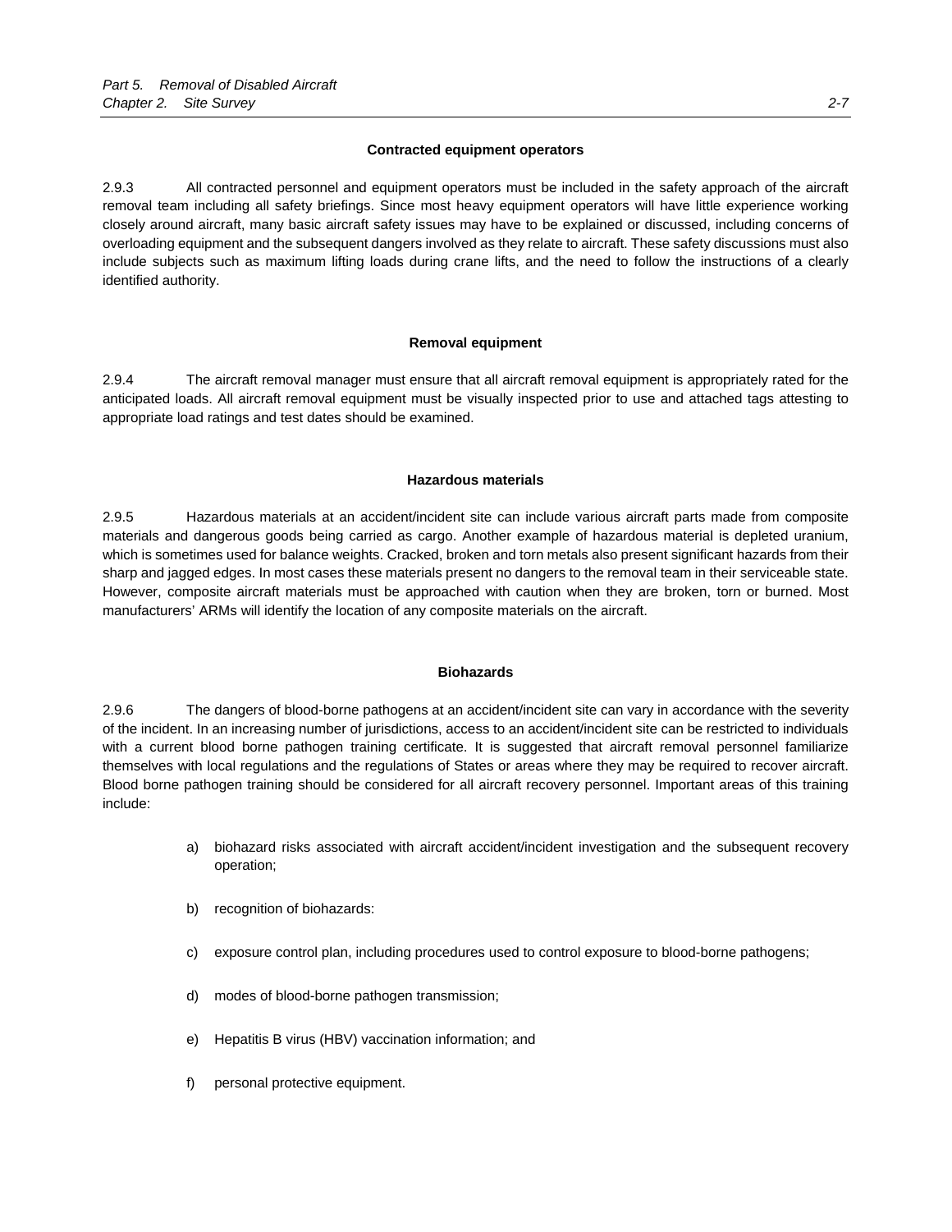#### Contracted equipment operators

2.9.3 All contracted personnel and equipment operators must be included in the safety approach of the aircraft removal team including all safety briefings. Since most heavy equipment operators will have little experience working closely around aircraft, many basic aircraft safety issues may have to be explained or discussed, including concerns of overloading equipment and the subsequent dangers involved as they relate to aircraft. These safety discussions must also include subjects such as maximum lifting loads during crane lifts, and the need to follow the instructions of a clearly identified authority.

#### Removal equipment

2.9.4 The aircraft removal manager must ensure that all aircraft removal equipment is appropriately rated for the anticipated loads. All aircraft removal equipment must be visually inspected prior to use and attached tags attesting to appropriate load ratings and test dates should be examined.

#### Hazardous materials

2.9.5 Hazardous materials at an accident/incident site can include various aircraft parts made from composite materials and dangerous goods being carried as cargo. Another example of hazardous material is depleted uranium, which is sometimes used for balance weights. Cracked, broken and torn metals also present significant hazards from their sharp and jagged edges. In most cases these materials present no dangers to the removal team in their serviceable state. However, composite aircraft materials must be approached with caution when they are broken, torn or burned. Most manufacturers' ARMs will identify the location of any composite materials on the aircraft.

#### Biohazards

2.9.6 The dangers of blood-borne pathogens at an accident/incident site can vary in accordance with the severity of the incident. In an increasing number of jurisdictions, access to an accident/incident site can be restricted to individuals with a current blood borne pathogen training certificate. It is suggested that aircraft removal personnel familiarize themselves with local regulations and the regulations of States or areas where they may be required to recover aircraft. Blood borne pathogen training should be considered for all aircraft recovery personnel. Important areas of this training include:

a) biohazard risks associated with aircraft accident/incident investigation and the subsequent recovery operation;

b) recognition of biohazards:

c) exposure control plan, including procedures used to control exposure to blood-borne pathogens;

d) modes of blood-borne pathogen transmission;

e) Hepatitis B virus (HBV) vaccination information; and

f) personal protective equipment.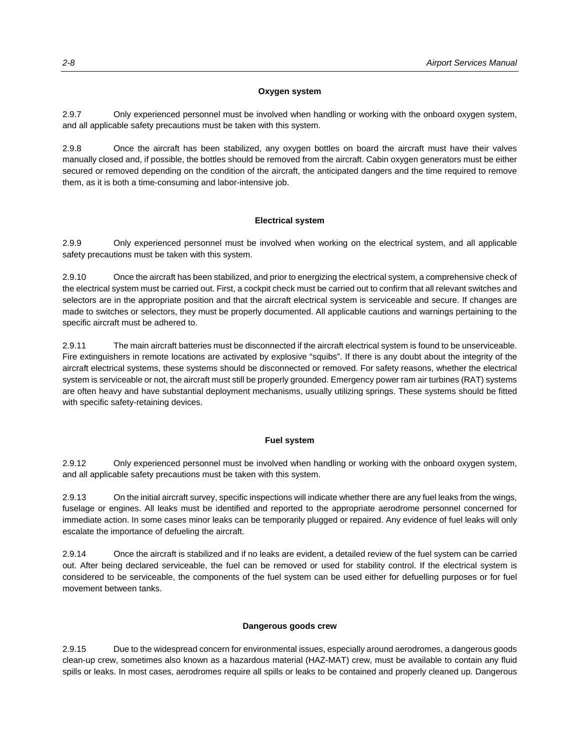#### Oxygen system

2.9.7 Only experienced personnel must be involved when handling or working with the onboard oxygen system, and all applicable safety precautions must be taken with this system.

2.9.8 Once the aircraft has been stabilized, any oxygen bottles on board the aircraft must have their valves manually closed and, if possible, the bottles should be removed from the aircraft. Cabin oxygen generators must be either secured or removed depending on the condition of the aircraft, the anticipated dangers and the time required to remove them, as it is both a time-consuming and labor-intensive job.

#### Electrical system

2.9.9 Only experienced personnel must be involved when working on the electrical system, and all applicable safety precautions must be taken with this system.

2.9.10 Once the aircraft has been stabilized, and prior to energizing the electrical system, a comprehensive check of the electrical system must be carried out. First, a cockpit check must be carried out to confirm that all relevant switches and selectors are in the appropriate position and that the aircraft electrical system is serviceable and secure. If changes are made to switches or selectors, they must be properly documented. All applicable cautions and warnings pertaining to the specific aircraft must be adhered to.

2.9.11 The main aircraft batteries must be disconnected if the aircraft electrical system is found to be unserviceable. Fire extinguishers in remote locations are activated by explosive "squibs". If there is any doubt about the integrity of the aircraft electrical systems, these systems should be disconnected or removed. For safety reasons, whether the electrical system is serviceable or not, the aircraft must still be properly grounded. Emergency power ram air turbines (RAT) systems are often heavy and have substantial deployment mechanisms, usually utilizing springs. These systems should be fitted with specific safety-retaining devices.

#### Fuel system

2.9.12 Only experienced personnel must be involved when handling or working with the onboard oxygen system, and all applicable safety precautions must be taken with this system.

2.9.13 On the initial aircraft survey, specific inspections will indicate whether there are any fuel leaks from the wings, fuselage or engines. All leaks must be identified and reported to the appropriate aerodrome personnel concerned for immediate action. In some cases minor leaks can be temporarily plugged or repaired. Any evidence of fuel leaks will only escalate the importance of defueling the aircraft.

2.9.14 Once the aircraft is stabilized and if no leaks are evident, a detailed review of the fuel system can be carried out. After being declared serviceable, the fuel can be removed or used for stability control. If the electrical system is considered to be serviceable, the components of the fuel system can be used either for defuelling purposes or for fuel movement between tanks.

#### Dangerous goods crew

2.9.15 Due to the widespread concern for environmental issues, especially around aerodromes, a dangerous goods clean-up crew, sometimes also known as a hazardous material (HAZ-MAT) crew, must be available to contain any fluid spills or leaks. In most cases, aerodromes require all spills or leaks to be contained and properly cleaned up. Dangerous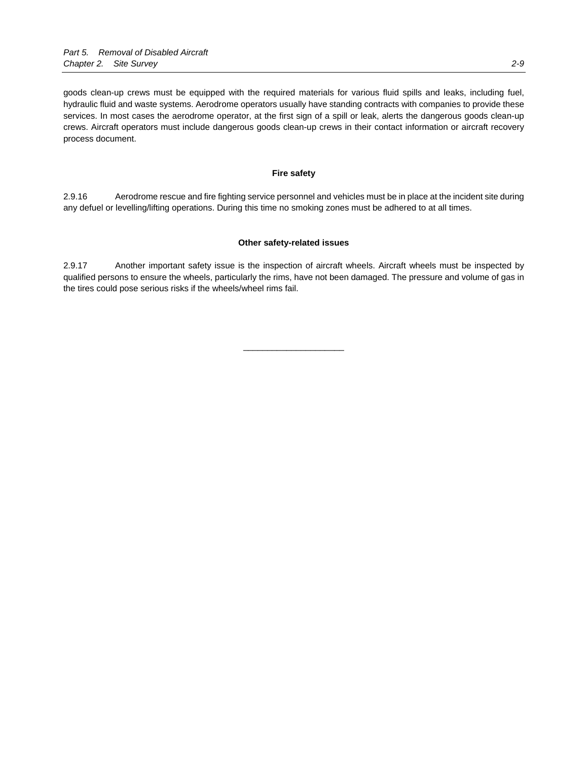goods clean-up crews must be equipped with the required materials for various fluid spills and leaks, including fuel, hydraulic fluid and waste systems. Aerodrome operators usually have standing contracts with companies to provide these services. In most cases the aerodrome operator, at the first sign of a spill or leak, alerts the dangerous goods clean-up crews. Aircraft operators must include dangerous goods clean-up crews in their contact information or aircraft recovery process document.

#### Fire safety

2.9.16 Aerodrome rescue and fire fighting service personnel and vehicles must be in place at the incident site during any defuel or levelling/lifting operations. During this time no smoking zones must be adhered to at all times.

#### Other safety-related issues

2.9.17 Another important safety issue is the inspection of aircraft wheels. Aircraft wheels must be inspected by qualified persons to ensure the wheels, particularly the rims, have not been damaged. The pressure and volume of gas in the tires could pose serious risks if the wheels/wheel rims fail.

---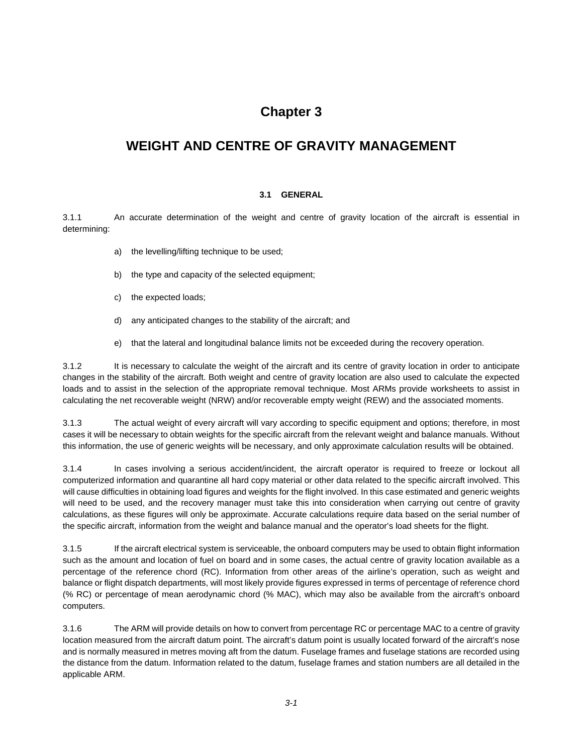# Chapter 3

# WEIGHT AND CENTRE OF GRAVITY MANAGEMENT

### 3.1 GENERAL

3.1.1 An accurate determination of the weight and centre of gravity location of the aircraft is essential in determining:

a) the levelling/lifting technique to be used;

b) the type and capacity of the selected equipment;

c) the expected loads;

d) any anticipated changes to the stability of the aircraft; and

e) that the lateral and longitudinal balance limits not be exceeded during the recovery operation.

3.1.2 It is necessary to calculate the weight of the aircraft and its centre of gravity location in order to anticipate changes in the stability of the aircraft. Both weight and centre of gravity location are also used to calculate the expected loads and to assist in the selection of the appropriate removal technique. Most ARMs provide worksheets to assist in calculating the net recoverable weight (NRW) and/or recoverable empty weight (REW) and the associated moments.

3.1.3 The actual weight of every aircraft will vary according to specific equipment and options; therefore, in most cases it will be necessary to obtain weights for the specific aircraft from the relevant weight and balance manuals. Without this information, the use of generic weights will be necessary, and only approximate calculation results will be obtained.

3.1.4 In cases involving a serious accident/incident, the aircraft operator is required to freeze or lockout all computerized information and quarantine all hard copy material or other data related to the specific aircraft involved. This will cause difficulties in obtaining load figures and weights for the flight involved. In this case estimated and generic weights will need to be used, and the recovery manager must take this into consideration when carrying out centre of gravity calculations, as these figures will only be approximate. Accurate calculations require data based on the serial number of the specific aircraft, information from the weight and balance manual and the operator's load sheets for the flight.

3.1.5 If the aircraft electrical system is serviceable, the onboard computers may be used to obtain flight information such as the amount and location of fuel on board and in some cases, the actual centre of gravity location available as a percentage of the reference chord (RC). Information from other areas of the airline's operation, such as weight and balance or flight dispatch departments, will most likely provide figures expressed in terms of percentage of reference chord (% RC) or percentage of mean aerodynamic chord (% MAC), which may also be available from the aircraft's onboard computers.

3.1.6 The ARM will provide details on how to convert from percentage RC or percentage MAC to a centre of gravity location measured from the aircraft datum point. The aircraft's datum point is usually located forward of the aircraft's nose and is normally measured in metres moving aft from the datum. Fuselage frames and fuselage stations are recorded using the distance from the datum. Information related to the datum, fuselage frames and station numbers are all detailed in the applicable ARM.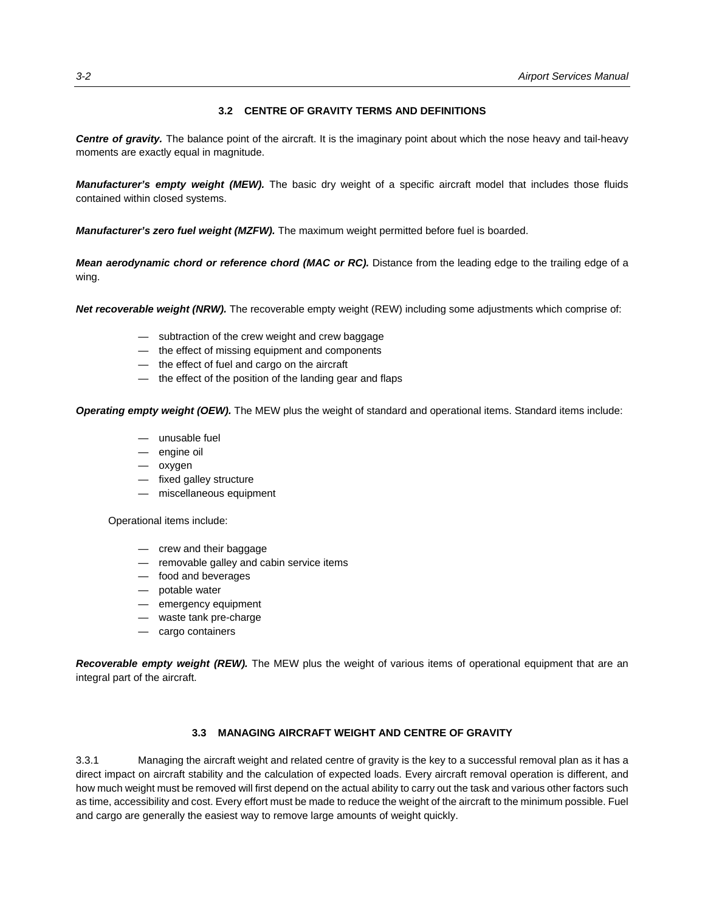## 3.2 CENTRE OF GRAVITY TERMS AND DEFINITIONS

***Centre of gravity.*** The balance point of the aircraft. It is the imaginary point about which the nose heavy and tail-heavy moments are exactly equal in magnitude.

***Manufacturer's empty weight (MEW).*** The basic dry weight of a specific aircraft model that includes those fluids contained within closed systems.

***Manufacturer's zero fuel weight (MZFW).*** The maximum weight permitted before fuel is boarded.

***Mean aerodynamic chord or reference chord (MAC or RC).*** Distance from the leading edge to the trailing edge of a wing.

***Net recoverable weight (NRW).*** The recoverable empty weight (REW) including some adjustments which comprise of:

- subtraction of the crew weight and crew baggage
- the effect of missing equipment and components
- the effect of fuel and cargo on the aircraft
- the effect of the position of the landing gear and flaps

***Operating empty weight (OEW).*** The MEW plus the weight of standard and operational items. Standard items include:

- unusable fuel
- engine oil
- oxygen
- fixed galley structure
- miscellaneous equipment

Operational items include:

- crew and their baggage
- removable galley and cabin service items
- food and beverages
- potable water
- emergency equipment
- waste tank pre-charge
- cargo containers

***Recoverable empty weight (REW).*** The MEW plus the weight of various items of operational equipment that are an integral part of the aircraft.

## 3.3 MANAGING AIRCRAFT WEIGHT AND CENTRE OF GRAVITY

3.3.1 Managing the aircraft weight and related centre of gravity is the key to a successful removal plan as it has a direct impact on aircraft stability and the calculation of expected loads. Every aircraft removal operation is different, and how much weight must be removed will first depend on the actual ability to carry out the task and various other factors such as time, accessibility and cost. Every effort must be made to reduce the weight of the aircraft to the minimum possible. Fuel and cargo are generally the easiest way to remove large amounts of weight quickly.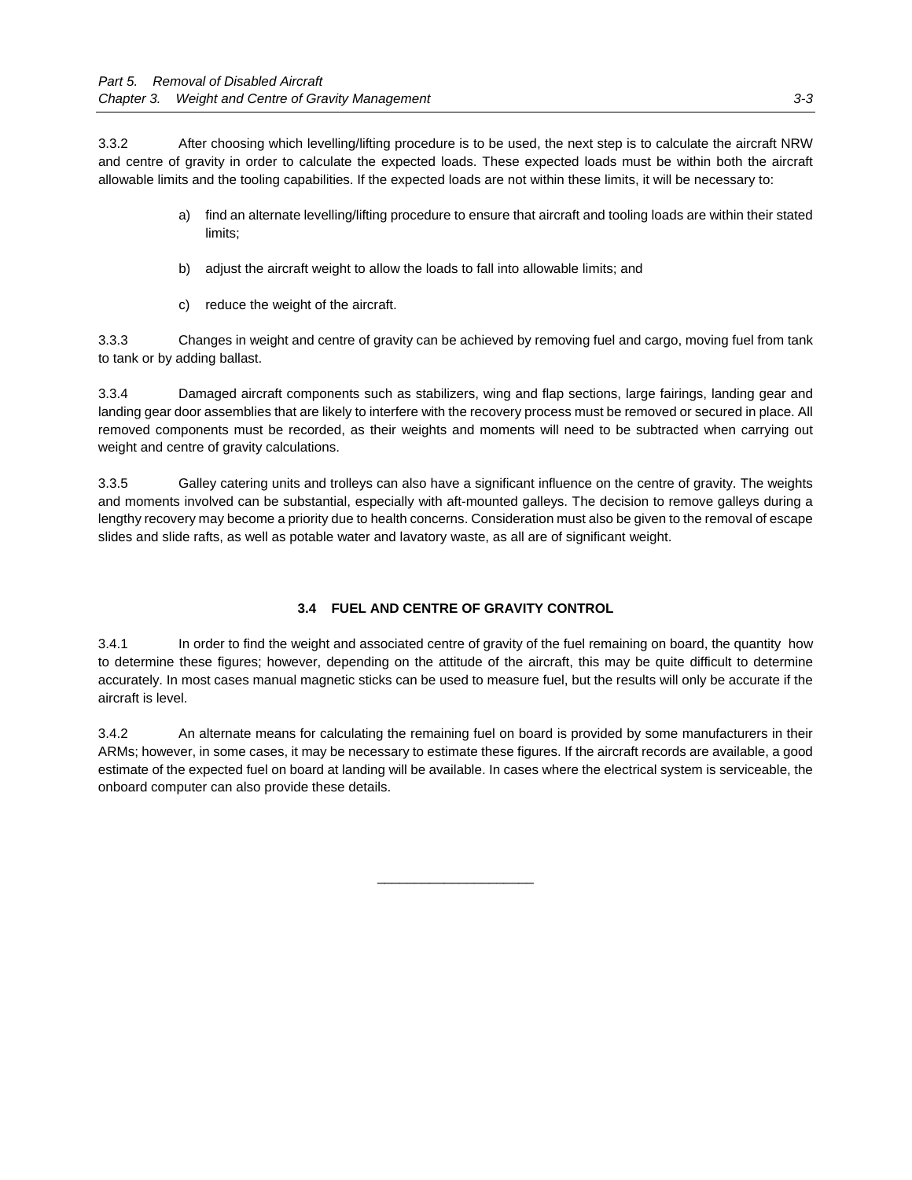3.3.2 After choosing which levelling/lifting procedure is to be used, the next step is to calculate the aircraft NRW and centre of gravity in order to calculate the expected loads. These expected loads must be within both the aircraft allowable limits and the tooling capabilities. If the expected loads are not within these limits, it will be necessary to:

a) find an alternate levelling/lifting procedure to ensure that aircraft and tooling loads are within their stated limits;

b) adjust the aircraft weight to allow the loads to fall into allowable limits; and

c) reduce the weight of the aircraft.

3.3.3 Changes in weight and centre of gravity can be achieved by removing fuel and cargo, moving fuel from tank to tank or by adding ballast.

3.3.4 Damaged aircraft components such as stabilizers, wing and flap sections, large fairings, landing gear and landing gear door assemblies that are likely to interfere with the recovery process must be removed or secured in place. All removed components must be recorded, as their weights and moments will need to be subtracted when carrying out weight and centre of gravity calculations.

3.3.5 Galley catering units and trolleys can also have a significant influence on the centre of gravity. The weights and moments involved can be substantial, especially with aft-mounted galleys. The decision to remove galleys during a lengthy recovery may become a priority due to health concerns. Consideration must also be given to the removal of escape slides and slide rafts, as well as potable water and lavatory waste, as all are of significant weight.

## 3.4 FUEL AND CENTRE OF GRAVITY CONTROL

3.4.1 In order to find the weight and associated centre of gravity of the fuel remaining on board, the quantity how to determine these figures; however, depending on the attitude of the aircraft, this may be quite difficult to determine accurately. In most cases manual magnetic sticks can be used to measure fuel, but the results will only be accurate if the aircraft is level.

3.4.2 An alternate means for calculating the remaining fuel on board is provided by some manufacturers in their ARMs; however, in some cases, it may be necessary to estimate these figures. If the aircraft records are available, a good estimate of the expected fuel on board at landing will be available. In cases where the electrical system is serviceable, the onboard computer can also provide these details.

———————————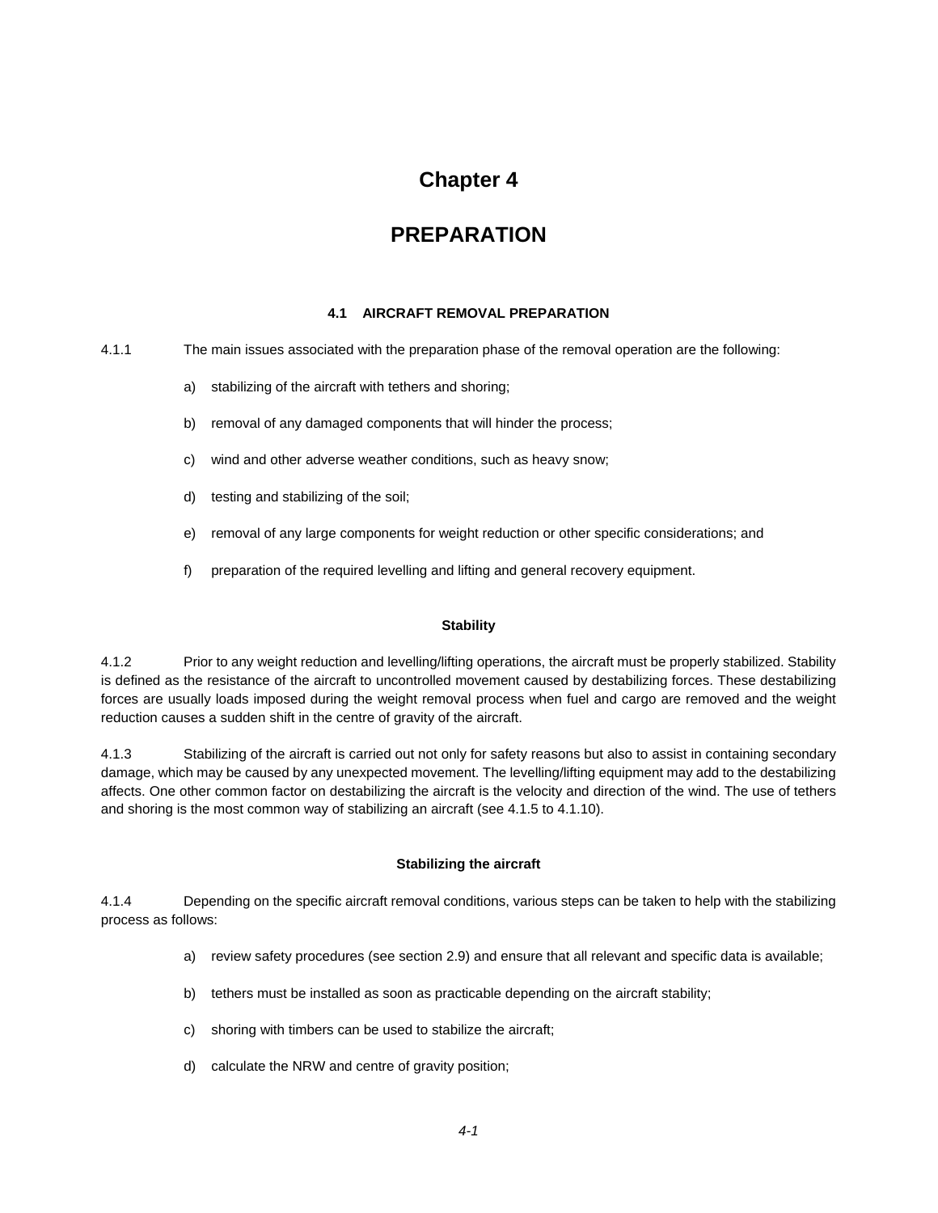# Chapter 4

# PREPARATION

### 4.1 AIRCRAFT REMOVAL PREPARATION

4.1.1 The main issues associated with the preparation phase of the removal operation are the following:

a) stabilizing of the aircraft with tethers and shoring;

b) removal of any damaged components that will hinder the process;

c) wind and other adverse weather conditions, such as heavy snow;

d) testing and stabilizing of the soil;

e) removal of any large components for weight reduction or other specific considerations; and

f) preparation of the required levelling and lifting and general recovery equipment.

#### Stability

4.1.2 Prior to any weight reduction and levelling/lifting operations, the aircraft must be properly stabilized. Stability is defined as the resistance of the aircraft to uncontrolled movement caused by destabilizing forces. These destabilizing forces are usually loads imposed during the weight removal process when fuel and cargo are removed and the weight reduction causes a sudden shift in the centre of gravity of the aircraft.

4.1.3 Stabilizing of the aircraft is carried out not only for safety reasons but also to assist in containing secondary damage, which may be caused by any unexpected movement. The levelling/lifting equipment may add to the destabilizing affects. One other common factor on destabilizing the aircraft is the velocity and direction of the wind. The use of tethers and shoring is the most common way of stabilizing an aircraft (see 4.1.5 to 4.1.10).

#### Stabilizing the aircraft

4.1.4 Depending on the specific aircraft removal conditions, various steps can be taken to help with the stabilizing process as follows:

a) review safety procedures (see section 2.9) and ensure that all relevant and specific data is available;

b) tethers must be installed as soon as practicable depending on the aircraft stability;

c) shoring with timbers can be used to stabilize the aircraft;

d) calculate the NRW and centre of gravity position;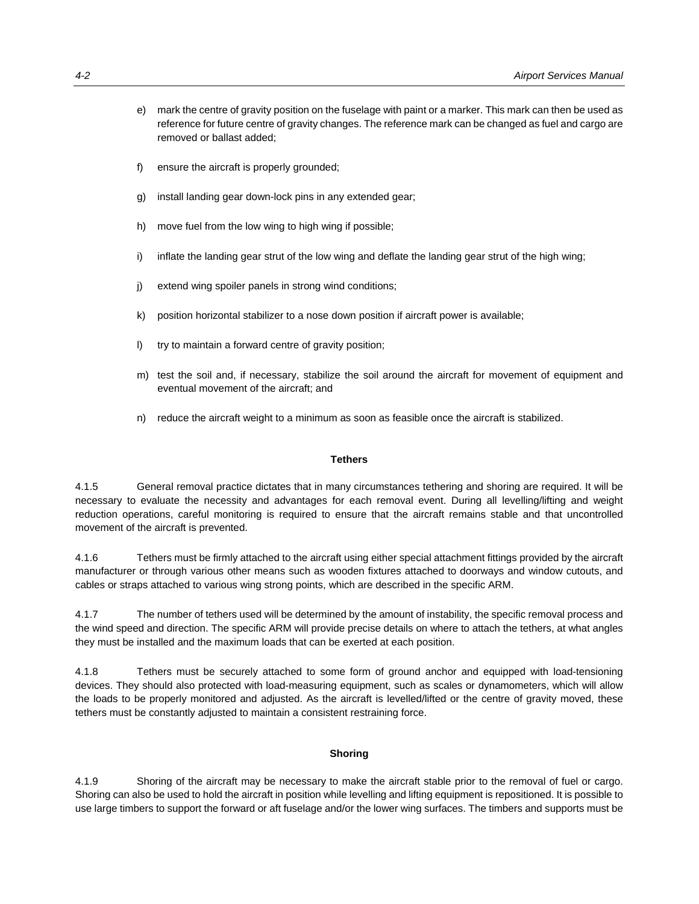e) mark the centre of gravity position on the fuselage with paint or a marker. This mark can then be used as reference for future centre of gravity changes. The reference mark can be changed as fuel and cargo are removed or ballast added;

f) ensure the aircraft is properly grounded;

g) install landing gear down-lock pins in any extended gear;

h) move fuel from the low wing to high wing if possible;

i) inflate the landing gear strut of the low wing and deflate the landing gear strut of the high wing;

j) extend wing spoiler panels in strong wind conditions;

k) position horizontal stabilizer to a nose down position if aircraft power is available;

l) try to maintain a forward centre of gravity position;

m) test the soil and, if necessary, stabilize the soil around the aircraft for movement of equipment and eventual movement of the aircraft; and

n) reduce the aircraft weight to a minimum as soon as feasible once the aircraft is stabilized.

**Tethers**

4.1.5 General removal practice dictates that in many circumstances tethering and shoring are required. It will be necessary to evaluate the necessity and advantages for each removal event. During all levelling/lifting and weight reduction operations, careful monitoring is required to ensure that the aircraft remains stable and that uncontrolled movement of the aircraft is prevented.

4.1.6 Tethers must be firmly attached to the aircraft using either special attachment fittings provided by the aircraft manufacturer or through various other means such as wooden fixtures attached to doorways and window cutouts, and cables or straps attached to various wing strong points, which are described in the specific ARM.

4.1.7 The number of tethers used will be determined by the amount of instability, the specific removal process and the wind speed and direction. The specific ARM will provide precise details on where to attach the tethers, at what angles they must be installed and the maximum loads that can be exerted at each position.

4.1.8 Tethers must be securely attached to some form of ground anchor and equipped with load-tensioning devices. They should also protected with load-measuring equipment, such as scales or dynamometers, which will allow the loads to be properly monitored and adjusted. As the aircraft is levelled/lifted or the centre of gravity moved, these tethers must be constantly adjusted to maintain a consistent restraining force.

**Shoring**

4.1.9 Shoring of the aircraft may be necessary to make the aircraft stable prior to the removal of fuel or cargo. Shoring can also be used to hold the aircraft in position while levelling and lifting equipment is repositioned. It is possible to use large timbers to support the forward or aft fuselage and/or the lower wing surfaces. The timbers and supports must be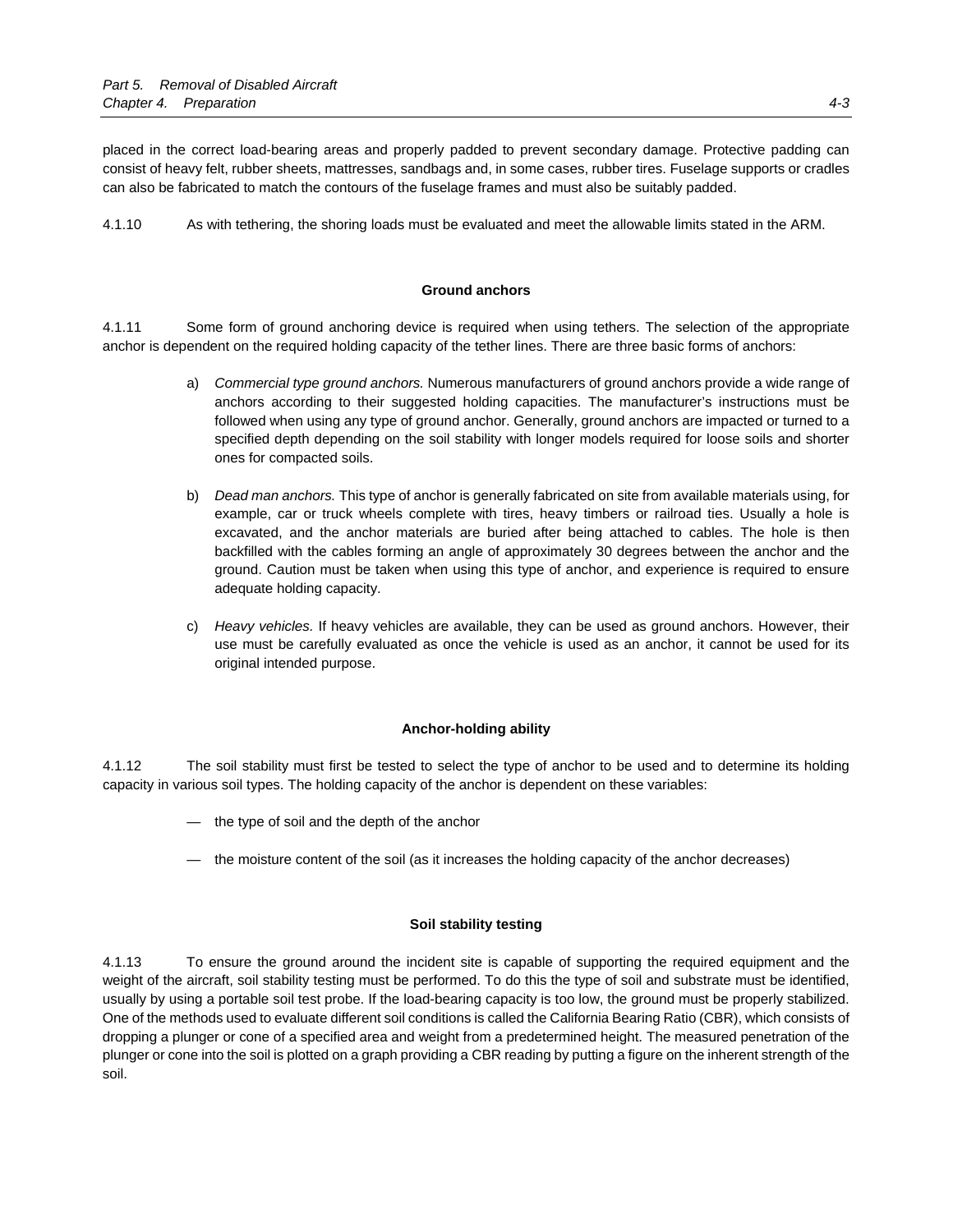placed in the correct load-bearing areas and properly padded to prevent secondary damage. Protective padding can consist of heavy felt, rubber sheets, mattresses, sandbags and, in some cases, rubber tires. Fuselage supports or cradles can also be fabricated to match the contours of the fuselage frames and must also be suitably padded.

4.1.10 As with tethering, the shoring loads must be evaluated and meet the allowable limits stated in the ARM.

**Ground anchors**

4.1.11 Some form of ground anchoring device is required when using tethers. The selection of the appropriate anchor is dependent on the required holding capacity of the tether lines. There are three basic forms of anchors:

a) *Commercial type ground anchors.* Numerous manufacturers of ground anchors provide a wide range of anchors according to their suggested holding capacities. The manufacturer's instructions must be followed when using any type of ground anchor. Generally, ground anchors are impacted or turned to a specified depth depending on the soil stability with longer models required for loose soils and shorter ones for compacted soils.

b) *Dead man anchors.* This type of anchor is generally fabricated on site from available materials using, for example, car or truck wheels complete with tires, heavy timbers or railroad ties. Usually a hole is excavated, and the anchor materials are buried after being attached to cables. The hole is then backfilled with the cables forming an angle of approximately 30 degrees between the anchor and the ground. Caution must be taken when using this type of anchor, and experience is required to ensure adequate holding capacity.

c) *Heavy vehicles.* If heavy vehicles are available, they can be used as ground anchors. However, their use must be carefully evaluated as once the vehicle is used as an anchor, it cannot be used for its original intended purpose.

**Anchor-holding ability**

4.1.12 The soil stability must first be tested to select the type of anchor to be used and to determine its holding capacity in various soil types. The holding capacity of the anchor is dependent on these variables:

— the type of soil and the depth of the anchor

— the moisture content of the soil (as it increases the holding capacity of the anchor decreases)

**Soil stability testing**

4.1.13 To ensure the ground around the incident site is capable of supporting the required equipment and the weight of the aircraft, soil stability testing must be performed. To do this the type of soil and substrate must be identified, usually by using a portable soil test probe. If the load-bearing capacity is too low, the ground must be properly stabilized. One of the methods used to evaluate different soil conditions is called the California Bearing Ratio (CBR), which consists of dropping a plunger or cone of a specified area and weight from a predetermined height. The measured penetration of the plunger or cone into the soil is plotted on a graph providing a CBR reading by putting a figure on the inherent strength of the soil.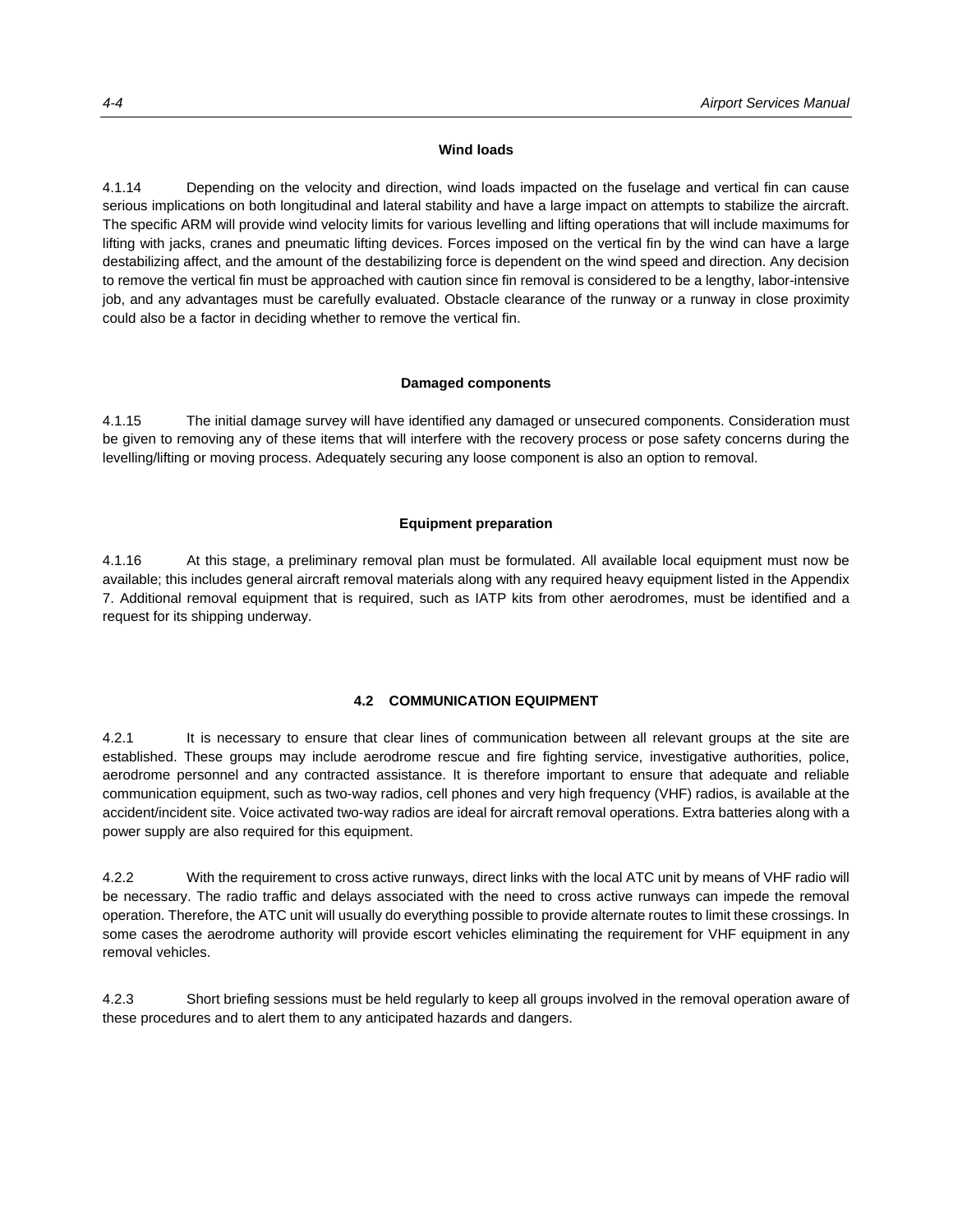#### Wind loads

4.1.14 Depending on the velocity and direction, wind loads impacted on the fuselage and vertical fin can cause serious implications on both longitudinal and lateral stability and have a large impact on attempts to stabilize the aircraft. The specific ARM will provide wind velocity limits for various levelling and lifting operations that will include maximums for lifting with jacks, cranes and pneumatic lifting devices. Forces imposed on the vertical fin by the wind can have a large destabilizing affect, and the amount of the destabilizing force is dependent on the wind speed and direction. Any decision to remove the vertical fin must be approached with caution since fin removal is considered to be a lengthy, labor-intensive job, and any advantages must be carefully evaluated. Obstacle clearance of the runway or a runway in close proximity could also be a factor in deciding whether to remove the vertical fin.

#### Damaged components

4.1.15 The initial damage survey will have identified any damaged or unsecured components. Consideration must be given to removing any of these items that will interfere with the recovery process or pose safety concerns during the levelling/lifting or moving process. Adequately securing any loose component is also an option to removal.

#### Equipment preparation

4.1.16 At this stage, a preliminary removal plan must be formulated. All available local equipment must now be available; this includes general aircraft removal materials along with any required heavy equipment listed in the Appendix 7. Additional removal equipment that is required, such as IATP kits from other aerodromes, must be identified and a request for its shipping underway.

## 4.2 COMMUNICATION EQUIPMENT

4.2.1 It is necessary to ensure that clear lines of communication between all relevant groups at the site are established. These groups may include aerodrome rescue and fire fighting service, investigative authorities, police, aerodrome personnel and any contracted assistance. It is therefore important to ensure that adequate and reliable communication equipment, such as two-way radios, cell phones and very high frequency (VHF) radios, is available at the accident/incident site. Voice activated two-way radios are ideal for aircraft removal operations. Extra batteries along with a power supply are also required for this equipment.

4.2.2 With the requirement to cross active runways, direct links with the local ATC unit by means of VHF radio will be necessary. The radio traffic and delays associated with the need to cross active runways can impede the removal operation. Therefore, the ATC unit will usually do everything possible to provide alternate routes to limit these crossings. In some cases the aerodrome authority will provide escort vehicles eliminating the requirement for VHF equipment in any removal vehicles.

4.2.3 Short briefing sessions must be held regularly to keep all groups involved in the removal operation aware of these procedures and to alert them to any anticipated hazards and dangers.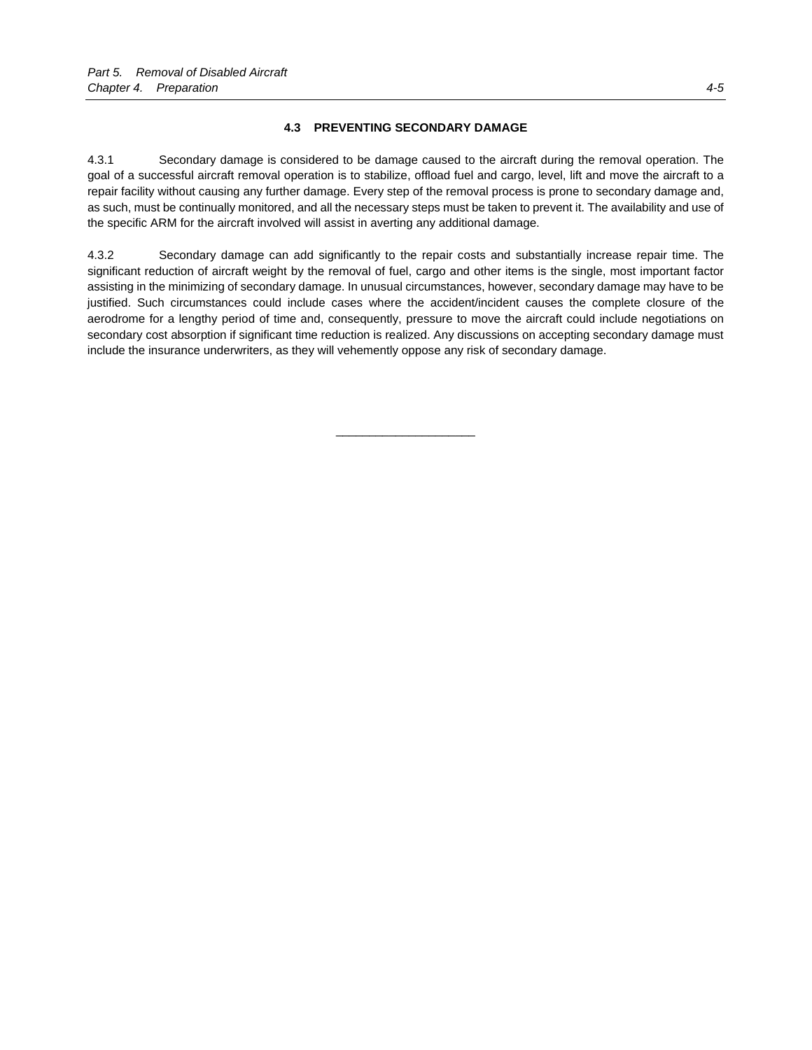### 4.3 PREVENTING SECONDARY DAMAGE

4.3.1 Secondary damage is considered to be damage caused to the aircraft during the removal operation. The goal of a successful aircraft removal operation is to stabilize, offload fuel and cargo, level, lift and move the aircraft to a repair facility without causing any further damage. Every step of the removal process is prone to secondary damage and, as such, must be continually monitored, and all the necessary steps must be taken to prevent it. The availability and use of the specific ARM for the aircraft involved will assist in averting any additional damage.

4.3.2 Secondary damage can add significantly to the repair costs and substantially increase repair time. The significant reduction of aircraft weight by the removal of fuel, cargo and other items is the single, most important factor assisting in the minimizing of secondary damage. In unusual circumstances, however, secondary damage may have to be justified. Such circumstances could include cases where the accident/incident causes the complete closure of the aerodrome for a lengthy period of time and, consequently, pressure to move the aircraft could include negotiations on secondary cost absorption if significant time reduction is realized. Any discussions on accepting secondary damage must include the insurance underwriters, as they will vehemently oppose any risk of secondary damage.

———————————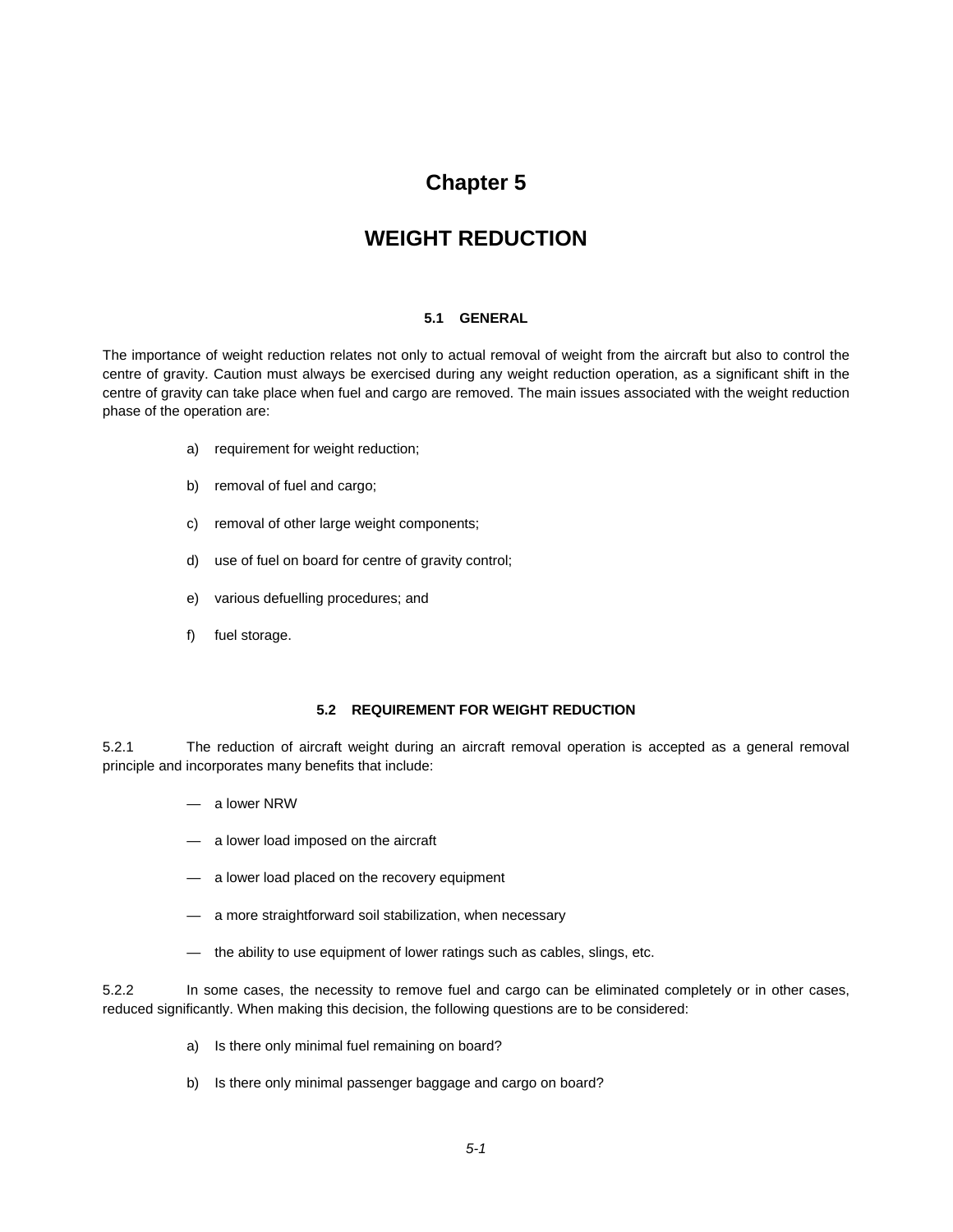# Chapter 5

# WEIGHT REDUCTION

### 5.1 GENERAL

The importance of weight reduction relates not only to actual removal of weight from the aircraft but also to control the centre of gravity. Caution must always be exercised during any weight reduction operation, as a significant shift in the centre of gravity can take place when fuel and cargo are removed. The main issues associated with the weight reduction phase of the operation are:

a) requirement for weight reduction;

b) removal of fuel and cargo;

c) removal of other large weight components;

d) use of fuel on board for centre of gravity control;

e) various defuelling procedures; and

f) fuel storage.

### 5.2 REQUIREMENT FOR WEIGHT REDUCTION

5.2.1 The reduction of aircraft weight during an aircraft removal operation is accepted as a general removal principle and incorporates many benefits that include:

— a lower NRW

— a lower load imposed on the aircraft

— a lower load placed on the recovery equipment

— a more straightforward soil stabilization, when necessary

— the ability to use equipment of lower ratings such as cables, slings, etc.

5.2.2 In some cases, the necessity to remove fuel and cargo can be eliminated completely or in other cases, reduced significantly. When making this decision, the following questions are to be considered:

a) Is there only minimal fuel remaining on board?

b) Is there only minimal passenger baggage and cargo on board?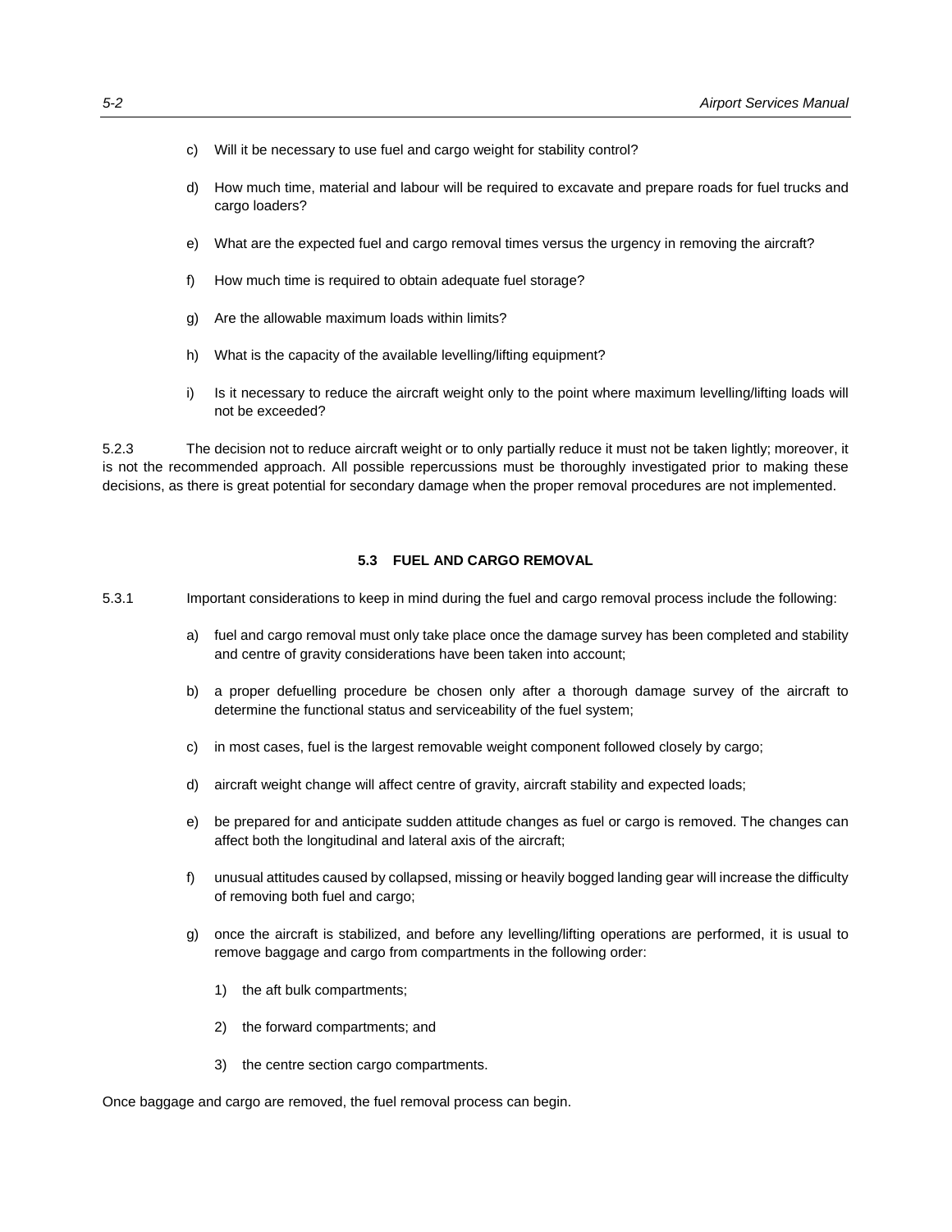c) Will it be necessary to use fuel and cargo weight for stability control?

d) How much time, material and labour will be required to excavate and prepare roads for fuel trucks and cargo loaders?

e) What are the expected fuel and cargo removal times versus the urgency in removing the aircraft?

f) How much time is required to obtain adequate fuel storage?

g) Are the allowable maximum loads within limits?

h) What is the capacity of the available levelling/lifting equipment?

i) Is it necessary to reduce the aircraft weight only to the point where maximum levelling/lifting loads will not be exceeded?

5.2.3 The decision not to reduce aircraft weight or to only partially reduce it must not be taken lightly; moreover, it is not the recommended approach. All possible repercussions must be thoroughly investigated prior to making these decisions, as there is great potential for secondary damage when the proper removal procedures are not implemented.

## 5.3 FUEL AND CARGO REMOVAL

5.3.1 Important considerations to keep in mind during the fuel and cargo removal process include the following:

a) fuel and cargo removal must only take place once the damage survey has been completed and stability and centre of gravity considerations have been taken into account;

b) a proper defuelling procedure be chosen only after a thorough damage survey of the aircraft to determine the functional status and serviceability of the fuel system;

c) in most cases, fuel is the largest removable weight component followed closely by cargo;

d) aircraft weight change will affect centre of gravity, aircraft stability and expected loads;

e) be prepared for and anticipate sudden attitude changes as fuel or cargo is removed. The changes can affect both the longitudinal and lateral axis of the aircraft;

f) unusual attitudes caused by collapsed, missing or heavily bogged landing gear will increase the difficulty of removing both fuel and cargo;

g) once the aircraft is stabilized, and before any levelling/lifting operations are performed, it is usual to remove baggage and cargo from compartments in the following order:

   1) the aft bulk compartments;

   2) the forward compartments; and

   3) the centre section cargo compartments.

Once baggage and cargo are removed, the fuel removal process can begin.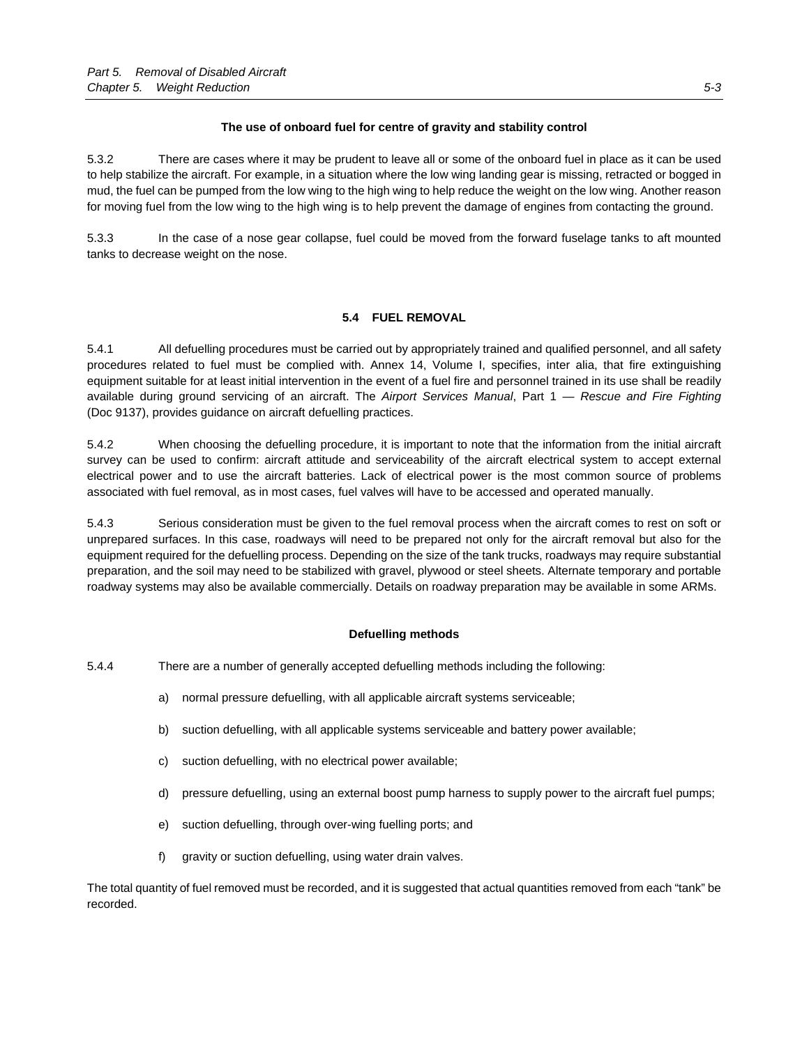### The use of onboard fuel for centre of gravity and stability control

5.3.2 There are cases where it may be prudent to leave all or some of the onboard fuel in place as it can be used to help stabilize the aircraft. For example, in a situation where the low wing landing gear is missing, retracted or bogged in mud, the fuel can be pumped from the low wing to the high wing to help reduce the weight on the low wing. Another reason for moving fuel from the low wing to the high wing is to help prevent the damage of engines from contacting the ground.

5.3.3 In the case of a nose gear collapse, fuel could be moved from the forward fuselage tanks to aft mounted tanks to decrease weight on the nose.

## 5.4 FUEL REMOVAL

5.4.1 All defuelling procedures must be carried out by appropriately trained and qualified personnel, and all safety procedures related to fuel must be complied with. Annex 14, Volume I, specifies, inter alia, that fire extinguishing equipment suitable for at least initial intervention in the event of a fuel fire and personnel trained in its use shall be readily available during ground servicing of an aircraft. The *Airport Services Manual*, Part 1 — *Rescue and Fire Fighting* (Doc 9137), provides guidance on aircraft defuelling practices.

5.4.2 When choosing the defuelling procedure, it is important to note that the information from the initial aircraft survey can be used to confirm: aircraft attitude and serviceability of the aircraft electrical system to accept external electrical power and to use the aircraft batteries. Lack of electrical power is the most common source of problems associated with fuel removal, as in most cases, fuel valves will have to be accessed and operated manually.

5.4.3 Serious consideration must be given to the fuel removal process when the aircraft comes to rest on soft or unprepared surfaces. In this case, roadways will need to be prepared not only for the aircraft removal but also for the equipment required for the defuelling process. Depending on the size of the tank trucks, roadways may require substantial preparation, and the soil may need to be stabilized with gravel, plywood or steel sheets. Alternate temporary and portable roadway systems may also be available commercially. Details on roadway preparation may be available in some ARMs.

### Defuelling methods

5.4.4 There are a number of generally accepted defuelling methods including the following:

a) normal pressure defuelling, with all applicable aircraft systems serviceable;

b) suction defuelling, with all applicable systems serviceable and battery power available;

c) suction defuelling, with no electrical power available;

d) pressure defuelling, using an external boost pump harness to supply power to the aircraft fuel pumps;

e) suction defuelling, through over-wing fuelling ports; and

f) gravity or suction defuelling, using water drain valves.

The total quantity of fuel removed must be recorded, and it is suggested that actual quantities removed from each "tank" be recorded.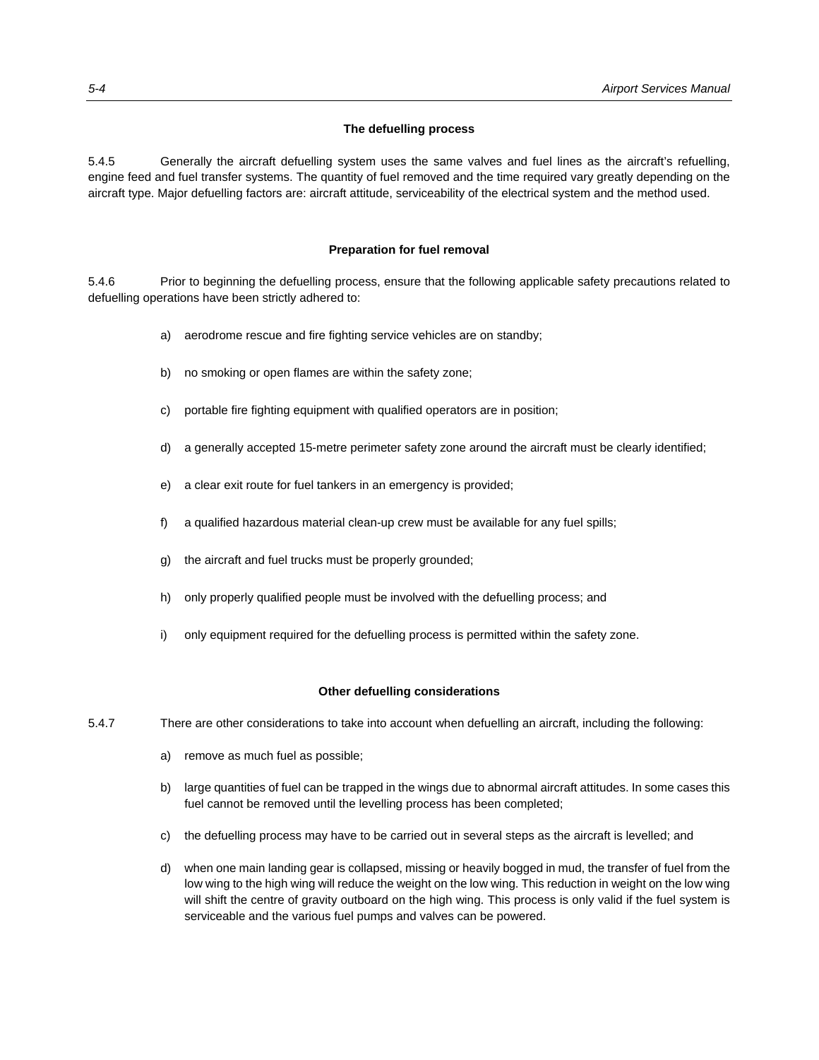#### The defuelling process

5.4.5 Generally the aircraft defuelling system uses the same valves and fuel lines as the aircraft's refuelling, engine feed and fuel transfer systems. The quantity of fuel removed and the time required vary greatly depending on the aircraft type. Major defuelling factors are: aircraft attitude, serviceability of the electrical system and the method used.

#### Preparation for fuel removal

5.4.6 Prior to beginning the defuelling process, ensure that the following applicable safety precautions related to defuelling operations have been strictly adhered to:

a) aerodrome rescue and fire fighting service vehicles are on standby;

b) no smoking or open flames are within the safety zone;

c) portable fire fighting equipment with qualified operators are in position;

d) a generally accepted 15-metre perimeter safety zone around the aircraft must be clearly identified;

e) a clear exit route for fuel tankers in an emergency is provided;

f) a qualified hazardous material clean-up crew must be available for any fuel spills;

g) the aircraft and fuel trucks must be properly grounded;

h) only properly qualified people must be involved with the defuelling process; and

i) only equipment required for the defuelling process is permitted within the safety zone.

#### Other defuelling considerations

5.4.7 There are other considerations to take into account when defuelling an aircraft, including the following:

a) remove as much fuel as possible;

b) large quantities of fuel can be trapped in the wings due to abnormal aircraft attitudes. In some cases this fuel cannot be removed until the levelling process has been completed;

c) the defuelling process may have to be carried out in several steps as the aircraft is levelled; and

d) when one main landing gear is collapsed, missing or heavily bogged in mud, the transfer of fuel from the low wing to the high wing will reduce the weight on the low wing. This reduction in weight on the low wing will shift the centre of gravity outboard on the high wing. This process is only valid if the fuel system is serviceable and the various fuel pumps and valves can be powered.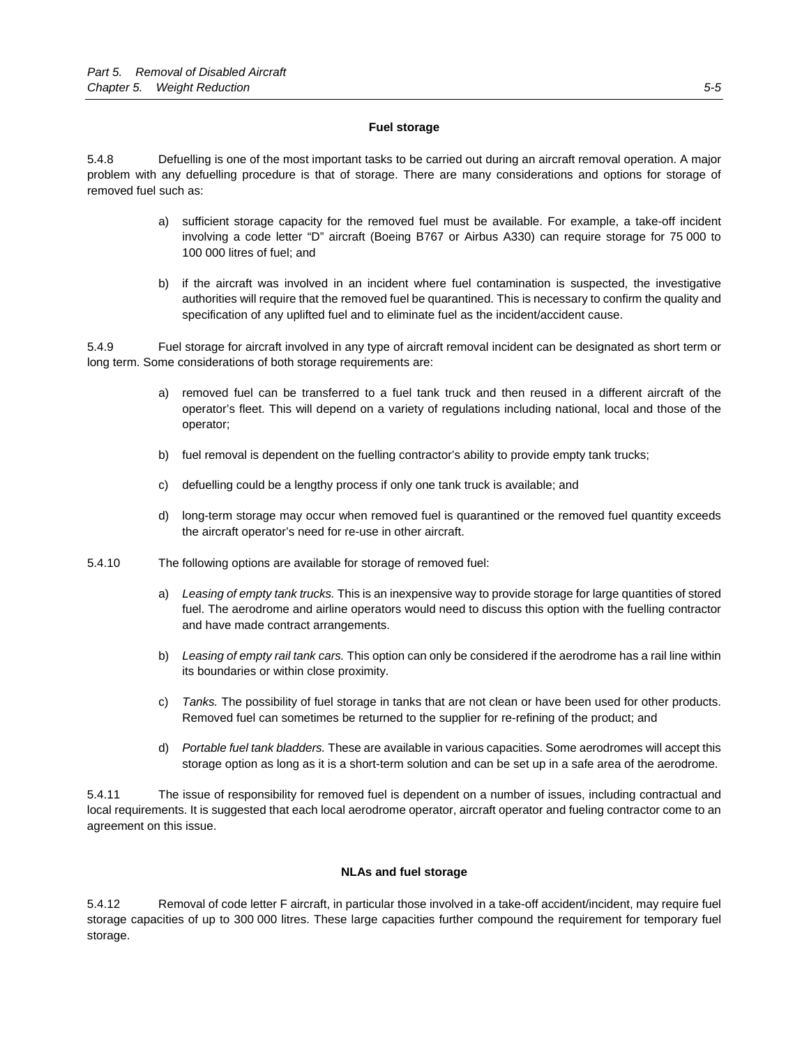#### Fuel storage

5.4.8 Defuelling is one of the most important tasks to be carried out during an aircraft removal operation. A major problem with any defuelling procedure is that of storage. There are many considerations and options for storage of removed fuel such as:

a) sufficient storage capacity for the removed fuel must be available. For example, a take-off incident involving a code letter "D" aircraft (Boeing B767 or Airbus A330) can require storage for 75 000 to 100 000 litres of fuel; and

b) if the aircraft was involved in an incident where fuel contamination is suspected, the investigative authorities will require that the removed fuel be quarantined. This is necessary to confirm the quality and specification of any uplifted fuel and to eliminate fuel as the incident/accident cause.

5.4.9 Fuel storage for aircraft involved in any type of aircraft removal incident can be designated as short term or long term. Some considerations of both storage requirements are:

a) removed fuel can be transferred to a fuel tank truck and then reused in a different aircraft of the operator's fleet. This will depend on a variety of regulations including national, local and those of the operator;

b) fuel removal is dependent on the fuelling contractor's ability to provide empty tank trucks;

c) defuelling could be a lengthy process if only one tank truck is available; and

d) long-term storage may occur when removed fuel is quarantined or the removed fuel quantity exceeds the aircraft operator's need for re-use in other aircraft.

5.4.10 The following options are available for storage of removed fuel:

a) *Leasing of empty tank trucks.* This is an inexpensive way to provide storage for large quantities of stored fuel. The aerodrome and airline operators would need to discuss this option with the fuelling contractor and have made contract arrangements.

b) *Leasing of empty rail tank cars.* This option can only be considered if the aerodrome has a rail line within its boundaries or within close proximity.

c) *Tanks.* The possibility of fuel storage in tanks that are not clean or have been used for other products. Removed fuel can sometimes be returned to the supplier for re-refining of the product; and

d) *Portable fuel tank bladders.* These are available in various capacities. Some aerodromes will accept this storage option as long as it is a short-term solution and can be set up in a safe area of the aerodrome.

5.4.11 The issue of responsibility for removed fuel is dependent on a number of issues, including contractual and local requirements. It is suggested that each local aerodrome operator, aircraft operator and fueling contractor come to an agreement on this issue.

#### NLAs and fuel storage

5.4.12 Removal of code letter F aircraft, in particular those involved in a take-off accident/incident, may require fuel storage capacities of up to 300 000 litres. These large capacities further compound the requirement for temporary fuel storage.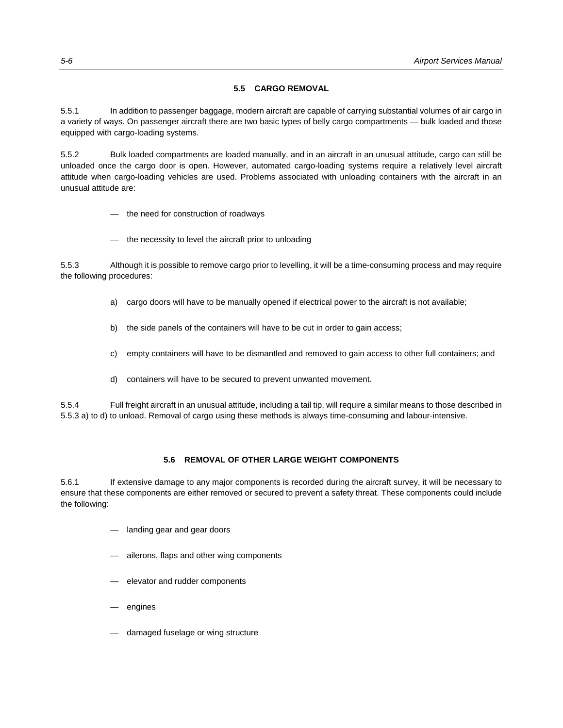## 5.5 CARGO REMOVAL

5.5.1 In addition to passenger baggage, modern aircraft are capable of carrying substantial volumes of air cargo in a variety of ways. On passenger aircraft there are two basic types of belly cargo compartments — bulk loaded and those equipped with cargo-loading systems.

5.5.2 Bulk loaded compartments are loaded manually, and in an aircraft in an unusual attitude, cargo can still be unloaded once the cargo door is open. However, automated cargo-loading systems require a relatively level aircraft attitude when cargo-loading vehicles are used. Problems associated with unloading containers with the aircraft in an unusual attitude are:

- the need for construction of roadways
- the necessity to level the aircraft prior to unloading

5.5.3 Although it is possible to remove cargo prior to levelling, it will be a time-consuming process and may require the following procedures:

a) cargo doors will have to be manually opened if electrical power to the aircraft is not available;

b) the side panels of the containers will have to be cut in order to gain access;

c) empty containers will have to be dismantled and removed to gain access to other full containers; and

d) containers will have to be secured to prevent unwanted movement.

5.5.4 Full freight aircraft in an unusual attitude, including a tail tip, will require a similar means to those described in 5.5.3 a) to d) to unload. Removal of cargo using these methods is always time-consuming and labour-intensive.

## 5.6 REMOVAL OF OTHER LARGE WEIGHT COMPONENTS

5.6.1 If extensive damage to any major components is recorded during the aircraft survey, it will be necessary to ensure that these components are either removed or secured to prevent a safety threat. These components could include the following:

- landing gear and gear doors
- ailerons, flaps and other wing components
- elevator and rudder components
- engines
- damaged fuselage or wing structure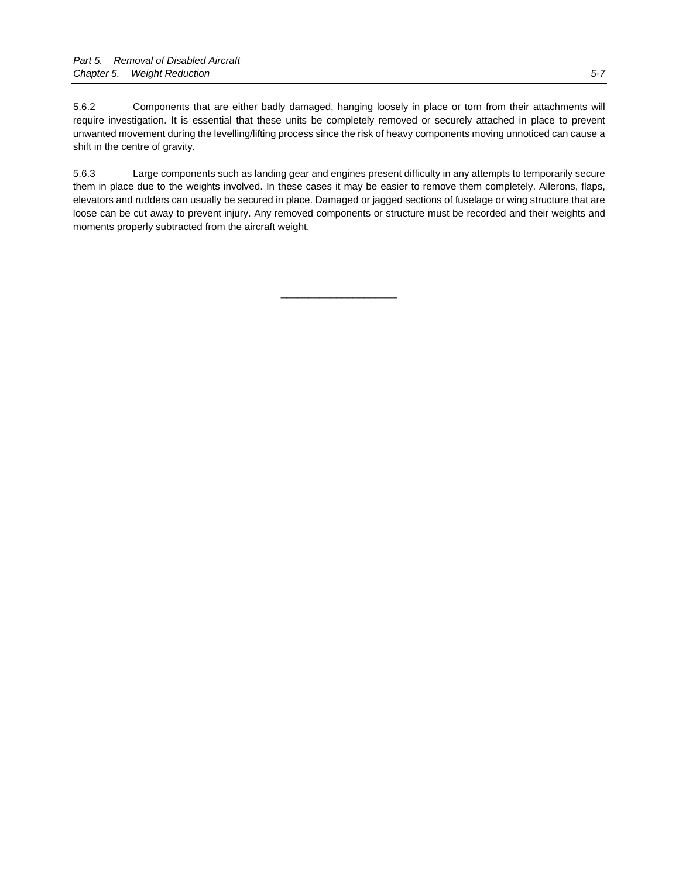5.6.2 Components that are either badly damaged, hanging loosely in place or torn from their attachments will require investigation. It is essential that these units be completely removed or securely attached in place to prevent unwanted movement during the levelling/lifting process since the risk of heavy components moving unnoticed can cause a shift in the centre of gravity.

5.6.3 Large components such as landing gear and engines present difficulty in any attempts to temporarily secure them in place due to the weights involved. In these cases it may be easier to remove them completely. Ailerons, flaps, elevators and rudders can usually be secured in place. Damaged or jagged sections of fuselage or wing structure that are loose can be cut away to prevent injury. Any removed components or structure must be recorded and their weights and moments properly subtracted from the aircraft weight.

---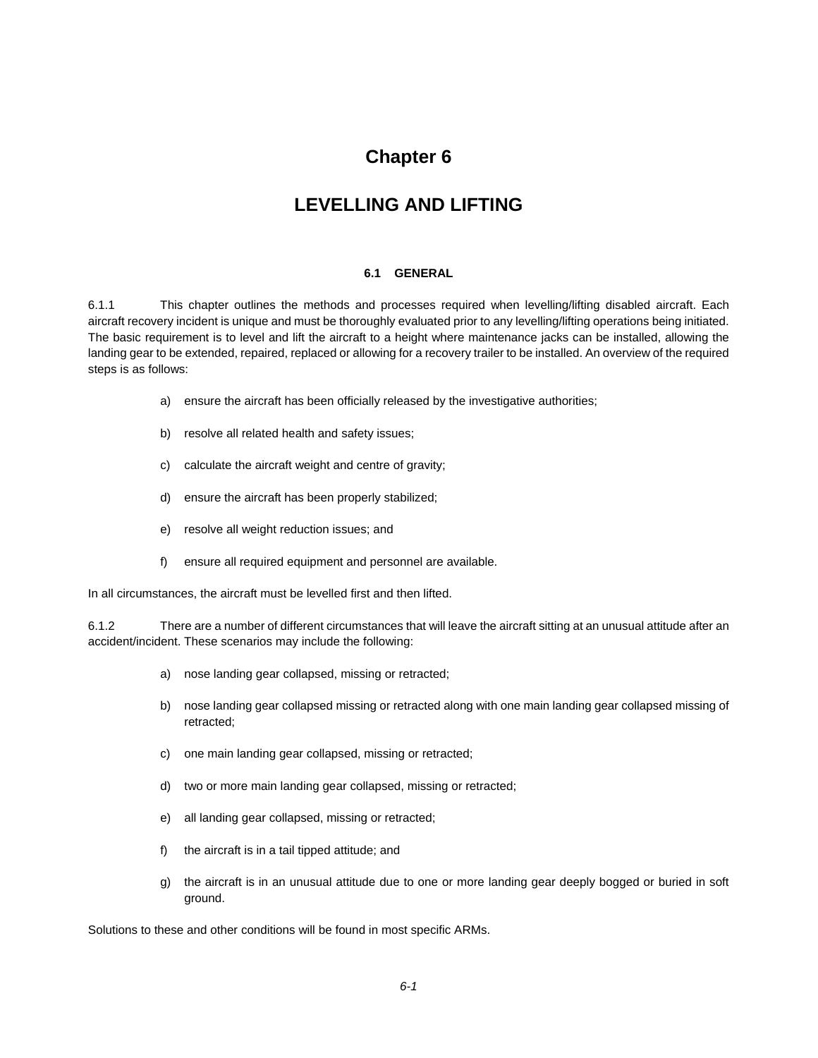# Chapter 6

# LEVELLING AND LIFTING

### 6.1 GENERAL

6.1.1 This chapter outlines the methods and processes required when levelling/lifting disabled aircraft. Each aircraft recovery incident is unique and must be thoroughly evaluated prior to any levelling/lifting operations being initiated. The basic requirement is to level and lift the aircraft to a height where maintenance jacks can be installed, allowing the landing gear to be extended, repaired, replaced or allowing for a recovery trailer to be installed. An overview of the required steps is as follows:

a) ensure the aircraft has been officially released by the investigative authorities;

b) resolve all related health and safety issues;

c) calculate the aircraft weight and centre of gravity;

d) ensure the aircraft has been properly stabilized;

e) resolve all weight reduction issues; and

f) ensure all required equipment and personnel are available.

In all circumstances, the aircraft must be levelled first and then lifted.

6.1.2 There are a number of different circumstances that will leave the aircraft sitting at an unusual attitude after an accident/incident. These scenarios may include the following:

a) nose landing gear collapsed, missing or retracted;

b) nose landing gear collapsed missing or retracted along with one main landing gear collapsed missing of retracted;

c) one main landing gear collapsed, missing or retracted;

d) two or more main landing gear collapsed, missing or retracted;

e) all landing gear collapsed, missing or retracted;

f) the aircraft is in a tail tipped attitude; and

g) the aircraft is in an unusual attitude due to one or more landing gear deeply bogged or buried in soft ground.

Solutions to these and other conditions will be found in most specific ARMs.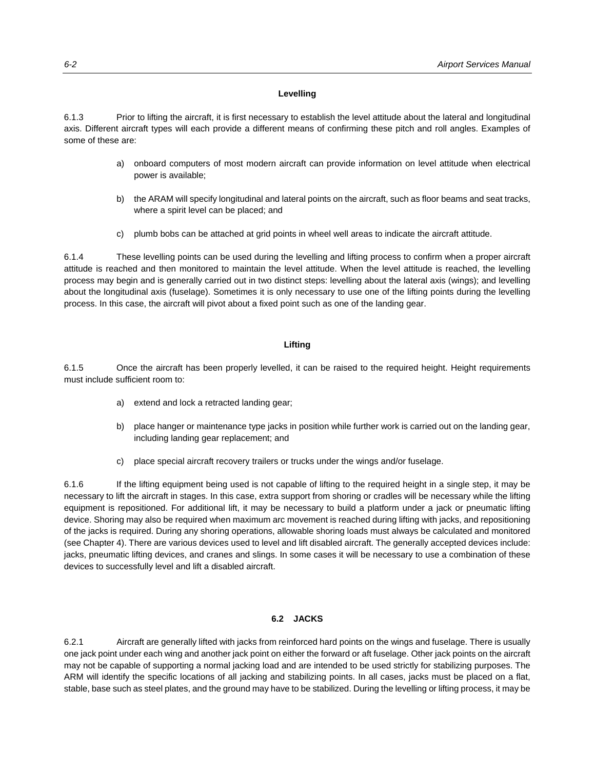### Levelling

6.1.3 Prior to lifting the aircraft, it is first necessary to establish the level attitude about the lateral and longitudinal axis. Different aircraft types will each provide a different means of confirming these pitch and roll angles. Examples of some of these are:

a) onboard computers of most modern aircraft can provide information on level attitude when electrical power is available;

b) the ARAM will specify longitudinal and lateral points on the aircraft, such as floor beams and seat tracks, where a spirit level can be placed; and

c) plumb bobs can be attached at grid points in wheel well areas to indicate the aircraft attitude.

6.1.4 These levelling points can be used during the levelling and lifting process to confirm when a proper aircraft attitude is reached and then monitored to maintain the level attitude. When the level attitude is reached, the levelling process may begin and is generally carried out in two distinct steps: levelling about the lateral axis (wings); and levelling about the longitudinal axis (fuselage). Sometimes it is only necessary to use one of the lifting points during the levelling process. In this case, the aircraft will pivot about a fixed point such as one of the landing gear.

### Lifting

6.1.5 Once the aircraft has been properly levelled, it can be raised to the required height. Height requirements must include sufficient room to:

a) extend and lock a retracted landing gear;

b) place hanger or maintenance type jacks in position while further work is carried out on the landing gear, including landing gear replacement; and

c) place special aircraft recovery trailers or trucks under the wings and/or fuselage.

6.1.6 If the lifting equipment being used is not capable of lifting to the required height in a single step, it may be necessary to lift the aircraft in stages. In this case, extra support from shoring or cradles will be necessary while the lifting equipment is repositioned. For additional lift, it may be necessary to build a platform under a jack or pneumatic lifting device. Shoring may also be required when maximum arc movement is reached during lifting with jacks, and repositioning of the jacks is required. During any shoring operations, allowable shoring loads must always be calculated and monitored (see Chapter 4). There are various devices used to level and lift disabled aircraft. The generally accepted devices include: jacks, pneumatic lifting devices, and cranes and slings. In some cases it will be necessary to use a combination of these devices to successfully level and lift a disabled aircraft.

## 6.2 JACKS

6.2.1 Aircraft are generally lifted with jacks from reinforced hard points on the wings and fuselage. There is usually one jack point under each wing and another jack point on either the forward or aft fuselage. Other jack points on the aircraft may not be capable of supporting a normal jacking load and are intended to be used strictly for stabilizing purposes. The ARM will identify the specific locations of all jacking and stabilizing points. In all cases, jacks must be placed on a flat, stable, base such as steel plates, and the ground may have to be stabilized. During the levelling or lifting process, it may be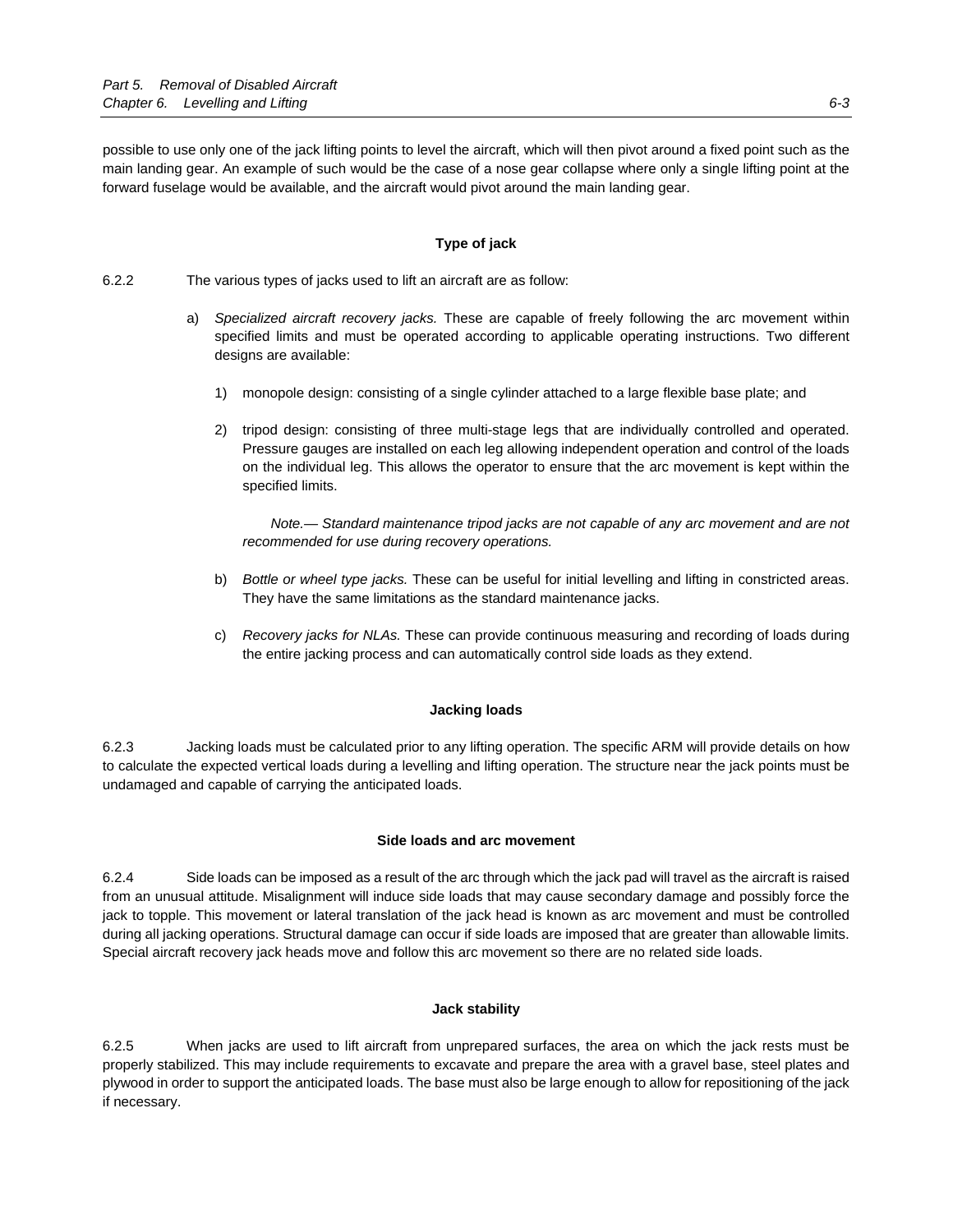possible to use only one of the jack lifting points to level the aircraft, which will then pivot around a fixed point such as the main landing gear. An example of such would be the case of a nose gear collapse where only a single lifting point at the forward fuselage would be available, and the aircraft would pivot around the main landing gear.

### Type of jack

6.2.2 The various types of jacks used to lift an aircraft are as follow:

a) *Specialized aircraft recovery jacks.* These are capable of freely following the arc movement within specified limits and must be operated according to applicable operating instructions. Two different designs are available:

1) monopole design: consisting of a single cylinder attached to a large flexible base plate; and

2) tripod design: consisting of three multi-stage legs that are individually controlled and operated. Pressure gauges are installed on each leg allowing independent operation and control of the loads on the individual leg. This allows the operator to ensure that the arc movement is kept within the specified limits.

*Note.— Standard maintenance tripod jacks are not capable of any arc movement and are not recommended for use during recovery operations.*

b) *Bottle or wheel type jacks.* These can be useful for initial levelling and lifting in constricted areas. They have the same limitations as the standard maintenance jacks.

c) *Recovery jacks for NLAs.* These can provide continuous measuring and recording of loads during the entire jacking process and can automatically control side loads as they extend.

### Jacking loads

6.2.3 Jacking loads must be calculated prior to any lifting operation. The specific ARM will provide details on how to calculate the expected vertical loads during a levelling and lifting operation. The structure near the jack points must be undamaged and capable of carrying the anticipated loads.

### Side loads and arc movement

6.2.4 Side loads can be imposed as a result of the arc through which the jack pad will travel as the aircraft is raised from an unusual attitude. Misalignment will induce side loads that may cause secondary damage and possibly force the jack to topple. This movement or lateral translation of the jack head is known as arc movement and must be controlled during all jacking operations. Structural damage can occur if side loads are imposed that are greater than allowable limits. Special aircraft recovery jack heads move and follow this arc movement so there are no related side loads.

### Jack stability

6.2.5 When jacks are used to lift aircraft from unprepared surfaces, the area on which the jack rests must be properly stabilized. This may include requirements to excavate and prepare the area with a gravel base, steel plates and plywood in order to support the anticipated loads. The base must also be large enough to allow for repositioning of the jack if necessary.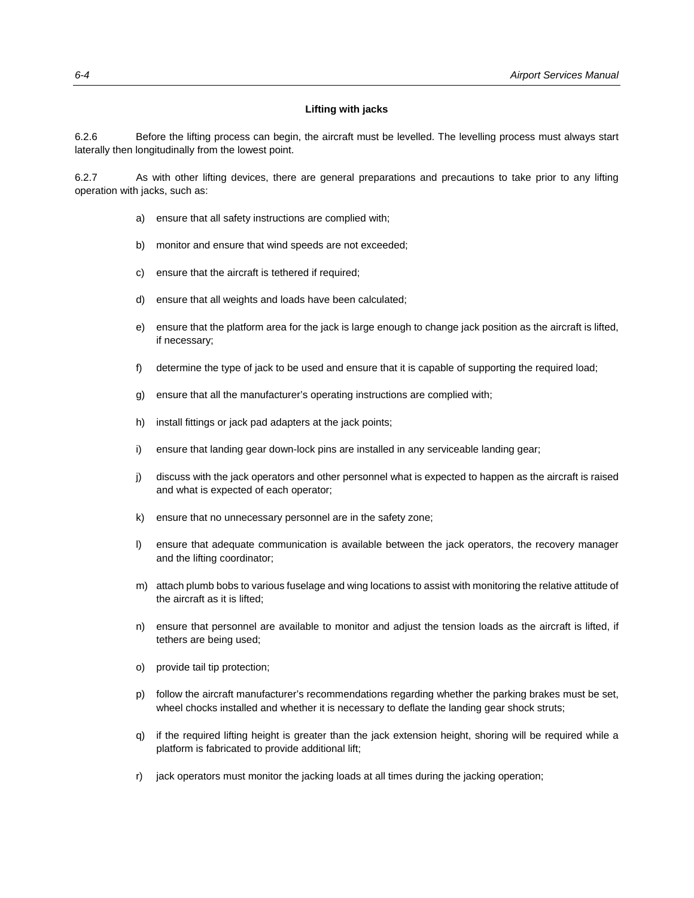**Lifting with jacks**

6.2.6 Before the lifting process can begin, the aircraft must be levelled. The levelling process must always start laterally then longitudinally from the lowest point.

6.2.7 As with other lifting devices, there are general preparations and precautions to take prior to any lifting operation with jacks, such as:

a) ensure that all safety instructions are complied with;

b) monitor and ensure that wind speeds are not exceeded;

c) ensure that the aircraft is tethered if required;

d) ensure that all weights and loads have been calculated;

e) ensure that the platform area for the jack is large enough to change jack position as the aircraft is lifted, if necessary;

f) determine the type of jack to be used and ensure that it is capable of supporting the required load;

g) ensure that all the manufacturer's operating instructions are complied with;

h) install fittings or jack pad adapters at the jack points;

i) ensure that landing gear down-lock pins are installed in any serviceable landing gear;

j) discuss with the jack operators and other personnel what is expected to happen as the aircraft is raised and what is expected of each operator;

k) ensure that no unnecessary personnel are in the safety zone;

l) ensure that adequate communication is available between the jack operators, the recovery manager and the lifting coordinator;

m) attach plumb bobs to various fuselage and wing locations to assist with monitoring the relative attitude of the aircraft as it is lifted;

n) ensure that personnel are available to monitor and adjust the tension loads as the aircraft is lifted, if tethers are being used;

o) provide tail tip protection;

p) follow the aircraft manufacturer's recommendations regarding whether the parking brakes must be set, wheel chocks installed and whether it is necessary to deflate the landing gear shock struts;

q) if the required lifting height is greater than the jack extension height, shoring will be required while a platform is fabricated to provide additional lift;

r) jack operators must monitor the jacking loads at all times during the jacking operation;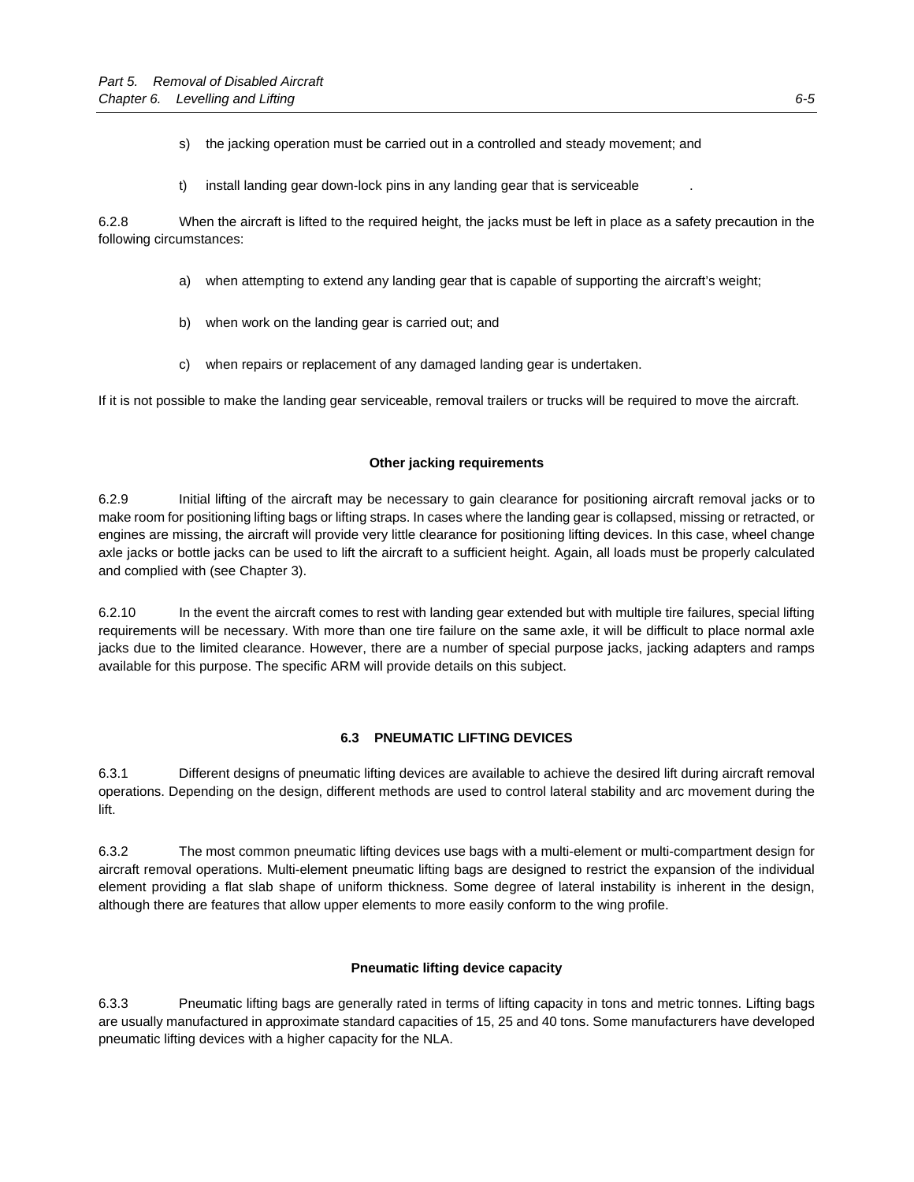s) the jacking operation must be carried out in a controlled and steady movement; and

t) install landing gear down-lock pins in any landing gear that is serviceable .

6.2.8 When the aircraft is lifted to the required height, the jacks must be left in place as a safety precaution in the following circumstances:

a) when attempting to extend any landing gear that is capable of supporting the aircraft's weight;

b) when work on the landing gear is carried out; and

c) when repairs or replacement of any damaged landing gear is undertaken.

If it is not possible to make the landing gear serviceable, removal trailers or trucks will be required to move the aircraft.

**Other jacking requirements**

6.2.9 Initial lifting of the aircraft may be necessary to gain clearance for positioning aircraft removal jacks or to make room for positioning lifting bags or lifting straps. In cases where the landing gear is collapsed, missing or retracted, or engines are missing, the aircraft will provide very little clearance for positioning lifting devices. In this case, wheel change axle jacks or bottle jacks can be used to lift the aircraft to a sufficient height. Again, all loads must be properly calculated and complied with (see Chapter 3).

6.2.10 In the event the aircraft comes to rest with landing gear extended but with multiple tire failures, special lifting requirements will be necessary. With more than one tire failure on the same axle, it will be difficult to place normal axle jacks due to the limited clearance. However, there are a number of special purpose jacks, jacking adapters and ramps available for this purpose. The specific ARM will provide details on this subject.

## 6.3 PNEUMATIC LIFTING DEVICES

6.3.1 Different designs of pneumatic lifting devices are available to achieve the desired lift during aircraft removal operations. Depending on the design, different methods are used to control lateral stability and arc movement during the lift.

6.3.2 The most common pneumatic lifting devices use bags with a multi-element or multi-compartment design for aircraft removal operations. Multi-element pneumatic lifting bags are designed to restrict the expansion of the individual element providing a flat slab shape of uniform thickness. Some degree of lateral instability is inherent in the design, although there are features that allow upper elements to more easily conform to the wing profile.

**Pneumatic lifting device capacity**

6.3.3 Pneumatic lifting bags are generally rated in terms of lifting capacity in tons and metric tonnes. Lifting bags are usually manufactured in approximate standard capacities of 15, 25 and 40 tons. Some manufacturers have developed pneumatic lifting devices with a higher capacity for the NLA.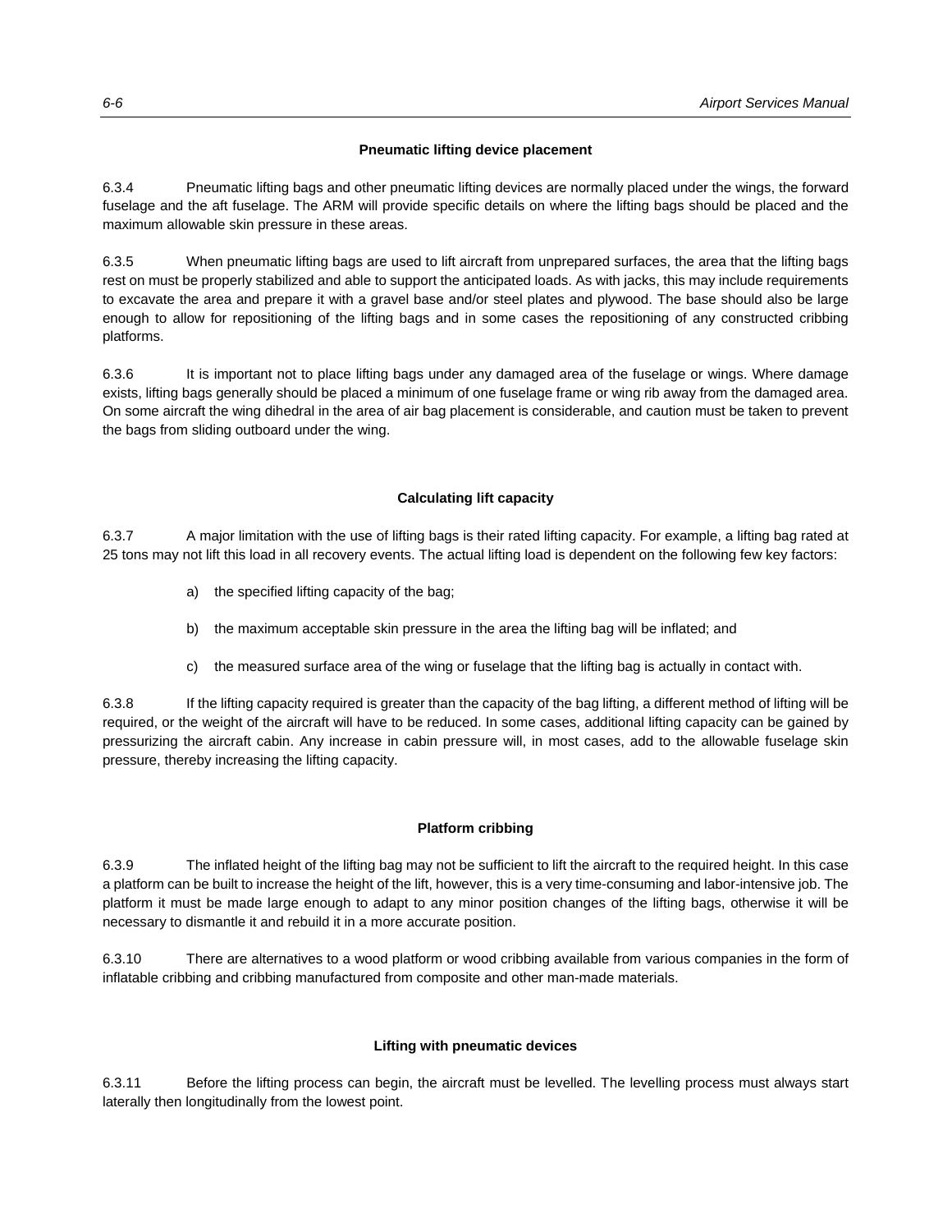### Pneumatic lifting device placement

6.3.4 Pneumatic lifting bags and other pneumatic lifting devices are normally placed under the wings, the forward fuselage and the aft fuselage. The ARM will provide specific details on where the lifting bags should be placed and the maximum allowable skin pressure in these areas.

6.3.5 When pneumatic lifting bags are used to lift aircraft from unprepared surfaces, the area that the lifting bags rest on must be properly stabilized and able to support the anticipated loads. As with jacks, this may include requirements to excavate the area and prepare it with a gravel base and/or steel plates and plywood. The base should also be large enough to allow for repositioning of the lifting bags and in some cases the repositioning of any constructed cribbing platforms.

6.3.6 It is important not to place lifting bags under any damaged area of the fuselage or wings. Where damage exists, lifting bags generally should be placed a minimum of one fuselage frame or wing rib away from the damaged area. On some aircraft the wing dihedral in the area of air bag placement is considerable, and caution must be taken to prevent the bags from sliding outboard under the wing.

### Calculating lift capacity

6.3.7 A major limitation with the use of lifting bags is their rated lifting capacity. For example, a lifting bag rated at 25 tons may not lift this load in all recovery events. The actual lifting load is dependent on the following few key factors:

a) the specified lifting capacity of the bag;

b) the maximum acceptable skin pressure in the area the lifting bag will be inflated; and

c) the measured surface area of the wing or fuselage that the lifting bag is actually in contact with.

6.3.8 If the lifting capacity required is greater than the capacity of the bag lifting, a different method of lifting will be required, or the weight of the aircraft will have to be reduced. In some cases, additional lifting capacity can be gained by pressurizing the aircraft cabin. Any increase in cabin pressure will, in most cases, add to the allowable fuselage skin pressure, thereby increasing the lifting capacity.

### Platform cribbing

6.3.9 The inflated height of the lifting bag may not be sufficient to lift the aircraft to the required height. In this case a platform can be built to increase the height of the lift, however, this is a very time-consuming and labor-intensive job. The platform it must be made large enough to adapt to any minor position changes of the lifting bags, otherwise it will be necessary to dismantle it and rebuild it in a more accurate position.

6.3.10 There are alternatives to a wood platform or wood cribbing available from various companies in the form of inflatable cribbing and cribbing manufactured from composite and other man-made materials.

### Lifting with pneumatic devices

6.3.11 Before the lifting process can begin, the aircraft must be levelled. The levelling process must always start laterally then longitudinally from the lowest point.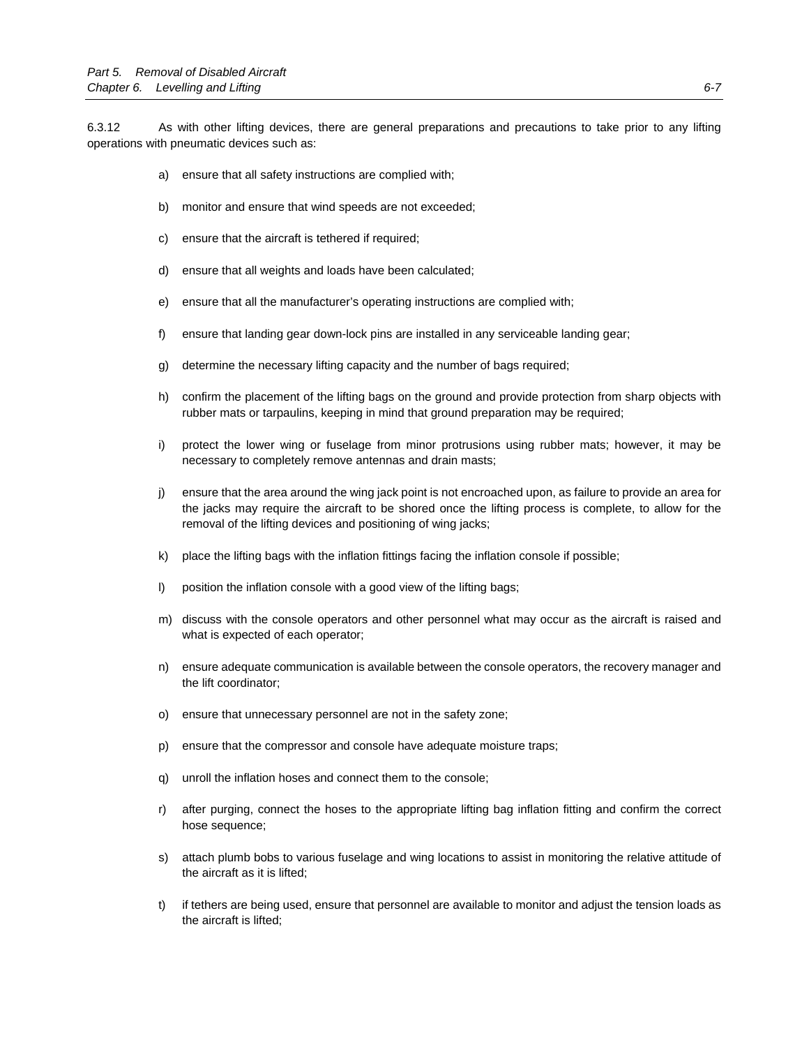6.3.12 As with other lifting devices, there are general preparations and precautions to take prior to any lifting operations with pneumatic devices such as:

a) ensure that all safety instructions are complied with;

b) monitor and ensure that wind speeds are not exceeded;

c) ensure that the aircraft is tethered if required;

d) ensure that all weights and loads have been calculated;

e) ensure that all the manufacturer's operating instructions are complied with;

f) ensure that landing gear down-lock pins are installed in any serviceable landing gear;

g) determine the necessary lifting capacity and the number of bags required;

h) confirm the placement of the lifting bags on the ground and provide protection from sharp objects with rubber mats or tarpaulins, keeping in mind that ground preparation may be required;

i) protect the lower wing or fuselage from minor protrusions using rubber mats; however, it may be necessary to completely remove antennas and drain masts;

j) ensure that the area around the wing jack point is not encroached upon, as failure to provide an area for the jacks may require the aircraft to be shored once the lifting process is complete, to allow for the removal of the lifting devices and positioning of wing jacks;

k) place the lifting bags with the inflation fittings facing the inflation console if possible;

l) position the inflation console with a good view of the lifting bags;

m) discuss with the console operators and other personnel what may occur as the aircraft is raised and what is expected of each operator;

n) ensure adequate communication is available between the console operators, the recovery manager and the lift coordinator;

o) ensure that unnecessary personnel are not in the safety zone;

p) ensure that the compressor and console have adequate moisture traps;

q) unroll the inflation hoses and connect them to the console;

r) after purging, connect the hoses to the appropriate lifting bag inflation fitting and confirm the correct hose sequence;

s) attach plumb bobs to various fuselage and wing locations to assist in monitoring the relative attitude of the aircraft as it is lifted;

t) if tethers are being used, ensure that personnel are available to monitor and adjust the tension loads as the aircraft is lifted;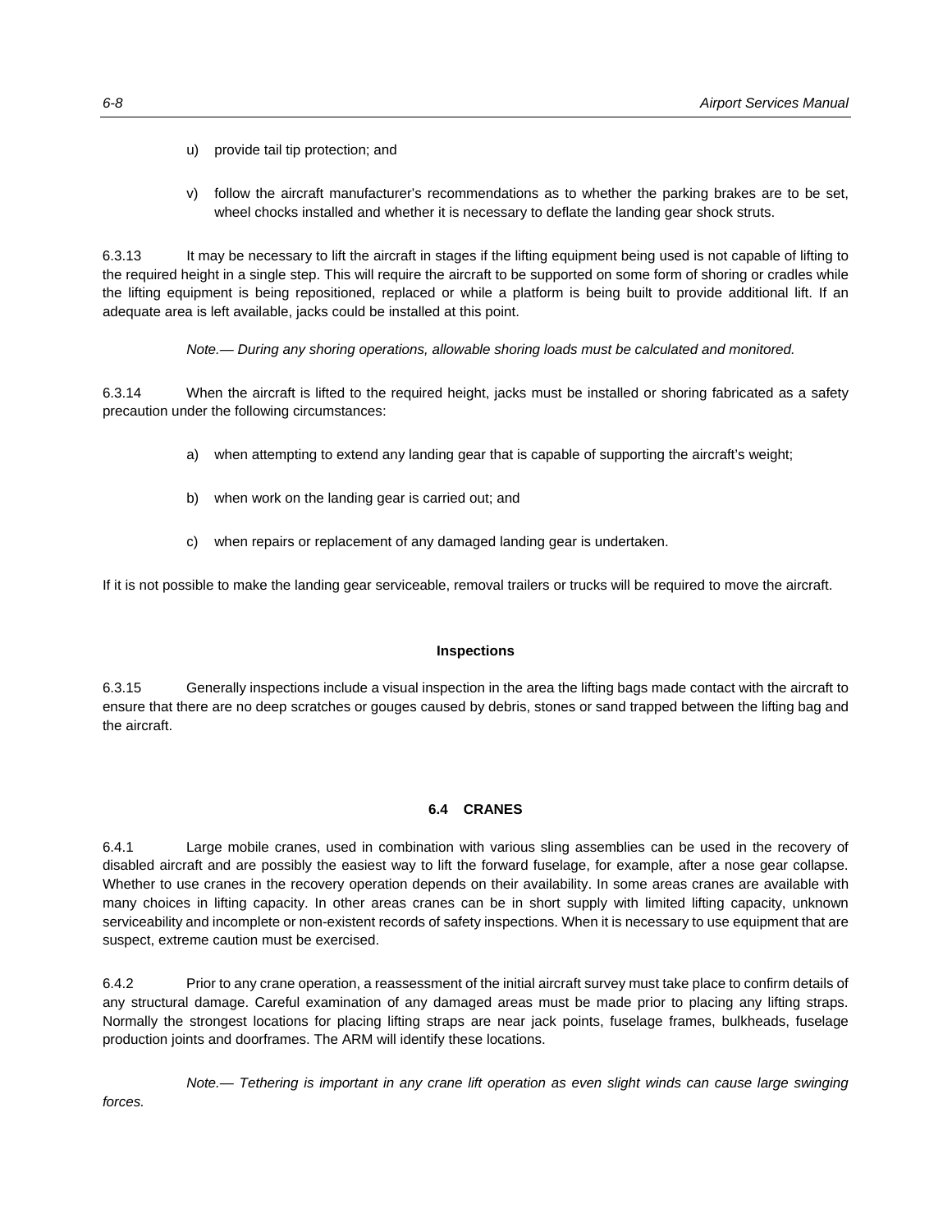u) provide tail tip protection; and

v) follow the aircraft manufacturer's recommendations as to whether the parking brakes are to be set, wheel chocks installed and whether it is necessary to deflate the landing gear shock struts.

6.3.13 It may be necessary to lift the aircraft in stages if the lifting equipment being used is not capable of lifting to the required height in a single step. This will require the aircraft to be supported on some form of shoring or cradles while the lifting equipment is being repositioned, replaced or while a platform is being built to provide additional lift. If an adequate area is left available, jacks could be installed at this point.

*Note.— During any shoring operations, allowable shoring loads must be calculated and monitored.*

6.3.14 When the aircraft is lifted to the required height, jacks must be installed or shoring fabricated as a safety precaution under the following circumstances:

a) when attempting to extend any landing gear that is capable of supporting the aircraft's weight;

b) when work on the landing gear is carried out; and

c) when repairs or replacement of any damaged landing gear is undertaken.

If it is not possible to make the landing gear serviceable, removal trailers or trucks will be required to move the aircraft.

### Inspections

6.3.15 Generally inspections include a visual inspection in the area the lifting bags made contact with the aircraft to ensure that there are no deep scratches or gouges caused by debris, stones or sand trapped between the lifting bag and the aircraft.

## 6.4 CRANES

6.4.1 Large mobile cranes, used in combination with various sling assemblies can be used in the recovery of disabled aircraft and are possibly the easiest way to lift the forward fuselage, for example, after a nose gear collapse. Whether to use cranes in the recovery operation depends on their availability. In some areas cranes are available with many choices in lifting capacity. In other areas cranes can be in short supply with limited lifting capacity, unknown serviceability and incomplete or non-existent records of safety inspections. When it is necessary to use equipment that are suspect, extreme caution must be exercised.

6.4.2 Prior to any crane operation, a reassessment of the initial aircraft survey must take place to confirm details of any structural damage. Careful examination of any damaged areas must be made prior to placing any lifting straps. Normally the strongest locations for placing lifting straps are near jack points, fuselage frames, bulkheads, fuselage production joints and doorframes. The ARM will identify these locations.

*Note.— Tethering is important in any crane lift operation as even slight winds can cause large swinging forces.*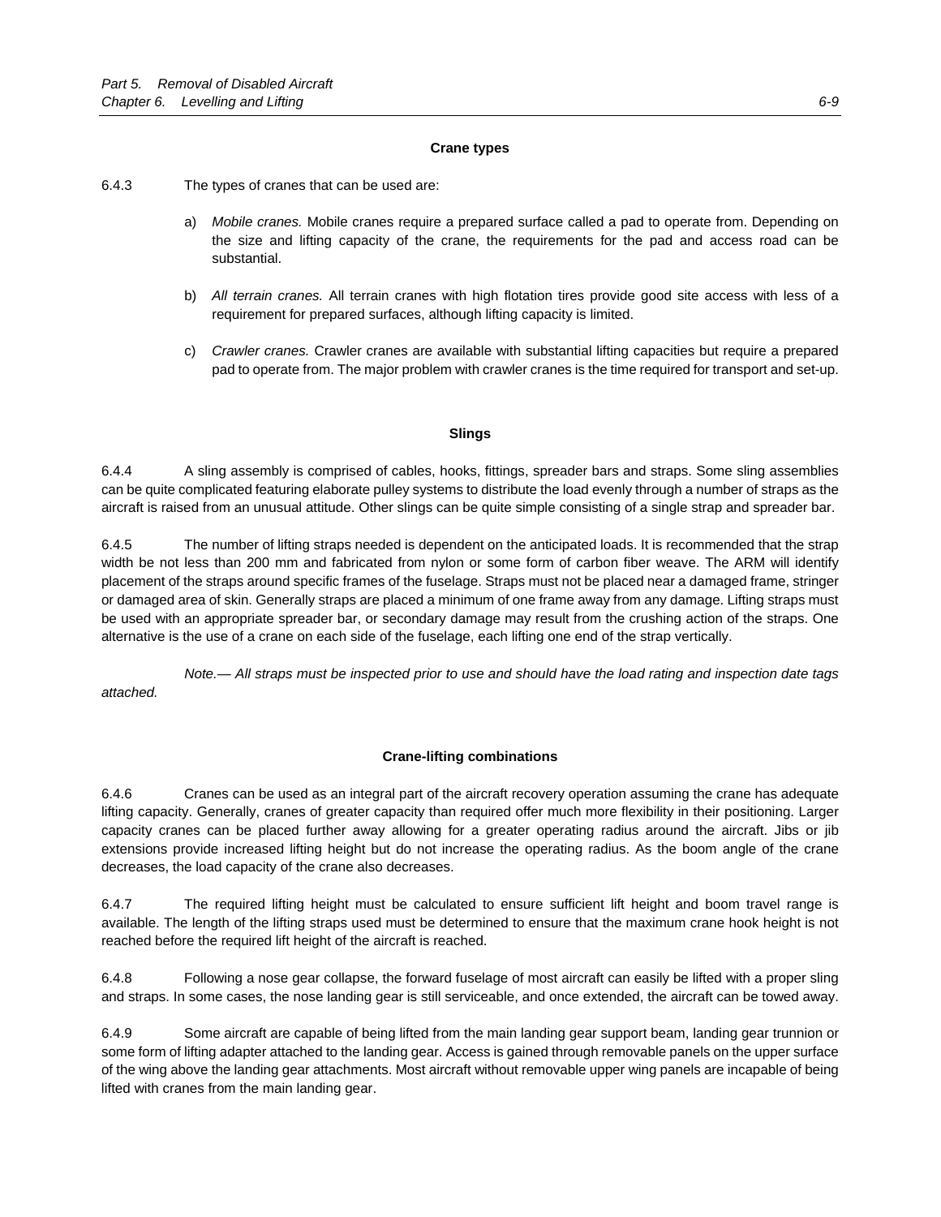### Crane types

6.4.3 The types of cranes that can be used are:

a) *Mobile cranes.* Mobile cranes require a prepared surface called a pad to operate from. Depending on the size and lifting capacity of the crane, the requirements for the pad and access road can be substantial.

b) *All terrain cranes.* All terrain cranes with high flotation tires provide good site access with less of a requirement for prepared surfaces, although lifting capacity is limited.

c) *Crawler cranes.* Crawler cranes are available with substantial lifting capacities but require a prepared pad to operate from. The major problem with crawler cranes is the time required for transport and set-up.

### Slings

6.4.4 A sling assembly is comprised of cables, hooks, fittings, spreader bars and straps. Some sling assemblies can be quite complicated featuring elaborate pulley systems to distribute the load evenly through a number of straps as the aircraft is raised from an unusual attitude. Other slings can be quite simple consisting of a single strap and spreader bar.

6.4.5 The number of lifting straps needed is dependent on the anticipated loads. It is recommended that the strap width be not less than 200 mm and fabricated from nylon or some form of carbon fiber weave. The ARM will identify placement of the straps around specific frames of the fuselage. Straps must not be placed near a damaged frame, stringer or damaged area of skin. Generally straps are placed a minimum of one frame away from any damage. Lifting straps must be used with an appropriate spreader bar, or secondary damage may result from the crushing action of the straps. One alternative is the use of a crane on each side of the fuselage, each lifting one end of the strap vertically.

*Note.— All straps must be inspected prior to use and should have the load rating and inspection date tags attached.*

### Crane-lifting combinations

6.4.6 Cranes can be used as an integral part of the aircraft recovery operation assuming the crane has adequate lifting capacity. Generally, cranes of greater capacity than required offer much more flexibility in their positioning. Larger capacity cranes can be placed further away allowing for a greater operating radius around the aircraft. Jibs or jib extensions provide increased lifting height but do not increase the operating radius. As the boom angle of the crane decreases, the load capacity of the crane also decreases.

6.4.7 The required lifting height must be calculated to ensure sufficient lift height and boom travel range is available. The length of the lifting straps used must be determined to ensure that the maximum crane hook height is not reached before the required lift height of the aircraft is reached.

6.4.8 Following a nose gear collapse, the forward fuselage of most aircraft can easily be lifted with a proper sling and straps. In some cases, the nose landing gear is still serviceable, and once extended, the aircraft can be towed away.

6.4.9 Some aircraft are capable of being lifted from the main landing gear support beam, landing gear trunnion or some form of lifting adapter attached to the landing gear. Access is gained through removable panels on the upper surface of the wing above the landing gear attachments. Most aircraft without removable upper wing panels are incapable of being lifted with cranes from the main landing gear.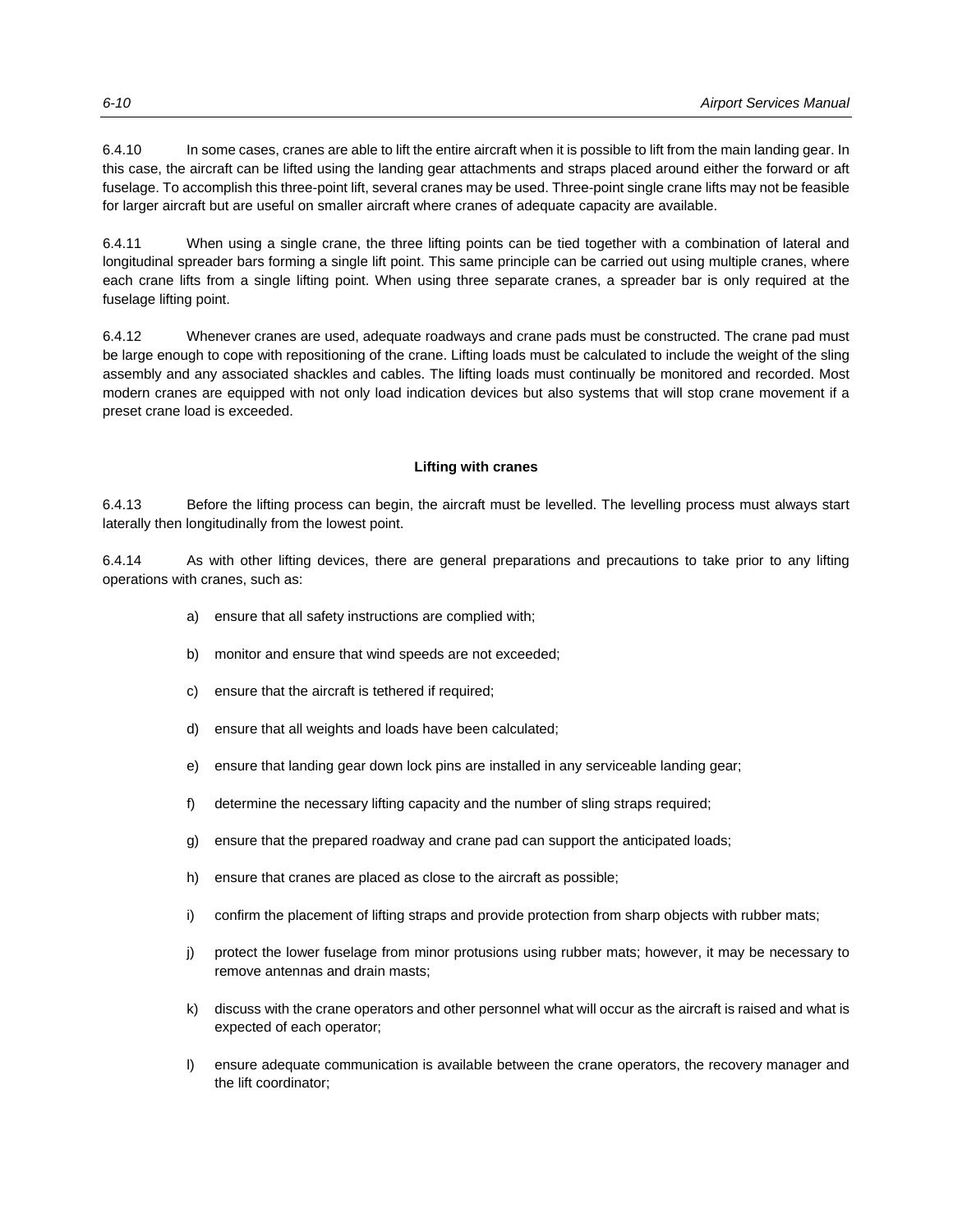6.4.10 In some cases, cranes are able to lift the entire aircraft when it is possible to lift from the main landing gear. In this case, the aircraft can be lifted using the landing gear attachments and straps placed around either the forward or aft fuselage. To accomplish this three-point lift, several cranes may be used. Three-point single crane lifts may not be feasible for larger aircraft but are useful on smaller aircraft where cranes of adequate capacity are available.

6.4.11 When using a single crane, the three lifting points can be tied together with a combination of lateral and longitudinal spreader bars forming a single lift point. This same principle can be carried out using multiple cranes, where each crane lifts from a single lifting point. When using three separate cranes, a spreader bar is only required at the fuselage lifting point.

6.4.12 Whenever cranes are used, adequate roadways and crane pads must be constructed. The crane pad must be large enough to cope with repositioning of the crane. Lifting loads must be calculated to include the weight of the sling assembly and any associated shackles and cables. The lifting loads must continually be monitored and recorded. Most modern cranes are equipped with not only load indication devices but also systems that will stop crane movement if a preset crane load is exceeded.

**Lifting with cranes**

6.4.13 Before the lifting process can begin, the aircraft must be levelled. The levelling process must always start laterally then longitudinally from the lowest point.

6.4.14 As with other lifting devices, there are general preparations and precautions to take prior to any lifting operations with cranes, such as:

a) ensure that all safety instructions are complied with;

b) monitor and ensure that wind speeds are not exceeded;

c) ensure that the aircraft is tethered if required;

d) ensure that all weights and loads have been calculated;

e) ensure that landing gear down lock pins are installed in any serviceable landing gear;

f) determine the necessary lifting capacity and the number of sling straps required;

g) ensure that the prepared roadway and crane pad can support the anticipated loads;

h) ensure that cranes are placed as close to the aircraft as possible;

i) confirm the placement of lifting straps and provide protection from sharp objects with rubber mats;

j) protect the lower fuselage from minor protusions using rubber mats; however, it may be necessary to remove antennas and drain masts;

k) discuss with the crane operators and other personnel what will occur as the aircraft is raised and what is expected of each operator;

l) ensure adequate communication is available between the crane operators, the recovery manager and the lift coordinator;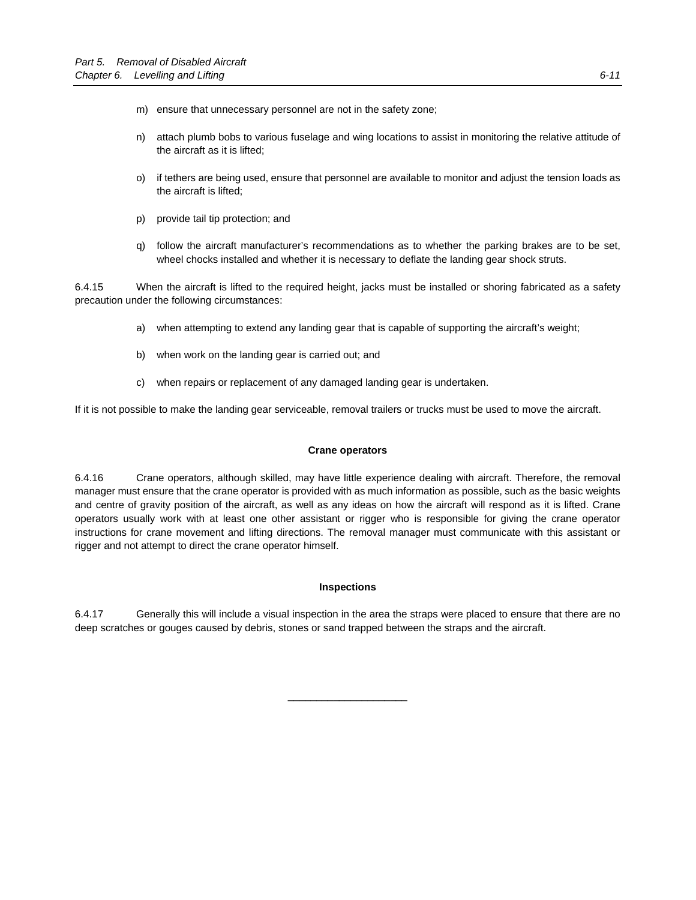m) ensure that unnecessary personnel are not in the safety zone;

n) attach plumb bobs to various fuselage and wing locations to assist in monitoring the relative attitude of the aircraft as it is lifted;

o) if tethers are being used, ensure that personnel are available to monitor and adjust the tension loads as the aircraft is lifted;

p) provide tail tip protection; and

q) follow the aircraft manufacturer's recommendations as to whether the parking brakes are to be set, wheel chocks installed and whether it is necessary to deflate the landing gear shock struts.

6.4.15 When the aircraft is lifted to the required height, jacks must be installed or shoring fabricated as a safety precaution under the following circumstances:

a) when attempting to extend any landing gear that is capable of supporting the aircraft's weight;

b) when work on the landing gear is carried out; and

c) when repairs or replacement of any damaged landing gear is undertaken.

If it is not possible to make the landing gear serviceable, removal trailers or trucks must be used to move the aircraft.

**Crane operators**

6.4.16 Crane operators, although skilled, may have little experience dealing with aircraft. Therefore, the removal manager must ensure that the crane operator is provided with as much information as possible, such as the basic weights and centre of gravity position of the aircraft, as well as any ideas on how the aircraft will respond as it is lifted. Crane operators usually work with at least one other assistant or rigger who is responsible for giving the crane operator instructions for crane movement and lifting directions. The removal manager must communicate with this assistant or rigger and not attempt to direct the crane operator himself.

**Inspections**

6.4.17 Generally this will include a visual inspection in the area the straps were placed to ensure that there are no deep scratches or gouges caused by debris, stones or sand trapped between the straps and the aircraft.

______________________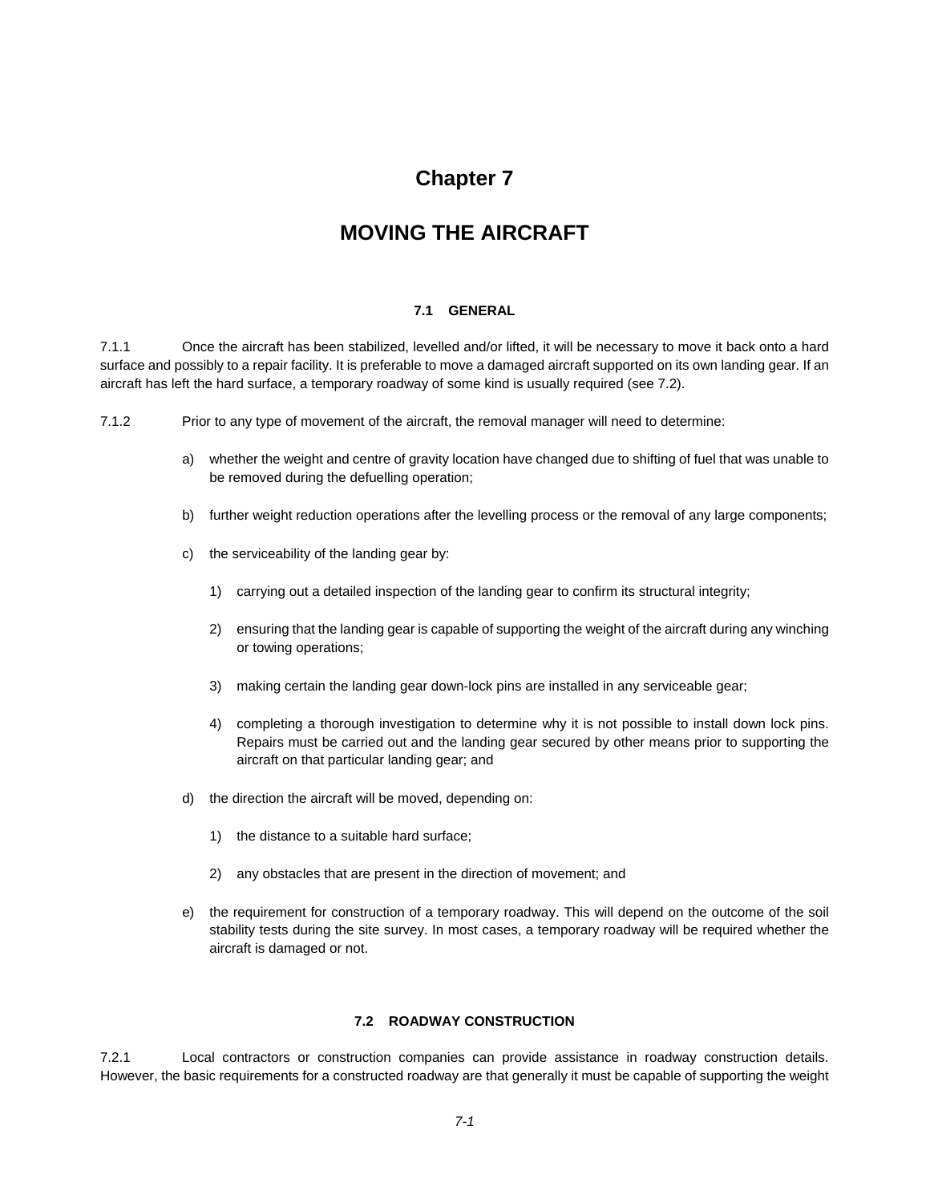# Chapter 7

# MOVING THE AIRCRAFT

## 7.1 GENERAL

7.1.1 Once the aircraft has been stabilized, levelled and/or lifted, it will be necessary to move it back onto a hard surface and possibly to a repair facility. It is preferable to move a damaged aircraft supported on its own landing gear. If an aircraft has left the hard surface, a temporary roadway of some kind is usually required (see 7.2).

7.1.2 Prior to any type of movement of the aircraft, the removal manager will need to determine:

a) whether the weight and centre of gravity location have changed due to shifting of fuel that was unable to be removed during the defuelling operation;

b) further weight reduction operations after the levelling process or the removal of any large components;

c) the serviceability of the landing gear by:

   1) carrying out a detailed inspection of the landing gear to confirm its structural integrity;

   2) ensuring that the landing gear is capable of supporting the weight of the aircraft during any winching or towing operations;

   3) making certain the landing gear down-lock pins are installed in any serviceable gear;

   4) completing a thorough investigation to determine why it is not possible to install down lock pins. Repairs must be carried out and the landing gear secured by other means prior to supporting the aircraft on that particular landing gear; and

d) the direction the aircraft will be moved, depending on:

   1) the distance to a suitable hard surface;

   2) any obstacles that are present in the direction of movement; and

e) the requirement for construction of a temporary roadway. This will depend on the outcome of the soil stability tests during the site survey. In most cases, a temporary roadway will be required whether the aircraft is damaged or not.

## 7.2 ROADWAY CONSTRUCTION

7.2.1 Local contractors or construction companies can provide assistance in roadway construction details. However, the basic requirements for a constructed roadway are that generally it must be capable of supporting the weight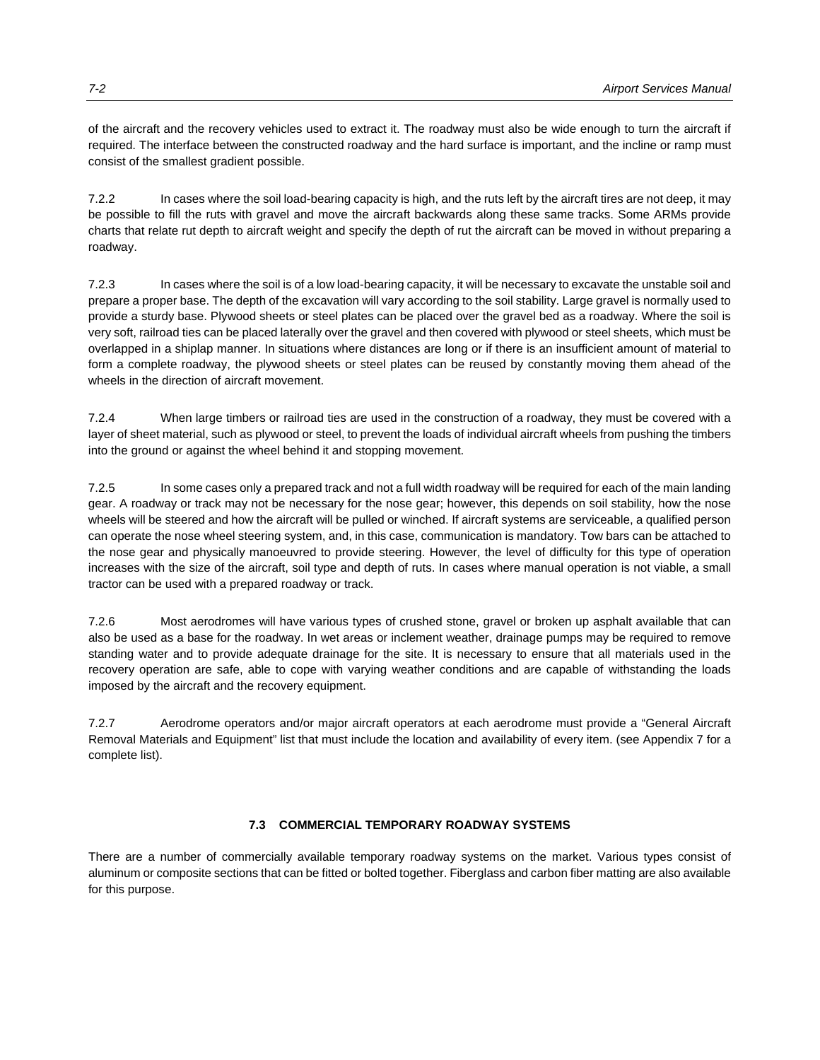of the aircraft and the recovery vehicles used to extract it. The roadway must also be wide enough to turn the aircraft if required. The interface between the constructed roadway and the hard surface is important, and the incline or ramp must consist of the smallest gradient possible.

7.2.2 In cases where the soil load-bearing capacity is high, and the ruts left by the aircraft tires are not deep, it may be possible to fill the ruts with gravel and move the aircraft backwards along these same tracks. Some ARMs provide charts that relate rut depth to aircraft weight and specify the depth of rut the aircraft can be moved in without preparing a roadway.

7.2.3 In cases where the soil is of a low load-bearing capacity, it will be necessary to excavate the unstable soil and prepare a proper base. The depth of the excavation will vary according to the soil stability. Large gravel is normally used to provide a sturdy base. Plywood sheets or steel plates can be placed over the gravel bed as a roadway. Where the soil is very soft, railroad ties can be placed laterally over the gravel and then covered with plywood or steel sheets, which must be overlapped in a shiplap manner. In situations where distances are long or if there is an insufficient amount of material to form a complete roadway, the plywood sheets or steel plates can be reused by constantly moving them ahead of the wheels in the direction of aircraft movement.

7.2.4 When large timbers or railroad ties are used in the construction of a roadway, they must be covered with a layer of sheet material, such as plywood or steel, to prevent the loads of individual aircraft wheels from pushing the timbers into the ground or against the wheel behind it and stopping movement.

7.2.5 In some cases only a prepared track and not a full width roadway will be required for each of the main landing gear. A roadway or track may not be necessary for the nose gear; however, this depends on soil stability, how the nose wheels will be steered and how the aircraft will be pulled or winched. If aircraft systems are serviceable, a qualified person can operate the nose wheel steering system, and, in this case, communication is mandatory. Tow bars can be attached to the nose gear and physically manoeuvred to provide steering. However, the level of difficulty for this type of operation increases with the size of the aircraft, soil type and depth of ruts. In cases where manual operation is not viable, a small tractor can be used with a prepared roadway or track.

7.2.6 Most aerodromes will have various types of crushed stone, gravel or broken up asphalt available that can also be used as a base for the roadway. In wet areas or inclement weather, drainage pumps may be required to remove standing water and to provide adequate drainage for the site. It is necessary to ensure that all materials used in the recovery operation are safe, able to cope with varying weather conditions and are capable of withstanding the loads imposed by the aircraft and the recovery equipment.

7.2.7 Aerodrome operators and/or major aircraft operators at each aerodrome must provide a "General Aircraft Removal Materials and Equipment" list that must include the location and availability of every item. (see Appendix 7 for a complete list).

## 7.3 COMMERCIAL TEMPORARY ROADWAY SYSTEMS

There are a number of commercially available temporary roadway systems on the market. Various types consist of aluminum or composite sections that can be fitted or bolted together. Fiberglass and carbon fiber matting are also available for this purpose.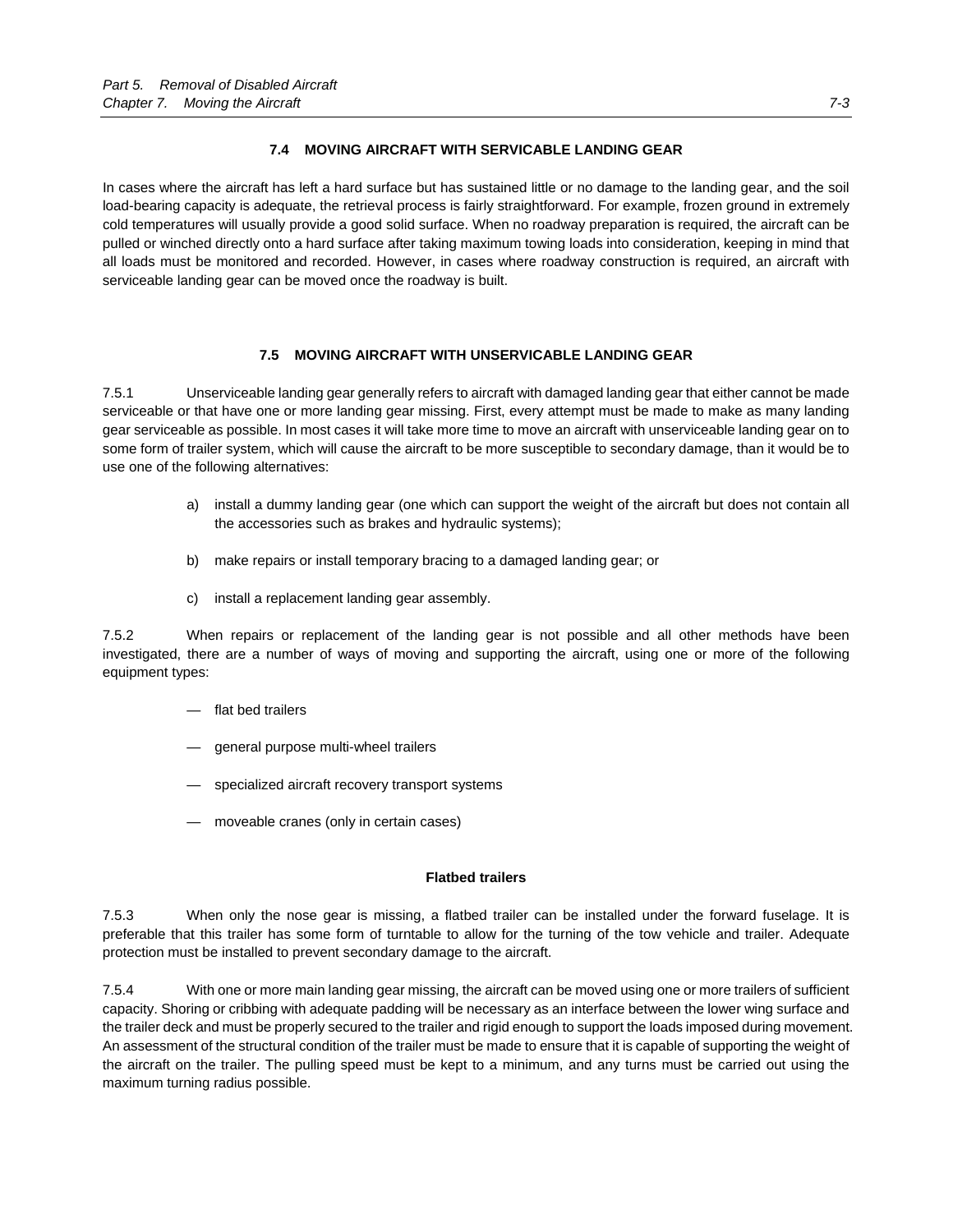### 7.4 MOVING AIRCRAFT WITH SERVICABLE LANDING GEAR

In cases where the aircraft has left a hard surface but has sustained little or no damage to the landing gear, and the soil load-bearing capacity is adequate, the retrieval process is fairly straightforward. For example, frozen ground in extremely cold temperatures will usually provide a good solid surface. When no roadway preparation is required, the aircraft can be pulled or winched directly onto a hard surface after taking maximum towing loads into consideration, keeping in mind that all loads must be monitored and recorded. However, in cases where roadway construction is required, an aircraft with serviceable landing gear can be moved once the roadway is built.

### 7.5 MOVING AIRCRAFT WITH UNSERVICABLE LANDING GEAR

7.5.1 Unserviceable landing gear generally refers to aircraft with damaged landing gear that either cannot be made serviceable or that have one or more landing gear missing. First, every attempt must be made to make as many landing gear serviceable as possible. In most cases it will take more time to move an aircraft with unserviceable landing gear on to some form of trailer system, which will cause the aircraft to be more susceptible to secondary damage, than it would be to use one of the following alternatives:

a) install a dummy landing gear (one which can support the weight of the aircraft but does not contain all the accessories such as brakes and hydraulic systems);

b) make repairs or install temporary bracing to a damaged landing gear; or

c) install a replacement landing gear assembly.

7.5.2 When repairs or replacement of the landing gear is not possible and all other methods have been investigated, there are a number of ways of moving and supporting the aircraft, using one or more of the following equipment types:

- flat bed trailers
- general purpose multi-wheel trailers
- specialized aircraft recovery transport systems
- moveable cranes (only in certain cases)

#### Flatbed trailers

7.5.3 When only the nose gear is missing, a flatbed trailer can be installed under the forward fuselage. It is preferable that this trailer has some form of turntable to allow for the turning of the tow vehicle and trailer. Adequate protection must be installed to prevent secondary damage to the aircraft.

7.5.4 With one or more main landing gear missing, the aircraft can be moved using one or more trailers of sufficient capacity. Shoring or cribbing with adequate padding will be necessary as an interface between the lower wing surface and the trailer deck and must be properly secured to the trailer and rigid enough to support the loads imposed during movement. An assessment of the structural condition of the trailer must be made to ensure that it is capable of supporting the weight of the aircraft on the trailer. The pulling speed must be kept to a minimum, and any turns must be carried out using the maximum turning radius possible.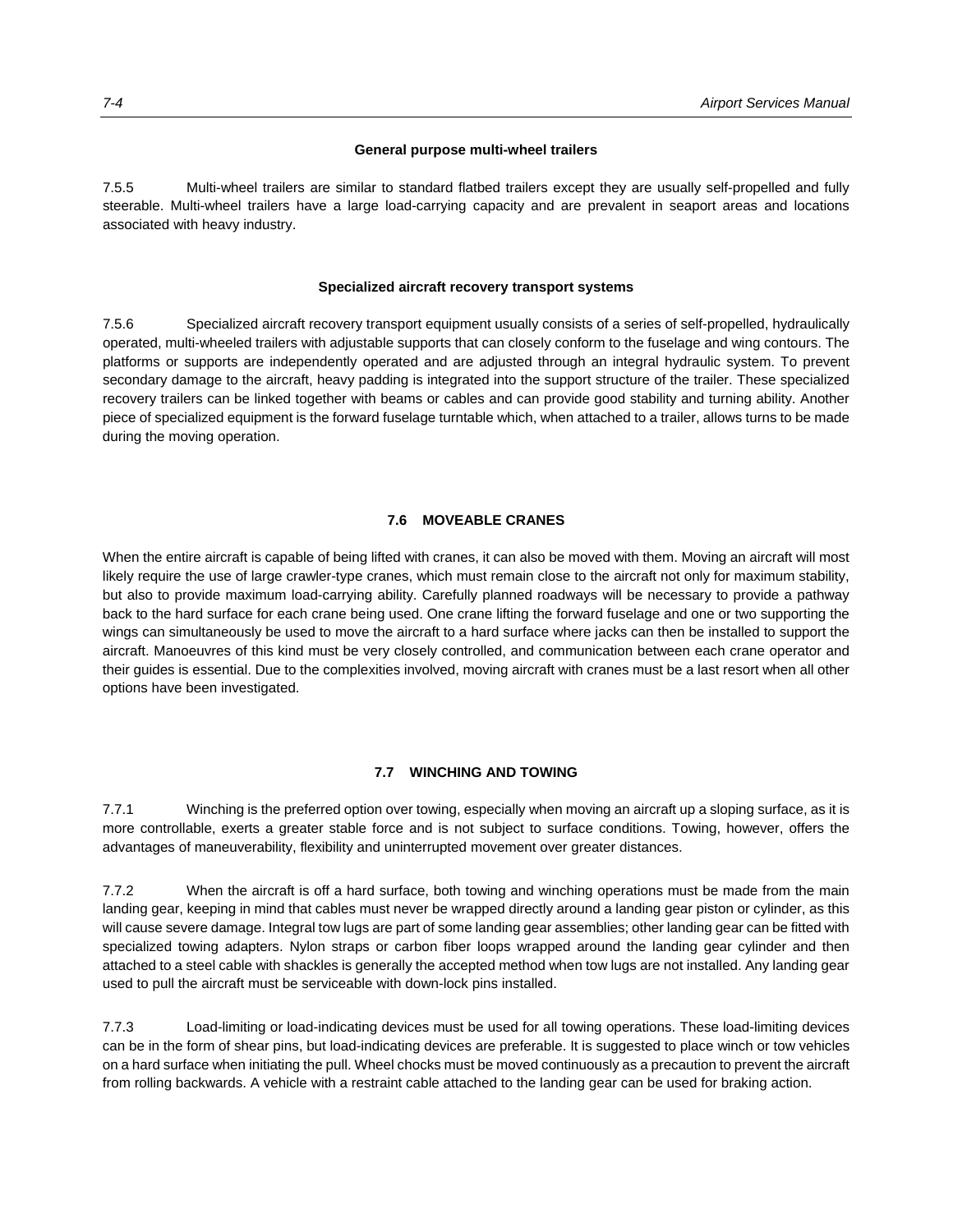**General purpose multi-wheel trailers**

7.5.5 Multi-wheel trailers are similar to standard flatbed trailers except they are usually self-propelled and fully steerable. Multi-wheel trailers have a large load-carrying capacity and are prevalent in seaport areas and locations associated with heavy industry.

**Specialized aircraft recovery transport systems**

7.5.6 Specialized aircraft recovery transport equipment usually consists of a series of self-propelled, hydraulically operated, multi-wheeled trailers with adjustable supports that can closely conform to the fuselage and wing contours. The platforms or supports are independently operated and are adjusted through an integral hydraulic system. To prevent secondary damage to the aircraft, heavy padding is integrated into the support structure of the trailer. These specialized recovery trailers can be linked together with beams or cables and can provide good stability and turning ability. Another piece of specialized equipment is the forward fuselage turntable which, when attached to a trailer, allows turns to be made during the moving operation.

## 7.6 MOVEABLE CRANES

When the entire aircraft is capable of being lifted with cranes, it can also be moved with them. Moving an aircraft will most likely require the use of large crawler-type cranes, which must remain close to the aircraft not only for maximum stability, but also to provide maximum load-carrying ability. Carefully planned roadways will be necessary to provide a pathway back to the hard surface for each crane being used. One crane lifting the forward fuselage and one or two supporting the wings can simultaneously be used to move the aircraft to a hard surface where jacks can then be installed to support the aircraft. Manoeuvres of this kind must be very closely controlled, and communication between each crane operator and their guides is essential. Due to the complexities involved, moving aircraft with cranes must be a last resort when all other options have been investigated.

## 7.7 WINCHING AND TOWING

7.7.1 Winching is the preferred option over towing, especially when moving an aircraft up a sloping surface, as it is more controllable, exerts a greater stable force and is not subject to surface conditions. Towing, however, offers the advantages of maneuverability, flexibility and uninterrupted movement over greater distances.

7.7.2 When the aircraft is off a hard surface, both towing and winching operations must be made from the main landing gear, keeping in mind that cables must never be wrapped directly around a landing gear piston or cylinder, as this will cause severe damage. Integral tow lugs are part of some landing gear assemblies; other landing gear can be fitted with specialized towing adapters. Nylon straps or carbon fiber loops wrapped around the landing gear cylinder and then attached to a steel cable with shackles is generally the accepted method when tow lugs are not installed. Any landing gear used to pull the aircraft must be serviceable with down-lock pins installed.

7.7.3 Load-limiting or load-indicating devices must be used for all towing operations. These load-limiting devices can be in the form of shear pins, but load-indicating devices are preferable. It is suggested to place winch or tow vehicles on a hard surface when initiating the pull. Wheel chocks must be moved continuously as a precaution to prevent the aircraft from rolling backwards. A vehicle with a restraint cable attached to the landing gear can be used for braking action.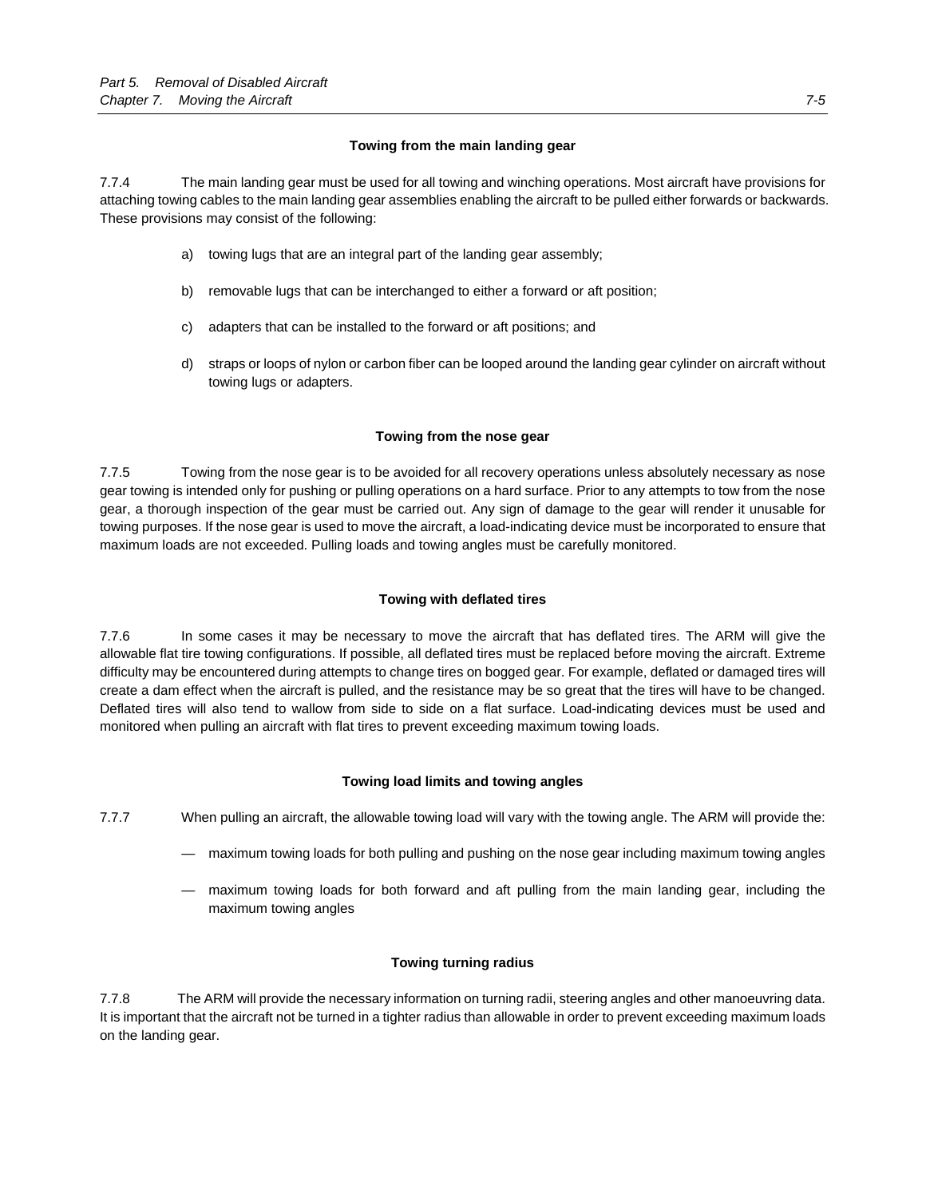#### Towing from the main landing gear

7.7.4 The main landing gear must be used for all towing and winching operations. Most aircraft have provisions for attaching towing cables to the main landing gear assemblies enabling the aircraft to be pulled either forwards or backwards. These provisions may consist of the following:

a) towing lugs that are an integral part of the landing gear assembly;

b) removable lugs that can be interchanged to either a forward or aft position;

c) adapters that can be installed to the forward or aft positions; and

d) straps or loops of nylon or carbon fiber can be looped around the landing gear cylinder on aircraft without towing lugs or adapters.

#### Towing from the nose gear

7.7.5 Towing from the nose gear is to be avoided for all recovery operations unless absolutely necessary as nose gear towing is intended only for pushing or pulling operations on a hard surface. Prior to any attempts to tow from the nose gear, a thorough inspection of the gear must be carried out. Any sign of damage to the gear will render it unusable for towing purposes. If the nose gear is used to move the aircraft, a load-indicating device must be incorporated to ensure that maximum loads are not exceeded. Pulling loads and towing angles must be carefully monitored.

#### Towing with deflated tires

7.7.6 In some cases it may be necessary to move the aircraft that has deflated tires. The ARM will give the allowable flat tire towing configurations. If possible, all deflated tires must be replaced before moving the aircraft. Extreme difficulty may be encountered during attempts to change tires on bogged gear. For example, deflated or damaged tires will create a dam effect when the aircraft is pulled, and the resistance may be so great that the tires will have to be changed. Deflated tires will also tend to wallow from side to side on a flat surface. Load-indicating devices must be used and monitored when pulling an aircraft with flat tires to prevent exceeding maximum towing loads.

#### Towing load limits and towing angles

7.7.7 When pulling an aircraft, the allowable towing load will vary with the towing angle. The ARM will provide the:

— maximum towing loads for both pulling and pushing on the nose gear including maximum towing angles

— maximum towing loads for both forward and aft pulling from the main landing gear, including the maximum towing angles

#### Towing turning radius

7.7.8 The ARM will provide the necessary information on turning radii, steering angles and other manoeuvring data. It is important that the aircraft not be turned in a tighter radius than allowable in order to prevent exceeding maximum loads on the landing gear.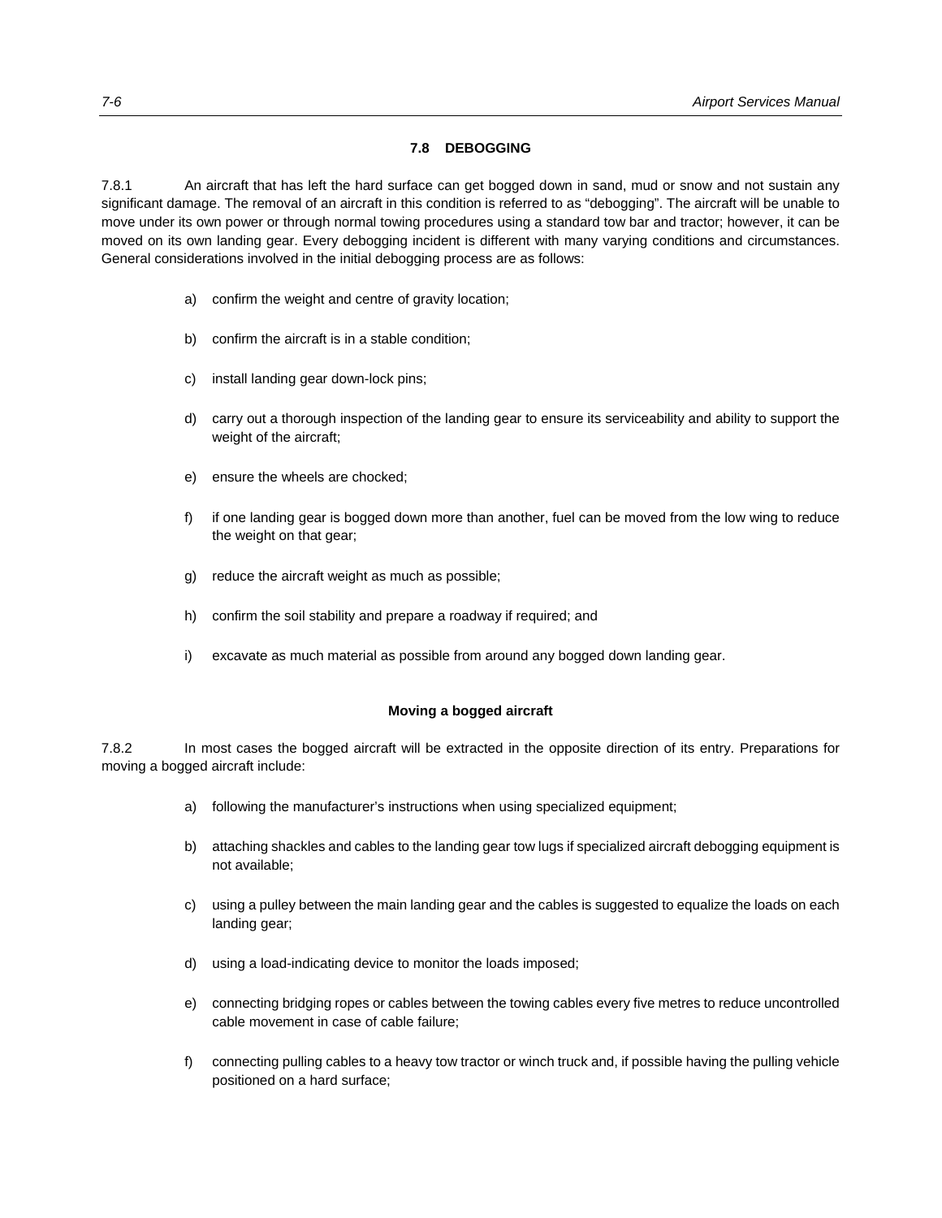## 7.8 DEBOGGING

7.8.1 An aircraft that has left the hard surface can get bogged down in sand, mud or snow and not sustain any significant damage. The removal of an aircraft in this condition is referred to as "debogging". The aircraft will be unable to move under its own power or through normal towing procedures using a standard tow bar and tractor; however, it can be moved on its own landing gear. Every debogging incident is different with many varying conditions and circumstances. General considerations involved in the initial debogging process are as follows:

a) confirm the weight and centre of gravity location;

b) confirm the aircraft is in a stable condition;

c) install landing gear down-lock pins;

d) carry out a thorough inspection of the landing gear to ensure its serviceability and ability to support the weight of the aircraft;

e) ensure the wheels are chocked;

f) if one landing gear is bogged down more than another, fuel can be moved from the low wing to reduce the weight on that gear;

g) reduce the aircraft weight as much as possible;

h) confirm the soil stability and prepare a roadway if required; and

i) excavate as much material as possible from around any bogged down landing gear.

### Moving a bogged aircraft

7.8.2 In most cases the bogged aircraft will be extracted in the opposite direction of its entry. Preparations for moving a bogged aircraft include:

a) following the manufacturer's instructions when using specialized equipment;

b) attaching shackles and cables to the landing gear tow lugs if specialized aircraft debogging equipment is not available;

c) using a pulley between the main landing gear and the cables is suggested to equalize the loads on each landing gear;

d) using a load-indicating device to monitor the loads imposed;

e) connecting bridging ropes or cables between the towing cables every five metres to reduce uncontrolled cable movement in case of cable failure;

f) connecting pulling cables to a heavy tow tractor or winch truck and, if possible having the pulling vehicle positioned on a hard surface;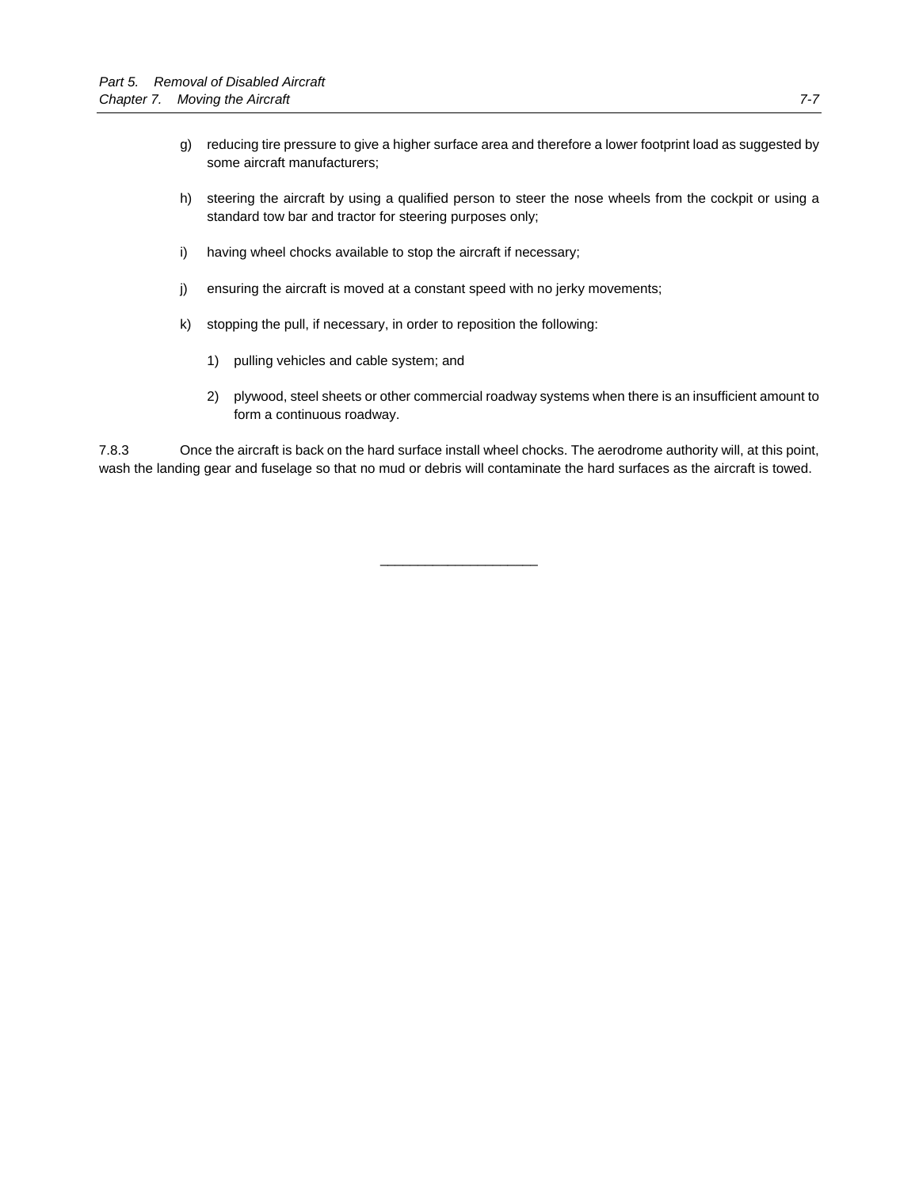g) reducing tire pressure to give a higher surface area and therefore a lower footprint load as suggested by some aircraft manufacturers;

h) steering the aircraft by using a qualified person to steer the nose wheels from the cockpit or using a standard tow bar and tractor for steering purposes only;

i) having wheel chocks available to stop the aircraft if necessary;

j) ensuring the aircraft is moved at a constant speed with no jerky movements;

k) stopping the pull, if necessary, in order to reposition the following:

   1) pulling vehicles and cable system; and

   2) plywood, steel sheets or other commercial roadway systems when there is an insufficient amount to form a continuous roadway.

7.8.3 Once the aircraft is back on the hard surface install wheel chocks. The aerodrome authority will, at this point, wash the landing gear and fuselage so that no mud or debris will contaminate the hard surfaces as the aircraft is towed.

---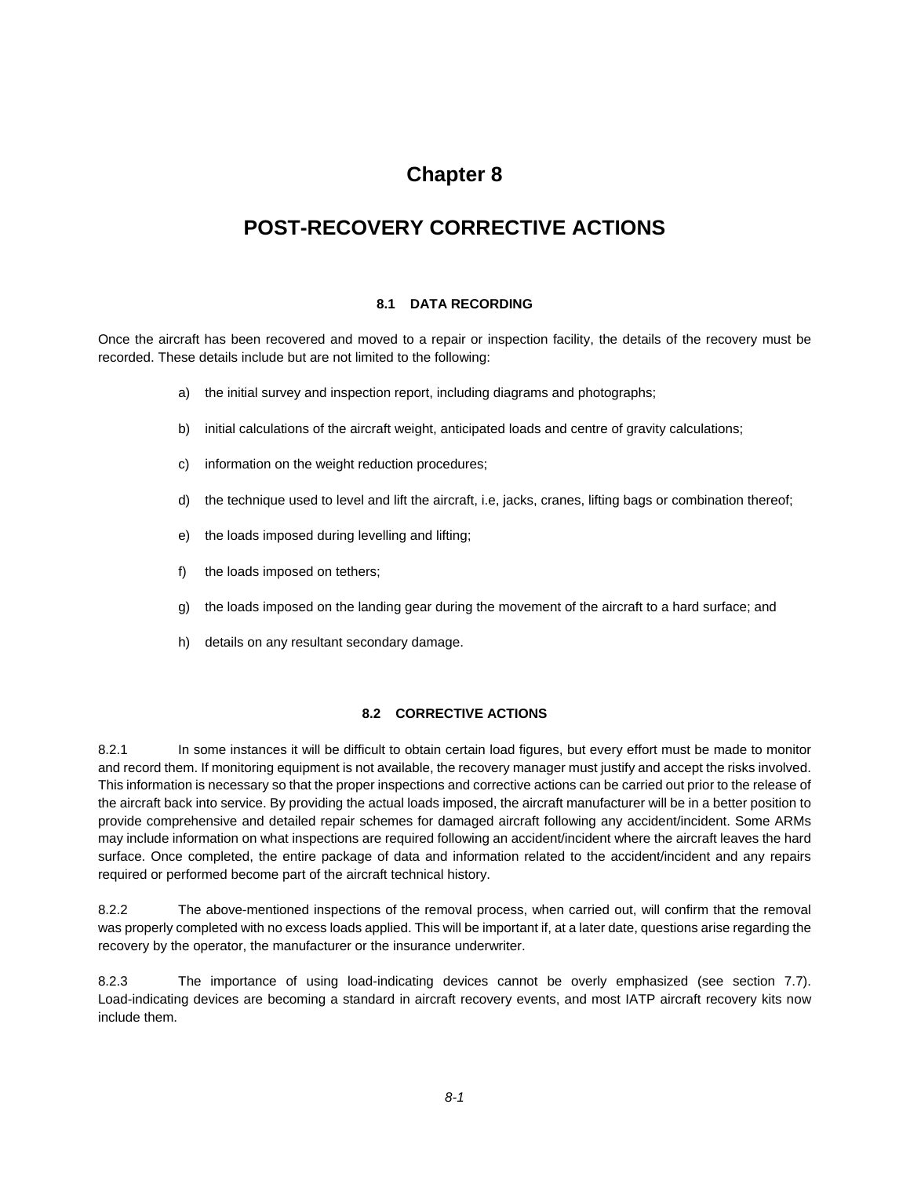# Chapter 8

# POST-RECOVERY CORRECTIVE ACTIONS

## 8.1 DATA RECORDING

Once the aircraft has been recovered and moved to a repair or inspection facility, the details of the recovery must be recorded. These details include but are not limited to the following:

a) the initial survey and inspection report, including diagrams and photographs;

b) initial calculations of the aircraft weight, anticipated loads and centre of gravity calculations;

c) information on the weight reduction procedures;

d) the technique used to level and lift the aircraft, i.e, jacks, cranes, lifting bags or combination thereof;

e) the loads imposed during levelling and lifting;

f) the loads imposed on tethers;

g) the loads imposed on the landing gear during the movement of the aircraft to a hard surface; and

h) details on any resultant secondary damage.

## 8.2 CORRECTIVE ACTIONS

8.2.1 In some instances it will be difficult to obtain certain load figures, but every effort must be made to monitor and record them. If monitoring equipment is not available, the recovery manager must justify and accept the risks involved. This information is necessary so that the proper inspections and corrective actions can be carried out prior to the release of the aircraft back into service. By providing the actual loads imposed, the aircraft manufacturer will be in a better position to provide comprehensive and detailed repair schemes for damaged aircraft following any accident/incident. Some ARMs may include information on what inspections are required following an accident/incident where the aircraft leaves the hard surface. Once completed, the entire package of data and information related to the accident/incident and any repairs required or performed become part of the aircraft technical history.

8.2.2 The above-mentioned inspections of the removal process, when carried out, will confirm that the removal was properly completed with no excess loads applied. This will be important if, at a later date, questions arise regarding the recovery by the operator, the manufacturer or the insurance underwriter.

8.2.3 The importance of using load-indicating devices cannot be overly emphasized (see section 7.7). Load-indicating devices are becoming a standard in aircraft recovery events, and most IATP aircraft recovery kits now include them.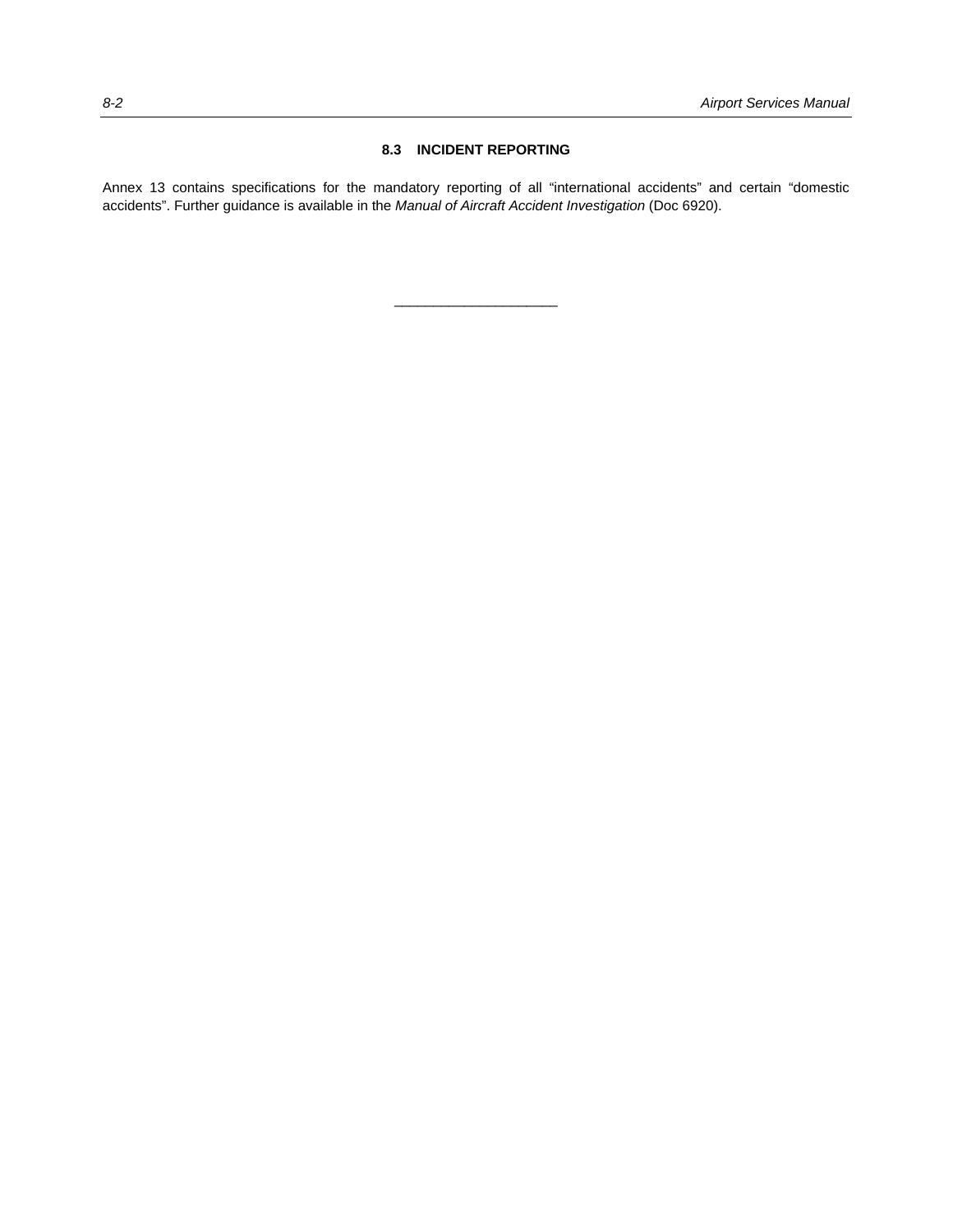## 8.3 INCIDENT REPORTING

Annex 13 contains specifications for the mandatory reporting of all "international accidents" and certain "domestic accidents". Further guidance is available in the *Manual of Aircraft Accident Investigation* (Doc 6920).

______________________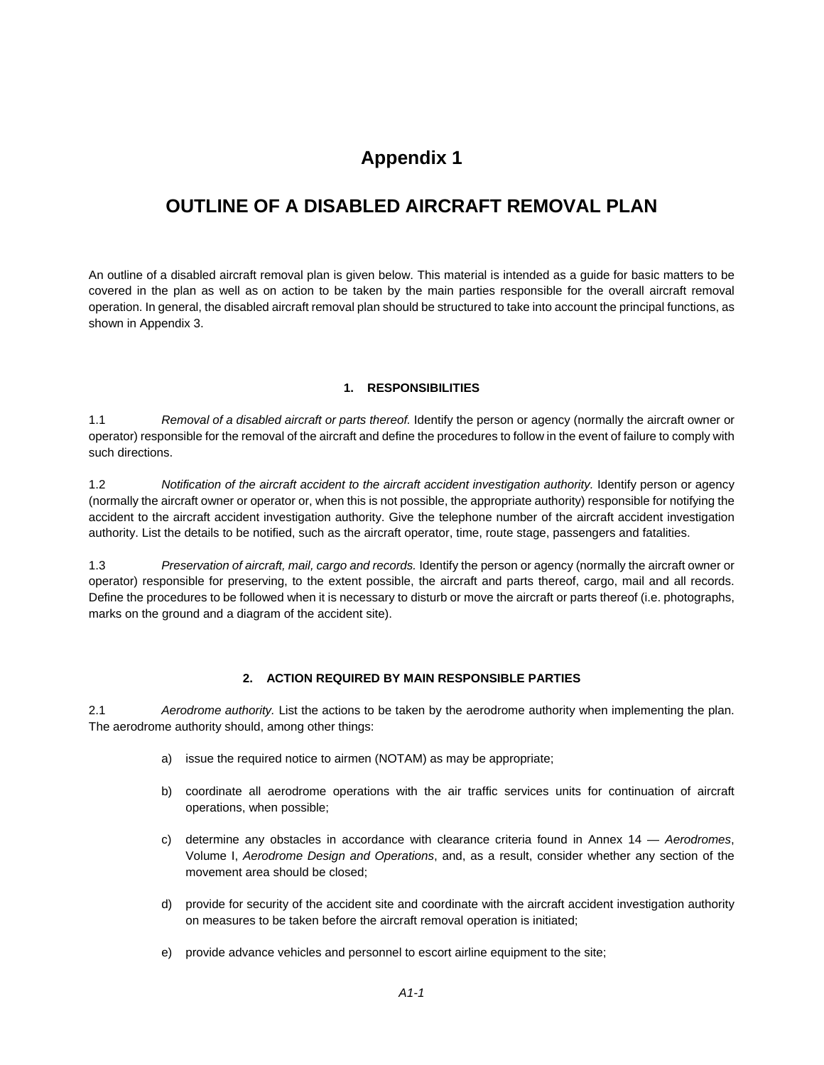# Appendix 1

# OUTLINE OF A DISABLED AIRCRAFT REMOVAL PLAN

An outline of a disabled aircraft removal plan is given below. This material is intended as a guide for basic matters to be covered in the plan as well as on action to be taken by the main parties responsible for the overall aircraft removal operation. In general, the disabled aircraft removal plan should be structured to take into account the principal functions, as shown in Appendix 3.

## 1. RESPONSIBILITIES

1.1 *Removal of a disabled aircraft or parts thereof.* Identify the person or agency (normally the aircraft owner or operator) responsible for the removal of the aircraft and define the procedures to follow in the event of failure to comply with such directions.

1.2 *Notification of the aircraft accident to the aircraft accident investigation authority.* Identify person or agency (normally the aircraft owner or operator or, when this is not possible, the appropriate authority) responsible for notifying the accident to the aircraft accident investigation authority. Give the telephone number of the aircraft accident investigation authority. List the details to be notified, such as the aircraft operator, time, route stage, passengers and fatalities.

1.3 *Preservation of aircraft, mail, cargo and records.* Identify the person or agency (normally the aircraft owner or operator) responsible for preserving, to the extent possible, the aircraft and parts thereof, cargo, mail and all records. Define the procedures to be followed when it is necessary to disturb or move the aircraft or parts thereof (i.e. photographs, marks on the ground and a diagram of the accident site).

## 2. ACTION REQUIRED BY MAIN RESPONSIBLE PARTIES

2.1 *Aerodrome authority.* List the actions to be taken by the aerodrome authority when implementing the plan. The aerodrome authority should, among other things:

a) issue the required notice to airmen (NOTAM) as may be appropriate;

b) coordinate all aerodrome operations with the air traffic services units for continuation of aircraft operations, when possible;

c) determine any obstacles in accordance with clearance criteria found in Annex 14 — *Aerodromes*, Volume I, *Aerodrome Design and Operations*, and, as a result, consider whether any section of the movement area should be closed;

d) provide for security of the accident site and coordinate with the aircraft accident investigation authority on measures to be taken before the aircraft removal operation is initiated;

e) provide advance vehicles and personnel to escort airline equipment to the site;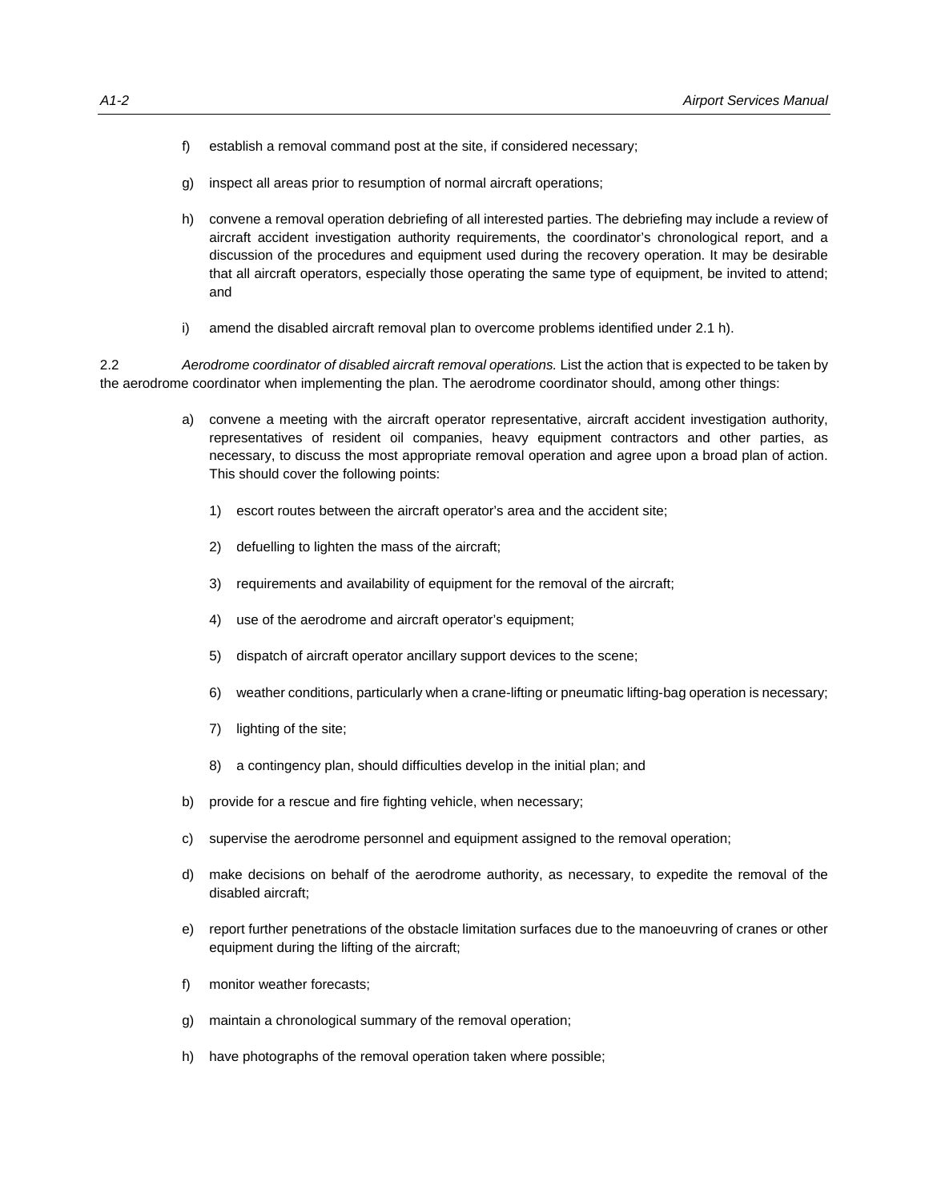f) establish a removal command post at the site, if considered necessary;

g) inspect all areas prior to resumption of normal aircraft operations;

h) convene a removal operation debriefing of all interested parties. The debriefing may include a review of aircraft accident investigation authority requirements, the coordinator's chronological report, and a discussion of the procedures and equipment used during the recovery operation. It may be desirable that all aircraft operators, especially those operating the same type of equipment, be invited to attend; and

i) amend the disabled aircraft removal plan to overcome problems identified under 2.1 h).

2.2 *Aerodrome coordinator of disabled aircraft removal operations.* List the action that is expected to be taken by the aerodrome coordinator when implementing the plan. The aerodrome coordinator should, among other things:

a) convene a meeting with the aircraft operator representative, aircraft accident investigation authority, representatives of resident oil companies, heavy equipment contractors and other parties, as necessary, to discuss the most appropriate removal operation and agree upon a broad plan of action. This should cover the following points:

   1) escort routes between the aircraft operator's area and the accident site;

   2) defuelling to lighten the mass of the aircraft;

   3) requirements and availability of equipment for the removal of the aircraft;

   4) use of the aerodrome and aircraft operator's equipment;

   5) dispatch of aircraft operator ancillary support devices to the scene;

   6) weather conditions, particularly when a crane-lifting or pneumatic lifting-bag operation is necessary;

   7) lighting of the site;

   8) a contingency plan, should difficulties develop in the initial plan; and

b) provide for a rescue and fire fighting vehicle, when necessary;

c) supervise the aerodrome personnel and equipment assigned to the removal operation;

d) make decisions on behalf of the aerodrome authority, as necessary, to expedite the removal of the disabled aircraft;

e) report further penetrations of the obstacle limitation surfaces due to the manoeuvring of cranes or other equipment during the lifting of the aircraft;

f) monitor weather forecasts;

g) maintain a chronological summary of the removal operation;

h) have photographs of the removal operation taken where possible;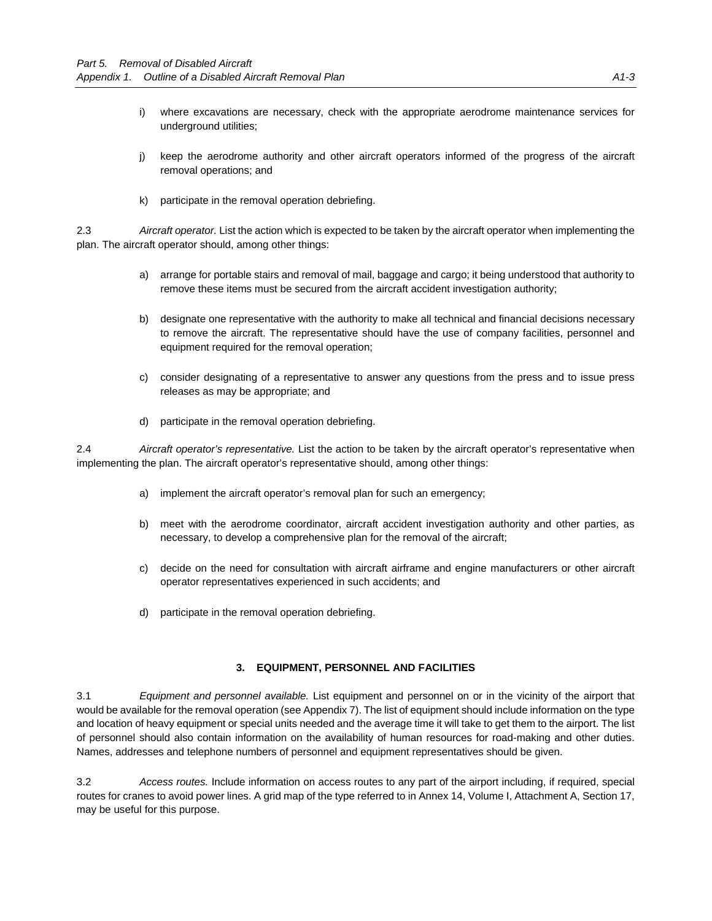i) where excavations are necessary, check with the appropriate aerodrome maintenance services for underground utilities;

j) keep the aerodrome authority and other aircraft operators informed of the progress of the aircraft removal operations; and

k) participate in the removal operation debriefing.

2.3 *Aircraft operator.* List the action which is expected to be taken by the aircraft operator when implementing the plan. The aircraft operator should, among other things:

a) arrange for portable stairs and removal of mail, baggage and cargo; it being understood that authority to remove these items must be secured from the aircraft accident investigation authority;

b) designate one representative with the authority to make all technical and financial decisions necessary to remove the aircraft. The representative should have the use of company facilities, personnel and equipment required for the removal operation;

c) consider designating of a representative to answer any questions from the press and to issue press releases as may be appropriate; and

d) participate in the removal operation debriefing.

2.4 *Aircraft operator's representative.* List the action to be taken by the aircraft operator's representative when implementing the plan. The aircraft operator's representative should, among other things:

a) implement the aircraft operator's removal plan for such an emergency;

b) meet with the aerodrome coordinator, aircraft accident investigation authority and other parties, as necessary, to develop a comprehensive plan for the removal of the aircraft;

c) decide on the need for consultation with aircraft airframe and engine manufacturers or other aircraft operator representatives experienced in such accidents; and

d) participate in the removal operation debriefing.

## 3. EQUIPMENT, PERSONNEL AND FACILITIES

3.1 *Equipment and personnel available.* List equipment and personnel on or in the vicinity of the airport that would be available for the removal operation (see Appendix 7). The list of equipment should include information on the type and location of heavy equipment or special units needed and the average time it will take to get them to the airport. The list of personnel should also contain information on the availability of human resources for road-making and other duties. Names, addresses and telephone numbers of personnel and equipment representatives should be given.

3.2 *Access routes.* Include information on access routes to any part of the airport including, if required, special routes for cranes to avoid power lines. A grid map of the type referred to in Annex 14, Volume I, Attachment A, Section 17, may be useful for this purpose.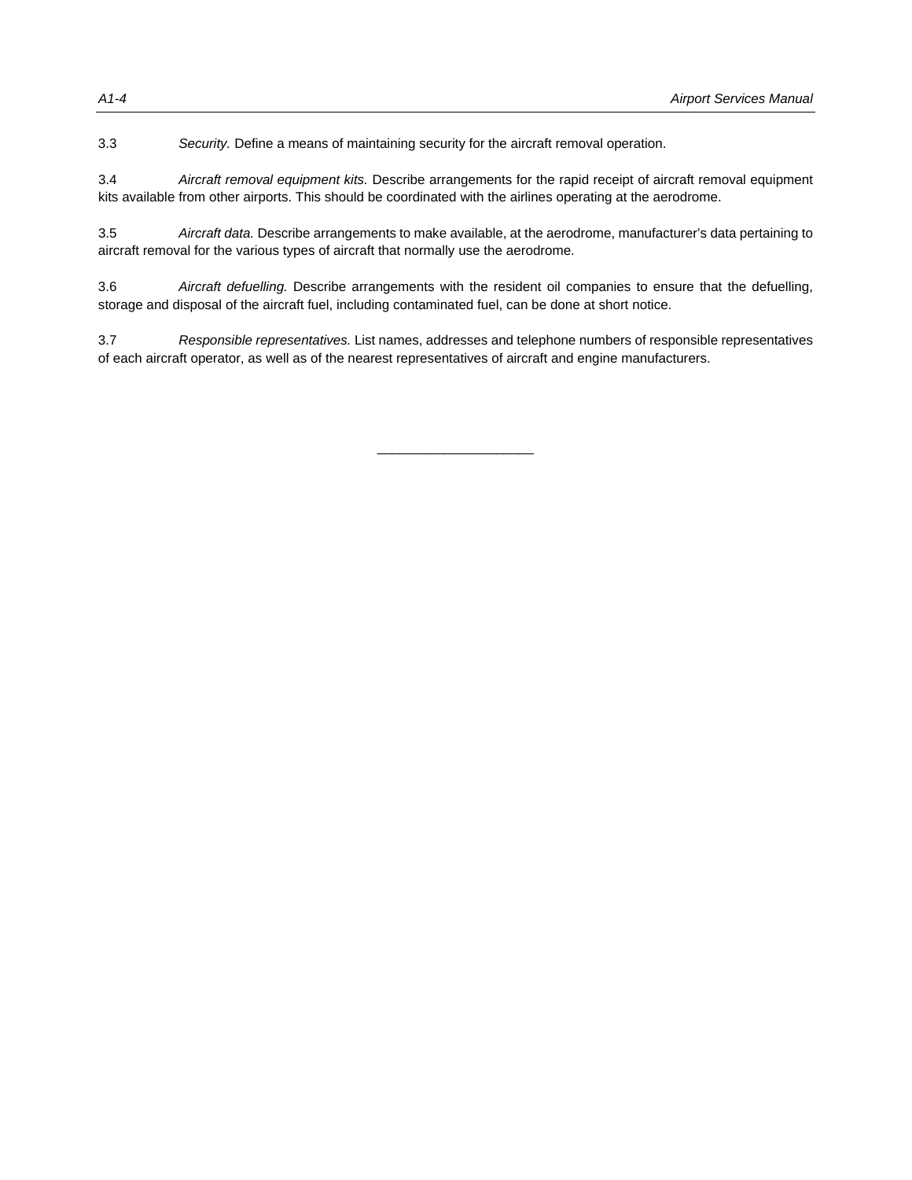3.3 *Security.* Define a means of maintaining security for the aircraft removal operation.

3.4 *Aircraft removal equipment kits.* Describe arrangements for the rapid receipt of aircraft removal equipment kits available from other airports. This should be coordinated with the airlines operating at the aerodrome.

3.5 *Aircraft data.* Describe arrangements to make available, at the aerodrome, manufacturer's data pertaining to aircraft removal for the various types of aircraft that normally use the aerodrome.

3.6 *Aircraft defuelling.* Describe arrangements with the resident oil companies to ensure that the defuelling, storage and disposal of the aircraft fuel, including contaminated fuel, can be done at short notice.

3.7 *Responsible representatives.* List names, addresses and telephone numbers of responsible representatives of each aircraft operator, as well as of the nearest representatives of aircraft and engine manufacturers.

---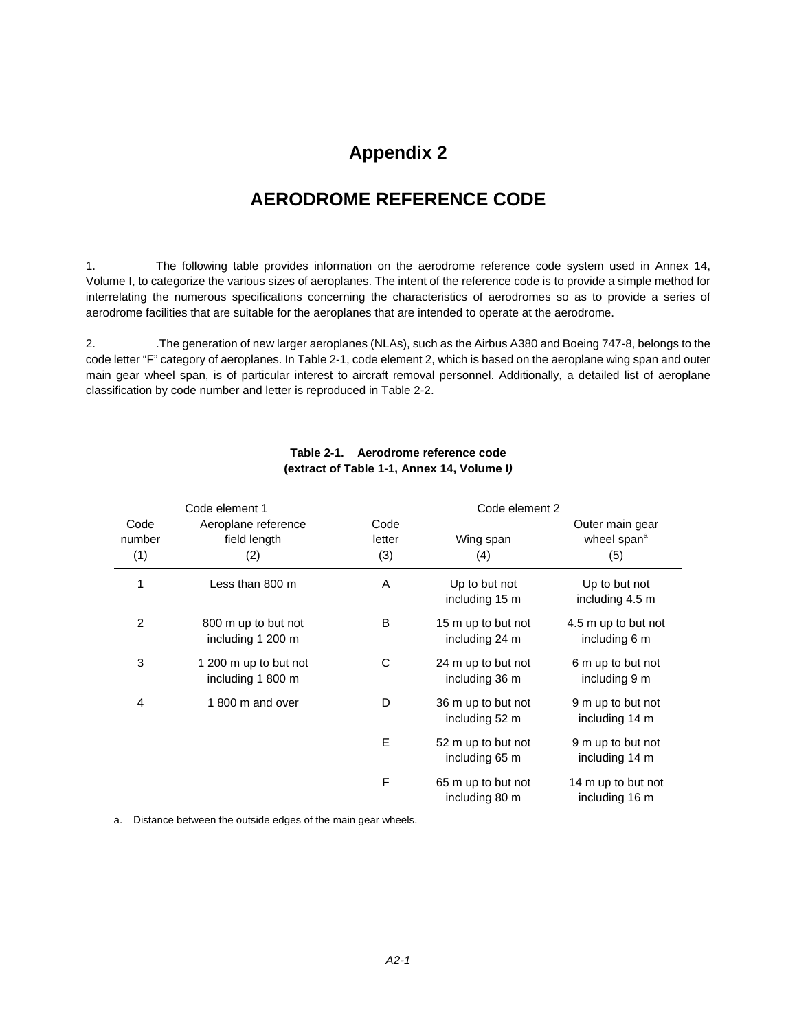# Appendix 2

## AERODROME REFERENCE CODE

1. The following table provides information on the aerodrome reference code system used in Annex 14, Volume I, to categorize the various sizes of aeroplanes. The intent of the reference code is to provide a simple method for interrelating the numerous specifications concerning the characteristics of aerodromes so as to provide a series of aerodrome facilities that are suitable for the aeroplanes that are intended to operate at the aerodrome.

2. .The generation of new larger aeroplanes (NLAs), such as the Airbus A380 and Boeing 747-8, belongs to the code letter "F" category of aeroplanes. In Table 2-1, code element 2, which is based on the aeroplane wing span and outer main gear wheel span, is of particular interest to aircraft removal personnel. Additionally, a detailed list of aeroplane classification by code number and letter is reproduced in Table 2-2.

**Table 2-1. Aerodrome reference code**
**(extract of Table 1-1, Annex 14, Volume I)**

| Code element 1 | | Code element 2 | | |
|---|---|---|---|---|
| Code number (1) | Aeroplane reference field length (2) | Code letter (3) | Wing span (4) | Outer main gear wheel span[a] (5) |
| 1 | Less than 800 m | A | Up to but not including 15 m | Up to but not including 4.5 m |
| 2 | 800 m up to but not including 1 200 m | B | 15 m up to but not including 24 m | 4.5 m up to but not including 6 m |
| 3 | 1 200 m up to but not including 1 800 m | C | 24 m up to but not including 36 m | 6 m up to but not including 9 m |
| 4 | 1 800 m and over | D | 36 m up to but not including 52 m | 9 m up to but not including 14 m |
| | | E | 52 m up to but not including 65 m | 9 m up to but not including 14 m |
| | | F | 65 m up to but not including 80 m | 14 m up to but not including 16 m |

a. Distance between the outside edges of the main gear wheels.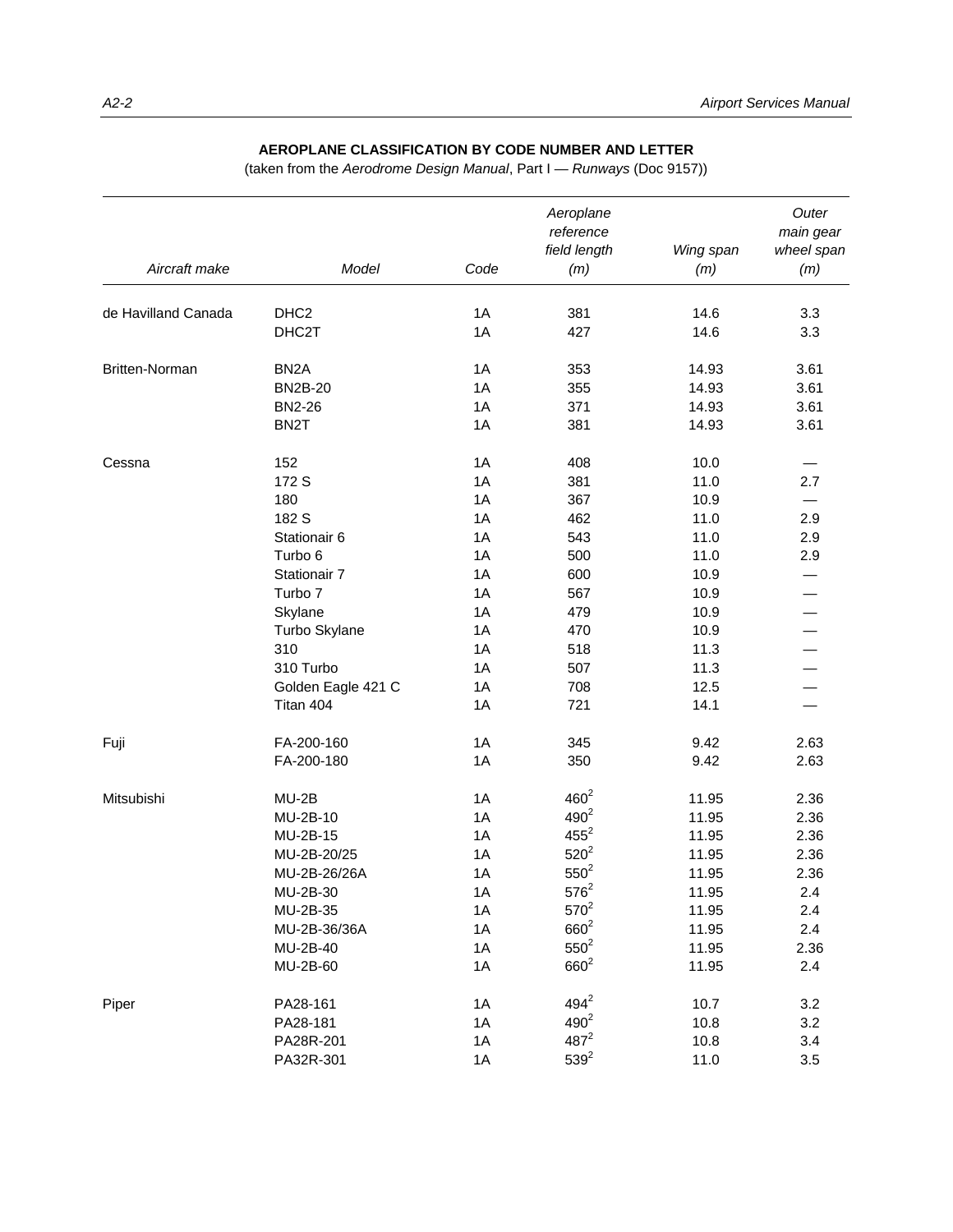**AEROPLANE CLASSIFICATION BY CODE NUMBER AND LETTER**
(taken from the *Aerodrome Design Manual*, Part I — *Runways* (Doc 9157))

| *Aircraft make* | *Model* | *Code* | *Aeroplane reference field length (m)* | *Wing span (m)* | *Outer main gear wheel span (m)* |
|---|---|---|---|---|---|
| de Havilland Canada | DHC2 | 1A | 381 | 14.6 | 3.3 |
| | DHC2T | 1A | 427 | 14.6 | 3.3 |
| Britten-Norman | BN2A | 1A | 353 | 14.93 | 3.61 |
| | BN2B-20 | 1A | 355 | 14.93 | 3.61 |
| | BN2-26 | 1A | 371 | 14.93 | 3.61 |
| | BN2T | 1A | 381 | 14.93 | 3.61 |
| Cessna | 152 | 1A | 408 | 10.0 | — |
| | 172 S | 1A | 381 | 11.0 | 2.7 |
| | 180 | 1A | 367 | 10.9 | — |
| | 182 S | 1A | 462 | 11.0 | 2.9 |
| | Stationair 6 | 1A | 543 | 11.0 | 2.9 |
| | Turbo 6 | 1A | 500 | 11.0 | 2.9 |
| | Stationair 7 | 1A | 600 | 10.9 | — |
| | Turbo 7 | 1A | 567 | 10.9 | — |
| | Skylane | 1A | 479 | 10.9 | — |
| | Turbo Skylane | 1A | 470 | 10.9 | — |
| | 310 | 1A | 518 | 11.3 | — |
| | 310 Turbo | 1A | 507 | 11.3 | — |
| | Golden Eagle 421 C | 1A | 708 | 12.5 | — |
| | Titan 404 | 1A | 721 | 14.1 | — |
| Fuji | FA-200-160 | 1A | 345 | 9.42 | 2.63 |
| | FA-200-180 | 1A | 350 | 9.42 | 2.63 |
| Mitsubishi | MU-2B | 1A | 460[2] | 11.95 | 2.36 |
| | MU-2B-10 | 1A | 490[2] | 11.95 | 2.36 |
| | MU-2B-15 | 1A | 455[2] | 11.95 | 2.36 |
| | MU-2B-20/25 | 1A | 520[2] | 11.95 | 2.36 |
| | MU-2B-26/26A | 1A | 550[2] | 11.95 | 2.36 |
| | MU-2B-30 | 1A | 576[2] | 11.95 | 2.4 |
| | MU-2B-35 | 1A | 570[2] | 11.95 | 2.4 |
| | MU-2B-36/36A | 1A | 660[2] | 11.95 | 2.4 |
| | MU-2B-40 | 1A | 550[2] | 11.95 | 2.36 |
| | MU-2B-60 | 1A | 660[2] | 11.95 | 2.4 |
| Piper | PA28-161 | 1A | 494[2] | 10.7 | 3.2 |
| | PA28-181 | 1A | 490[2] | 10.8 | 3.2 |
| | PA28R-201 | 1A | 487[2] | 10.8 | 3.4 |
| | PA32R-301 | 1A | 539[2] | 11.0 | 3.5 |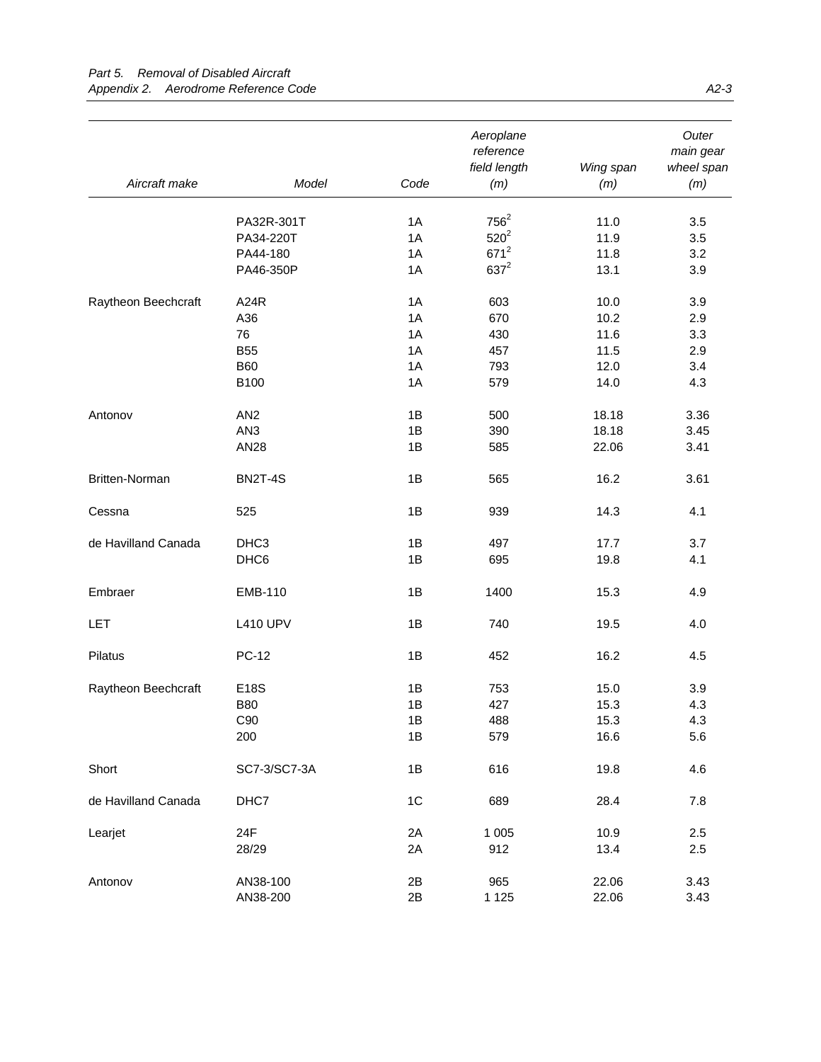| Aircraft make | Model | Code | Aeroplane reference field length (m) | Wing span (m) | Outer main gear wheel span (m) |
|---|---|---|---|---|---|
| | PA32R-301T | 1A | 756[2] | 11.0 | 3.5 |
| | PA34-220T | 1A | 520[2] | 11.9 | 3.5 |
| | PA44-180 | 1A | 671[2] | 11.8 | 3.2 |
| | PA46-350P | 1A | 637[2] | 13.1 | 3.9 |
| Raytheon Beechcraft | A24R | 1A | 603 | 10.0 | 3.9 |
| | A36 | 1A | 670 | 10.2 | 2.9 |
| | 76 | 1A | 430 | 11.6 | 3.3 |
| | B55 | 1A | 457 | 11.5 | 2.9 |
| | B60 | 1A | 793 | 12.0 | 3.4 |
| | B100 | 1A | 579 | 14.0 | 4.3 |
| Antonov | AN2 | 1B | 500 | 18.18 | 3.36 |
| | AN3 | 1B | 390 | 18.18 | 3.45 |
| | AN28 | 1B | 585 | 22.06 | 3.41 |
| Britten-Norman | BN2T-4S | 1B | 565 | 16.2 | 3.61 |
| Cessna | 525 | 1B | 939 | 14.3 | 4.1 |
| de Havilland Canada | DHC3 | 1B | 497 | 17.7 | 3.7 |
| | DHC6 | 1B | 695 | 19.8 | 4.1 |
| Embraer | EMB-110 | 1B | 1400 | 15.3 | 4.9 |
| LET | L410 UPV | 1B | 740 | 19.5 | 4.0 |
| Pilatus | PC-12 | 1B | 452 | 16.2 | 4.5 |
| Raytheon Beechcraft | E18S | 1B | 753 | 15.0 | 3.9 |
| | B80 | 1B | 427 | 15.3 | 4.3 |
| | C90 | 1B | 488 | 15.3 | 4.3 |
| | 200 | 1B | 579 | 16.6 | 5.6 |
| Short | SC7-3/SC7-3A | 1B | 616 | 19.8 | 4.6 |
| de Havilland Canada | DHC7 | 1C | 689 | 28.4 | 7.8 |
| Learjet | 24F | 2A | 1 005 | 10.9 | 2.5 |
| | 28/29 | 2A | 912 | 13.4 | 2.5 |
| Antonov | AN38-100 | 2B | 965 | 22.06 | 3.43 |
| | AN38-200 | 2B | 1 125 | 22.06 | 3.43 |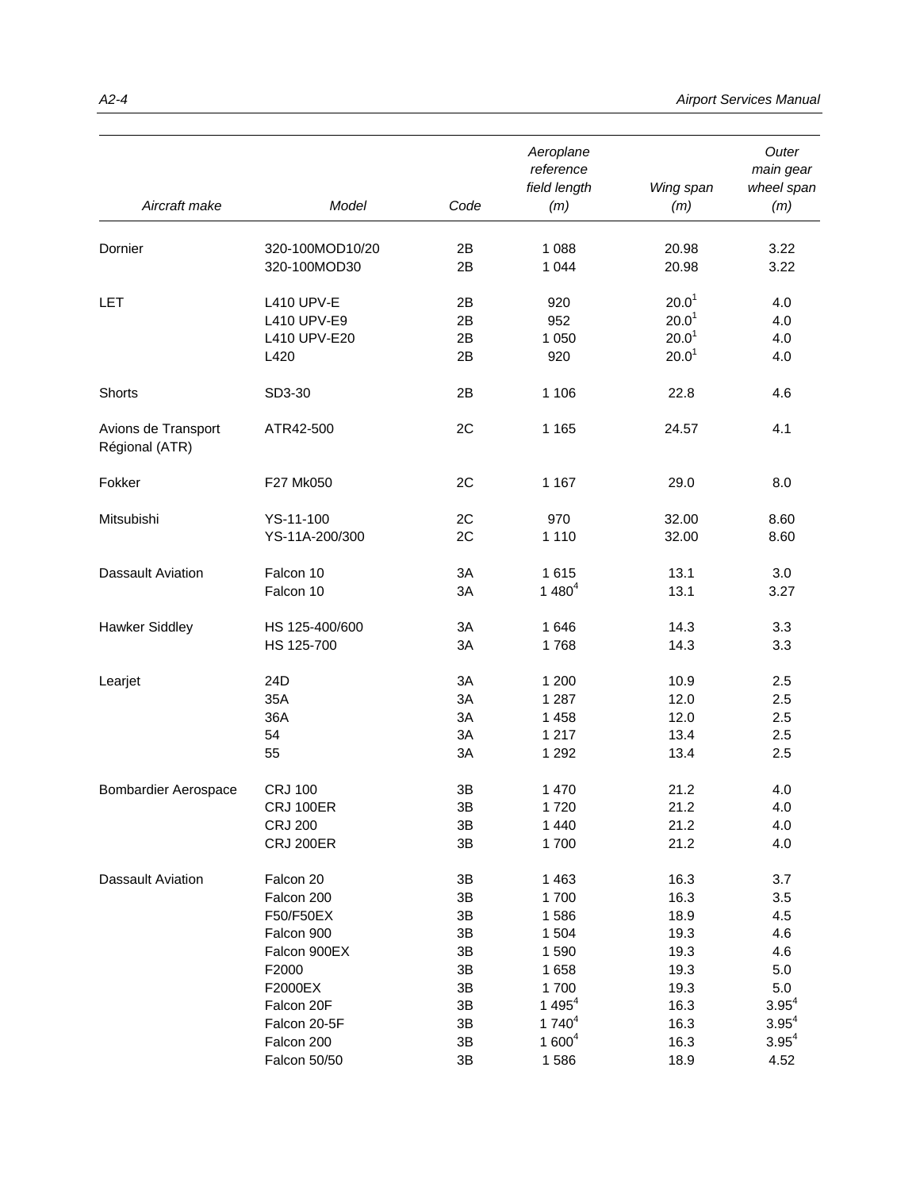| Aircraft make | Model | Code | Aeroplane reference field length (m) | Wing span (m) | Outer main gear wheel span (m) |
|---|---|---|---|---|---|
| Dornier | 320-100MOD10/20 | 2B | 1 088 | 20.98 | 3.22 |
| | 320-100MOD30 | 2B | 1 044 | 20.98 | 3.22 |
| LET | L410 UPV-E | 2B | 920 | 20.0[1] | 4.0 |
| | L410 UPV-E9 | 2B | 952 | 20.0[1] | 4.0 |
| | L410 UPV-E20 | 2B | 1 050 | 20.0[1] | 4.0 |
| | L420 | 2B | 920 | 20.0[1] | 4.0 |
| Shorts | SD3-30 | 2B | 1 106 | 22.8 | 4.6 |
| Avions de Transport Régional (ATR) | ATR42-500 | 2C | 1 165 | 24.57 | 4.1 |
| Fokker | F27 Mk050 | 2C | 1 167 | 29.0 | 8.0 |
| Mitsubishi | YS-11-100 | 2C | 970 | 32.00 | 8.60 |
| | YS-11A-200/300 | 2C | 1 110 | 32.00 | 8.60 |
| Dassault Aviation | Falcon 10 | 3A | 1 615 | 13.1 | 3.0 |
| | Falcon 10 | 3A | 1 480[4] | 13.1 | 3.27 |
| Hawker Siddley | HS 125-400/600 | 3A | 1 646 | 14.3 | 3.3 |
| | HS 125-700 | 3A | 1 768 | 14.3 | 3.3 |
| Learjet | 24D | 3A | 1 200 | 10.9 | 2.5 |
| | 35A | 3A | 1 287 | 12.0 | 2.5 |
| | 36A | 3A | 1 458 | 12.0 | 2.5 |
| | 54 | 3A | 1 217 | 13.4 | 2.5 |
| | 55 | 3A | 1 292 | 13.4 | 2.5 |
| Bombardier Aerospace | CRJ 100 | 3B | 1 470 | 21.2 | 4.0 |
| | CRJ 100ER | 3B | 1 720 | 21.2 | 4.0 |
| | CRJ 200 | 3B | 1 440 | 21.2 | 4.0 |
| | CRJ 200ER | 3B | 1 700 | 21.2 | 4.0 |
| Dassault Aviation | Falcon 20 | 3B | 1 463 | 16.3 | 3.7 |
| | Falcon 200 | 3B | 1 700 | 16.3 | 3.5 |
| | F50/F50EX | 3B | 1 586 | 18.9 | 4.5 |
| | Falcon 900 | 3B | 1 504 | 19.3 | 4.6 |
| | Falcon 900EX | 3B | 1 590 | 19.3 | 4.6 |
| | F2000 | 3B | 1 658 | 19.3 | 5.0 |
| | F2000EX | 3B | 1 700 | 19.3 | 5.0 |
| | Falcon 20F | 3B | 1 495[4] | 16.3 | 3.95[4] |
| | Falcon 20-5F | 3B | 1 740[4] | 16.3 | 3.95[4] |
| | Falcon 200 | 3B | 1 600[4] | 16.3 | 3.95[4] |
| | Falcon 50/50 | 3B | 1 586 | 18.9 | 4.52 |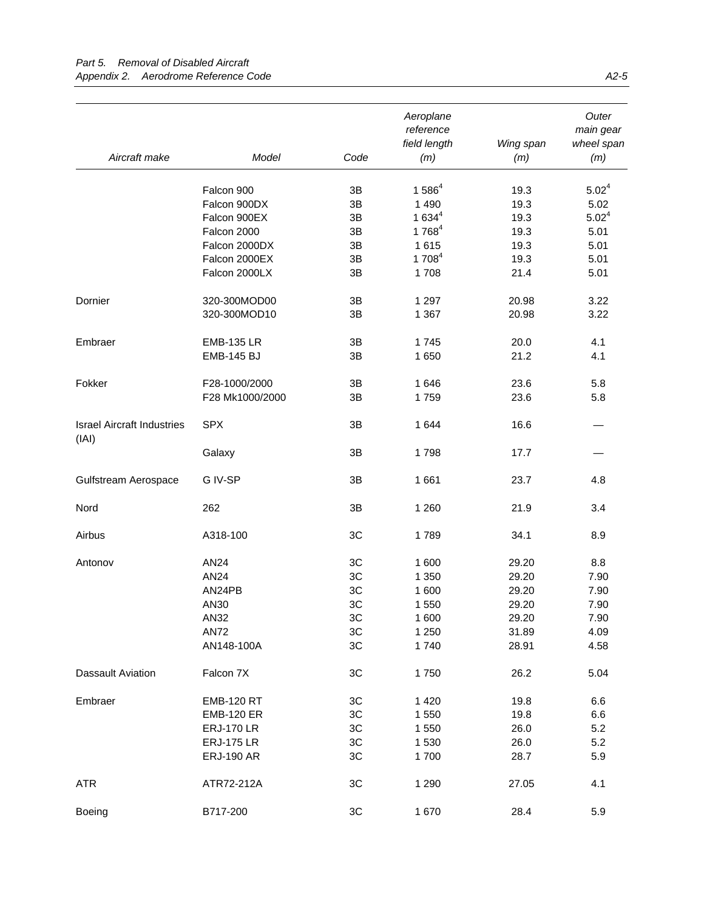| Aircraft make | Model | Code | Aeroplane reference field length (m) | Wing span (m) | Outer main gear wheel span (m) |
|---|---|---|---|---|---|
| | Falcon 900 | 3B | 1 586[4] | 19.3 | 5.02[4] |
| | Falcon 900DX | 3B | 1 490 | 19.3 | 5.02 |
| | Falcon 900EX | 3B | 1 634[4] | 19.3 | 5.02[4] |
| | Falcon 2000 | 3B | 1 768[4] | 19.3 | 5.01 |
| | Falcon 2000DX | 3B | 1 615 | 19.3 | 5.01 |
| | Falcon 2000EX | 3B | 1 708[4] | 19.3 | 5.01 |
| | Falcon 2000LX | 3B | 1 708 | 21.4 | 5.01 |
| Dornier | 320-300MOD00 | 3B | 1 297 | 20.98 | 3.22 |
| | 320-300MOD10 | 3B | 1 367 | 20.98 | 3.22 |
| Embraer | EMB-135 LR | 3B | 1 745 | 20.0 | 4.1 |
| | EMB-145 BJ | 3B | 1 650 | 21.2 | 4.1 |
| Fokker | F28-1000/2000 | 3B | 1 646 | 23.6 | 5.8 |
| | F28 Mk1000/2000 | 3B | 1 759 | 23.6 | 5.8 |
| Israel Aircraft Industries (IAI) | SPX | 3B | 1 644 | 16.6 | — |
| | Galaxy | 3B | 1 798 | 17.7 | — |
| Gulfstream Aerospace | G IV-SP | 3B | 1 661 | 23.7 | 4.8 |
| Nord | 262 | 3B | 1 260 | 21.9 | 3.4 |
| Airbus | A318-100 | 3C | 1 789 | 34.1 | 8.9 |
| Antonov | AN24 | 3C | 1 600 | 29.20 | 8.8 |
| | AN24 | 3C | 1 350 | 29.20 | 7.90 |
| | AN24PB | 3C | 1 600 | 29.20 | 7.90 |
| | AN30 | 3C | 1 550 | 29.20 | 7.90 |
| | AN32 | 3C | 1 600 | 29.20 | 7.90 |
| | AN72 | 3C | 1 250 | 31.89 | 4.09 |
| | AN148-100A | 3C | 1 740 | 28.91 | 4.58 |
| Dassault Aviation | Falcon 7X | 3C | 1 750 | 26.2 | 5.04 |
| Embraer | EMB-120 RT | 3C | 1 420 | 19.8 | 6.6 |
| | EMB-120 ER | 3C | 1 550 | 19.8 | 6.6 |
| | ERJ-170 LR | 3C | 1 550 | 26.0 | 5.2 |
| | ERJ-175 LR | 3C | 1 530 | 26.0 | 5.2 |
| | ERJ-190 AR | 3C | 1 700 | 28.7 | 5.9 |
| ATR | ATR72-212A | 3C | 1 290 | 27.05 | 4.1 |
| Boeing | B717-200 | 3C | 1 670 | 28.4 | 5.9 |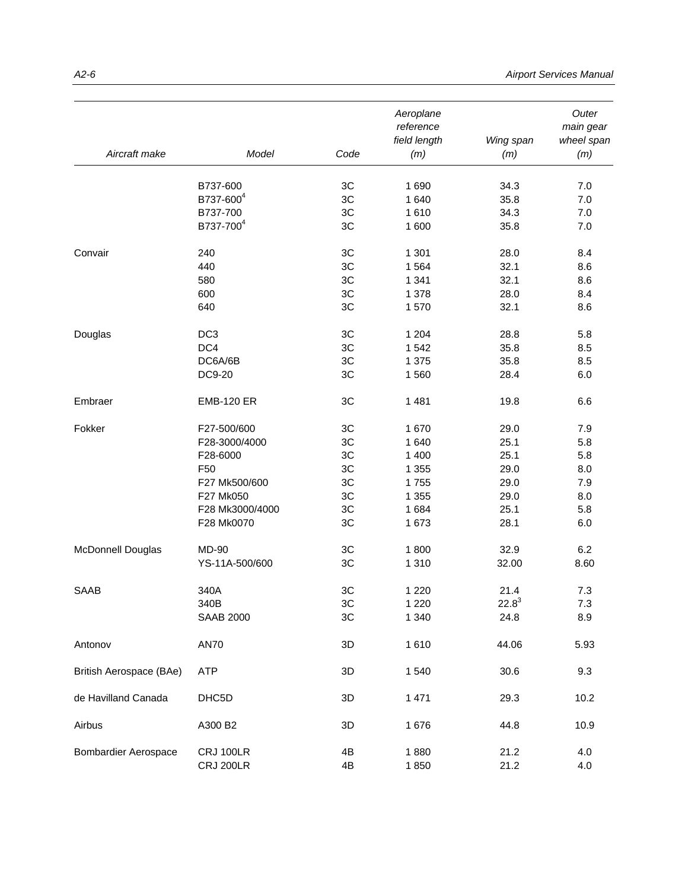| Aircraft make | Model | Code | Aeroplane reference field length (m) | Wing span (m) | Outer main gear wheel span (m) |
|---|---|---|---|---|---|
| | B737-600 | 3C | 1 690 | 34.3 | 7.0 |
| | B737-600[4] | 3C | 1 640 | 35.8 | 7.0 |
| | B737-700 | 3C | 1 610 | 34.3 | 7.0 |
| | B737-700[4] | 3C | 1 600 | 35.8 | 7.0 |
| Convair | 240 | 3C | 1 301 | 28.0 | 8.4 |
| | 440 | 3C | 1 564 | 32.1 | 8.6 |
| | 580 | 3C | 1 341 | 32.1 | 8.6 |
| | 600 | 3C | 1 378 | 28.0 | 8.4 |
| | 640 | 3C | 1 570 | 32.1 | 8.6 |
| Douglas | DC3 | 3C | 1 204 | 28.8 | 5.8 |
| | DC4 | 3C | 1 542 | 35.8 | 8.5 |
| | DC6A/6B | 3C | 1 375 | 35.8 | 8.5 |
| | DC9-20 | 3C | 1 560 | 28.4 | 6.0 |
| Embraer | EMB-120 ER | 3C | 1 481 | 19.8 | 6.6 |
| Fokker | F27-500/600 | 3C | 1 670 | 29.0 | 7.9 |
| | F28-3000/4000 | 3C | 1 640 | 25.1 | 5.8 |
| | F28-6000 | 3C | 1 400 | 25.1 | 5.8 |
| | F50 | 3C | 1 355 | 29.0 | 8.0 |
| | F27 Mk500/600 | 3C | 1 755 | 29.0 | 7.9 |
| | F27 Mk050 | 3C | 1 355 | 29.0 | 8.0 |
| | F28 Mk3000/4000 | 3C | 1 684 | 25.1 | 5.8 |
| | F28 Mk0070 | 3C | 1 673 | 28.1 | 6.0 |
| McDonnell Douglas | MD-90 | 3C | 1 800 | 32.9 | 6.2 |
| | YS-11A-500/600 | 3C | 1 310 | 32.00 | 8.60 |
| SAAB | 340A | 3C | 1 220 | 21.4 | 7.3 |
| | 340B | 3C | 1 220 | 22.8[3] | 7.3 |
| | SAAB 2000 | 3C | 1 340 | 24.8 | 8.9 |
| Antonov | AN70 | 3D | 1 610 | 44.06 | 5.93 |
| British Aerospace (BAe) | ATP | 3D | 1 540 | 30.6 | 9.3 |
| de Havilland Canada | DHC5D | 3D | 1 471 | 29.3 | 10.2 |
| Airbus | A300 B2 | 3D | 1 676 | 44.8 | 10.9 |
| Bombardier Aerospace | CRJ 100LR | 4B | 1 880 | 21.2 | 4.0 |
| | CRJ 200LR | 4B | 1 850 | 21.2 | 4.0 |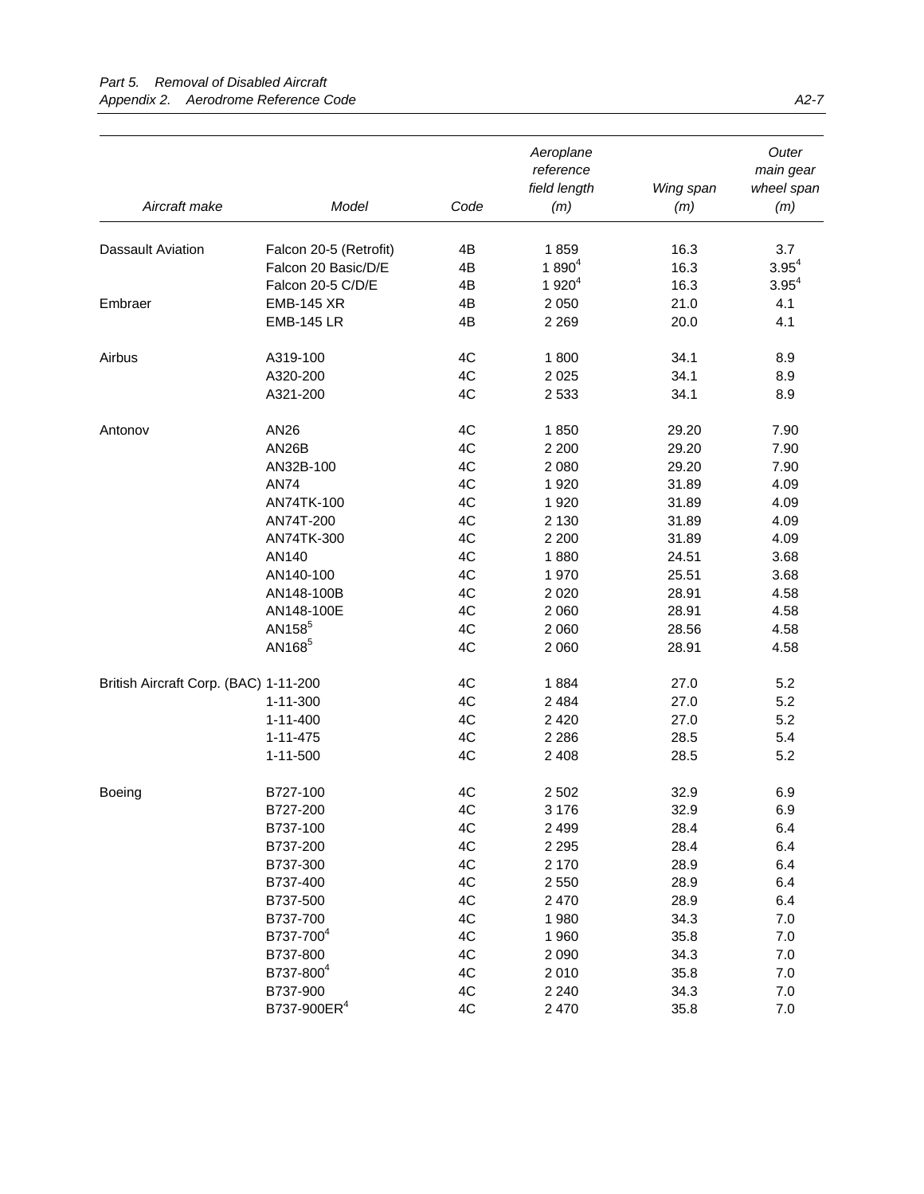| Aircraft make | Model | Code | Aeroplane reference field length (m) | Wing span (m) | Outer main gear wheel span (m) |
|---|---|---|---|---|---|
| Dassault Aviation | Falcon 20-5 (Retrofit) | 4B | 1 859 | 16.3 | 3.7 |
| | Falcon 20 Basic/D/E | 4B | 1 890[4] | 16.3 | 3.95[4] |
| | Falcon 20-5 C/D/E | 4B | 1 920[4] | 16.3 | 3.95[4] |
| Embraer | EMB-145 XR | 4B | 2 050 | 21.0 | 4.1 |
| | EMB-145 LR | 4B | 2 269 | 20.0 | 4.1 |
| Airbus | A319-100 | 4C | 1 800 | 34.1 | 8.9 |
| | A320-200 | 4C | 2 025 | 34.1 | 8.9 |
| | A321-200 | 4C | 2 533 | 34.1 | 8.9 |
| Antonov | AN26 | 4C | 1 850 | 29.20 | 7.90 |
| | AN26B | 4C | 2 200 | 29.20 | 7.90 |
| | AN32B-100 | 4C | 2 080 | 29.20 | 7.90 |
| | AN74 | 4C | 1 920 | 31.89 | 4.09 |
| | AN74TK-100 | 4C | 1 920 | 31.89 | 4.09 |
| | AN74T-200 | 4C | 2 130 | 31.89 | 4.09 |
| | AN74TK-300 | 4C | 2 200 | 31.89 | 4.09 |
| | AN140 | 4C | 1 880 | 24.51 | 3.68 |
| | AN140-100 | 4C | 1 970 | 25.51 | 3.68 |
| | AN148-100B | 4C | 2 020 | 28.91 | 4.58 |
| | AN148-100E | 4C | 2 060 | 28.91 | 4.58 |
| | AN158[5] | 4C | 2 060 | 28.56 | 4.58 |
| | AN168[5] | 4C | 2 060 | 28.91 | 4.58 |
| British Aircraft Corp. (BAC) | 1-11-200 | 4C | 1 884 | 27.0 | 5.2 |
| | 1-11-300 | 4C | 2 484 | 27.0 | 5.2 |
| | 1-11-400 | 4C | 2 420 | 27.0 | 5.2 |
| | 1-11-475 | 4C | 2 286 | 28.5 | 5.4 |
| | 1-11-500 | 4C | 2 408 | 28.5 | 5.2 |
| Boeing | B727-100 | 4C | 2 502 | 32.9 | 6.9 |
| | B727-200 | 4C | 3 176 | 32.9 | 6.9 |
| | B737-100 | 4C | 2 499 | 28.4 | 6.4 |
| | B737-200 | 4C | 2 295 | 28.4 | 6.4 |
| | B737-300 | 4C | 2 170 | 28.9 | 6.4 |
| | B737-400 | 4C | 2 550 | 28.9 | 6.4 |
| | B737-500 | 4C | 2 470 | 28.9 | 6.4 |
| | B737-700 | 4C | 1 980 | 34.3 | 7.0 |
| | B737-700[4] | 4C | 1 960 | 35.8 | 7.0 |
| | B737-800 | 4C | 2 090 | 34.3 | 7.0 |
| | B737-800[4] | 4C | 2 010 | 35.8 | 7.0 |
| | B737-900 | 4C | 2 240 | 34.3 | 7.0 |
| | B737-900ER[4] | 4C | 2 470 | 35.8 | 7.0 |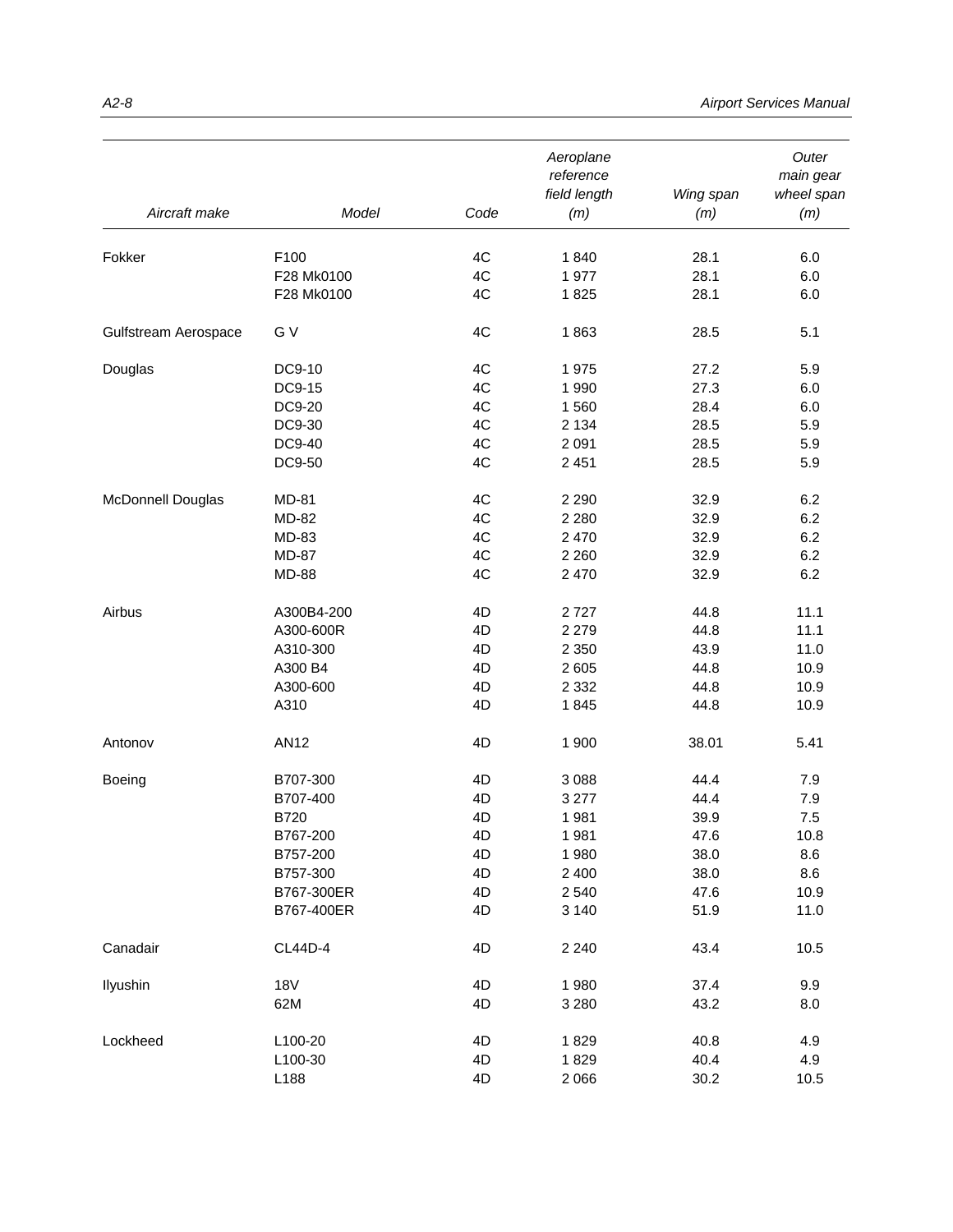| Aircraft make | Model | Code | Aeroplane reference field length (m) | Wing span (m) | Outer main gear wheel span (m) |
|---|---|---|---|---|---|
| Fokker | F100 | 4C | 1 840 | 28.1 | 6.0 |
| | F28 Mk0100 | 4C | 1 977 | 28.1 | 6.0 |
| | F28 Mk0100 | 4C | 1 825 | 28.1 | 6.0 |
| Gulfstream Aerospace | G V | 4C | 1 863 | 28.5 | 5.1 |
| Douglas | DC9-10 | 4C | 1 975 | 27.2 | 5.9 |
| | DC9-15 | 4C | 1 990 | 27.3 | 6.0 |
| | DC9-20 | 4C | 1 560 | 28.4 | 6.0 |
| | DC9-30 | 4C | 2 134 | 28.5 | 5.9 |
| | DC9-40 | 4C | 2 091 | 28.5 | 5.9 |
| | DC9-50 | 4C | 2 451 | 28.5 | 5.9 |
| McDonnell Douglas | MD-81 | 4C | 2 290 | 32.9 | 6.2 |
| | MD-82 | 4C | 2 280 | 32.9 | 6.2 |
| | MD-83 | 4C | 2 470 | 32.9 | 6.2 |
| | MD-87 | 4C | 2 260 | 32.9 | 6.2 |
| | MD-88 | 4C | 2 470 | 32.9 | 6.2 |
| Airbus | A300B4-200 | 4D | 2 727 | 44.8 | 11.1 |
| | A300-600R | 4D | 2 279 | 44.8 | 11.1 |
| | A310-300 | 4D | 2 350 | 43.9 | 11.0 |
| | A300 B4 | 4D | 2 605 | 44.8 | 10.9 |
| | A300-600 | 4D | 2 332 | 44.8 | 10.9 |
| | A310 | 4D | 1 845 | 44.8 | 10.9 |
| Antonov | AN12 | 4D | 1 900 | 38.01 | 5.41 |
| Boeing | B707-300 | 4D | 3 088 | 44.4 | 7.9 |
| | B707-400 | 4D | 3 277 | 44.4 | 7.9 |
| | B720 | 4D | 1 981 | 39.9 | 7.5 |
| | B767-200 | 4D | 1 981 | 47.6 | 10.8 |
| | B757-200 | 4D | 1 980 | 38.0 | 8.6 |
| | B757-300 | 4D | 2 400 | 38.0 | 8.6 |
| | B767-300ER | 4D | 2 540 | 47.6 | 10.9 |
| | B767-400ER | 4D | 3 140 | 51.9 | 11.0 |
| Canadair | CL44D-4 | 4D | 2 240 | 43.4 | 10.5 |
| Ilyushin | 18V | 4D | 1 980 | 37.4 | 9.9 |
| | 62M | 4D | 3 280 | 43.2 | 8.0 |
| Lockheed | L100-20 | 4D | 1 829 | 40.8 | 4.9 |
| | L100-30 | 4D | 1 829 | 40.4 | 4.9 |
| | L188 | 4D | 2 066 | 30.2 | 10.5 |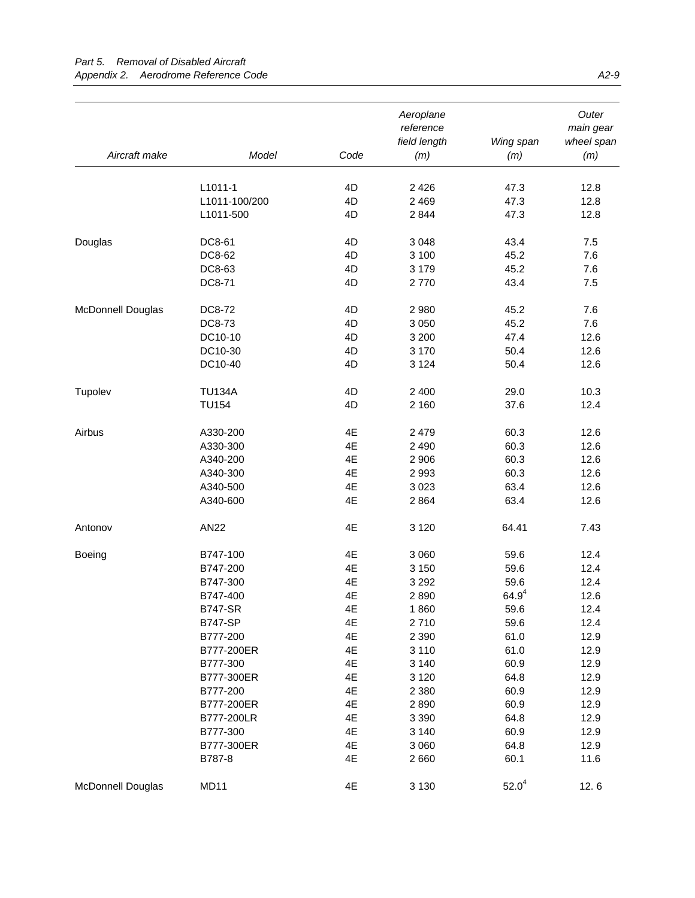| Aircraft make | Model | Code | Aeroplane reference field length (m) | Wing span (m) | Outer main gear wheel span (m) |
|---|---|---|---|---|---|
| | L1011-1 | 4D | 2 426 | 47.3 | 12.8 |
| | L1011-100/200 | 4D | 2 469 | 47.3 | 12.8 |
| | L1011-500 | 4D | 2 844 | 47.3 | 12.8 |
| Douglas | DC8-61 | 4D | 3 048 | 43.4 | 7.5 |
| | DC8-62 | 4D | 3 100 | 45.2 | 7.6 |
| | DC8-63 | 4D | 3 179 | 45.2 | 7.6 |
| | DC8-71 | 4D | 2 770 | 43.4 | 7.5 |
| McDonnell Douglas | DC8-72 | 4D | 2 980 | 45.2 | 7.6 |
| | DC8-73 | 4D | 3 050 | 45.2 | 7.6 |
| | DC10-10 | 4D | 3 200 | 47.4 | 12.6 |
| | DC10-30 | 4D | 3 170 | 50.4 | 12.6 |
| | DC10-40 | 4D | 3 124 | 50.4 | 12.6 |
| Tupolev | TU134A | 4D | 2 400 | 29.0 | 10.3 |
| | TU154 | 4D | 2 160 | 37.6 | 12.4 |
| Airbus | A330-200 | 4E | 2 479 | 60.3 | 12.6 |
| | A330-300 | 4E | 2 490 | 60.3 | 12.6 |
| | A340-200 | 4E | 2 906 | 60.3 | 12.6 |
| | A340-300 | 4E | 2 993 | 60.3 | 12.6 |
| | A340-500 | 4E | 3 023 | 63.4 | 12.6 |
| | A340-600 | 4E | 2 864 | 63.4 | 12.6 |
| Antonov | AN22 | 4E | 3 120 | 64.41 | 7.43 |
| Boeing | B747-100 | 4E | 3 060 | 59.6 | 12.4 |
| | B747-200 | 4E | 3 150 | 59.6 | 12.4 |
| | B747-300 | 4E | 3 292 | 59.6 | 12.4 |
| | B747-400 | 4E | 2 890 | 64.9[4] | 12.6 |
| | B747-SR | 4E | 1 860 | 59.6 | 12.4 |
| | B747-SP | 4E | 2 710 | 59.6 | 12.4 |
| | B777-200 | 4E | 2 390 | 61.0 | 12.9 |
| | B777-200ER | 4E | 3 110 | 61.0 | 12.9 |
| | B777-300 | 4E | 3 140 | 60.9 | 12.9 |
| | B777-300ER | 4E | 3 120 | 64.8 | 12.9 |
| | B777-200 | 4E | 2 380 | 60.9 | 12.9 |
| | B777-200ER | 4E | 2 890 | 60.9 | 12.9 |
| | B777-200LR | 4E | 3 390 | 64.8 | 12.9 |
| | B777-300 | 4E | 3 140 | 60.9 | 12.9 |
| | B777-300ER | 4E | 3 060 | 64.8 | 12.9 |
| | B787-8 | 4E | 2 660 | 60.1 | 11.6 |
| McDonnell Douglas | MD11 | 4E | 3 130 | 52.0[4] | 12. 6 |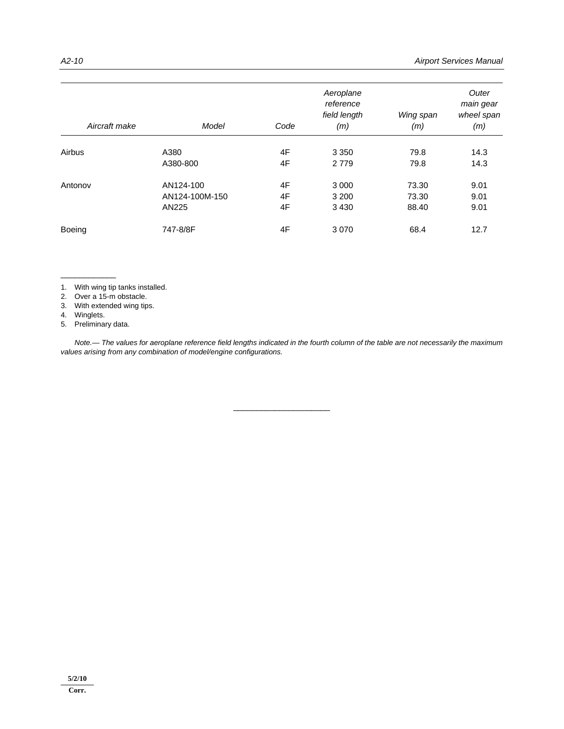| Aircraft make | Model | Code | Aeroplane reference field length (m) | Wing span (m) | Outer main gear wheel span (m) |
|---|---|---|---|---|---|
| Airbus | A380 | 4F | 3 350 | 79.8 | 14.3 |
| | A380-800 | 4F | 2 779 | 79.8 | 14.3 |
| Antonov | AN124-100 | 4F | 3 000 | 73.30 | 9.01 |
| | AN124-100M-150 | 4F | 3 200 | 73.30 | 9.01 |
| | AN225 | 4F | 3 430 | 88.40 | 9.01 |
| Boeing | 747-8/8F | 4F | 3 070 | 68.4 | 12.7 |

1. With wing tip tanks installed.
2. Over a 15-m obstacle.
3. With extended wing tips.
4. Winglets.
5. Preliminary data.

*Note.— The values for aeroplane reference field lengths indicated in the fourth column of the table are not necessarily the maximum values arising from any combination of model/engine configurations.*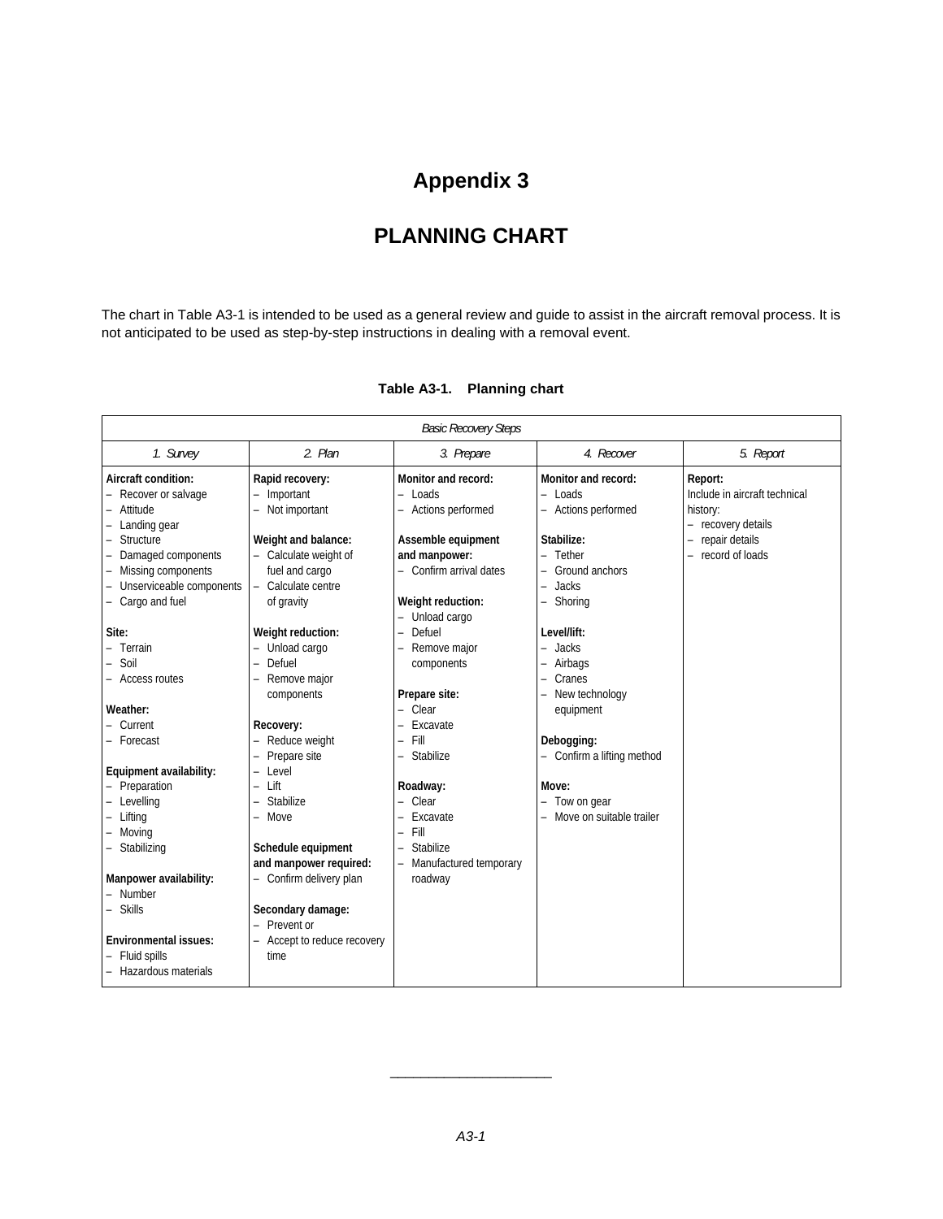# Appendix 3

# PLANNING CHART

The chart in Table A3-1 is intended to be used as a general review and guide to assist in the aircraft removal process. It is not anticipated to be used as step-by-step instructions in dealing with a removal event.

**Table A3-1. Planning chart**

| *Basic Recovery Steps* | | | | |
|---|---|---|---|---|
| *1. Survey* | *2. Plan* | *3. Prepare* | *4. Recover* | *5. Report* |
| **Aircraft condition:**<br>– Recover or salvage<br>– Attitude<br>– Landing gear<br>– Structure<br>– Damaged components<br>– Missing components<br>– Unserviceable components<br>– Cargo and fuel<br><br>**Site:**<br>– Terrain<br>– Soil<br>– Access routes<br><br>**Weather:**<br>– Current<br>– Forecast<br><br>**Equipment availability:**<br>– Preparation<br>– Levelling<br>– Lifting<br>– Moving<br>– Stabilizing<br><br>**Manpower availability:**<br>– Number<br>– Skills<br><br>**Environmental issues:**<br>– Fluid spills<br>– Hazardous materials | **Rapid recovery:**<br>– Important<br>– Not important<br><br>**Weight and balance:**<br>– Calculate weight of fuel and cargo<br>– Calculate centre of gravity<br><br>**Weight reduction:**<br>– Unload cargo<br>– Defuel<br>– Remove major components<br><br>**Recovery:**<br>– Reduce weight<br>– Prepare site<br>– Level<br>– Lift<br>– Stabilize<br>– Move<br><br>**Schedule equipment and manpower required:**<br>– Confirm delivery plan<br><br>**Secondary damage:**<br>– Prevent or<br>– Accept to reduce recovery time | **Monitor and record:**<br>– Loads<br>– Actions performed<br><br>**Assemble equipment and manpower:**<br>– Confirm arrival dates<br><br>**Weight reduction:**<br>– Unload cargo<br>– Defuel<br>– Remove major components<br><br>**Prepare site:**<br>– Clear<br>– Excavate<br>– Fill<br>– Stabilize<br><br>**Roadway:**<br>– Clear<br>– Excavate<br>– Fill<br>– Stabilize<br>– Manufactured temporary roadway | **Monitor and record:**<br>– Loads<br>– Actions performed<br><br>**Stabilize:**<br>– Tether<br>– Ground anchors<br>– Jacks<br>– Shoring<br><br>**Level/lift:**<br>– Jacks<br>– Airbags<br>– Cranes<br>– New technology equipment<br><br>**Debogging:**<br>– Confirm a lifting method<br><br>**Move:**<br>– Tow on gear<br>– Move on suitable trailer | **Report:**<br>Include in aircraft technical history:<br>– recovery details<br>– repair details<br>– record of loads |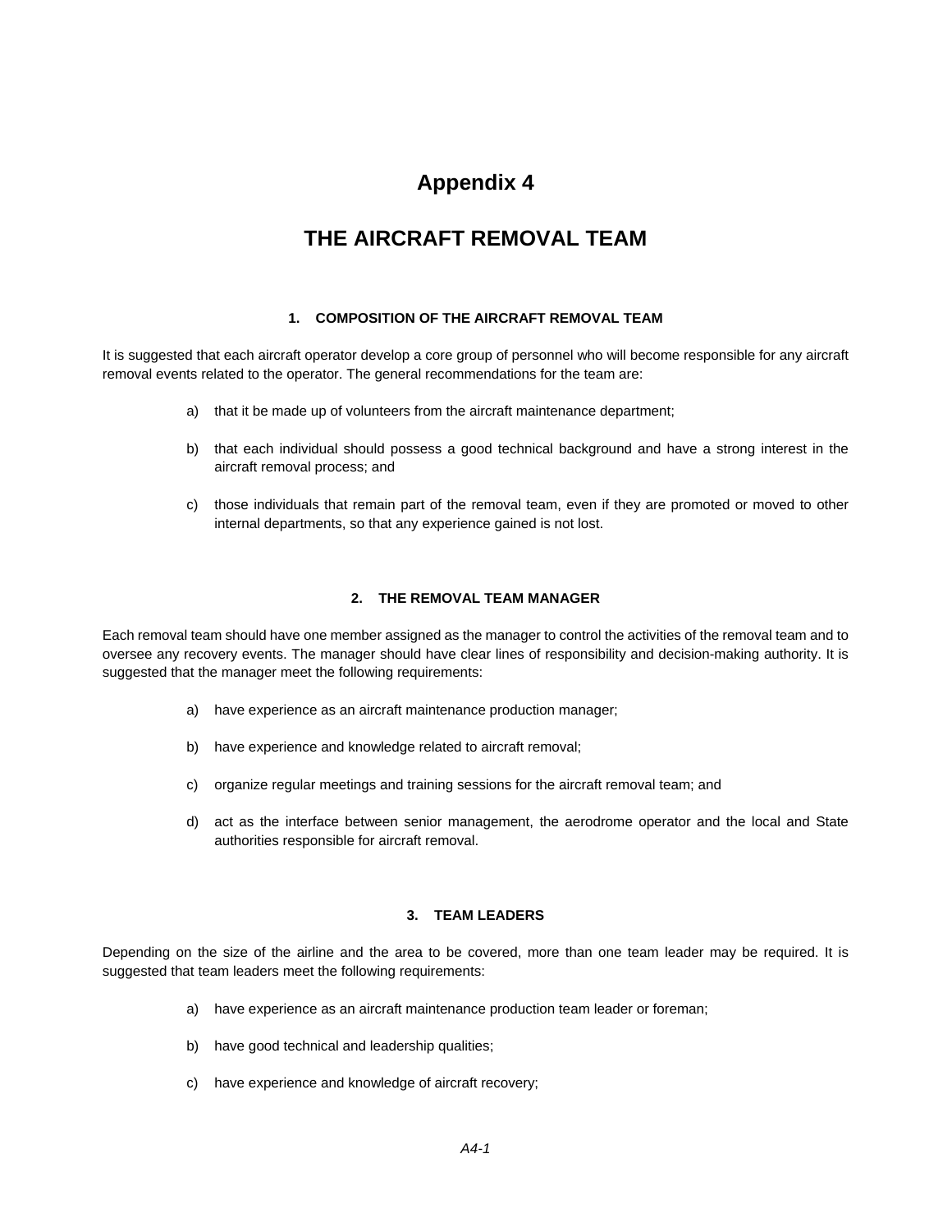# Appendix 4

# THE AIRCRAFT REMOVAL TEAM

### 1. COMPOSITION OF THE AIRCRAFT REMOVAL TEAM

It is suggested that each aircraft operator develop a core group of personnel who will become responsible for any aircraft removal events related to the operator. The general recommendations for the team are:

a) that it be made up of volunteers from the aircraft maintenance department;

b) that each individual should possess a good technical background and have a strong interest in the aircraft removal process; and

c) those individuals that remain part of the removal team, even if they are promoted or moved to other internal departments, so that any experience gained is not lost.

### 2. THE REMOVAL TEAM MANAGER

Each removal team should have one member assigned as the manager to control the activities of the removal team and to oversee any recovery events. The manager should have clear lines of responsibility and decision-making authority. It is suggested that the manager meet the following requirements:

a) have experience as an aircraft maintenance production manager;

b) have experience and knowledge related to aircraft removal;

c) organize regular meetings and training sessions for the aircraft removal team; and

d) act as the interface between senior management, the aerodrome operator and the local and State authorities responsible for aircraft removal.

### 3. TEAM LEADERS

Depending on the size of the airline and the area to be covered, more than one team leader may be required. It is suggested that team leaders meet the following requirements:

a) have experience as an aircraft maintenance production team leader or foreman;

b) have good technical and leadership qualities;

c) have experience and knowledge of aircraft recovery;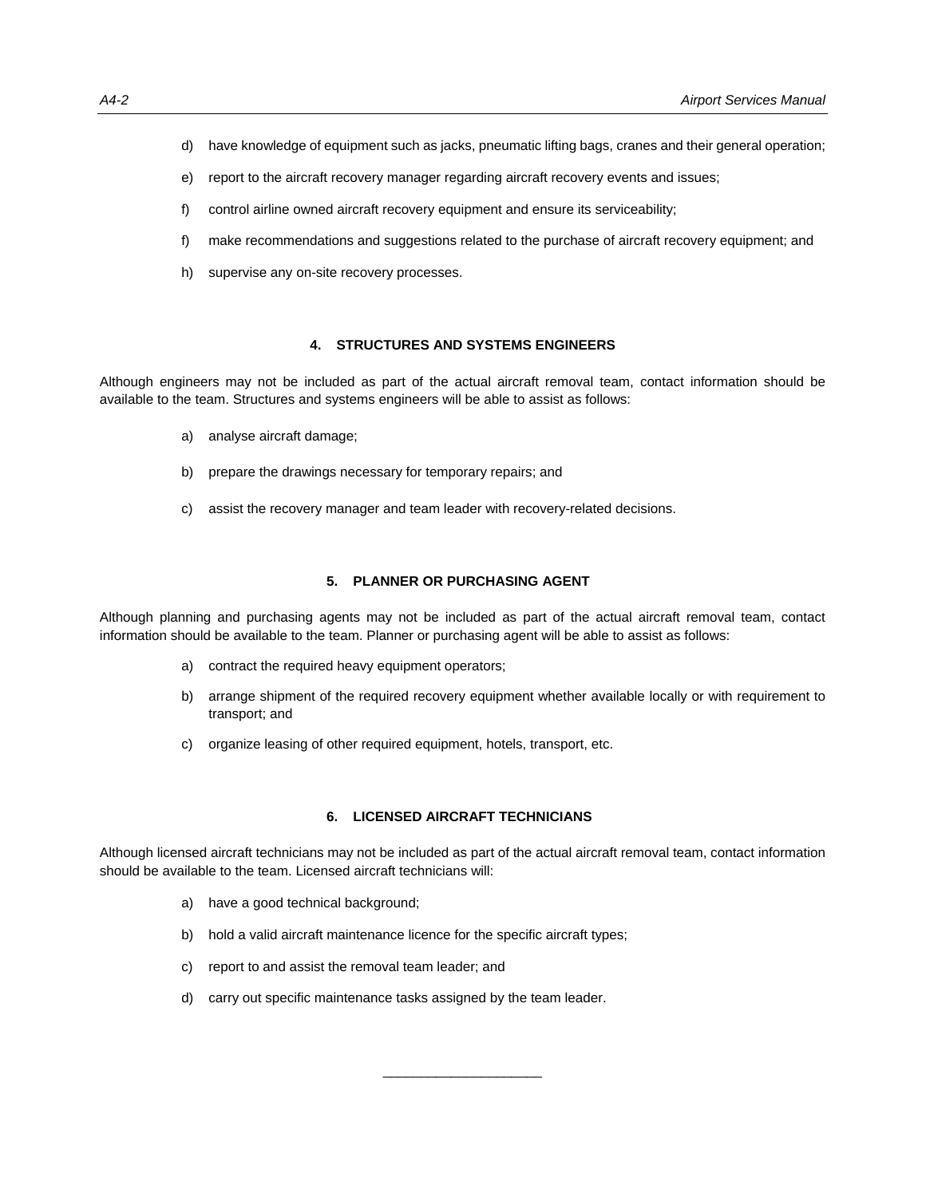d) have knowledge of equipment such as jacks, pneumatic lifting bags, cranes and their general operation;

e) report to the aircraft recovery manager regarding aircraft recovery events and issues;

f) control airline owned aircraft recovery equipment and ensure its serviceability;

f) make recommendations and suggestions related to the purchase of aircraft recovery equipment; and

h) supervise any on-site recovery processes.

## 4. STRUCTURES AND SYSTEMS ENGINEERS

Although engineers may not be included as part of the actual aircraft removal team, contact information should be available to the team. Structures and systems engineers will be able to assist as follows:

a) analyse aircraft damage;

b) prepare the drawings necessary for temporary repairs; and

c) assist the recovery manager and team leader with recovery-related decisions.

## 5. PLANNER OR PURCHASING AGENT

Although planning and purchasing agents may not be included as part of the actual aircraft removal team, contact information should be available to the team. Planner or purchasing agent will be able to assist as follows:

a) contract the required heavy equipment operators;

b) arrange shipment of the required recovery equipment whether available locally or with requirement to transport; and

c) organize leasing of other required equipment, hotels, transport, etc.

## 6. LICENSED AIRCRAFT TECHNICIANS

Although licensed aircraft technicians may not be included as part of the actual aircraft removal team, contact information should be available to the team. Licensed aircraft technicians will:

a) have a good technical background;

b) hold a valid aircraft maintenance licence for the specific aircraft types;

c) report to and assist the removal team leader; and

d) carry out specific maintenance tasks assigned by the team leader.

_____________________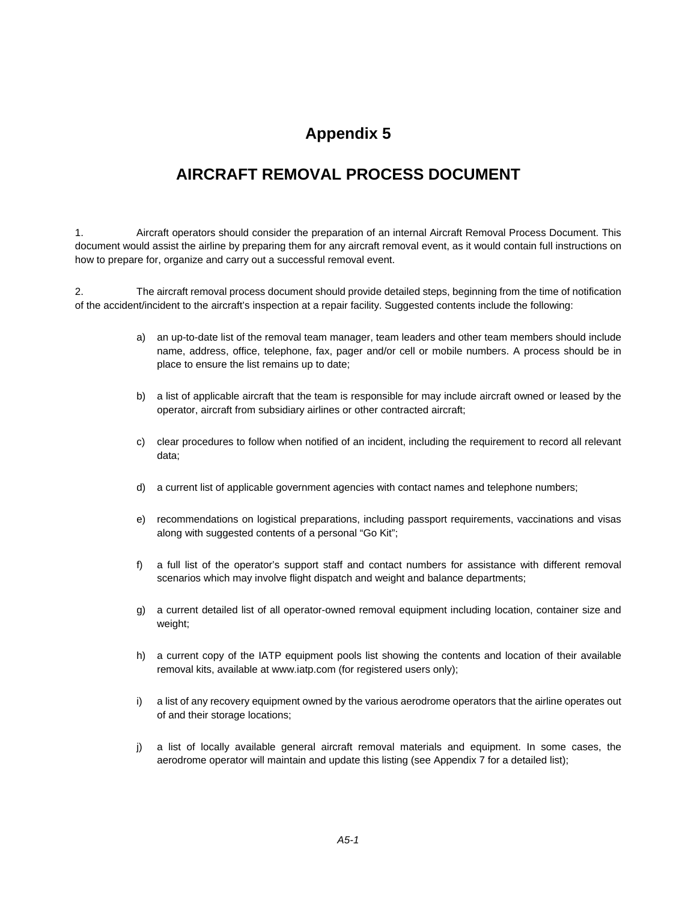# Appendix 5

## AIRCRAFT REMOVAL PROCESS DOCUMENT

1. Aircraft operators should consider the preparation of an internal Aircraft Removal Process Document. This document would assist the airline by preparing them for any aircraft removal event, as it would contain full instructions on how to prepare for, organize and carry out a successful removal event.

2. The aircraft removal process document should provide detailed steps, beginning from the time of notification of the accident/incident to the aircraft's inspection at a repair facility. Suggested contents include the following:

a) an up-to-date list of the removal team manager, team leaders and other team members should include name, address, office, telephone, fax, pager and/or cell or mobile numbers. A process should be in place to ensure the list remains up to date;

b) a list of applicable aircraft that the team is responsible for may include aircraft owned or leased by the operator, aircraft from subsidiary airlines or other contracted aircraft;

c) clear procedures to follow when notified of an incident, including the requirement to record all relevant data;

d) a current list of applicable government agencies with contact names and telephone numbers;

e) recommendations on logistical preparations, including passport requirements, vaccinations and visas along with suggested contents of a personal "Go Kit";

f) a full list of the operator's support staff and contact numbers for assistance with different removal scenarios which may involve flight dispatch and weight and balance departments;

g) a current detailed list of all operator-owned removal equipment including location, container size and weight;

h) a current copy of the IATP equipment pools list showing the contents and location of their available removal kits, available at www.iatp.com (for registered users only);

i) a list of any recovery equipment owned by the various aerodrome operators that the airline operates out of and their storage locations;

j) a list of locally available general aircraft removal materials and equipment. In some cases, the aerodrome operator will maintain and update this listing (see Appendix 7 for a detailed list);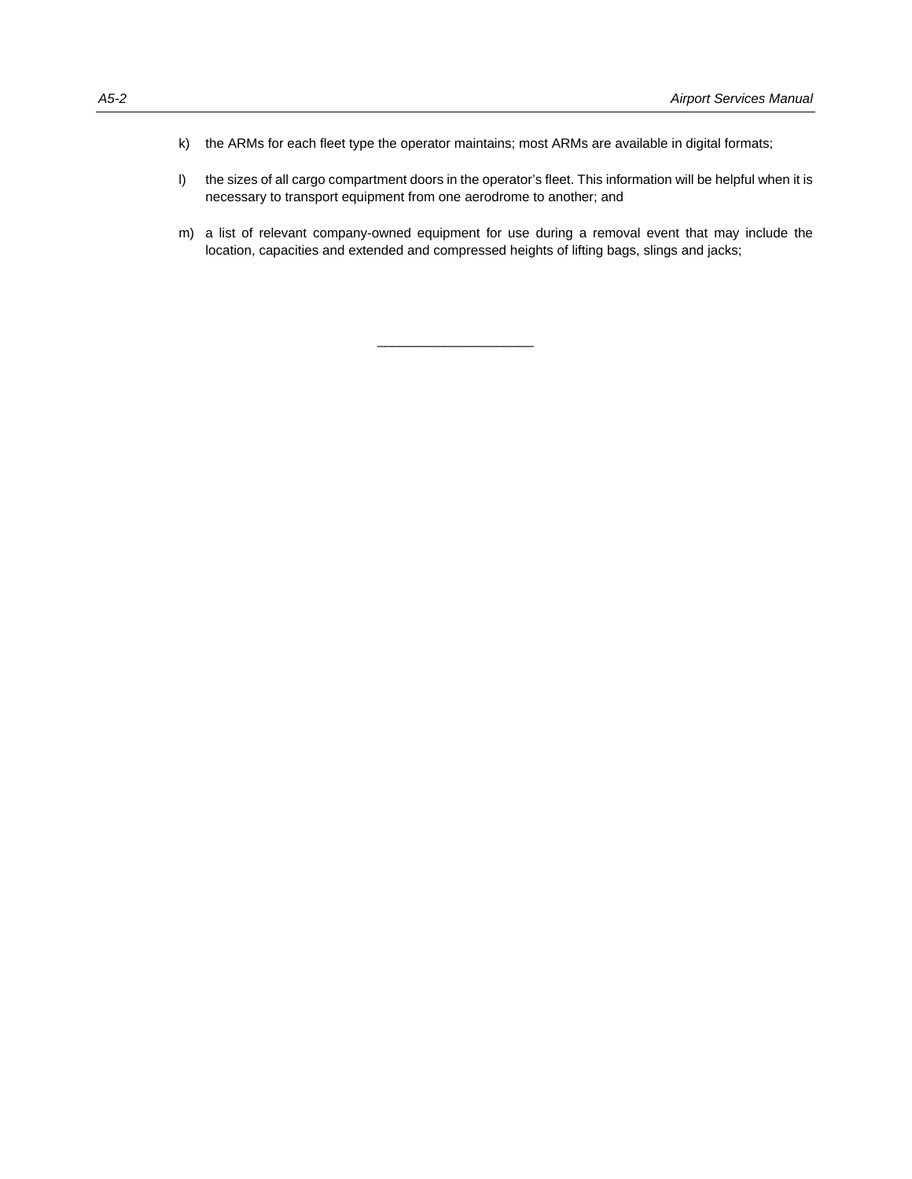k) the ARMs for each fleet type the operator maintains; most ARMs are available in digital formats;

l) the sizes of all cargo compartment doors in the operator's fleet. This information will be helpful when it is necessary to transport equipment from one aerodrome to another; and

m) a list of relevant company-owned equipment for use during a removal event that may include the location, capacities and extended and compressed heights of lifting bags, slings and jacks;

______________________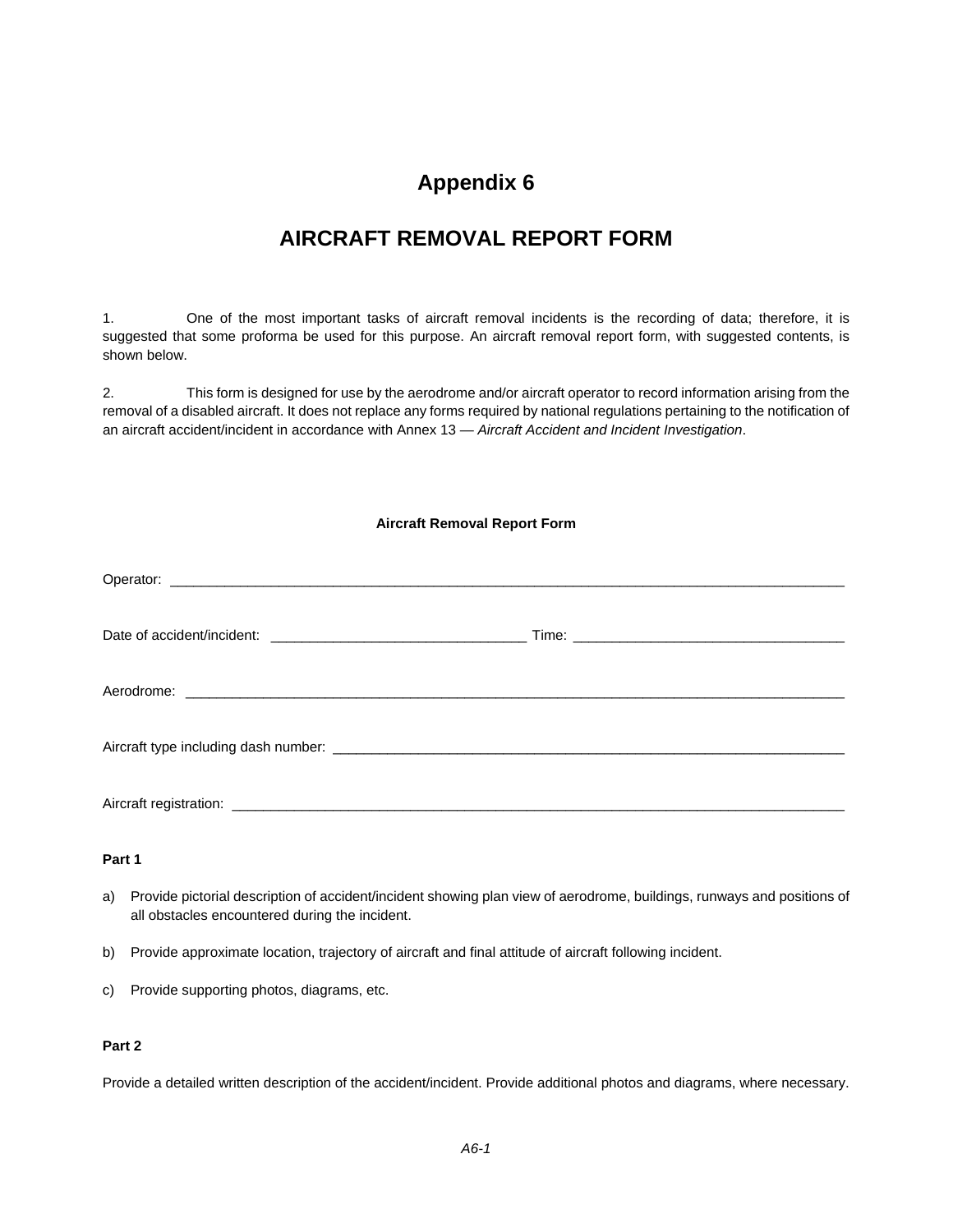# Appendix 6

# AIRCRAFT REMOVAL REPORT FORM

1. One of the most important tasks of aircraft removal incidents is the recording of data; therefore, it is suggested that some proforma be used for this purpose. An aircraft removal report form, with suggested contents, is shown below.

2. This form is designed for use by the aerodrome and/or aircraft operator to record information arising from the removal of a disabled aircraft. It does not replace any forms required by national regulations pertaining to the notification of an aircraft accident/incident in accordance with Annex 13 — *Aircraft Accident and Incident Investigation*.

**Aircraft Removal Report Form**

Operator: ___________________________________________________________________________________________

Date of accident/incident: ________________________________ Time: ___________________________________

Aerodrome: _________________________________________________________________________________________

Aircraft type including dash number: _________________________________________________________________

Aircraft registration: ____________________________________________________________________________

**Part 1**

a) Provide pictorial description of accident/incident showing plan view of aerodrome, buildings, runways and positions of all obstacles encountered during the incident.

b) Provide approximate location, trajectory of aircraft and final attitude of aircraft following incident.

c) Provide supporting photos, diagrams, etc.

**Part 2**

Provide a detailed written description of the accident/incident. Provide additional photos and diagrams, where necessary.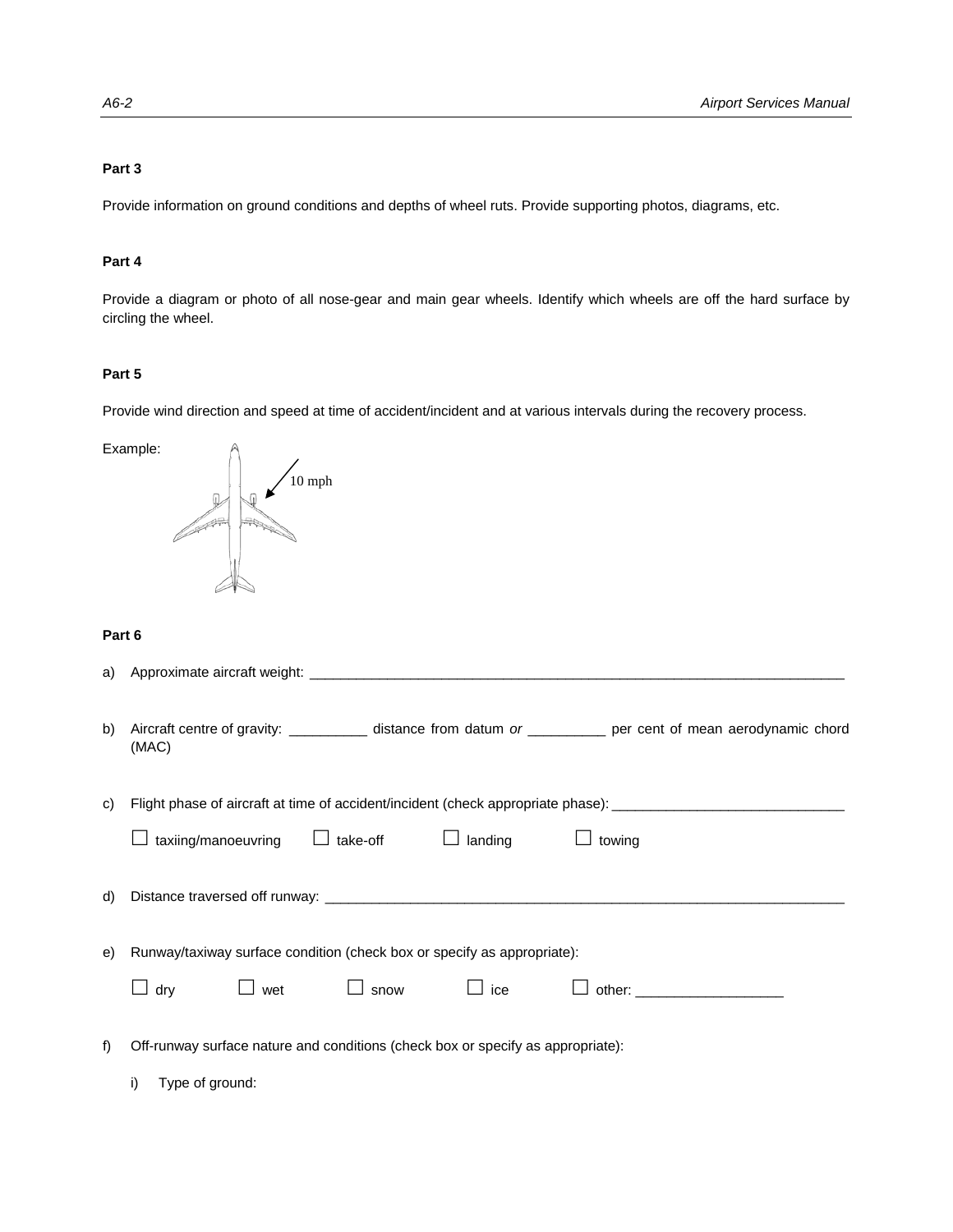**Part 3**

Provide information on ground conditions and depths of wheel ruts. Provide supporting photos, diagrams, etc.

**Part 4**

Provide a diagram or photo of all nose-gear and main gear wheels. Identify which wheels are off the hard surface by circling the wheel.

**Part 5**

Provide wind direction and speed at time of accident/incident and at various intervals during the recovery process.

Example:

10 mph

**Part 6**

a) Approximate aircraft weight: ______________________________________________________________________

b) Aircraft centre of gravity: __________ distance from datum *or* __________ per cent of mean aerodynamic chord (MAC)

c) Flight phase of aircraft at time of accident/incident (check appropriate phase): ____________________________

☐ taxiing/manoeuvring ☐ take-off ☐ landing ☐ towing

d) Distance traversed off runway: __________________________________________________________________

e) Runway/taxiway surface condition (check box or specify as appropriate):

☐ dry ☐ wet ☐ snow ☐ ice ☐ other: __________________

f) Off-runway surface nature and conditions (check box or specify as appropriate):

i) Type of ground: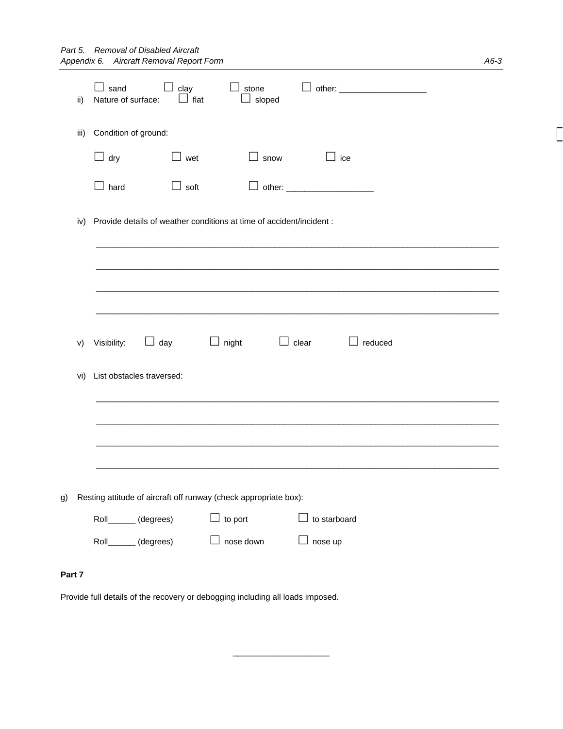ii) Nature of surface: ☐ sand ☐ clay ☐ stone ☐ other: ___________________
☐ flat ☐ sloped

iii) Condition of ground:

☐ dry ☐ wet ☐ snow ☐ ice

☐ hard ☐ soft ☐ other: ___________________

iv) Provide details of weather conditions at time of accident/incident :

_______________________________________________________________________________________

_______________________________________________________________________________________

_______________________________________________________________________________________

_______________________________________________________________________________________

v) Visibility: ☐ day ☐ night ☐ clear ☐ reduced

vi) List obstacles traversed:

_______________________________________________________________________________________

_______________________________________________________________________________________

_______________________________________________________________________________________

_______________________________________________________________________________________

g) Resting attitude of aircraft off runway (check appropriate box):

Roll______ (degrees) ☐ to port ☐ to starboard

Roll______ (degrees) ☐ nose down ☐ nose up

**Part 7**

Provide full details of the recovery or debogging including all loads imposed.

_____________________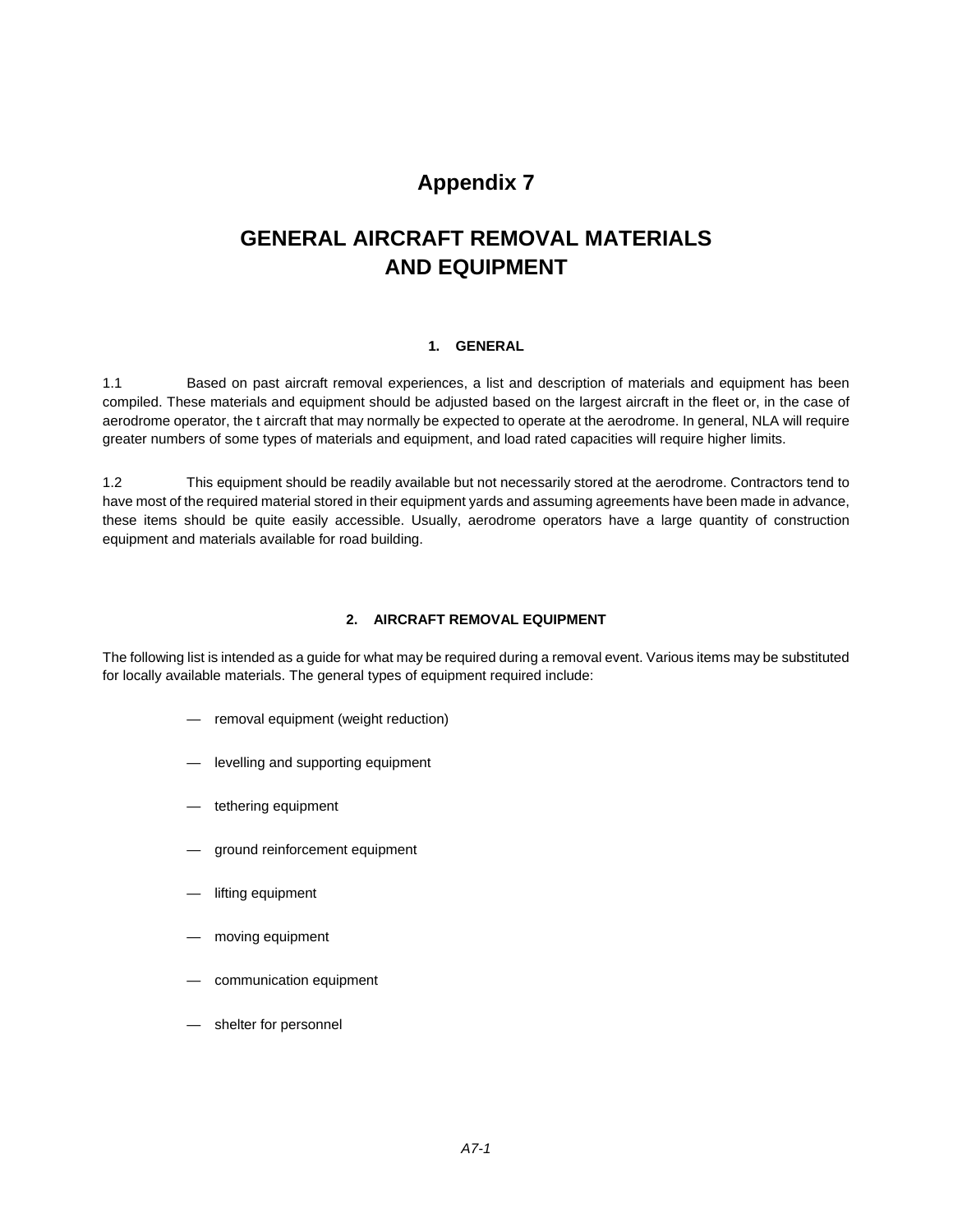# Appendix 7

# GENERAL AIRCRAFT REMOVAL MATERIALS AND EQUIPMENT

## 1. GENERAL

1.1 Based on past aircraft removal experiences, a list and description of materials and equipment has been compiled. These materials and equipment should be adjusted based on the largest aircraft in the fleet or, in the case of aerodrome operator, the t aircraft that may normally be expected to operate at the aerodrome. In general, NLA will require greater numbers of some types of materials and equipment, and load rated capacities will require higher limits.

1.2 This equipment should be readily available but not necessarily stored at the aerodrome. Contractors tend to have most of the required material stored in their equipment yards and assuming agreements have been made in advance, these items should be quite easily accessible. Usually, aerodrome operators have a large quantity of construction equipment and materials available for road building.

## 2. AIRCRAFT REMOVAL EQUIPMENT

The following list is intended as a guide for what may be required during a removal event. Various items may be substituted for locally available materials. The general types of equipment required include:

- removal equipment (weight reduction)
- levelling and supporting equipment
- tethering equipment
- ground reinforcement equipment
- lifting equipment
- moving equipment
- communication equipment
- shelter for personnel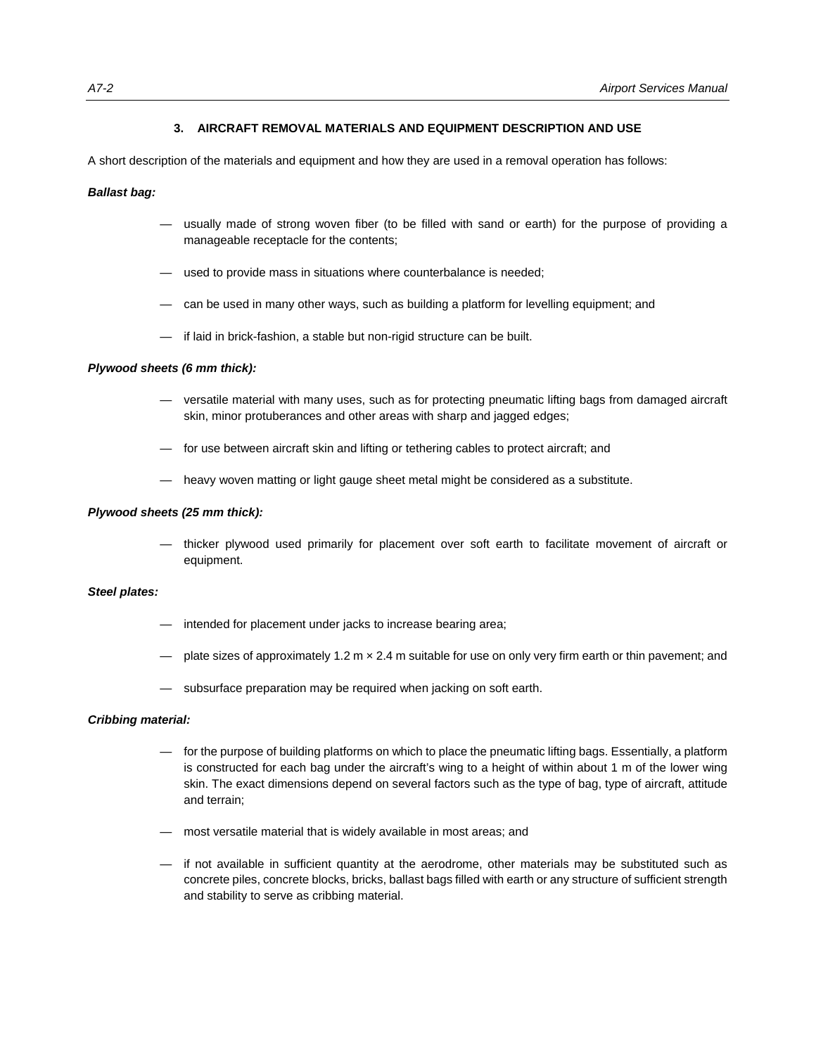### 3. AIRCRAFT REMOVAL MATERIALS AND EQUIPMENT DESCRIPTION AND USE

A short description of the materials and equipment and how they are used in a removal operation has follows:

***Ballast bag:***

- usually made of strong woven fiber (to be filled with sand or earth) for the purpose of providing a manageable receptacle for the contents;
- used to provide mass in situations where counterbalance is needed;
- can be used in many other ways, such as building a platform for levelling equipment; and
- if laid in brick-fashion, a stable but non-rigid structure can be built.

***Plywood sheets (6 mm thick):***

- versatile material with many uses, such as for protecting pneumatic lifting bags from damaged aircraft skin, minor protuberances and other areas with sharp and jagged edges;
- for use between aircraft skin and lifting or tethering cables to protect aircraft; and
- heavy woven matting or light gauge sheet metal might be considered as a substitute.

***Plywood sheets (25 mm thick):***

- thicker plywood used primarily for placement over soft earth to facilitate movement of aircraft or equipment.

***Steel plates:***

- intended for placement under jacks to increase bearing area;
- plate sizes of approximately 1.2 m × 2.4 m suitable for use on only very firm earth or thin pavement; and
- subsurface preparation may be required when jacking on soft earth.

***Cribbing material:***

- for the purpose of building platforms on which to place the pneumatic lifting bags. Essentially, a platform is constructed for each bag under the aircraft's wing to a height of within about 1 m of the lower wing skin. The exact dimensions depend on several factors such as the type of bag, type of aircraft, attitude and terrain;
- most versatile material that is widely available in most areas; and
- if not available in sufficient quantity at the aerodrome, other materials may be substituted such as concrete piles, concrete blocks, bricks, ballast bags filled with earth or any structure of sufficient strength and stability to serve as cribbing material.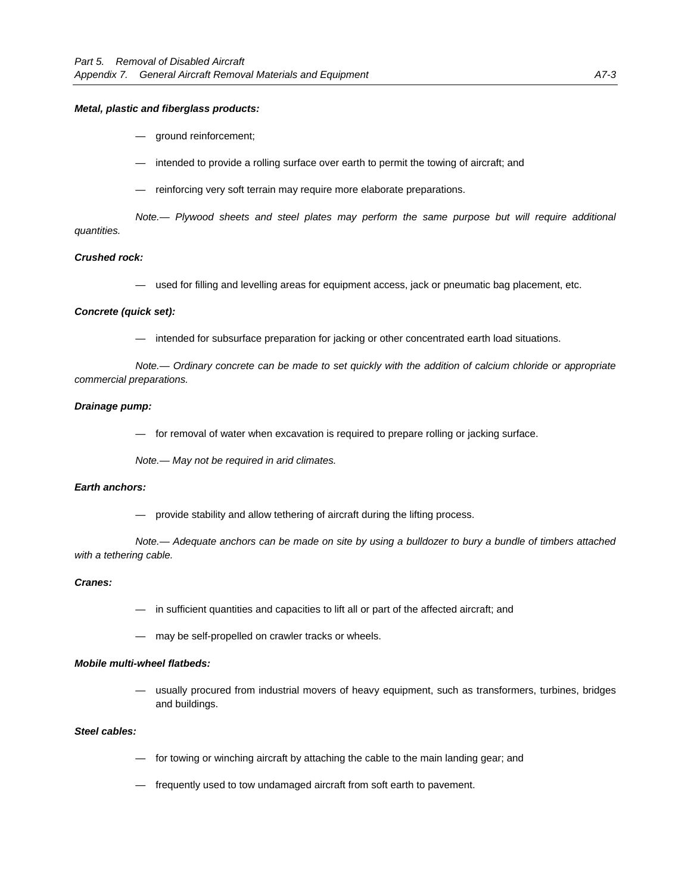***Metal, plastic and fiberglass products:***

— ground reinforcement;

— intended to provide a rolling surface over earth to permit the towing of aircraft; and

— reinforcing very soft terrain may require more elaborate preparations.

*Note.— Plywood sheets and steel plates may perform the same purpose but will require additional quantities.*

***Crushed rock:***

— used for filling and levelling areas for equipment access, jack or pneumatic bag placement, etc.

***Concrete (quick set):***

— intended for subsurface preparation for jacking or other concentrated earth load situations.

*Note.— Ordinary concrete can be made to set quickly with the addition of calcium chloride or appropriate commercial preparations.*

***Drainage pump:***

— for removal of water when excavation is required to prepare rolling or jacking surface.

*Note.— May not be required in arid climates.*

***Earth anchors:***

— provide stability and allow tethering of aircraft during the lifting process.

*Note.— Adequate anchors can be made on site by using a bulldozer to bury a bundle of timbers attached with a tethering cable.*

***Cranes:***

— in sufficient quantities and capacities to lift all or part of the affected aircraft; and

— may be self-propelled on crawler tracks or wheels.

***Mobile multi-wheel flatbeds:***

— usually procured from industrial movers of heavy equipment, such as transformers, turbines, bridges and buildings.

***Steel cables:***

— for towing or winching aircraft by attaching the cable to the main landing gear; and

— frequently used to tow undamaged aircraft from soft earth to pavement.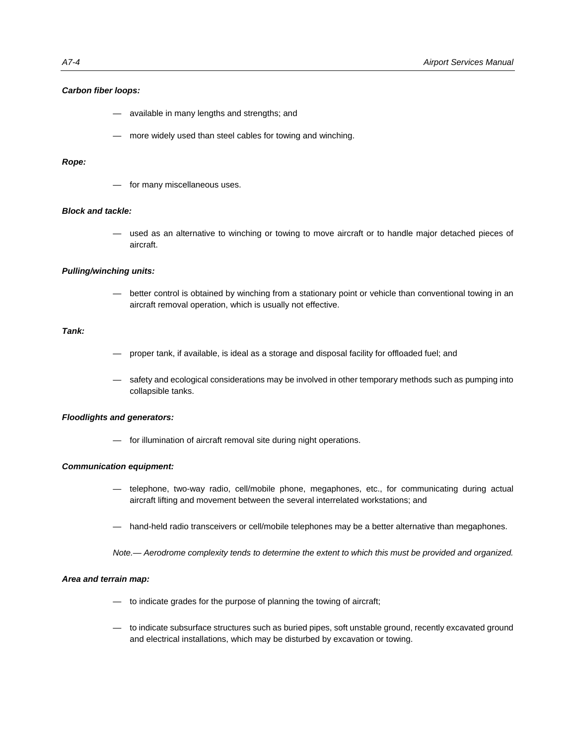***Carbon fiber loops:***

— available in many lengths and strengths; and

— more widely used than steel cables for towing and winching.

***Rope:***

— for many miscellaneous uses.

***Block and tackle:***

— used as an alternative to winching or towing to move aircraft or to handle major detached pieces of aircraft.

***Pulling/winching units:***

— better control is obtained by winching from a stationary point or vehicle than conventional towing in an aircraft removal operation, which is usually not effective.

***Tank:***

— proper tank, if available, is ideal as a storage and disposal facility for offloaded fuel; and

— safety and ecological considerations may be involved in other temporary methods such as pumping into collapsible tanks.

***Floodlights and generators:***

— for illumination of aircraft removal site during night operations.

***Communication equipment:***

— telephone, two-way radio, cell/mobile phone, megaphones, etc., for communicating during actual aircraft lifting and movement between the several interrelated workstations; and

— hand-held radio transceivers or cell/mobile telephones may be a better alternative than megaphones.

*Note.— Aerodrome complexity tends to determine the extent to which this must be provided and organized.*

***Area and terrain map:***

— to indicate grades for the purpose of planning the towing of aircraft;

— to indicate subsurface structures such as buried pipes, soft unstable ground, recently excavated ground and electrical installations, which may be disturbed by excavation or towing.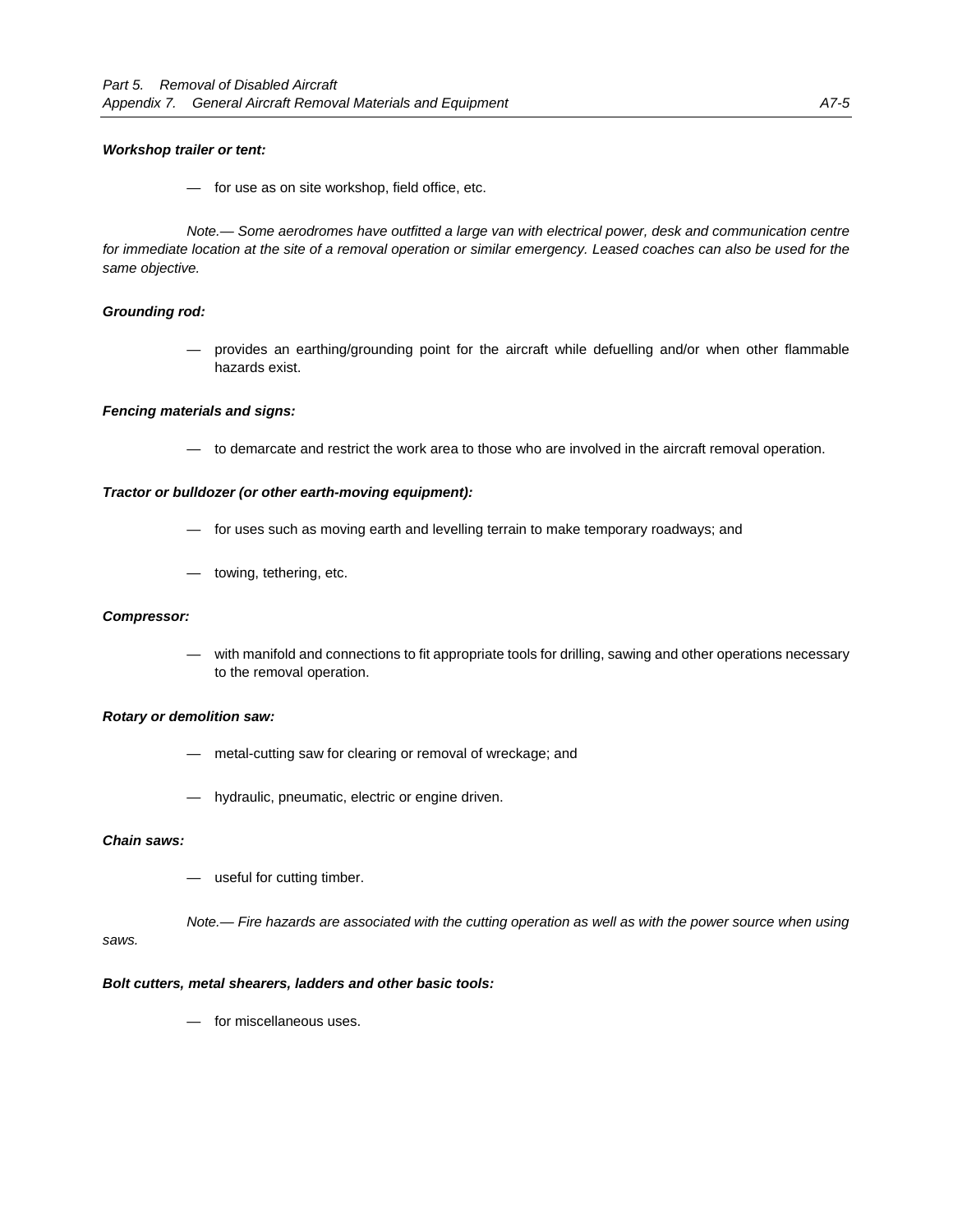***Workshop trailer or tent:***

— for use as on site workshop, field office, etc.

*Note.— Some aerodromes have outfitted a large van with electrical power, desk and communication centre for immediate location at the site of a removal operation or similar emergency. Leased coaches can also be used for the same objective.*

***Grounding rod:***

— provides an earthing/grounding point for the aircraft while defuelling and/or when other flammable hazards exist.

***Fencing materials and signs:***

— to demarcate and restrict the work area to those who are involved in the aircraft removal operation.

***Tractor or bulldozer (or other earth-moving equipment):***

— for uses such as moving earth and levelling terrain to make temporary roadways; and

— towing, tethering, etc.

***Compressor:***

— with manifold and connections to fit appropriate tools for drilling, sawing and other operations necessary to the removal operation.

***Rotary or demolition saw:***

— metal-cutting saw for clearing or removal of wreckage; and

— hydraulic, pneumatic, electric or engine driven.

***Chain saws:***

— useful for cutting timber.

*Note.— Fire hazards are associated with the cutting operation as well as with the power source when using saws.*

***Bolt cutters, metal shearers, ladders and other basic tools:***

— for miscellaneous uses.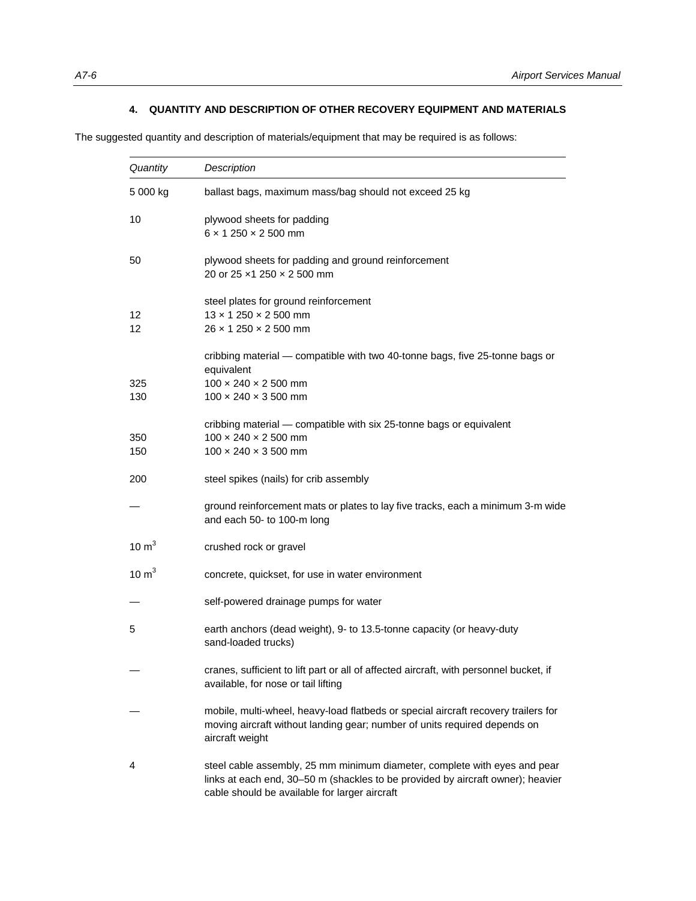### 4. QUANTITY AND DESCRIPTION OF OTHER RECOVERY EQUIPMENT AND MATERIALS

The suggested quantity and description of materials/equipment that may be required is as follows:

| *Quantity* | *Description* |
|---|---|
| 5 000 kg | ballast bags, maximum mass/bag should not exceed 25 kg |
| 10 | plywood sheets for padding<br>6 × 1 250 × 2 500 mm |
| 50 | plywood sheets for padding and ground reinforcement<br>20 or 25 ×1 250 × 2 500 mm |
| | steel plates for ground reinforcement |
| 12 | 13 × 1 250 × 2 500 mm |
| 12 | 26 × 1 250 × 2 500 mm |
| | cribbing material — compatible with two 40-tonne bags, five 25-tonne bags or equivalent |
| 325 | 100 × 240 × 2 500 mm |
| 130 | 100 × 240 × 3 500 mm |
| | cribbing material — compatible with six 25-tonne bags or equivalent |
| 350 | 100 × 240 × 2 500 mm |
| 150 | 100 × 240 × 3 500 mm |
| 200 | steel spikes (nails) for crib assembly |
| — | ground reinforcement mats or plates to lay five tracks, each a minimum 3-m wide and each 50- to 100-m long |
| 10 $m^3$ | crushed rock or gravel |
| 10 $m^3$ | concrete, quickset, for use in water environment |
| — | self-powered drainage pumps for water |
| 5 | earth anchors (dead weight), 9- to 13.5-tonne capacity (or heavy-duty sand-loaded trucks) |
| — | cranes, sufficient to lift part or all of affected aircraft, with personnel bucket, if available, for nose or tail lifting |
| — | mobile, multi-wheel, heavy-load flatbeds or special aircraft recovery trailers for moving aircraft without landing gear; number of units required depends on aircraft weight |
| 4 | steel cable assembly, 25 mm minimum diameter, complete with eyes and pear links at each end, 30–50 m (shackles to be provided by aircraft owner); heavier cable should be available for larger aircraft |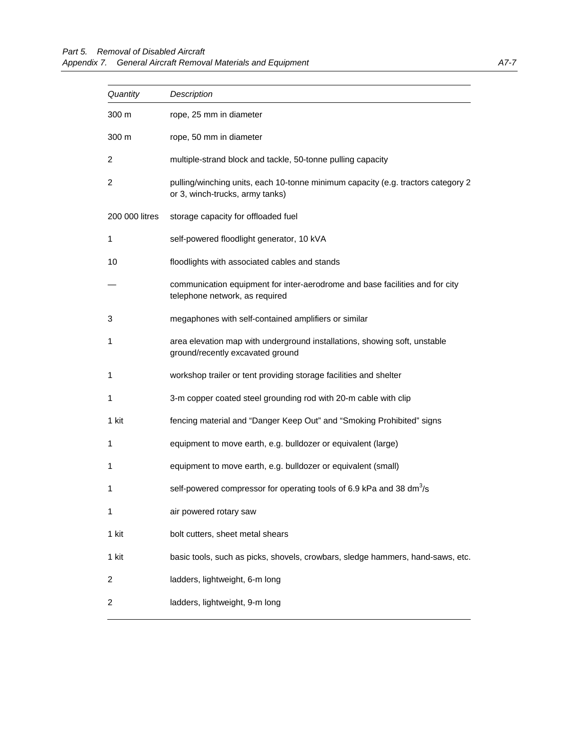| *Quantity* | *Description* |
|---|---|
| 300 m | rope, 25 mm in diameter |
| 300 m | rope, 50 mm in diameter |
| 2 | multiple-strand block and tackle, 50-tonne pulling capacity |
| 2 | pulling/winching units, each 10-tonne minimum capacity (e.g. tractors category 2 or 3, winch-trucks, army tanks) |
| 200 000 litres | storage capacity for offloaded fuel |
| 1 | self-powered floodlight generator, 10 kVA |
| 10 | floodlights with associated cables and stands |
| — | communication equipment for inter-aerodrome and base facilities and for city telephone network, as required |
| 3 | megaphones with self-contained amplifiers or similar |
| 1 | area elevation map with underground installations, showing soft, unstable ground/recently excavated ground |
| 1 | workshop trailer or tent providing storage facilities and shelter |
| 1 | 3-m copper coated steel grounding rod with 20-m cable with clip |
| 1 kit | fencing material and “Danger Keep Out” and “Smoking Prohibited” signs |
| 1 | equipment to move earth, e.g. bulldozer or equivalent (large) |
| 1 | equipment to move earth, e.g. bulldozer or equivalent (small) |
| 1 | self-powered compressor for operating tools of 6.9 kPa and 38 $dm^3/s$ |
| 1 | air powered rotary saw |
| 1 kit | bolt cutters, sheet metal shears |
| 1 kit | basic tools, such as picks, shovels, crowbars, sledge hammers, hand-saws, etc. |
| 2 | ladders, lightweight, 6-m long |
| 2 | ladders, lightweight, 9-m long |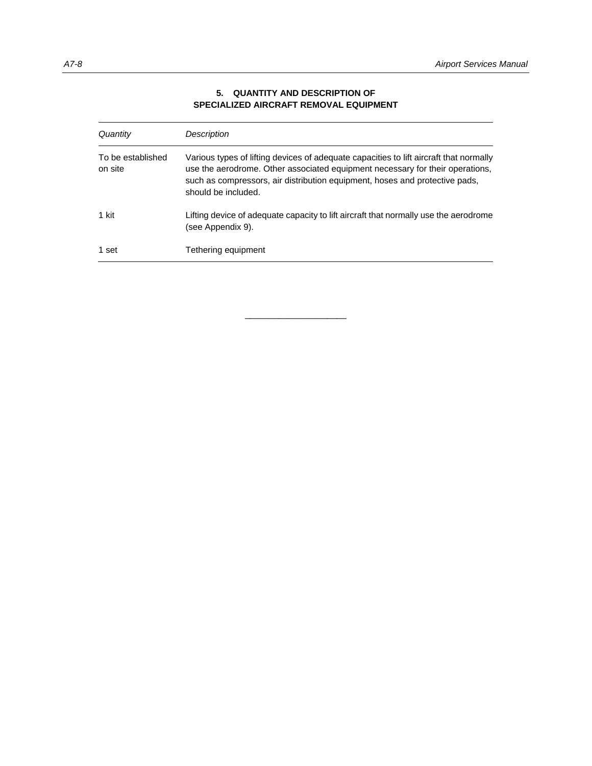## 5. QUANTITY AND DESCRIPTION OF SPECIALIZED AIRCRAFT REMOVAL EQUIPMENT

| *Quantity* | *Description* |
|---|---|
| To be established on site | Various types of lifting devices of adequate capacities to lift aircraft that normally use the aerodrome. Other associated equipment necessary for their operations, such as compressors, air distribution equipment, hoses and protective pads, should be included. |
| 1 kit | Lifting device of adequate capacity to lift aircraft that normally use the aerodrome (see Appendix 9). |
| 1 set | Tethering equipment |

______________________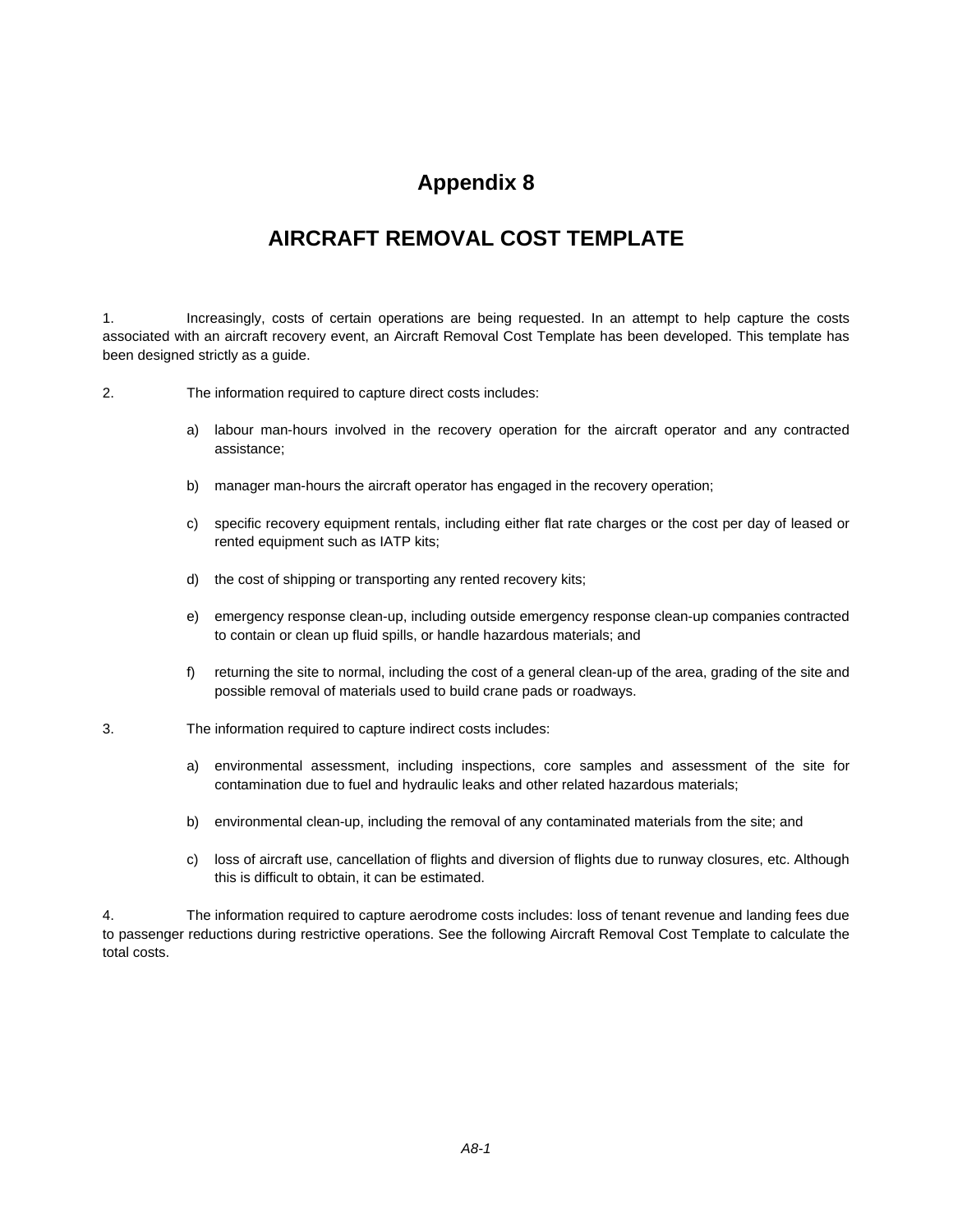# Appendix 8

## AIRCRAFT REMOVAL COST TEMPLATE

1. Increasingly, costs of certain operations are being requested. In an attempt to help capture the costs associated with an aircraft recovery event, an Aircraft Removal Cost Template has been developed. This template has been designed strictly as a guide.

2. The information required to capture direct costs includes:

   a) labour man-hours involved in the recovery operation for the aircraft operator and any contracted assistance;

   b) manager man-hours the aircraft operator has engaged in the recovery operation;

   c) specific recovery equipment rentals, including either flat rate charges or the cost per day of leased or rented equipment such as IATP kits;

   d) the cost of shipping or transporting any rented recovery kits;

   e) emergency response clean-up, including outside emergency response clean-up companies contracted to contain or clean up fluid spills, or handle hazardous materials; and

   f) returning the site to normal, including the cost of a general clean-up of the area, grading of the site and possible removal of materials used to build crane pads or roadways.

3. The information required to capture indirect costs includes:

   a) environmental assessment, including inspections, core samples and assessment of the site for contamination due to fuel and hydraulic leaks and other related hazardous materials;

   b) environmental clean-up, including the removal of any contaminated materials from the site; and

   c) loss of aircraft use, cancellation of flights and diversion of flights due to runway closures, etc. Although this is difficult to obtain, it can be estimated.

4. The information required to capture aerodrome costs includes: loss of tenant revenue and landing fees due to passenger reductions during restrictive operations. See the following Aircraft Removal Cost Template to calculate the total costs.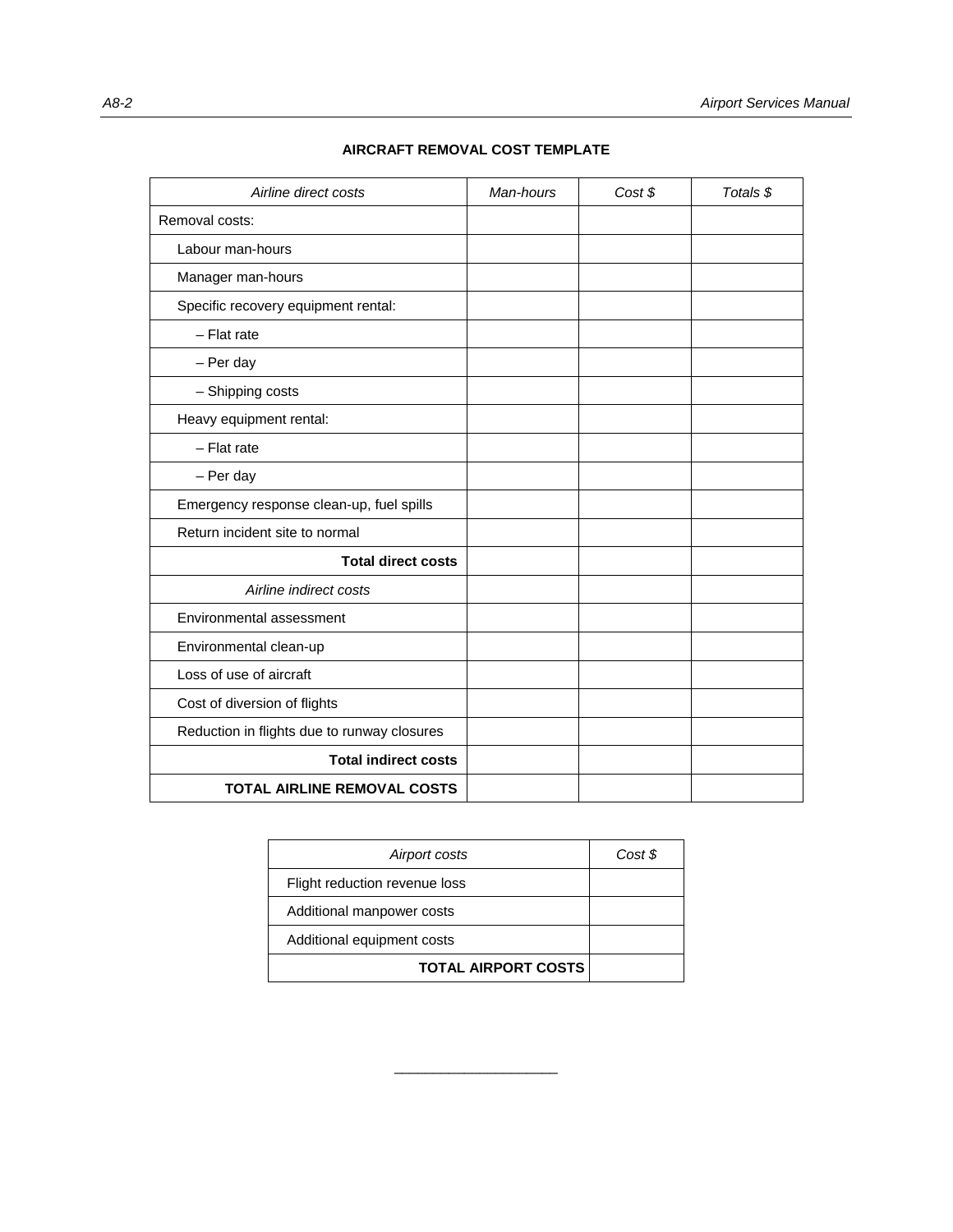## AIRCRAFT REMOVAL COST TEMPLATE

| *Airline direct costs* | *Man-hours* | *Cost $* | *Totals $* |
|---|---|---|---|
| Removal costs: | | | |
| Labour man-hours | | | |
| Manager man-hours | | | |
| Specific recovery equipment rental: | | | |
| – Flat rate | | | |
| – Per day | | | |
| – Shipping costs | | | |
| Heavy equipment rental: | | | |
| – Flat rate | | | |
| – Per day | | | |
| Emergency response clean-up, fuel spills | | | |
| Return incident site to normal | | | |
| **Total direct costs** | | | |
| *Airline indirect costs* | | | |
| Environmental assessment | | | |
| Environmental clean-up | | | |
| Loss of use of aircraft | | | |
| Cost of diversion of flights | | | |
| Reduction in flights due to runway closures | | | |
| **Total indirect costs** | | | |
| **TOTAL AIRLINE REMOVAL COSTS** | | | |

| *Airport costs* | *Cost $* |
|---|---|
| Flight reduction revenue loss | |
| Additional manpower costs | |
| Additional equipment costs | |
| **TOTAL AIRPORT COSTS** | |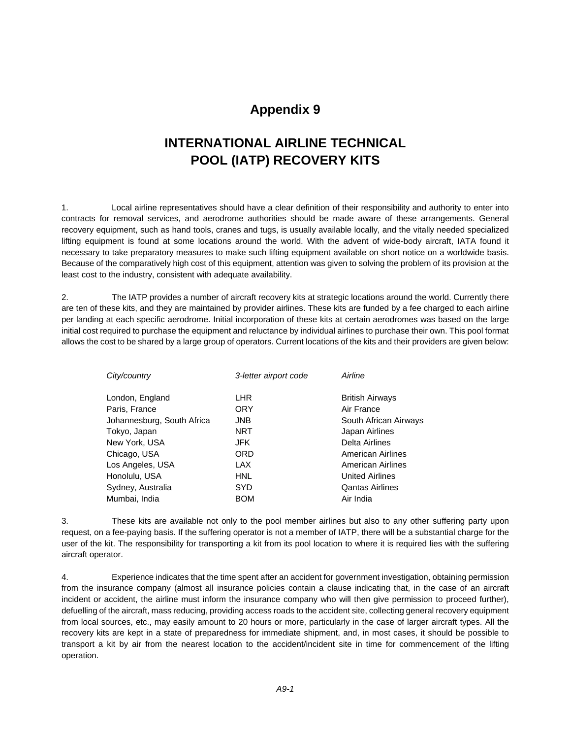# Appendix 9

# INTERNATIONAL AIRLINE TECHNICAL POOL (IATP) RECOVERY KITS

1. Local airline representatives should have a clear definition of their responsibility and authority to enter into contracts for removal services, and aerodrome authorities should be made aware of these arrangements. General recovery equipment, such as hand tools, cranes and tugs, is usually available locally, and the vitally needed specialized lifting equipment is found at some locations around the world. With the advent of wide-body aircraft, IATA found it necessary to take preparatory measures to make such lifting equipment available on short notice on a worldwide basis. Because of the comparatively high cost of this equipment, attention was given to solving the problem of its provision at the least cost to the industry, consistent with adequate availability.

2. The IATP provides a number of aircraft recovery kits at strategic locations around the world. Currently there are ten of these kits, and they are maintained by provider airlines. These kits are funded by a fee charged to each airline per landing at each specific aerodrome. Initial incorporation of these kits at certain aerodromes was based on the large initial cost required to purchase the equipment and reluctance by individual airlines to purchase their own. This pool format allows the cost to be shared by a large group of operators. Current locations of the kits and their providers are given below:

| *City/country* | *3-letter airport code* | *Airline* |
|---|---|---|
| London, England | LHR | British Airways |
| Paris, France | ORY | Air France |
| Johannesburg, South Africa | JNB | South African Airways |
| Tokyo, Japan | NRT | Japan Airlines |
| New York, USA | JFK | Delta Airlines |
| Chicago, USA | ORD | American Airlines |
| Los Angeles, USA | LAX | American Airlines |
| Honolulu, USA | HNL | United Airlines |
| Sydney, Australia | SYD | Qantas Airlines |
| Mumbai, India | BOM | Air India |

3. These kits are available not only to the pool member airlines but also to any other suffering party upon request, on a fee-paying basis. If the suffering operator is not a member of IATP, there will be a substantial charge for the user of the kit. The responsibility for transporting a kit from its pool location to where it is required lies with the suffering aircraft operator.

4. Experience indicates that the time spent after an accident for government investigation, obtaining permission from the insurance company (almost all insurance policies contain a clause indicating that, in the case of an aircraft incident or accident, the airline must inform the insurance company who will then give permission to proceed further), defuelling of the aircraft, mass reducing, providing access roads to the accident site, collecting general recovery equipment from local sources, etc., may easily amount to 20 hours or more, particularly in the case of larger aircraft types. All the recovery kits are kept in a state of preparedness for immediate shipment, and, in most cases, it should be possible to transport a kit by air from the nearest location to the accident/incident site in time for commencement of the lifting operation.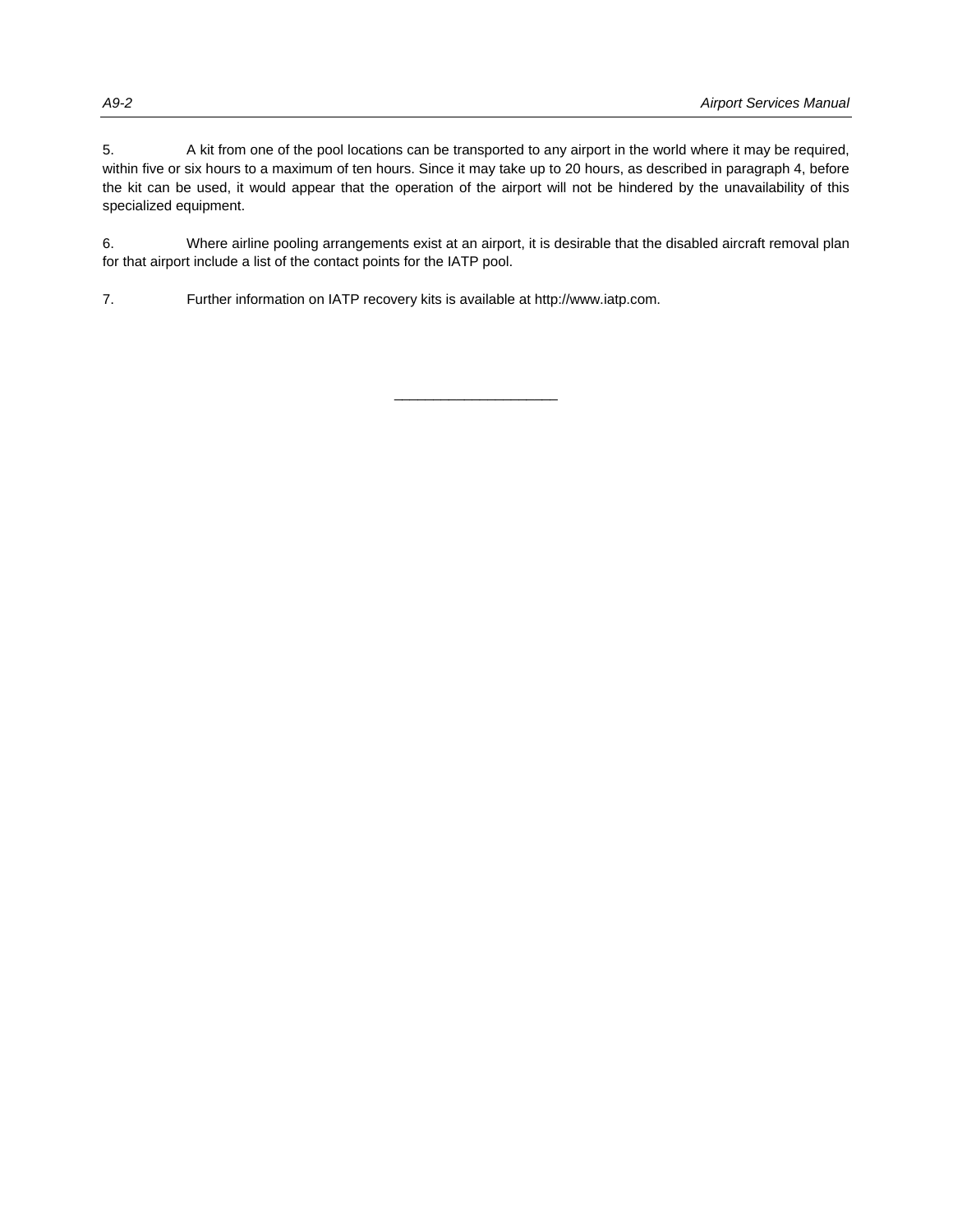5. A kit from one of the pool locations can be transported to any airport in the world where it may be required, within five or six hours to a maximum of ten hours. Since it may take up to 20 hours, as described in paragraph 4, before the kit can be used, it would appear that the operation of the airport will not be hindered by the unavailability of this specialized equipment.

6. Where airline pooling arrangements exist at an airport, it is desirable that the disabled aircraft removal plan for that airport include a list of the contact points for the IATP pool.

7. Further information on IATP recovery kits is available at http://www.iatp.com.

---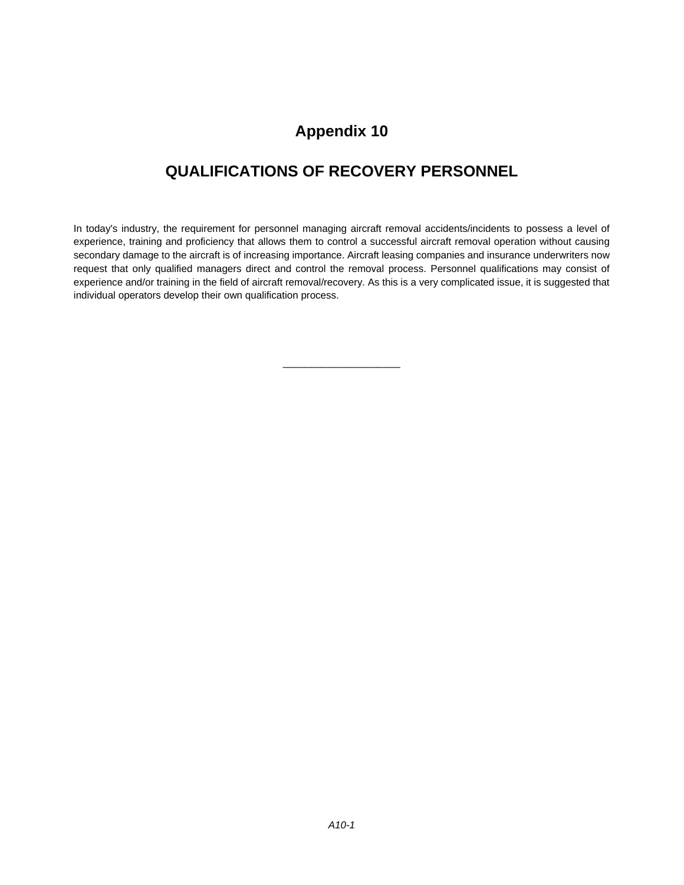# Appendix 10

# QUALIFICATIONS OF RECOVERY PERSONNEL

In today's industry, the requirement for personnel managing aircraft removal accidents/incidents to possess a level of experience, training and proficiency that allows them to control a successful aircraft removal operation without causing secondary damage to the aircraft is of increasing importance. Aircraft leasing companies and insurance underwriters now request that only qualified managers direct and control the removal process. Personnel qualifications may consist of experience and/or training in the field of aircraft removal/recovery. As this is a very complicated issue, it is suggested that individual operators develop their own qualification process.

______________________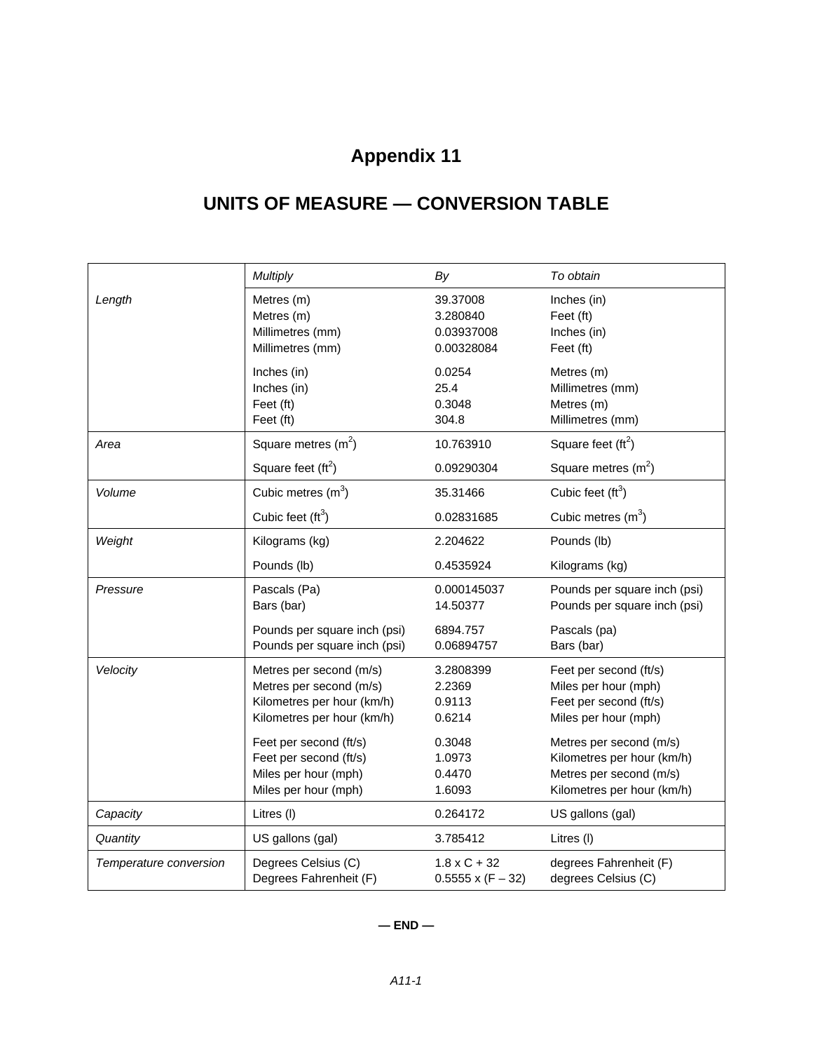# Appendix 11

## UNITS OF MEASURE — CONVERSION TABLE

| | *Multiply* | *By* | *To obtain* |
|---|---|---|---|
| *Length* | Metres (m) | 39.37008 | Inches (in) |
| | Metres (m) | 3.280840 | Feet (ft) |
| | Millimetres (mm) | 0.03937008 | Inches (in) |
| | Millimetres (mm) | 0.00328084 | Feet (ft) |
| | Inches (in) | 0.0254 | Metres (m) |
| | Inches (in) | 25.4 | Millimetres (mm) |
| | Feet (ft) | 0.3048 | Metres (m) |
| | Feet (ft) | 304.8 | Millimetres (mm) |
| *Area* | Square metres ($m^2$) | 10.763910 | Square feet ($ft^2$) |
| | Square feet ($ft^2$) | 0.09290304 | Square metres ($m^2$) |
| *Volume* | Cubic metres ($m^3$) | 35.31466 | Cubic feet ($ft^3$) |
| | Cubic feet ($ft^3$) | 0.02831685 | Cubic metres ($m^3$) |
| *Weight* | Kilograms (kg) | 2.204622 | Pounds (lb) |
| | Pounds (lb) | 0.4535924 | Kilograms (kg) |
| *Pressure* | Pascals (Pa) | 0.000145037 | Pounds per square inch (psi) |
| | Bars (bar) | 14.50377 | Pounds per square inch (psi) |
| | Pounds per square inch (psi) | 6894.757 | Pascals (pa) |
| | Pounds per square inch (psi) | 0.06894757 | Bars (bar) |
| *Velocity* | Metres per second (m/s) | 3.2808399 | Feet per second (ft/s) |
| | Metres per second (m/s) | 2.2369 | Miles per hour (mph) |
| | Kilometres per hour (km/h) | 0.9113 | Feet per second (ft/s) |
| | Kilometres per hour (km/h) | 0.6214 | Miles per hour (mph) |
| | Feet per second (ft/s) | 0.3048 | Metres per second (m/s) |
| | Feet per second (ft/s) | 1.0973 | Kilometres per hour (km/h) |
| | Miles per hour (mph) | 0.4470 | Metres per second (m/s) |
| | Miles per hour (mph) | 1.6093 | Kilometres per hour (km/h) |
| *Capacity* | Litres (l) | 0.264172 | US gallons (gal) |
| *Quantity* | US gallons (gal) | 3.785412 | Litres (l) |
| *Temperature conversion* | Degrees Celsius (C) | $1.8 \times C + 32$ | degrees Fahrenheit (F) |
| | Degrees Fahrenheit (F) | $0.5555 \times (F - 32)$ | degrees Celsius (C) |

**— END —**